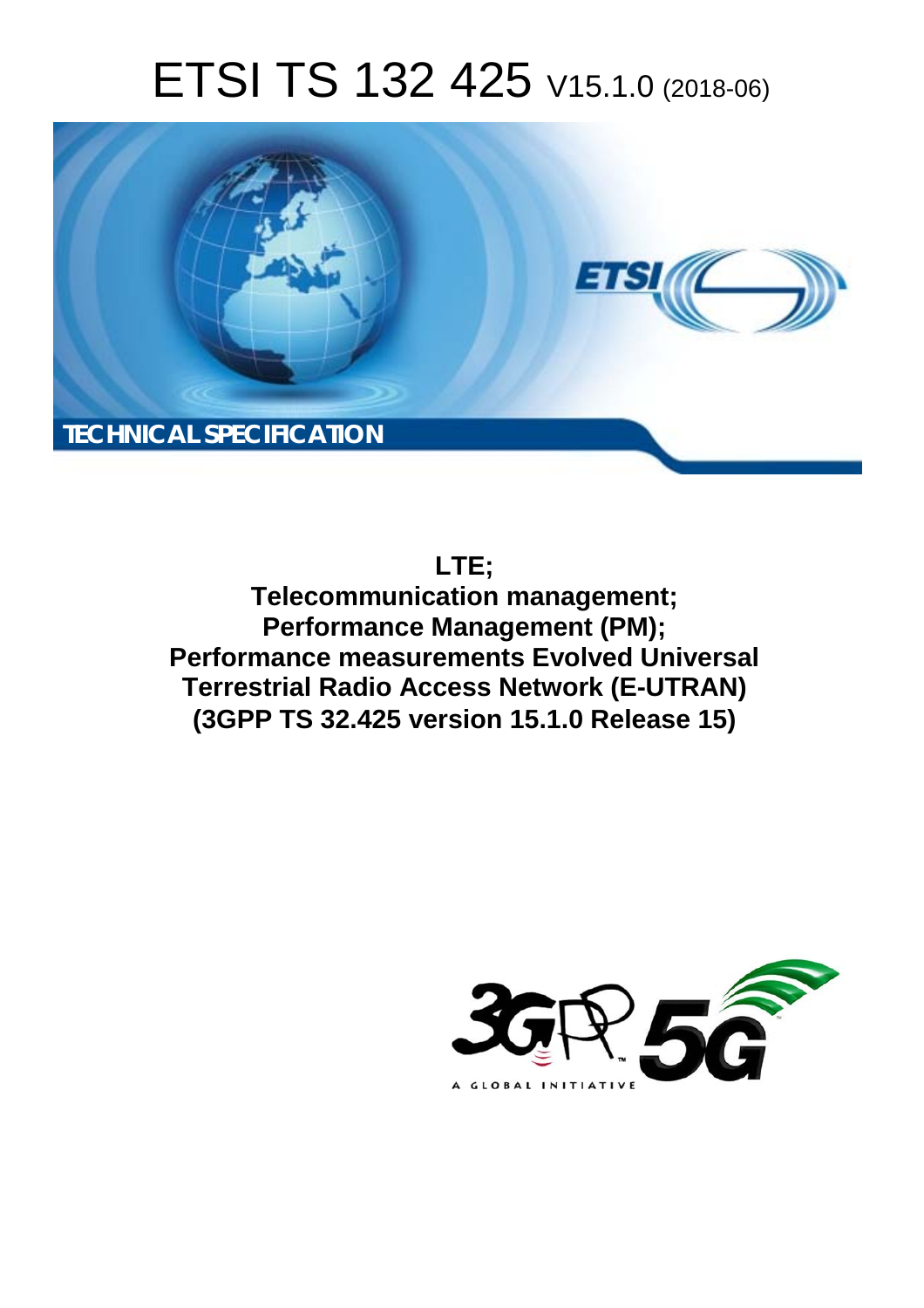# ETSI TS 132 425 V15.1.0 (2018-06)

TECHNICAL SPECIFICATION

**LTE;**
**Telecommunication management;**
**Performance Management (PM);**
**Performance measurements Evolved Universal Terrestrial Radio Access Network (E-UTRAN)**
**(3GPP TS 32.425 version 15.1.0 Release 15)**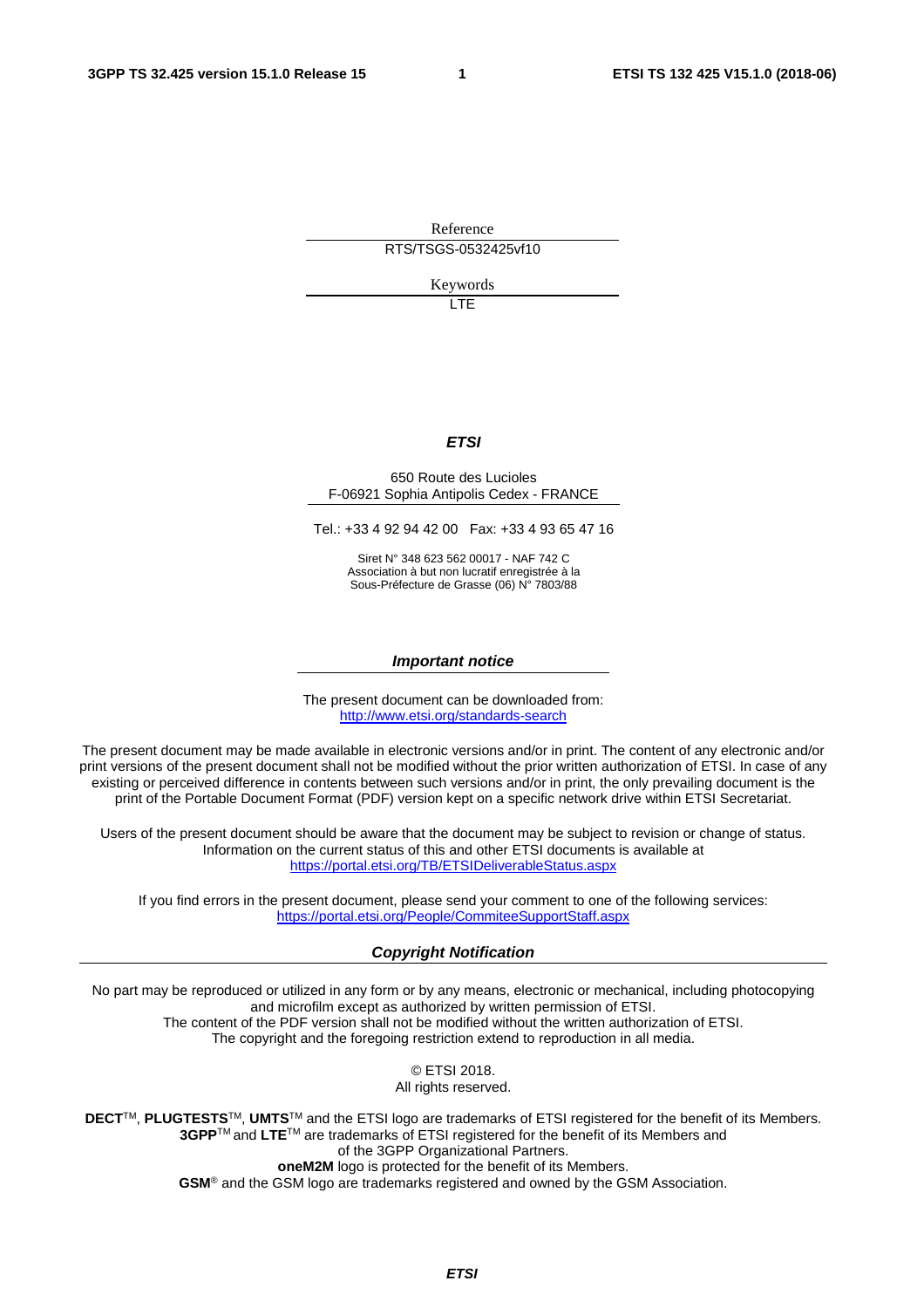Reference

RTS/TSGS-0532425vf10

Keywords

LTE

***ETSI***

650 Route des Lucioles
F-06921 Sophia Antipolis Cedex - FRANCE

Tel.: +33 4 92 94 42 00   Fax: +33 4 93 65 47 16

Siret N° 348 623 562 00017 - NAF 742 C
Association à but non lucratif enregistrée à la
Sous-Préfecture de Grasse (06) N° 7803/88

***Important notice***

The present document can be downloaded from:
http://www.etsi.org/standards-search

The present document may be made available in electronic versions and/or in print. The content of any electronic and/or print versions of the present document shall not be modified without the prior written authorization of ETSI. In case of any existing or perceived difference in contents between such versions and/or in print, the only prevailing document is the print of the Portable Document Format (PDF) version kept on a specific network drive within ETSI Secretariat.

Users of the present document should be aware that the document may be subject to revision or change of status. Information on the current status of this and other ETSI documents is available at
https://portal.etsi.org/TB/ETSIDeliverableStatus.aspx

If you find errors in the present document, please send your comment to one of the following services:
https://portal.etsi.org/People/CommiteeSupportStaff.aspx

***Copyright Notification***

No part may be reproduced or utilized in any form or by any means, electronic or mechanical, including photocopying and microfilm except as authorized by written permission of ETSI.
The content of the PDF version shall not be modified without the written authorization of ETSI.
The copyright and the foregoing restriction extend to reproduction in all media.

© ETSI 2018.
All rights reserved.

**DECT**™, **PLUGTESTS**™, **UMTS**™ and the ETSI logo are trademarks of ETSI registered for the benefit of its Members.
**3GPP**™ and **LTE**™ are trademarks of ETSI registered for the benefit of its Members and of the 3GPP Organizational Partners.
**oneM2M** logo is protected for the benefit of its Members.
**GSM**® and the GSM logo are trademarks registered and owned by the GSM Association.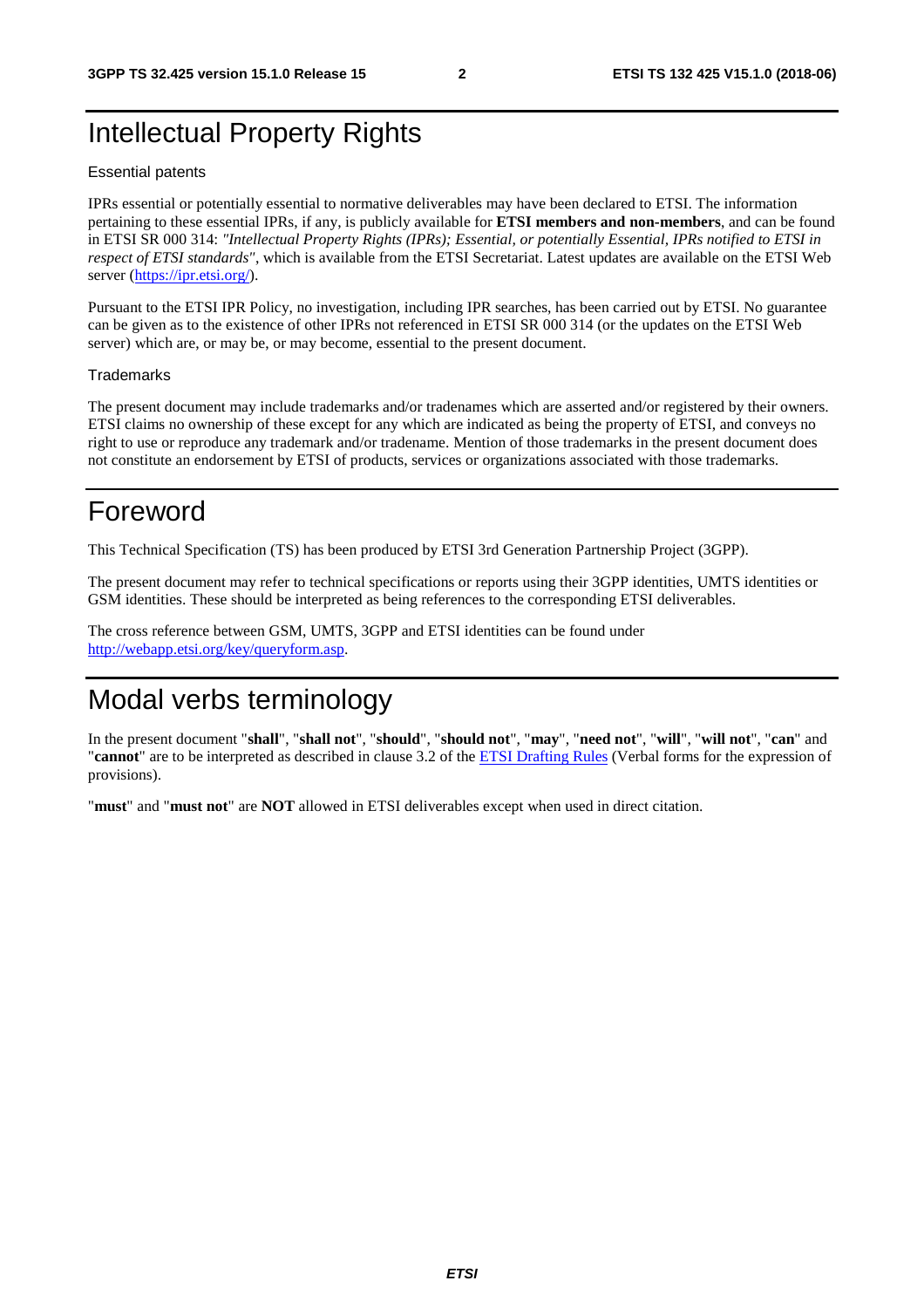# Intellectual Property Rights

Essential patents

IPRs essential or potentially essential to normative deliverables may have been declared to ETSI. The information pertaining to these essential IPRs, if any, is publicly available for **ETSI members and non-members**, and can be found in ETSI SR 000 314: *"Intellectual Property Rights (IPRs); Essential, or potentially Essential, IPRs notified to ETSI in respect of ETSI standards"*, which is available from the ETSI Secretariat. Latest updates are available on the ETSI Web server (https://ipr.etsi.org/).

Pursuant to the ETSI IPR Policy, no investigation, including IPR searches, has been carried out by ETSI. No guarantee can be given as to the existence of other IPRs not referenced in ETSI SR 000 314 (or the updates on the ETSI Web server) which are, or may be, or may become, essential to the present document.

Trademarks

The present document may include trademarks and/or tradenames which are asserted and/or registered by their owners. ETSI claims no ownership of these except for any which are indicated as being the property of ETSI, and conveys no right to use or reproduce any trademark and/or tradename. Mention of those trademarks in the present document does not constitute an endorsement by ETSI of products, services or organizations associated with those trademarks.

# Foreword

This Technical Specification (TS) has been produced by ETSI 3rd Generation Partnership Project (3GPP).

The present document may refer to technical specifications or reports using their 3GPP identities, UMTS identities or GSM identities. These should be interpreted as being references to the corresponding ETSI deliverables.

The cross reference between GSM, UMTS, 3GPP and ETSI identities can be found under http://webapp.etsi.org/key/queryform.asp.

# Modal verbs terminology

In the present document "**shall**", "**shall not**", "**should**", "**should not**", "**may**", "**need not**", "**will**", "**will not**", "**can**" and "**cannot**" are to be interpreted as described in clause 3.2 of the ETSI Drafting Rules (Verbal forms for the expression of provisions).

"**must**" and "**must not**" are **NOT** allowed in ETSI deliverables except when used in direct citation.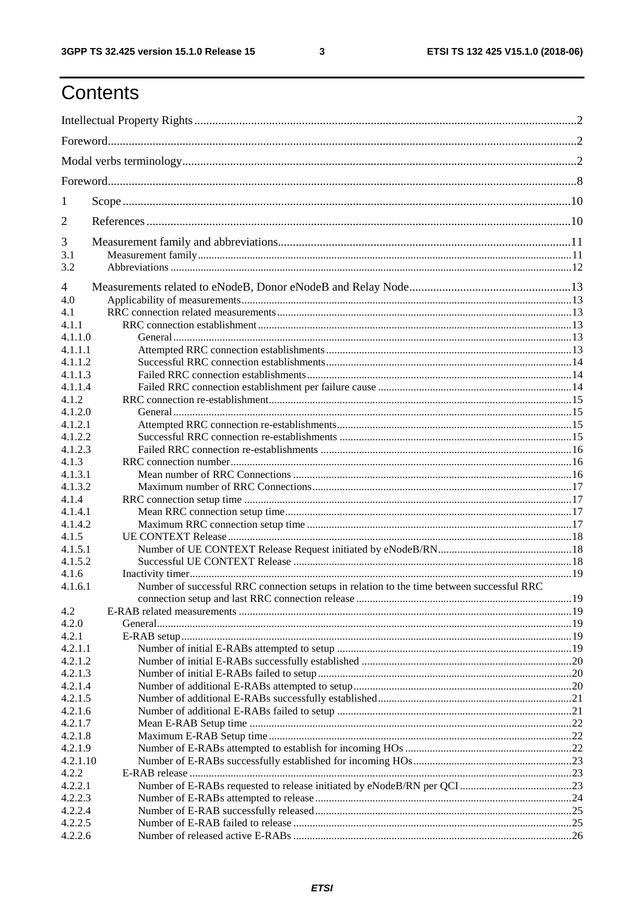# Contents

Intellectual Property Rights ....... 2

Foreword ....... 2

Modal verbs terminology ....... 2

Foreword ....... 8

1 Scope ....... 10

2 References ....... 10

3 Measurement family and abbreviations ....... 11

3.1 Measurement family ....... 11

3.2 Abbreviations ....... 12

4 Measurements related to eNodeB, Donor eNodeB and Relay Node ....... 13

4.0 Applicability of measurements ....... 13

4.1 RRC connection related measurements ....... 13

4.1.1 RRC connection establishment ....... 13

4.1.1.0 General ....... 13

4.1.1.1 Attempted RRC connection establishments ....... 13

4.1.1.2 Successful RRC connection establishments ....... 14

4.1.1.3 Failed RRC connection establishments ....... 14

4.1.1.4 Failed RRC connection establishment per failure cause ....... 14

4.1.2 RRC connection re-establishment ....... 15

4.1.2.0 General ....... 15

4.1.2.1 Attempted RRC connection re-establishments ....... 15

4.1.2.2 Successful RRC connection re-establishments ....... 15

4.1.2.3 Failed RRC connection re-establishments ....... 16

4.1.3 RRC connection number ....... 16

4.1.3.1 Mean number of RRC Connections ....... 16

4.1.3.2 Maximum number of RRC Connections ....... 17

4.1.4 RRC connection setup time ....... 17

4.1.4.1 Mean RRC connection setup time ....... 17

4.1.4.2 Maximum RRC connection setup time ....... 17

4.1.5 UE CONTEXT Release ....... 18

4.1.5.1 Number of UE CONTEXT Release Request initiated by eNodeB/RN ....... 18

4.1.5.2 Successful UE CONTEXT Release ....... 18

4.1.6 Inactivity timer ....... 19

4.1.6.1 Number of successful RRC connection setups in relation to the time between successful RRC connection setup and last RRC connection release ....... 19

4.2 E-RAB related measurements ....... 19

4.2.0 General ....... 19

4.2.1 E-RAB setup ....... 19

4.2.1.1 Number of initial E-RABs attempted to setup ....... 19

4.2.1.2 Number of initial E-RABs successfully established ....... 20

4.2.1.3 Number of initial E-RABs failed to setup ....... 20

4.2.1.4 Number of additional E-RABs attempted to setup ....... 20

4.2.1.5 Number of additional E-RABs successfully established ....... 21

4.2.1.6 Number of additional E-RABs failed to setup ....... 21

4.2.1.7 Mean E-RAB Setup time ....... 22

4.2.1.8 Maximum E-RAB Setup time ....... 22

4.2.1.9 Number of E-RABs attempted to establish for incoming HOs ....... 22

4.2.1.10 Number of E-RABs successfully established for incoming HOs ....... 23

4.2.2 E-RAB release ....... 23

4.2.2.1 Number of E-RABs requested to release initiated by eNodeB/RN per QCI ....... 23

4.2.2.3 Number of E-RABs attempted to release ....... 24

4.2.2.4 Number of E-RAB successfully released ....... 25

4.2.2.5 Number of E-RAB failed to release ....... 25

4.2.2.6 Number of released active E-RABs ....... 26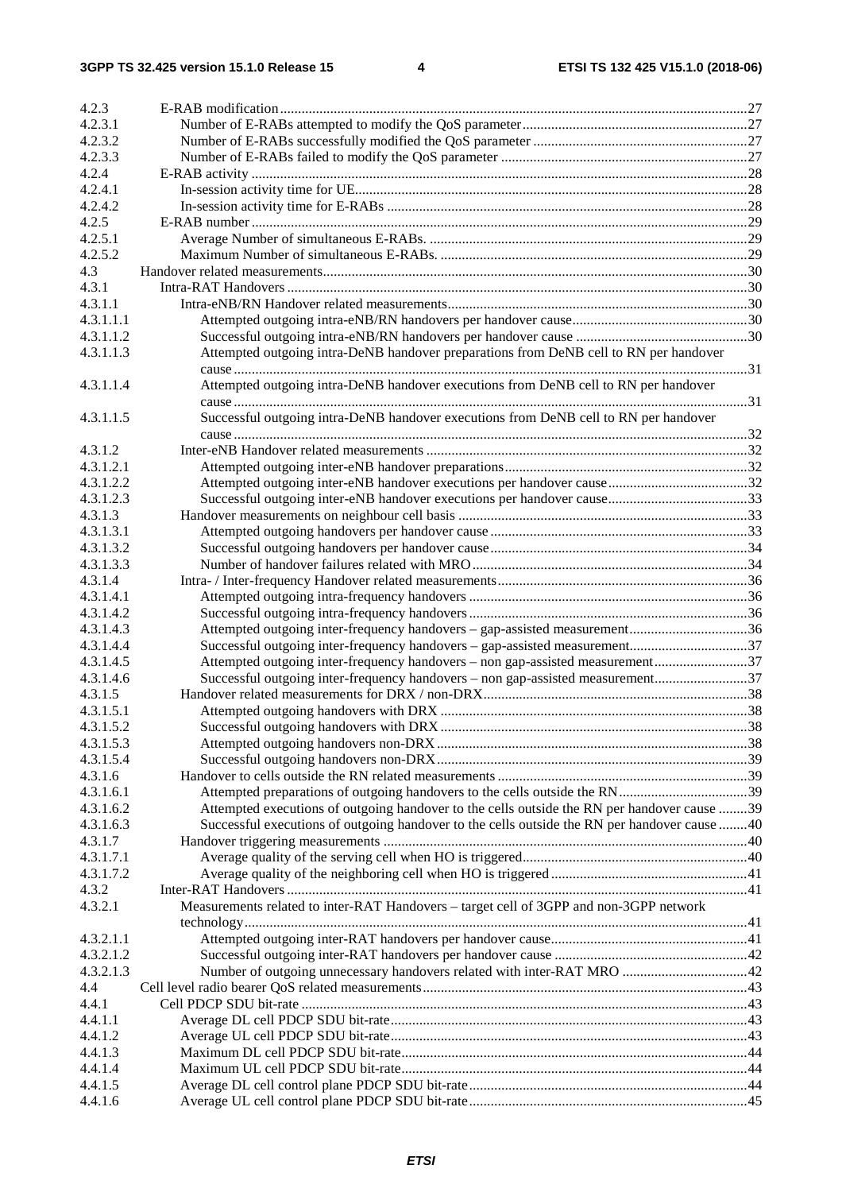| | | |
|---|---|---|
| 4.2.3 | E-RAB modification | 27 |
| 4.2.3.1 | Number of E-RABs attempted to modify the QoS parameter | 27 |
| 4.2.3.2 | Number of E-RABs successfully modified the QoS parameter | 27 |
| 4.2.3.3 | Number of E-RABs failed to modify the QoS parameter | 27 |
| 4.2.4 | E-RAB activity | 28 |
| 4.2.4.1 | In-session activity time for UE | 28 |
| 4.2.4.2 | In-session activity time for E-RABs | 28 |
| 4.2.5 | E-RAB number | 29 |
| 4.2.5.1 | Average Number of simultaneous E-RABs. | 29 |
| 4.2.5.2 | Maximum Number of simultaneous E-RABs. | 29 |
| 4.3 | Handover related measurements | 30 |
| 4.3.1 | Intra-RAT Handovers | 30 |
| 4.3.1.1 | Intra-eNB/RN Handover related measurements | 30 |
| 4.3.1.1.1 | Attempted outgoing intra-eNB/RN handovers per handover cause | 30 |
| 4.3.1.1.2 | Successful outgoing intra-eNB/RN handovers per handover cause | 30 |
| 4.3.1.1.3 | Attempted outgoing intra-DeNB handover preparations from DeNB cell to RN per handover cause | 31 |
| 4.3.1.1.4 | Attempted outgoing intra-DeNB handover executions from DeNB cell to RN per handover cause | 31 |
| 4.3.1.1.5 | Successful outgoing intra-DeNB handover executions from DeNB cell to RN per handover cause | 32 |
| 4.3.1.2 | Inter-eNB Handover related measurements | 32 |
| 4.3.1.2.1 | Attempted outgoing inter-eNB handover preparations | 32 |
| 4.3.1.2.2 | Attempted outgoing inter-eNB handover executions per handover cause | 32 |
| 4.3.1.2.3 | Successful outgoing inter-eNB handover executions per handover cause | 33 |
| 4.3.1.3 | Handover measurements on neighbour cell basis | 33 |
| 4.3.1.3.1 | Attempted outgoing handovers per handover cause | 33 |
| 4.3.1.3.2 | Successful outgoing handovers per handover cause | 34 |
| 4.3.1.3.3 | Number of handover failures related with MRO | 34 |
| 4.3.1.4 | Intra- / Inter-frequency Handover related measurements | 36 |
| 4.3.1.4.1 | Attempted outgoing intra-frequency handovers | 36 |
| 4.3.1.4.2 | Successful outgoing intra-frequency handovers | 36 |
| 4.3.1.4.3 | Attempted outgoing inter-frequency handovers – gap-assisted measurement | 36 |
| 4.3.1.4.4 | Successful outgoing inter-frequency handovers – gap-assisted measurement | 37 |
| 4.3.1.4.5 | Attempted outgoing inter-frequency handovers – non gap-assisted measurement | 37 |
| 4.3.1.4.6 | Successful outgoing inter-frequency handovers – non gap-assisted measurement | 37 |
| 4.3.1.5 | Handover related measurements for DRX / non-DRX | 38 |
| 4.3.1.5.1 | Attempted outgoing handovers with DRX | 38 |
| 4.3.1.5.2 | Successful outgoing handovers with DRX | 38 |
| 4.3.1.5.3 | Attempted outgoing handovers non-DRX | 38 |
| 4.3.1.5.4 | Successful outgoing handovers non-DRX | 39 |
| 4.3.1.6 | Handover to cells outside the RN related measurements | 39 |
| 4.3.1.6.1 | Attempted preparations of outgoing handovers to the cells outside the RN | 39 |
| 4.3.1.6.2 | Attempted executions of outgoing handover to the cells outside the RN per handover cause | 39 |
| 4.3.1.6.3 | Successful executions of outgoing handover to the cells outside the RN per handover cause | 40 |
| 4.3.1.7 | Handover triggering measurements | 40 |
| 4.3.1.7.1 | Average quality of the serving cell when HO is triggered | 40 |
| 4.3.1.7.2 | Average quality of the neighboring cell when HO is triggered | 41 |
| 4.3.2 | Inter-RAT Handovers | 41 |
| 4.3.2.1 | Measurements related to inter-RAT Handovers – target cell of 3GPP and non-3GPP network technology | 41 |
| 4.3.2.1.1 | Attempted outgoing inter-RAT handovers per handover cause | 41 |
| 4.3.2.1.2 | Successful outgoing inter-RAT handovers per handover cause | 42 |
| 4.3.2.1.3 | Number of outgoing unnecessary handovers related with inter-RAT MRO | 42 |
| 4.4 | Cell level radio bearer QoS related measurements | 43 |
| 4.4.1 | Cell PDCP SDU bit-rate | 43 |
| 4.4.1.1 | Average DL cell PDCP SDU bit-rate | 43 |
| 4.4.1.2 | Average UL cell PDCP SDU bit-rate | 43 |
| 4.4.1.3 | Maximum DL cell PDCP SDU bit-rate | 44 |
| 4.4.1.4 | Maximum UL cell PDCP SDU bit-rate | 44 |
| 4.4.1.5 | Average DL cell control plane PDCP SDU bit-rate | 44 |
| 4.4.1.6 | Average UL cell control plane PDCP SDU bit-rate | 45 |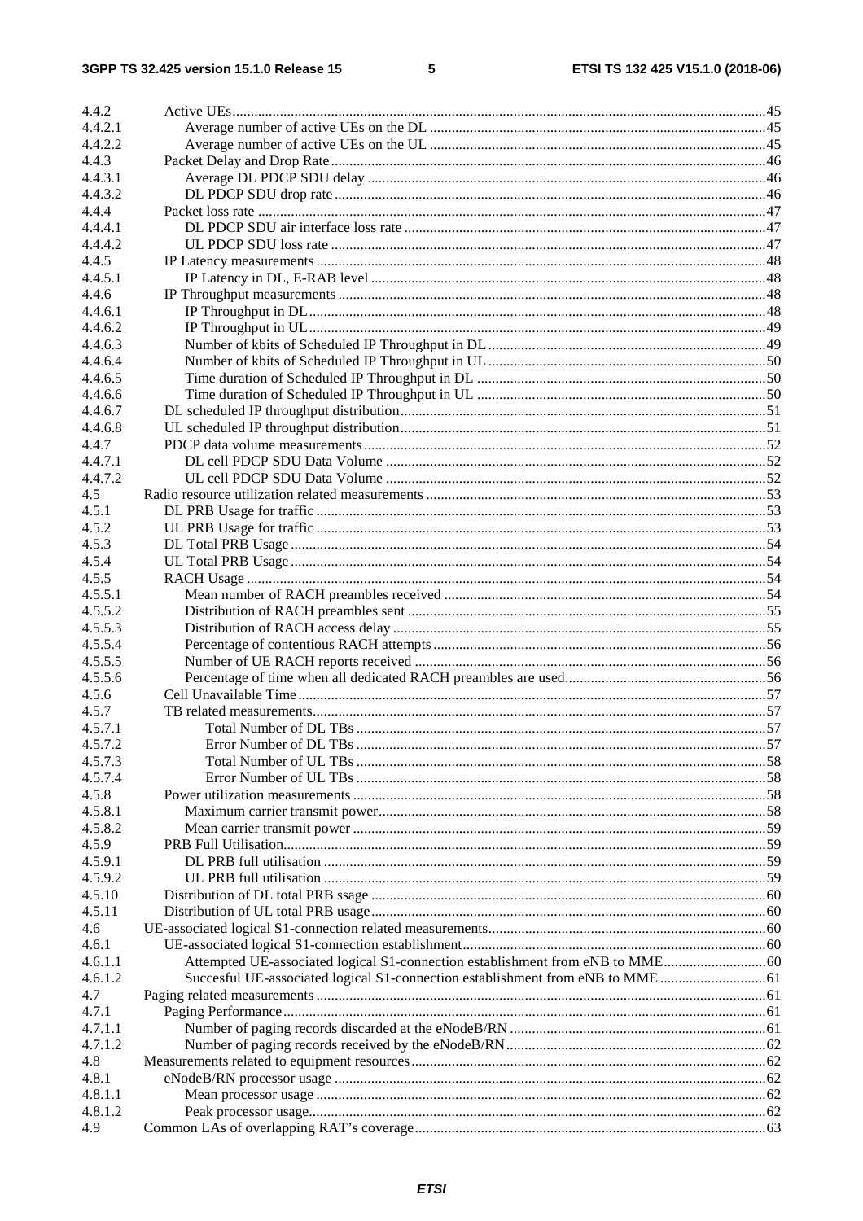4.4.2 Active UEs ..... 45
4.4.2.1 Average number of active UEs on the DL ..... 45
4.4.2.2 Average number of active UEs on the UL ..... 45
4.4.3 Packet Delay and Drop Rate ..... 46
4.4.3.1 Average DL PDCP SDU delay ..... 46
4.4.3.2 DL PDCP SDU drop rate ..... 46
4.4.4 Packet loss rate ..... 47
4.4.4.1 DL PDCP SDU air interface loss rate ..... 47
4.4.4.2 UL PDCP SDU loss rate ..... 47
4.4.5 IP Latency measurements ..... 48
4.4.5.1 IP Latency in DL, E-RAB level ..... 48
4.4.6 IP Throughput measurements ..... 48
4.4.6.1 IP Throughput in DL ..... 48
4.4.6.2 IP Throughput in UL ..... 49
4.4.6.3 Number of kbits of Scheduled IP Throughput in DL ..... 49
4.4.6.4 Number of kbits of Scheduled IP Throughput in UL ..... 50
4.4.6.5 Time duration of Scheduled IP Throughput in DL ..... 50
4.4.6.6 Time duration of Scheduled IP Throughput in UL ..... 50
4.4.6.7 DL scheduled IP throughput distribution ..... 51
4.4.6.8 UL scheduled IP throughput distribution ..... 51
4.4.7 PDCP data volume measurements ..... 52
4.4.7.1 DL cell PDCP SDU Data Volume ..... 52
4.4.7.2 UL cell PDCP SDU Data Volume ..... 52
4.5 Radio resource utilization related measurements ..... 53
4.5.1 DL PRB Usage for traffic ..... 53
4.5.2 UL PRB Usage for traffic ..... 53
4.5.3 DL Total PRB Usage ..... 54
4.5.4 UL Total PRB Usage ..... 54
4.5.5 RACH Usage ..... 54
4.5.5.1 Mean number of RACH preambles received ..... 54
4.5.5.2 Distribution of RACH preambles sent ..... 55
4.5.5.3 Distribution of RACH access delay ..... 55
4.5.5.4 Percentage of contentious RACH attempts ..... 56
4.5.5.5 Number of UE RACH reports received ..... 56
4.5.5.6 Percentage of time when all dedicated RACH preambles are used ..... 56
4.5.6 Cell Unavailable Time ..... 57
4.5.7 TB related measurements ..... 57
4.5.7.1 Total Number of DL TBs ..... 57
4.5.7.2 Error Number of DL TBs ..... 57
4.5.7.3 Total Number of UL TBs ..... 58
4.5.7.4 Error Number of UL TBs ..... 58
4.5.8 Power utilization measurements ..... 58
4.5.8.1 Maximum carrier transmit power ..... 58
4.5.8.2 Mean carrier transmit power ..... 59
4.5.9 PRB Full Utilisation ..... 59
4.5.9.1 DL PRB full utilisation ..... 59
4.5.9.2 UL PRB full utilisation ..... 59
4.5.10 Distribution of DL total PRB ssage ..... 60
4.5.11 Distribution of UL total PRB usage ..... 60
4.6 UE-associated logical S1-connection related measurements ..... 60
4.6.1 UE-associated logical S1-connection establishment ..... 60
4.6.1.1 Attempted UE-associated logical S1-connection establishment from eNB to MME ..... 60
4.6.1.2 Succesful UE-associated logical S1-connection establishment from eNB to MME ..... 61
4.7 Paging related measurements ..... 61
4.7.1 Paging Performance ..... 61
4.7.1.1 Number of paging records discarded at the eNodeB/RN ..... 61
4.7.1.2 Number of paging records received by the eNodeB/RN ..... 62
4.8 Measurements related to equipment resources ..... 62
4.8.1 eNodeB/RN processor usage ..... 62
4.8.1.1 Mean processor usage ..... 62
4.8.1.2 Peak processor usage ..... 62
4.9 Common LAs of overlapping RAT's coverage ..... 63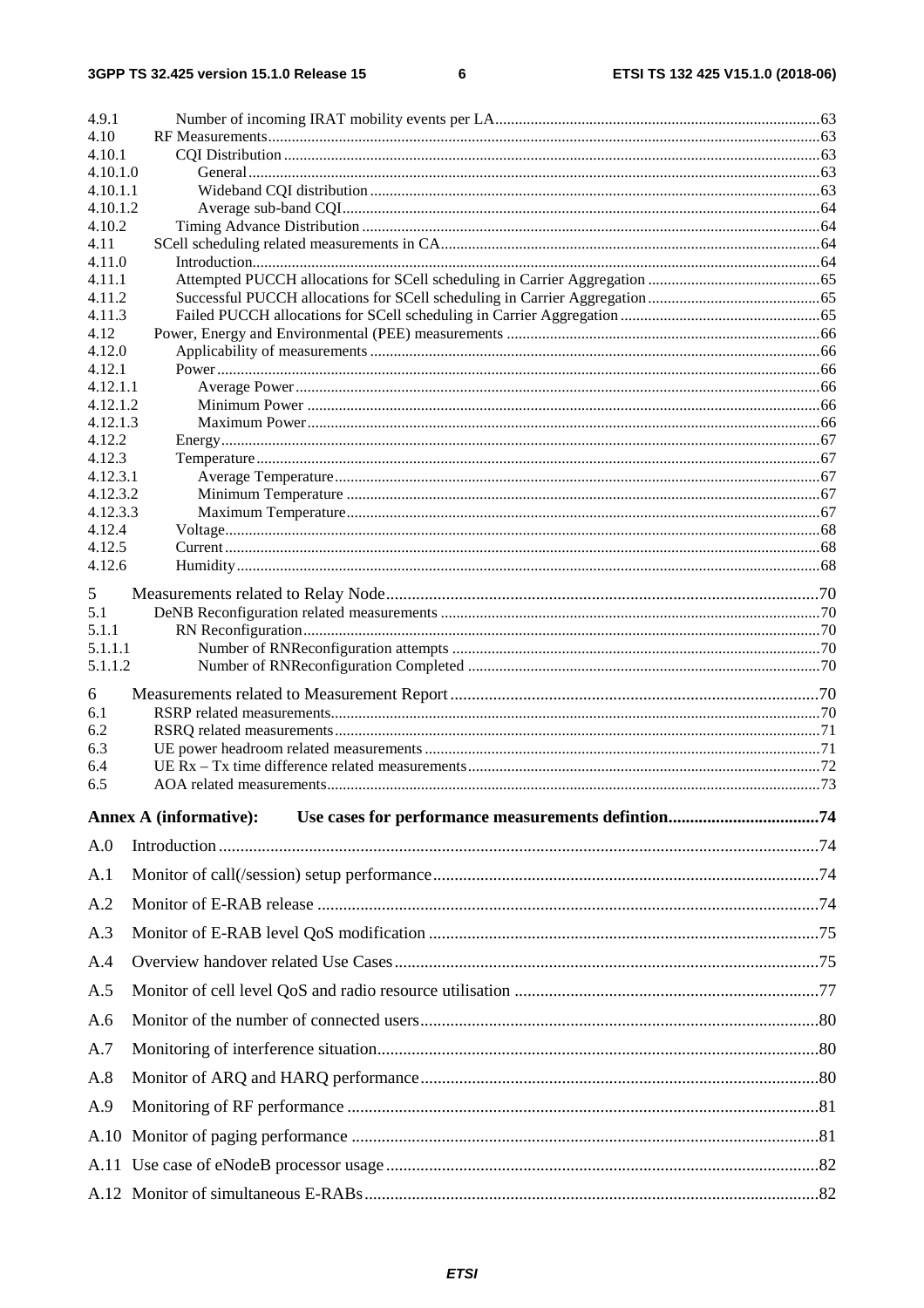4.9.1 Number of incoming IRAT mobility events per LA ..... 63
4.10 RF Measurements ..... 63
4.10.1 CQI Distribution ..... 63
4.10.1.0 General ..... 63
4.10.1.1 Wideband CQI distribution ..... 63
4.10.1.2 Average sub-band CQI ..... 64
4.10.2 Timing Advance Distribution ..... 64
4.11 SCell scheduling related measurements in CA ..... 64
4.11.0 Introduction ..... 64
4.11.1 Attempted PUCCH allocations for SCell scheduling in Carrier Aggregation ..... 65
4.11.2 Successful PUCCH allocations for SCell scheduling in Carrier Aggregation ..... 65
4.11.3 Failed PUCCH allocations for SCell scheduling in Carrier Aggregation ..... 65
4.12 Power, Energy and Environmental (PEE) measurements ..... 66
4.12.0 Applicability of measurements ..... 66
4.12.1 Power ..... 66
4.12.1.1 Average Power ..... 66
4.12.1.2 Minimum Power ..... 66
4.12.1.3 Maximum Power ..... 66
4.12.2 Energy ..... 67
4.12.3 Temperature ..... 67
4.12.3.1 Average Temperature ..... 67
4.12.3.2 Minimum Temperature ..... 67
4.12.3.3 Maximum Temperature ..... 67
4.12.4 Voltage ..... 68
4.12.5 Current ..... 68
4.12.6 Humidity ..... 68

5 Measurements related to Relay Node ..... 70
5.1 DeNB Reconfiguration related measurements ..... 70
5.1.1 RN Reconfiguration ..... 70
5.1.1.1 Number of RNReconfiguration attempts ..... 70
5.1.1.2 Number of RNReconfiguration Completed ..... 70

6 Measurements related to Measurement Report ..... 70
6.1 RSRP related measurements ..... 70
6.2 RSRQ related measurements ..... 71
6.3 UE power headroom related measurements ..... 71
6.4 UE Rx – Tx time difference related measurements ..... 72
6.5 AOA related measurements ..... 73

**Annex A (informative): Use cases for performance measurements defintion ..... 74**

A.0 Introduction ..... 74

A.1 Monitor of call(/session) setup performance ..... 74

A.2 Monitor of E-RAB release ..... 74

A.3 Monitor of E-RAB level QoS modification ..... 75

A.4 Overview handover related Use Cases ..... 75

A.5 Monitor of cell level QoS and radio resource utilisation ..... 77

A.6 Monitor of the number of connected users ..... 80

A.7 Monitoring of interference situation ..... 80

A.8 Monitor of ARQ and HARQ performance ..... 80

A.9 Monitoring of RF performance ..... 81

A.10 Monitor of paging performance ..... 81

A.11 Use case of eNodeB processor usage ..... 82

A.12 Monitor of simultaneous E-RABs ..... 82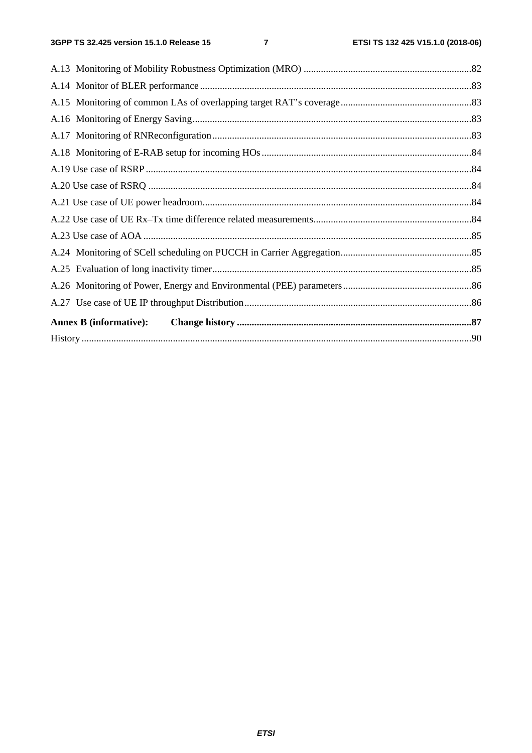A.13 Monitoring of Mobility Robustness Optimization (MRO) ....................................................................82

A.14 Monitor of BLER performance .............................................................................................................83

A.15 Monitoring of common LAs of overlapping target RAT's coverage .....................................................83

A.16 Monitoring of Energy Saving................................................................................................................83

A.17 Monitoring of RNReconfiguration........................................................................................................83

A.18 Monitoring of E-RAB setup for incoming HOs ....................................................................................84

A.19 Use case of RSRP ..................................................................................................................................84

A.20 Use case of RSRQ .................................................................................................................................84

A.21 Use case of UE power headroom...........................................................................................................84

A.22 Use case of UE Rx–Tx time difference related measurements...............................................................84

A.23 Use case of AOA ...................................................................................................................................85

A.24 Monitoring of SCell scheduling on PUCCH in Carrier Aggregation.....................................................85

A.25 Evaluation of long inactivity timer........................................................................................................85

A.26 Monitoring of Power, Energy and Environmental (PEE) parameters....................................................86

A.27 Use case of UE IP throughput Distribution ...........................................................................................86

**Annex B (informative): Change history ..............................................................................................87**

History ............................................................................................................................................................90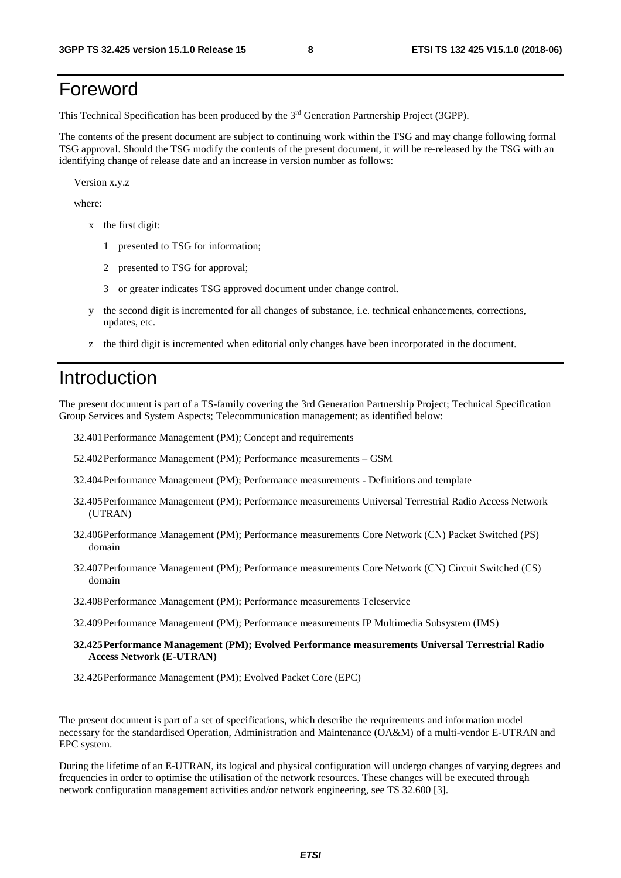# Foreword

This Technical Specification has been produced by the 3rd Generation Partnership Project (3GPP).

The contents of the present document are subject to continuing work within the TSG and may change following formal TSG approval. Should the TSG modify the contents of the present document, it will be re-released by the TSG with an identifying change of release date and an increase in version number as follows:

Version x.y.z

where:

- x the first digit:
  - 1 presented to TSG for information;
  - 2 presented to TSG for approval;
  - 3 or greater indicates TSG approved document under change control.
- y the second digit is incremented for all changes of substance, i.e. technical enhancements, corrections, updates, etc.
- z the third digit is incremented when editorial only changes have been incorporated in the document.

# Introduction

The present document is part of a TS-family covering the 3rd Generation Partnership Project; Technical Specification Group Services and System Aspects; Telecommunication management; as identified below:

32.401 Performance Management (PM); Concept and requirements

52.402 Performance Management (PM); Performance measurements – GSM

32.404 Performance Management (PM); Performance measurements - Definitions and template

32.405 Performance Management (PM); Performance measurements Universal Terrestrial Radio Access Network (UTRAN)

32.406 Performance Management (PM); Performance measurements Core Network (CN) Packet Switched (PS) domain

32.407 Performance Management (PM); Performance measurements Core Network (CN) Circuit Switched (CS) domain

32.408 Performance Management (PM); Performance measurements Teleservice

32.409 Performance Management (PM); Performance measurements IP Multimedia Subsystem (IMS)

**32.425 Performance Management (PM); Evolved Performance measurements Universal Terrestrial Radio Access Network (E-UTRAN)**

32.426 Performance Management (PM); Evolved Packet Core (EPC)

The present document is part of a set of specifications, which describe the requirements and information model necessary for the standardised Operation, Administration and Maintenance (OA&M) of a multi-vendor E-UTRAN and EPC system.

During the lifetime of an E-UTRAN, its logical and physical configuration will undergo changes of varying degrees and frequencies in order to optimise the utilisation of the network resources. These changes will be executed through network configuration management activities and/or network engineering, see TS 32.600 [3].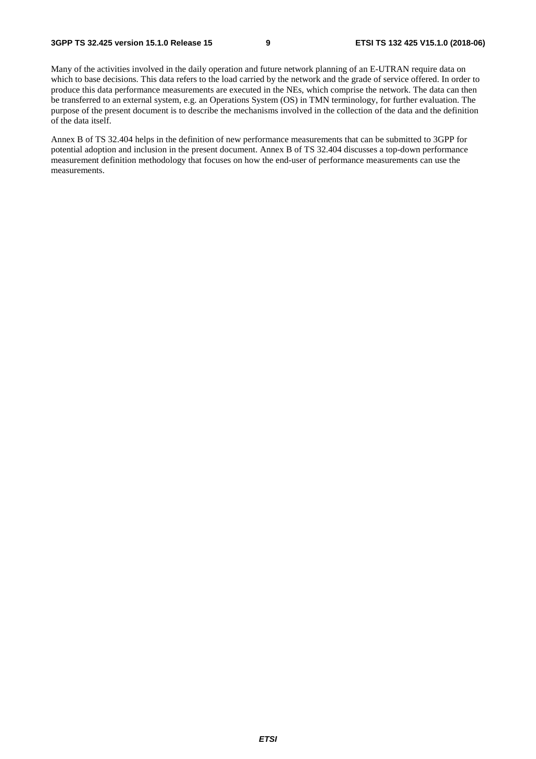Many of the activities involved in the daily operation and future network planning of an E-UTRAN require data on which to base decisions. This data refers to the load carried by the network and the grade of service offered. In order to produce this data performance measurements are executed in the NEs, which comprise the network. The data can then be transferred to an external system, e.g. an Operations System (OS) in TMN terminology, for further evaluation. The purpose of the present document is to describe the mechanisms involved in the collection of the data and the definition of the data itself.

Annex B of TS 32.404 helps in the definition of new performance measurements that can be submitted to 3GPP for potential adoption and inclusion in the present document. Annex B of TS 32.404 discusses a top-down performance measurement definition methodology that focuses on how the end-user of performance measurements can use the measurements.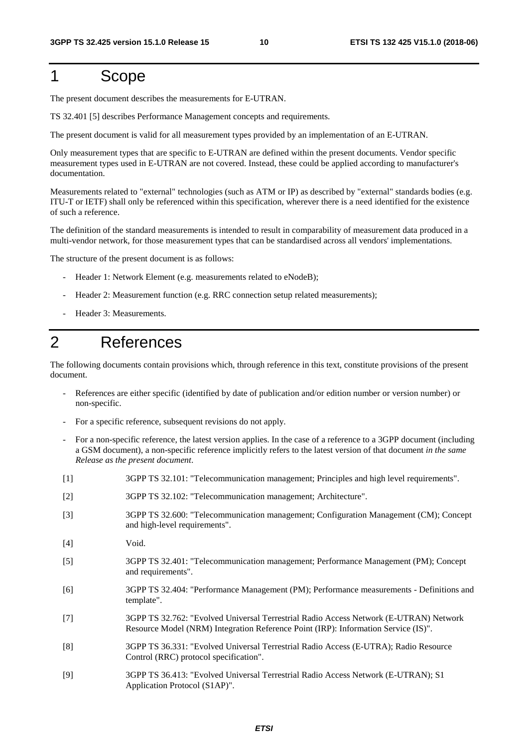# 1 Scope

The present document describes the measurements for E-UTRAN.

TS 32.401 [5] describes Performance Management concepts and requirements.

The present document is valid for all measurement types provided by an implementation of an E-UTRAN.

Only measurement types that are specific to E-UTRAN are defined within the present documents. Vendor specific measurement types used in E-UTRAN are not covered. Instead, these could be applied according to manufacturer's documentation.

Measurements related to "external" technologies (such as ATM or IP) as described by "external" standards bodies (e.g. ITU-T or IETF) shall only be referenced within this specification, wherever there is a need identified for the existence of such a reference.

The definition of the standard measurements is intended to result in comparability of measurement data produced in a multi-vendor network, for those measurement types that can be standardised across all vendors' implementations.

The structure of the present document is as follows:

- Header 1: Network Element (e.g. measurements related to eNodeB);
- Header 2: Measurement function (e.g. RRC connection setup related measurements);
- Header 3: Measurements.

# 2 References

The following documents contain provisions which, through reference in this text, constitute provisions of the present document.

- References are either specific (identified by date of publication and/or edition number or version number) or non-specific.
- For a specific reference, subsequent revisions do not apply.
- For a non-specific reference, the latest version applies. In the case of a reference to a 3GPP document (including a GSM document), a non-specific reference implicitly refers to the latest version of that document *in the same Release as the present document*.

[1] 3GPP TS 32.101: "Telecommunication management; Principles and high level requirements".

[2] 3GPP TS 32.102: "Telecommunication management; Architecture".

[3] 3GPP TS 32.600: "Telecommunication management; Configuration Management (CM); Concept and high-level requirements".

[4] Void.

[5] 3GPP TS 32.401: "Telecommunication management; Performance Management (PM); Concept and requirements".

[6] 3GPP TS 32.404: "Performance Management (PM); Performance measurements - Definitions and template".

[7] 3GPP TS 32.762: "Evolved Universal Terrestrial Radio Access Network (E-UTRAN) Network Resource Model (NRM) Integration Reference Point (IRP): Information Service (IS)".

[8] 3GPP TS 36.331: "Evolved Universal Terrestrial Radio Access (E-UTRA); Radio Resource Control (RRC) protocol specification".

[9] 3GPP TS 36.413: "Evolved Universal Terrestrial Radio Access Network (E-UTRAN); S1 Application Protocol (S1AP)".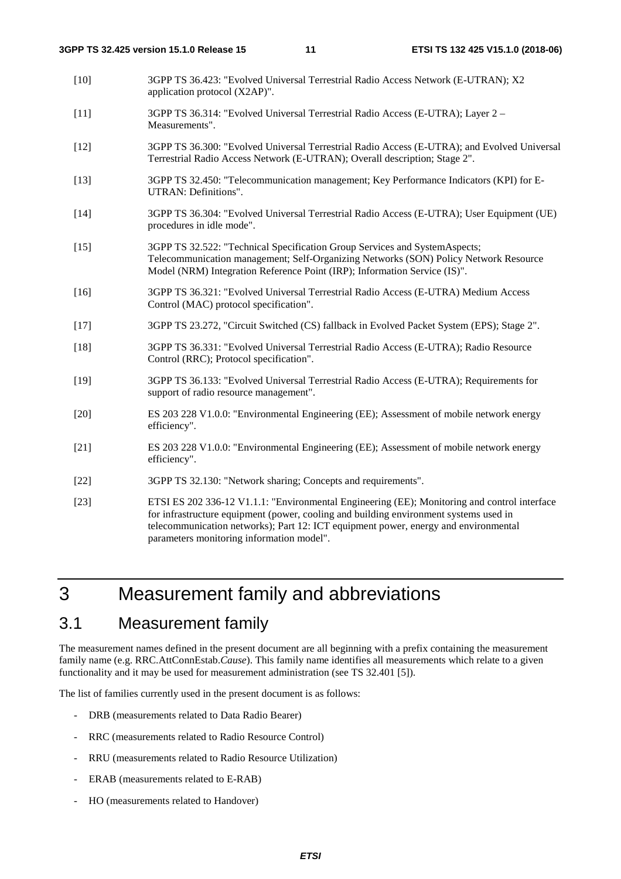[10] 3GPP TS 36.423: "Evolved Universal Terrestrial Radio Access Network (E-UTRAN); X2 application protocol (X2AP)".

[11] 3GPP TS 36.314: "Evolved Universal Terrestrial Radio Access (E-UTRA); Layer 2 – Measurements".

[12] 3GPP TS 36.300: "Evolved Universal Terrestrial Radio Access (E-UTRA); and Evolved Universal Terrestrial Radio Access Network (E-UTRAN); Overall description; Stage 2".

[13] 3GPP TS 32.450: "Telecommunication management; Key Performance Indicators (KPI) for E-UTRAN: Definitions".

[14] 3GPP TS 36.304: "Evolved Universal Terrestrial Radio Access (E-UTRA); User Equipment (UE) procedures in idle mode".

[15] 3GPP TS 32.522: "Technical Specification Group Services and SystemAspects; Telecommunication management; Self-Organizing Networks (SON) Policy Network Resource Model (NRM) Integration Reference Point (IRP); Information Service (IS)".

[16] 3GPP TS 36.321: "Evolved Universal Terrestrial Radio Access (E-UTRA) Medium Access Control (MAC) protocol specification".

[17] 3GPP TS 23.272, "Circuit Switched (CS) fallback in Evolved Packet System (EPS); Stage 2".

[18] 3GPP TS 36.331: "Evolved Universal Terrestrial Radio Access (E-UTRA); Radio Resource Control (RRC); Protocol specification".

[19] 3GPP TS 36.133: "Evolved Universal Terrestrial Radio Access (E-UTRA); Requirements for support of radio resource management".

[20] ES 203 228 V1.0.0: "Environmental Engineering (EE); Assessment of mobile network energy efficiency".

[21] ES 203 228 V1.0.0: "Environmental Engineering (EE); Assessment of mobile network energy efficiency".

[22] 3GPP TS 32.130: "Network sharing; Concepts and requirements".

[23] ETSI ES 202 336-12 V1.1.1: "Environmental Engineering (EE); Monitoring and control interface for infrastructure equipment (power, cooling and building environment systems used in telecommunication networks); Part 12: ICT equipment power, energy and environmental parameters monitoring information model".

# 3 Measurement family and abbreviations

## 3.1 Measurement family

The measurement names defined in the present document are all beginning with a prefix containing the measurement family name (e.g. RRC.AttConnEstab.*Cause*). This family name identifies all measurements which relate to a given functionality and it may be used for measurement administration (see TS 32.401 [5]).

The list of families currently used in the present document is as follows:

- DRB (measurements related to Data Radio Bearer)
- RRC (measurements related to Radio Resource Control)
- RRU (measurements related to Radio Resource Utilization)
- ERAB (measurements related to E-RAB)
- HO (measurements related to Handover)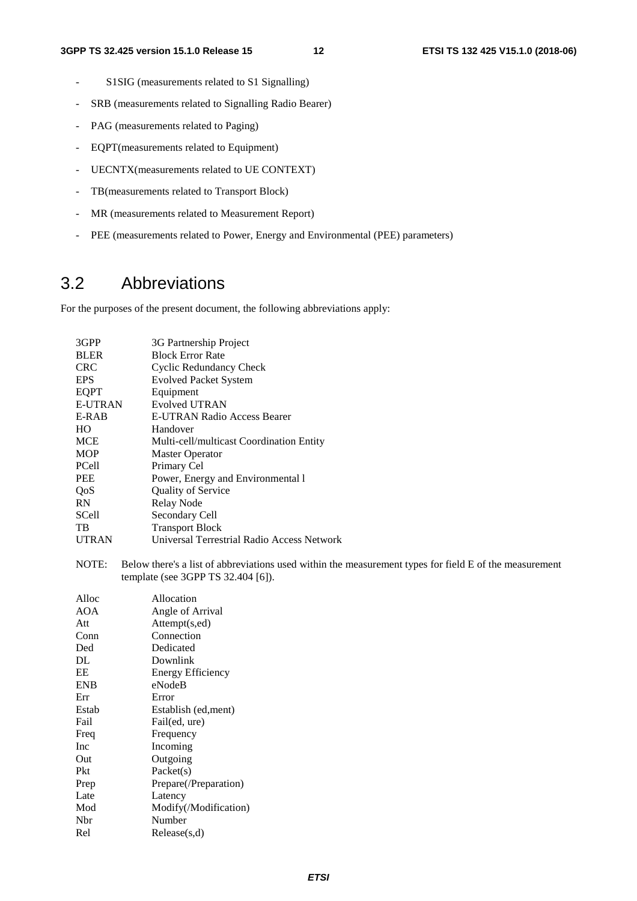- S1SIG (measurements related to S1 Signalling)
- SRB (measurements related to Signalling Radio Bearer)
- PAG (measurements related to Paging)
- EQPT(measurements related to Equipment)
- UECNTX(measurements related to UE CONTEXT)
- TB(measurements related to Transport Block)
- MR (measurements related to Measurement Report)
- PEE (measurements related to Power, Energy and Environmental (PEE) parameters)

## 3.2 Abbreviations

For the purposes of the present document, the following abbreviations apply:

| | |
|---|---|
| 3GPP | 3G Partnership Project |
| BLER | Block Error Rate |
| CRC | Cyclic Redundancy Check |
| EPS | Evolved Packet System |
| EQPT | Equipment |
| E-UTRAN | Evolved UTRAN |
| E-RAB | E-UTRAN Radio Access Bearer |
| HO | Handover |
| MCE | Multi-cell/multicast Coordination Entity |
| MOP | Master Operator |
| PCell | Primary Cel |
| PEE | Power, Energy and Environmental l |
| QoS | Quality of Service |
| RN | Relay Node |
| SCell | Secondary Cell |
| TB | Transport Block |
| UTRAN | Universal Terrestrial Radio Access Network |

NOTE: Below there's a list of abbreviations used within the measurement types for field E of the measurement template (see 3GPP TS 32.404 [6]).

| | |
|---|---|
| Alloc | Allocation |
| AOA | Angle of Arrival |
| Att | Attempt(s,ed) |
| Conn | Connection |
| Ded | Dedicated |
| DL | Downlink |
| EE | Energy Efficiency |
| ENB | eNodeB |
| Err | Error |
| Estab | Establish (ed,ment) |
| Fail | Fail(ed, ure) |
| Freq | Frequency |
| Inc | Incoming |
| Out | Outgoing |
| Pkt | Packet(s) |
| Prep | Prepare(/Preparation) |
| Late | Latency |
| Mod | Modify(/Modification) |
| Nbr | Number |
| Rel | Release(s,d) |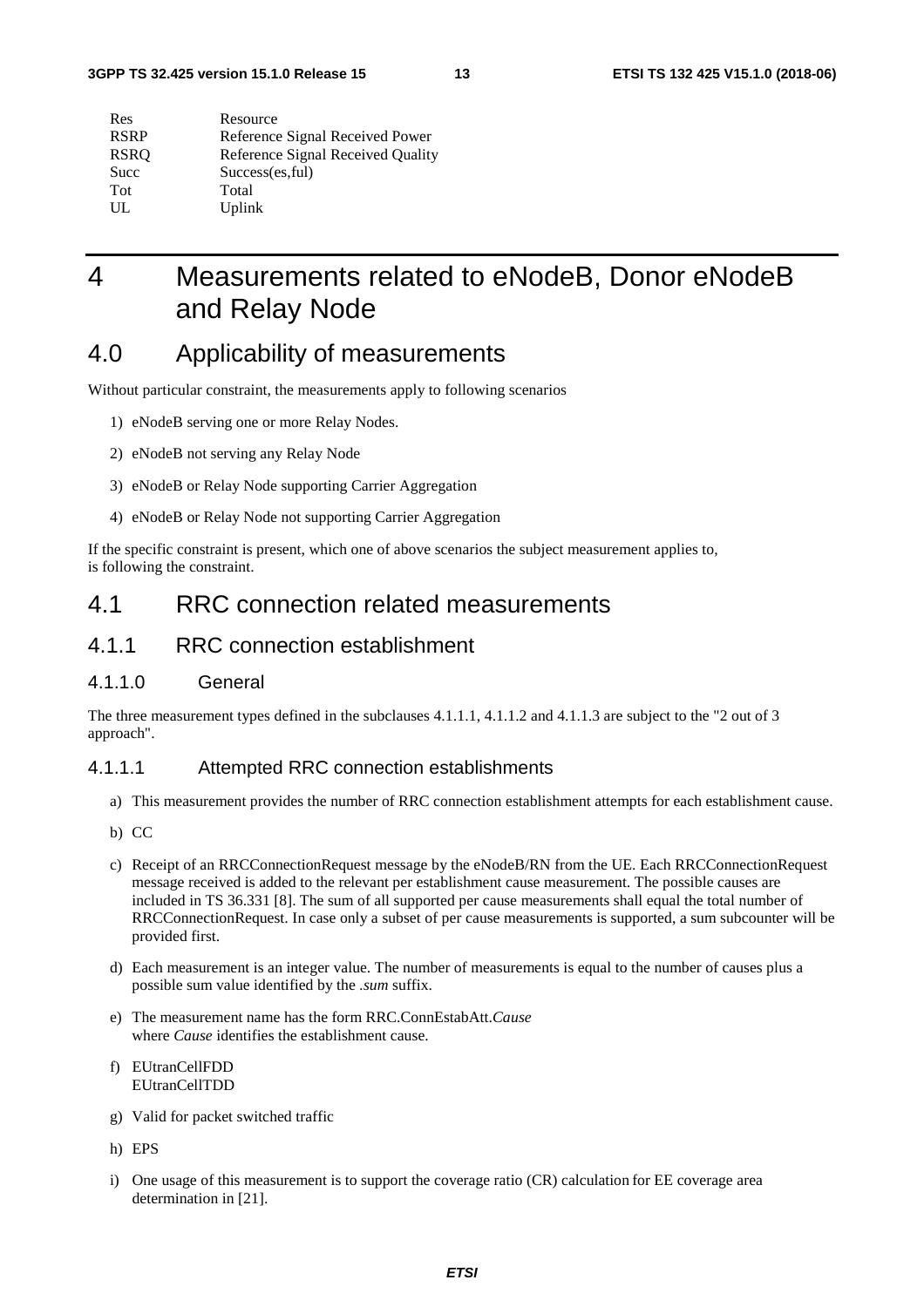| Res | Resource |
|---|---|
| RSRP | Reference Signal Received Power |
| RSRQ | Reference Signal Received Quality |
| Succ | Success(es,ful) |
| Tot | Total |
| UL | Uplink |

# 4 Measurements related to eNodeB, Donor eNodeB and Relay Node

## 4.0 Applicability of measurements

Without particular constraint, the measurements apply to following scenarios

1) eNodeB serving one or more Relay Nodes.
2) eNodeB not serving any Relay Node
3) eNodeB or Relay Node supporting Carrier Aggregation
4) eNodeB or Relay Node not supporting Carrier Aggregation

If the specific constraint is present, which one of above scenarios the subject measurement applies to, is following the constraint.

## 4.1 RRC connection related measurements

### 4.1.1 RRC connection establishment

#### 4.1.1.0 General

The three measurement types defined in the subclauses 4.1.1.1, 4.1.1.2 and 4.1.1.3 are subject to the "2 out of 3 approach".

#### 4.1.1.1 Attempted RRC connection establishments

a) This measurement provides the number of RRC connection establishment attempts for each establishment cause.

b) CC

c) Receipt of an RRCConnectionRequest message by the eNodeB/RN from the UE. Each RRCConnectionRequest message received is added to the relevant per establishment cause measurement. The possible causes are included in TS 36.331 [8]. The sum of all supported per cause measurements shall equal the total number of RRCConnectionRequest. In case only a subset of per cause measurements is supported, a sum subcounter will be provided first.

d) Each measurement is an integer value. The number of measurements is equal to the number of causes plus a possible sum value identified by the *.sum* suffix.

e) The measurement name has the form RRC.ConnEstabAtt.*Cause*
where *Cause* identifies the establishment cause.

f) EUtranCellFDD
EUtranCellTDD

g) Valid for packet switched traffic

h) EPS

i) One usage of this measurement is to support the coverage ratio (CR) calculation for EE coverage area determination in [21].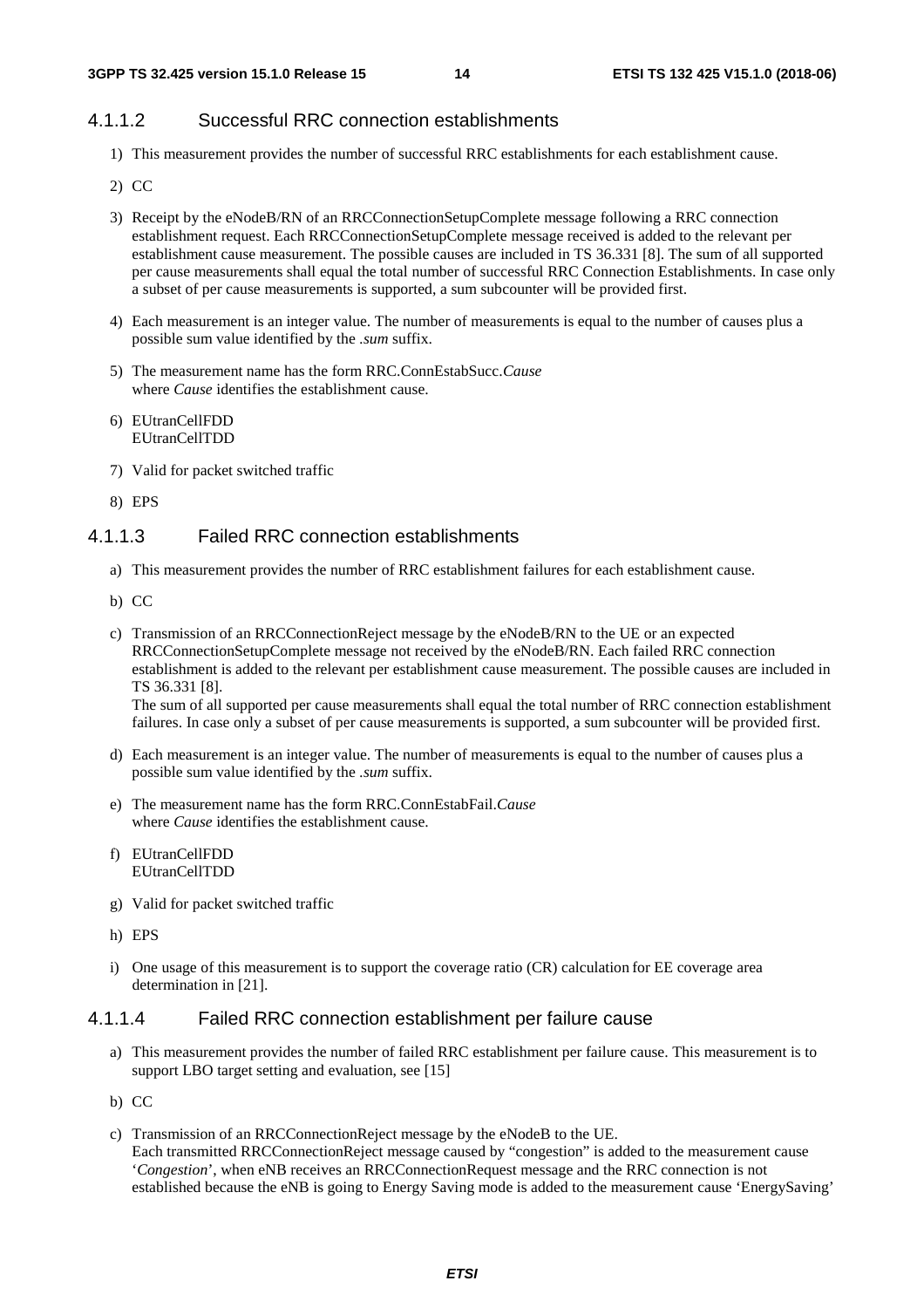#### 4.1.1.2 Successful RRC connection establishments

1) This measurement provides the number of successful RRC establishments for each establishment cause.

2) CC

3) Receipt by the eNodeB/RN of an RRCConnectionSetupComplete message following a RRC connection establishment request. Each RRCConnectionSetupComplete message received is added to the relevant per establishment cause measurement. The possible causes are included in TS 36.331 [8]. The sum of all supported per cause measurements shall equal the total number of successful RRC Connection Establishments. In case only a subset of per cause measurements is supported, a sum subcounter will be provided first.

4) Each measurement is an integer value. The number of measurements is equal to the number of causes plus a possible sum value identified by the *.sum* suffix.

5) The measurement name has the form RRC.ConnEstabSucc.*Cause*
where *Cause* identifies the establishment cause.

6) EUtranCellFDD
EUtranCellTDD

7) Valid for packet switched traffic

8) EPS

#### 4.1.1.3 Failed RRC connection establishments

a) This measurement provides the number of RRC establishment failures for each establishment cause.

b) CC

c) Transmission of an RRCConnectionReject message by the eNodeB/RN to the UE or an expected RRCConnectionSetupComplete message not received by the eNodeB/RN. Each failed RRC connection establishment is added to the relevant per establishment cause measurement. The possible causes are included in TS 36.331 [8].
The sum of all supported per cause measurements shall equal the total number of RRC connection establishment failures. In case only a subset of per cause measurements is supported, a sum subcounter will be provided first.

d) Each measurement is an integer value. The number of measurements is equal to the number of causes plus a possible sum value identified by the *.sum* suffix.

e) The measurement name has the form RRC.ConnEstabFail.*Cause*
where *Cause* identifies the establishment cause.

f) EUtranCellFDD
EUtranCellTDD

g) Valid for packet switched traffic

h) EPS

i) One usage of this measurement is to support the coverage ratio (CR) calculation for EE coverage area determination in [21].

#### 4.1.1.4 Failed RRC connection establishment per failure cause

a) This measurement provides the number of failed RRC establishment per failure cause. This measurement is to support LBO target setting and evaluation, see [15]

b) CC

c) Transmission of an RRCConnectionReject message by the eNodeB to the UE.
Each transmitted RRCConnectionReject message caused by "congestion" is added to the measurement cause '*Congestion*', when eNB receives an RRCConnectionRequest message and the RRC connection is not established because the eNB is going to Energy Saving mode is added to the measurement cause 'EnergySaving'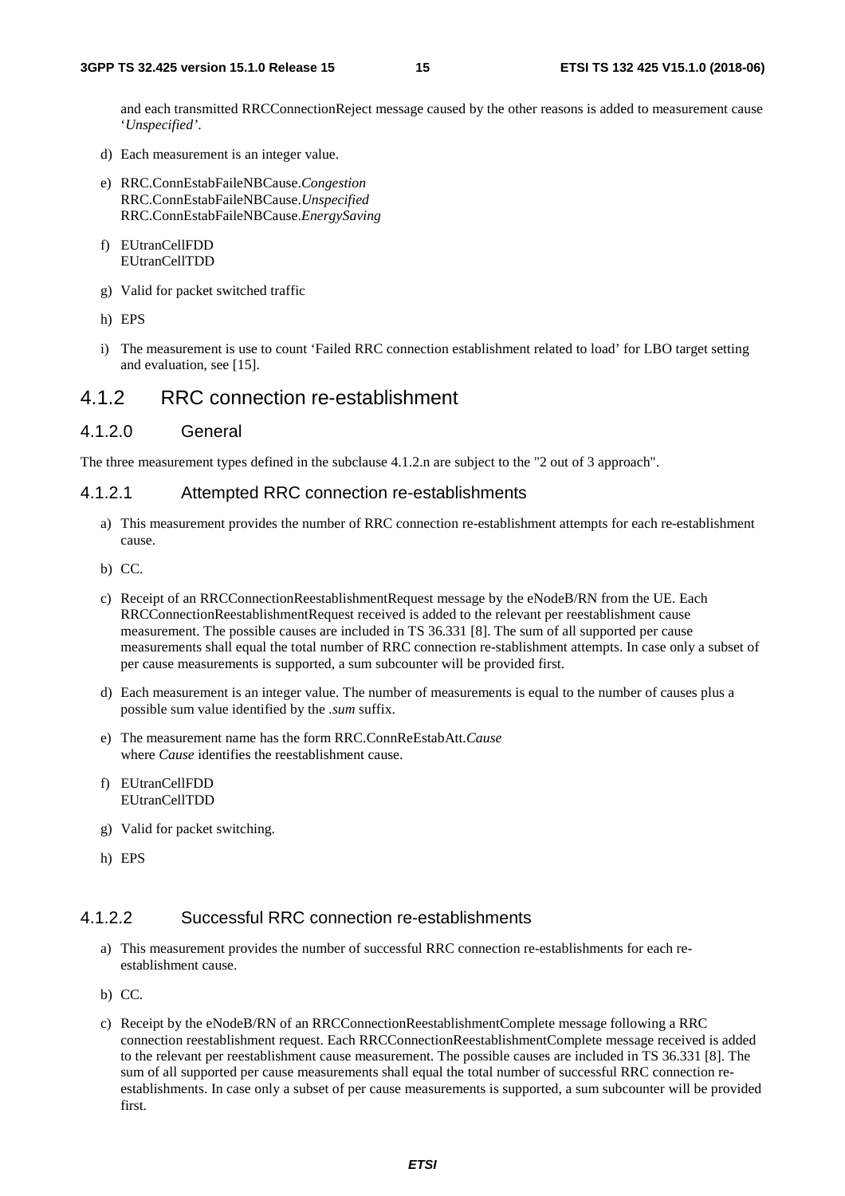and each transmitted RRCConnectionReject message caused by the other reasons is added to measurement cause '*Unspecified'*.

d) Each measurement is an integer value.

e) RRC.ConnEstabFaileNBCause.*Congestion*
RRC.ConnEstabFaileNBCause.*Unspecified*
RRC.ConnEstabFaileNBCause.*EnergySaving*

f) EUtranCellFDD
EUtranCellTDD

g) Valid for packet switched traffic

h) EPS

i) The measurement is use to count 'Failed RRC connection establishment related to load' for LBO target setting and evaluation, see [15].

## 4.1.2 RRC connection re-establishment

### 4.1.2.0 General

The three measurement types defined in the subclause 4.1.2.n are subject to the "2 out of 3 approach".

### 4.1.2.1 Attempted RRC connection re-establishments

a) This measurement provides the number of RRC connection re-establishment attempts for each re-establishment cause.

b) CC.

c) Receipt of an RRCConnectionReestablishmentRequest message by the eNodeB/RN from the UE. Each RRCConnectionReestablishmentRequest received is added to the relevant per reestablishment cause measurement. The possible causes are included in TS 36.331 [8]. The sum of all supported per cause measurements shall equal the total number of RRC connection re-stablishment attempts. In case only a subset of per cause measurements is supported, a sum subcounter will be provided first.

d) Each measurement is an integer value. The number of measurements is equal to the number of causes plus a possible sum value identified by the *.sum* suffix.

e) The measurement name has the form RRC.ConnReEstabAtt.*Cause*
where *Cause* identifies the reestablishment cause.

f) EUtranCellFDD
EUtranCellTDD

g) Valid for packet switching.

h) EPS

### 4.1.2.2 Successful RRC connection re-establishments

a) This measurement provides the number of successful RRC connection re-establishments for each re-establishment cause.

b) CC.

c) Receipt by the eNodeB/RN of an RRCConnectionReestablishmentComplete message following a RRC connection reestablishment request. Each RRCConnectionReestablishmentComplete message received is added to the relevant per reestablishment cause measurement. The possible causes are included in TS 36.331 [8]. The sum of all supported per cause measurements shall equal the total number of successful RRC connection re-establishments. In case only a subset of per cause measurements is supported, a sum subcounter will be provided first.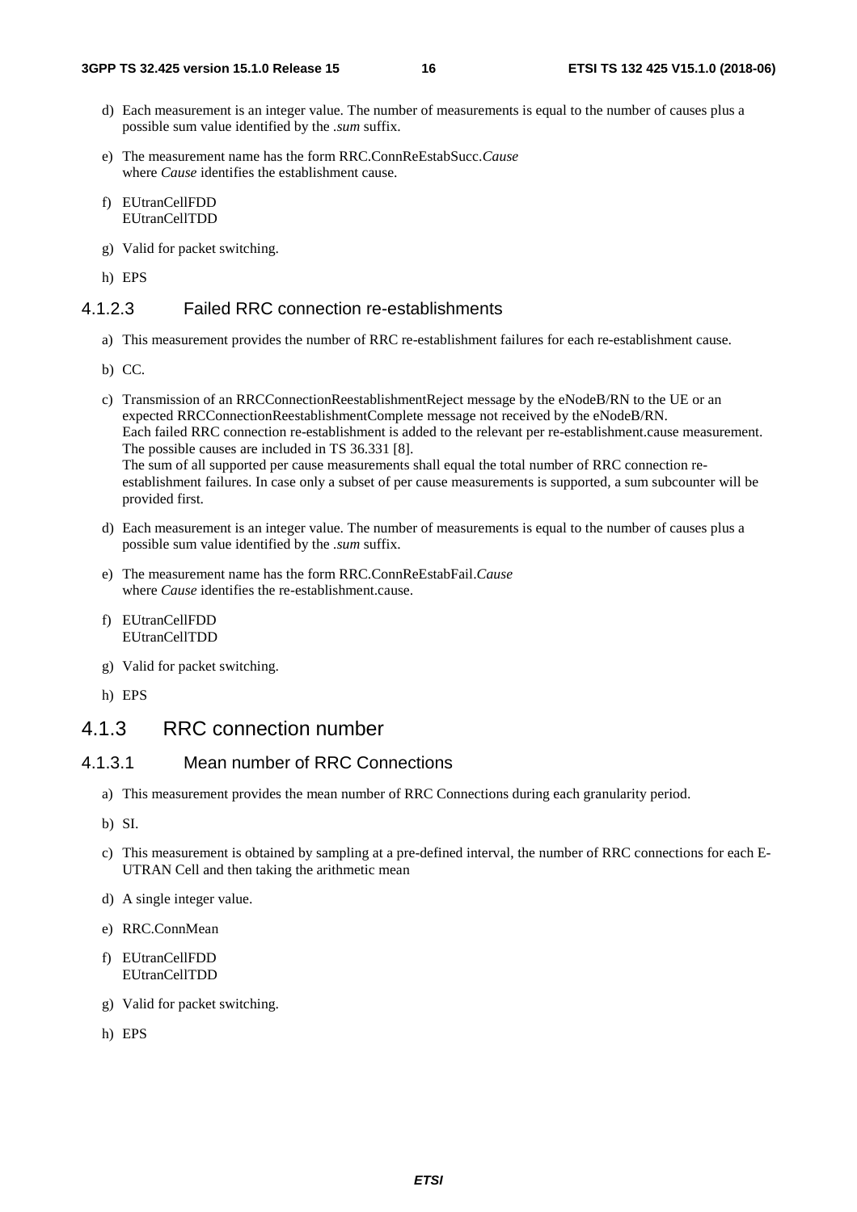d) Each measurement is an integer value. The number of measurements is equal to the number of causes plus a possible sum value identified by the *.sum* suffix.

e) The measurement name has the form RRC.ConnReEstabSucc.*Cause*
where *Cause* identifies the establishment cause.

f) EUtranCellFDD
EUtranCellTDD

g) Valid for packet switching.

h) EPS

#### 4.1.2.3 Failed RRC connection re-establishments

a) This measurement provides the number of RRC re-establishment failures for each re-establishment cause.

b) CC.

c) Transmission of an RRCConnectionReestablishmentReject message by the eNodeB/RN to the UE or an expected RRCConnectionReestablishmentComplete message not received by the eNodeB/RN.
Each failed RRC connection re-establishment is added to the relevant per re-establishment.cause measurement. The possible causes are included in TS 36.331 [8].
The sum of all supported per cause measurements shall equal the total number of RRC connection re-establishment failures. In case only a subset of per cause measurements is supported, a sum subcounter will be provided first.

d) Each measurement is an integer value. The number of measurements is equal to the number of causes plus a possible sum value identified by the *.sum* suffix.

e) The measurement name has the form RRC.ConnReEstabFail.*Cause*
where *Cause* identifies the re-establishment.cause.

f) EUtranCellFDD
EUtranCellTDD

g) Valid for packet switching.

h) EPS

### 4.1.3 RRC connection number

#### 4.1.3.1 Mean number of RRC Connections

a) This measurement provides the mean number of RRC Connections during each granularity period.

b) SI.

c) This measurement is obtained by sampling at a pre-defined interval, the number of RRC connections for each E-UTRAN Cell and then taking the arithmetic mean

d) A single integer value.

e) RRC.ConnMean

f) EUtranCellFDD
EUtranCellTDD

g) Valid for packet switching.

h) EPS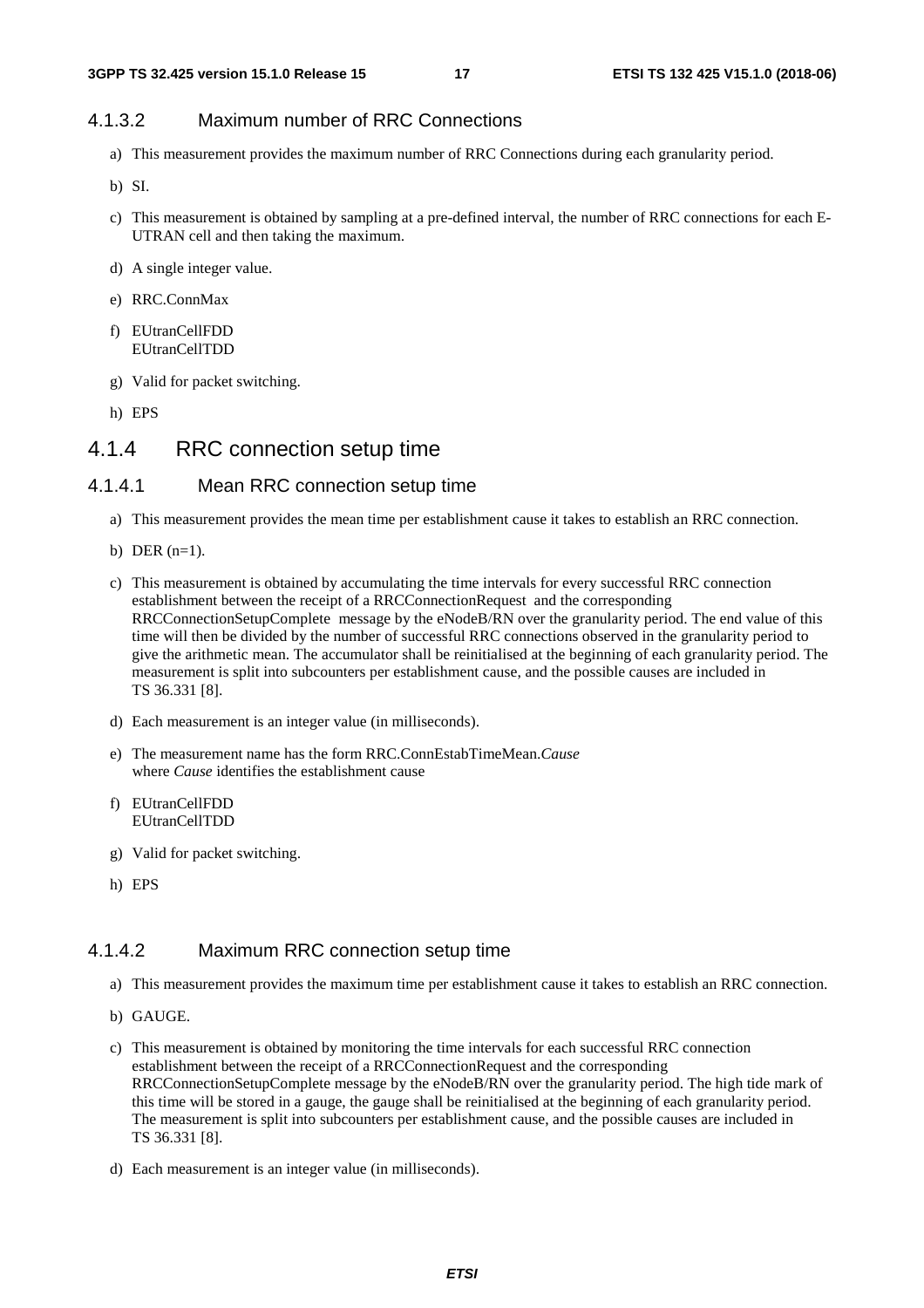#### 4.1.3.2 Maximum number of RRC Connections

a) This measurement provides the maximum number of RRC Connections during each granularity period.

b) SI.

c) This measurement is obtained by sampling at a pre-defined interval, the number of RRC connections for each E-UTRAN cell and then taking the maximum.

d) A single integer value.

e) RRC.ConnMax

f) EUtranCellFDD
EUtranCellTDD

g) Valid for packet switching.

h) EPS

### 4.1.4 RRC connection setup time

#### 4.1.4.1 Mean RRC connection setup time

a) This measurement provides the mean time per establishment cause it takes to establish an RRC connection.

b) DER (n=1).

c) This measurement is obtained by accumulating the time intervals for every successful RRC connection establishment between the receipt of a RRCConnectionRequest and the corresponding RRCConnectionSetupComplete message by the eNodeB/RN over the granularity period. The end value of this time will then be divided by the number of successful RRC connections observed in the granularity period to give the arithmetic mean. The accumulator shall be reinitialised at the beginning of each granularity period. The measurement is split into subcounters per establishment cause, and the possible causes are included in TS 36.331 [8].

d) Each measurement is an integer value (in milliseconds).

e) The measurement name has the form RRC.ConnEstabTimeMean.*Cause*
where *Cause* identifies the establishment cause

f) EUtranCellFDD
EUtranCellTDD

g) Valid for packet switching.

h) EPS

#### 4.1.4.2 Maximum RRC connection setup time

a) This measurement provides the maximum time per establishment cause it takes to establish an RRC connection.

b) GAUGE.

c) This measurement is obtained by monitoring the time intervals for each successful RRC connection establishment between the receipt of a RRCConnectionRequest and the corresponding RRCConnectionSetupComplete message by the eNodeB/RN over the granularity period. The high tide mark of this time will be stored in a gauge, the gauge shall be reinitialised at the beginning of each granularity period. The measurement is split into subcounters per establishment cause, and the possible causes are included in TS 36.331 [8].

d) Each measurement is an integer value (in milliseconds).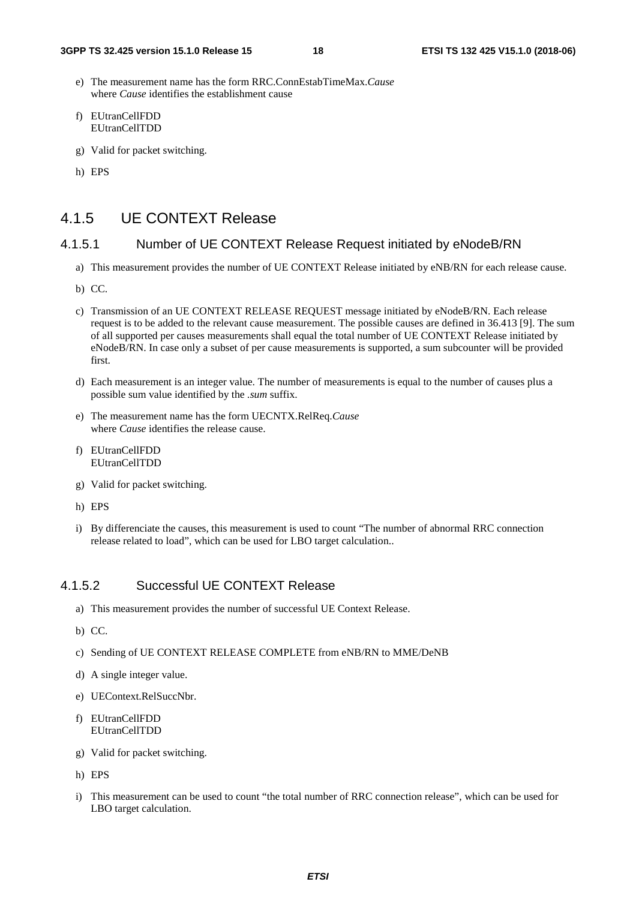e) The measurement name has the form RRC.ConnEstabTimeMax.*Cause* where *Cause* identifies the establishment cause

f) EUtranCellFDD  
EUtranCellTDD

g) Valid for packet switching.

h) EPS

### 4.1.5 UE CONTEXT Release

#### 4.1.5.1 Number of UE CONTEXT Release Request initiated by eNodeB/RN

a) This measurement provides the number of UE CONTEXT Release initiated by eNB/RN for each release cause.

b) CC.

c) Transmission of an UE CONTEXT RELEASE REQUEST message initiated by eNodeB/RN. Each release request is to be added to the relevant cause measurement. The possible causes are defined in 36.413 [9]. The sum of all supported per causes measurements shall equal the total number of UE CONTEXT Release initiated by eNodeB/RN. In case only a subset of per cause measurements is supported, a sum subcounter will be provided first.

d) Each measurement is an integer value. The number of measurements is equal to the number of causes plus a possible sum value identified by the *.sum* suffix.

e) The measurement name has the form UECNTX.RelReq.*Cause* where *Cause* identifies the release cause.

f) EUtranCellFDD  
EUtranCellTDD

g) Valid for packet switching.

h) EPS

i) By differenciate the causes, this measurement is used to count "The number of abnormal RRC connection release related to load", which can be used for LBO target calculation..

#### 4.1.5.2 Successful UE CONTEXT Release

a) This measurement provides the number of successful UE Context Release.

b) CC.

c) Sending of UE CONTEXT RELEASE COMPLETE from eNB/RN to MME/DeNB

d) A single integer value.

e) UEContext.RelSuccNbr.

f) EUtranCellFDD  
EUtranCellTDD

g) Valid for packet switching.

h) EPS

i) This measurement can be used to count "the total number of RRC connection release", which can be used for LBO target calculation.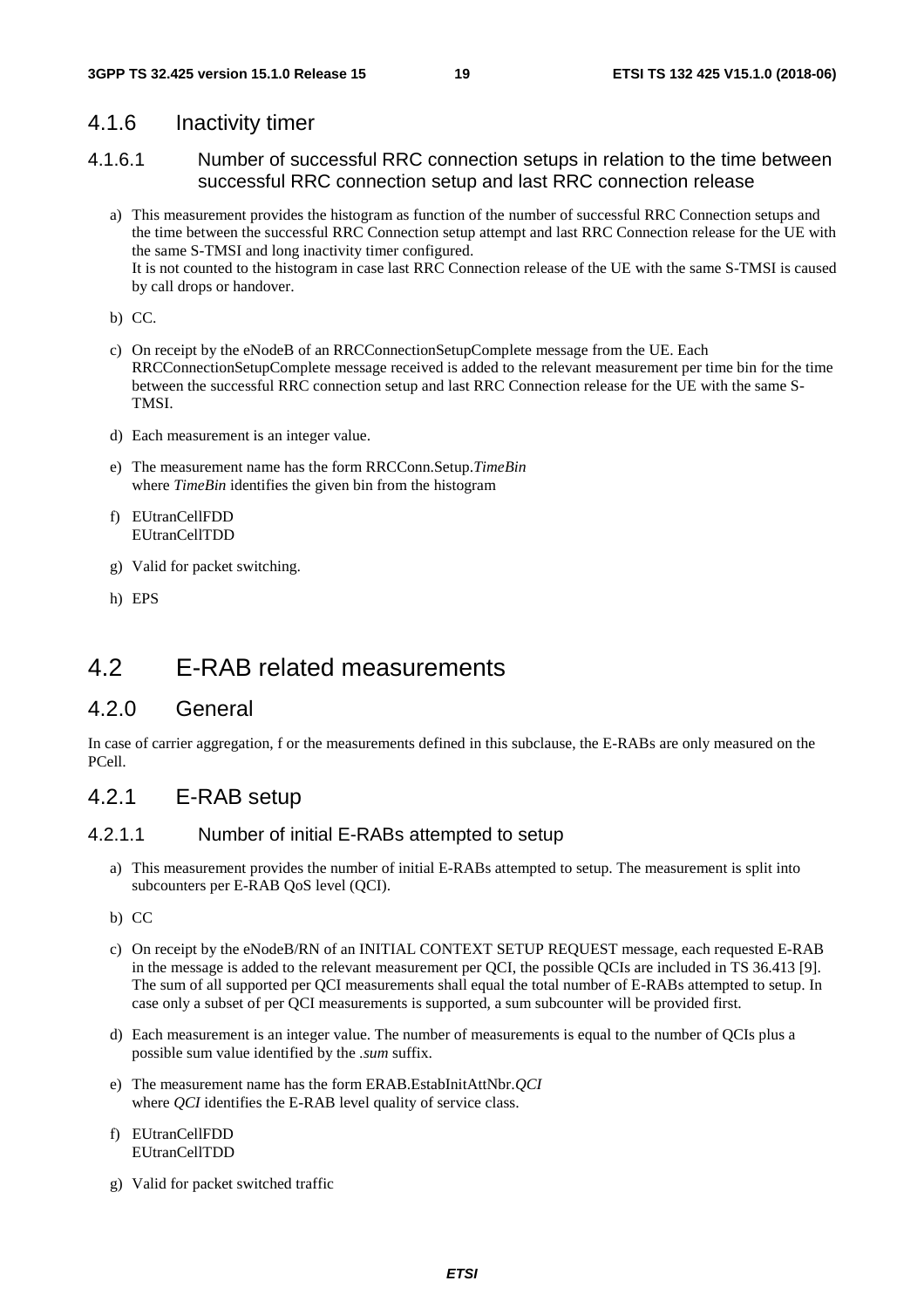### 4.1.6 Inactivity timer

#### 4.1.6.1 Number of successful RRC connection setups in relation to the time between successful RRC connection setup and last RRC connection release

a) This measurement provides the histogram as function of the number of successful RRC Connection setups and the time between the successful RRC Connection setup attempt and last RRC Connection release for the UE with the same S-TMSI and long inactivity timer configured.
It is not counted to the histogram in case last RRC Connection release of the UE with the same S-TMSI is caused by call drops or handover.

b) CC.

c) On receipt by the eNodeB of an RRCConnectionSetupComplete message from the UE. Each RRCConnectionSetupComplete message received is added to the relevant measurement per time bin for the time between the successful RRC connection setup and last RRC Connection release for the UE with the same S-TMSI.

d) Each measurement is an integer value.

e) The measurement name has the form RRCConn.Setup.*TimeBin*
where *TimeBin* identifies the given bin from the histogram

f) EUtranCellFDD
EUtranCellTDD

g) Valid for packet switching.

h) EPS

## 4.2 E-RAB related measurements

### 4.2.0 General

In case of carrier aggregation, f or the measurements defined in this subclause, the E-RABs are only measured on the PCell.

### 4.2.1 E-RAB setup

#### 4.2.1.1 Number of initial E-RABs attempted to setup

a) This measurement provides the number of initial E-RABs attempted to setup. The measurement is split into subcounters per E-RAB QoS level (QCI).

b) CC

c) On receipt by the eNodeB/RN of an INITIAL CONTEXT SETUP REQUEST message, each requested E-RAB in the message is added to the relevant measurement per QCI, the possible QCIs are included in TS 36.413 [9]. The sum of all supported per QCI measurements shall equal the total number of E-RABs attempted to setup. In case only a subset of per QCI measurements is supported, a sum subcounter will be provided first.

d) Each measurement is an integer value. The number of measurements is equal to the number of QCIs plus a possible sum value identified by the *.sum* suffix.

e) The measurement name has the form ERAB.EstabInitAttNbr.*QCI*
where *QCI* identifies the E-RAB level quality of service class.

f) EUtranCellFDD
EUtranCellTDD

g) Valid for packet switched traffic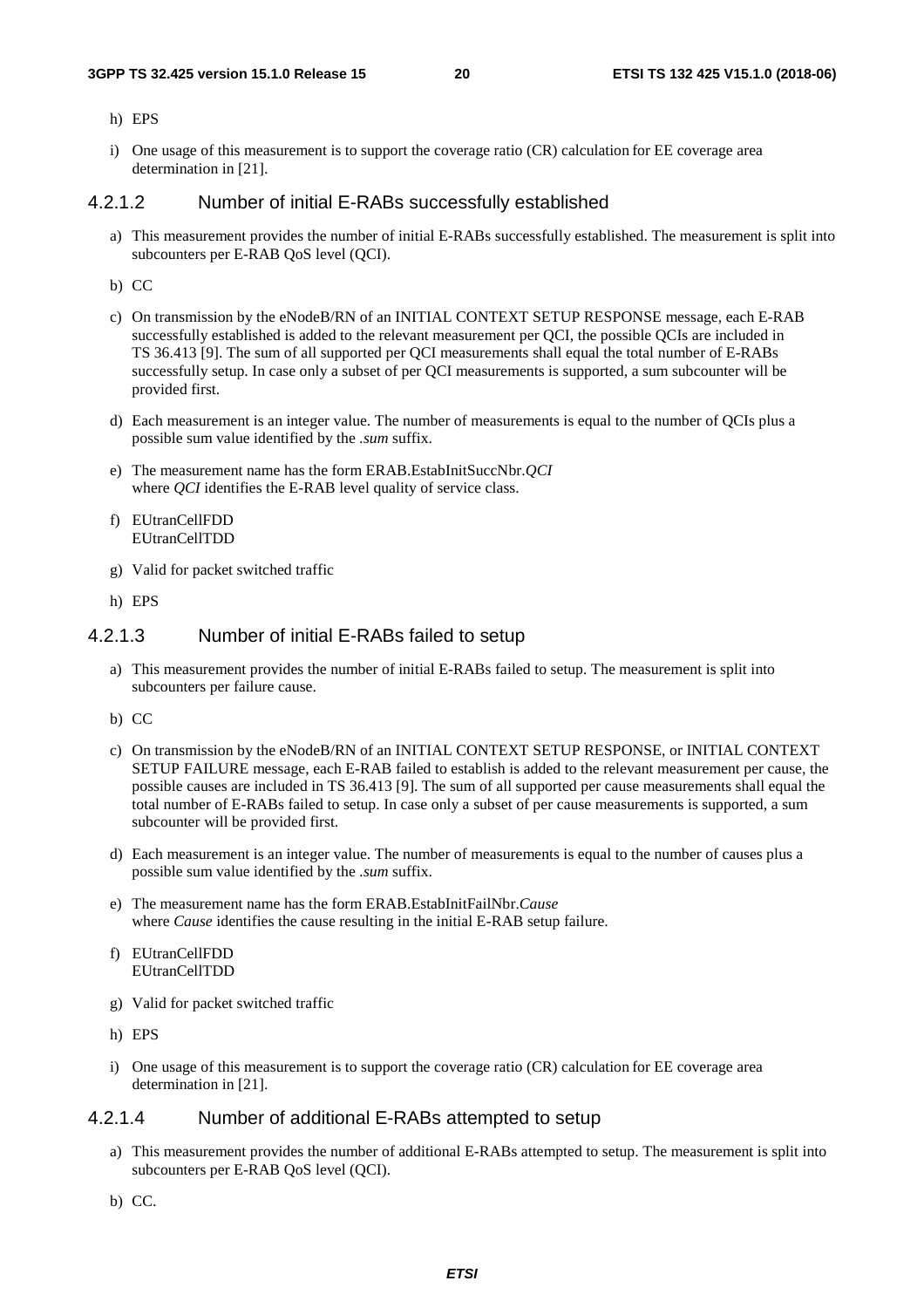h) EPS

i) One usage of this measurement is to support the coverage ratio (CR) calculation for EE coverage area determination in [21].

#### 4.2.1.2 Number of initial E-RABs successfully established

a) This measurement provides the number of initial E-RABs successfully established. The measurement is split into subcounters per E-RAB QoS level (QCI).

b) CC

c) On transmission by the eNodeB/RN of an INITIAL CONTEXT SETUP RESPONSE message, each E-RAB successfully established is added to the relevant measurement per QCI, the possible QCIs are included in TS 36.413 [9]. The sum of all supported per QCI measurements shall equal the total number of E-RABs successfully setup. In case only a subset of per QCI measurements is supported, a sum subcounter will be provided first.

d) Each measurement is an integer value. The number of measurements is equal to the number of QCIs plus a possible sum value identified by the *.sum* suffix.

e) The measurement name has the form ERAB.EstabInitSuccNbr.*QCI*
where *QCI* identifies the E-RAB level quality of service class.

f) EUtranCellFDD
EUtranCellTDD

g) Valid for packet switched traffic

h) EPS

#### 4.2.1.3 Number of initial E-RABs failed to setup

a) This measurement provides the number of initial E-RABs failed to setup. The measurement is split into subcounters per failure cause.

b) CC

c) On transmission by the eNodeB/RN of an INITIAL CONTEXT SETUP RESPONSE, or INITIAL CONTEXT SETUP FAILURE message, each E-RAB failed to establish is added to the relevant measurement per cause, the possible causes are included in TS 36.413 [9]. The sum of all supported per cause measurements shall equal the total number of E-RABs failed to setup. In case only a subset of per cause measurements is supported, a sum subcounter will be provided first.

d) Each measurement is an integer value. The number of measurements is equal to the number of causes plus a possible sum value identified by the *.sum* suffix.

e) The measurement name has the form ERAB.EstabInitFailNbr.*Cause*
where *Cause* identifies the cause resulting in the initial E-RAB setup failure.

f) EUtranCellFDD
EUtranCellTDD

g) Valid for packet switched traffic

h) EPS

i) One usage of this measurement is to support the coverage ratio (CR) calculation for EE coverage area determination in [21].

#### 4.2.1.4 Number of additional E-RABs attempted to setup

a) This measurement provides the number of additional E-RABs attempted to setup. The measurement is split into subcounters per E-RAB QoS level (QCI).

b) CC.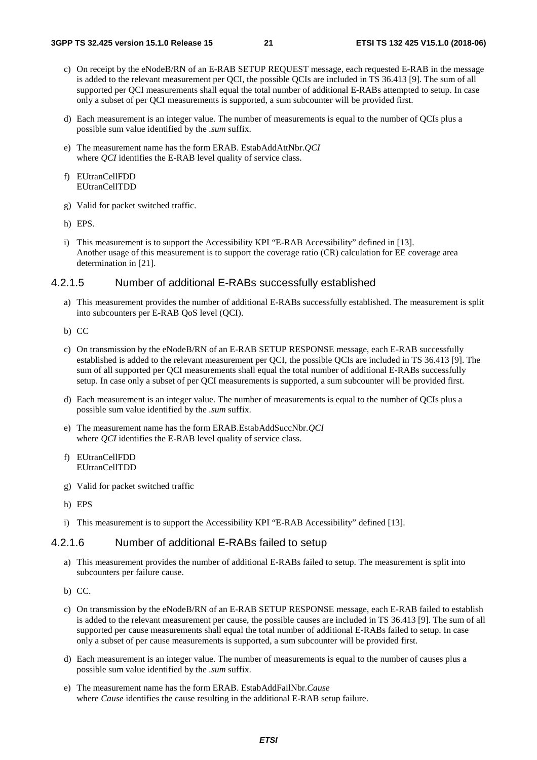c) On receipt by the eNodeB/RN of an E-RAB SETUP REQUEST message, each requested E-RAB in the message is added to the relevant measurement per QCI, the possible QCIs are included in TS 36.413 [9]. The sum of all supported per QCI measurements shall equal the total number of additional E-RABs attempted to setup. In case only a subset of per QCI measurements is supported, a sum subcounter will be provided first.

d) Each measurement is an integer value. The number of measurements is equal to the number of QCIs plus a possible sum value identified by the *.sum* suffix.

e) The measurement name has the form ERAB. EstabAddAttNbr.*QCI*
where *QCI* identifies the E-RAB level quality of service class.

f) EUtranCellFDD
EUtranCellTDD

g) Valid for packet switched traffic.

h) EPS.

i) This measurement is to support the Accessibility KPI "E-RAB Accessibility" defined in [13].
Another usage of this measurement is to support the coverage ratio (CR) calculation for EE coverage area determination in [21].

#### 4.2.1.5 Number of additional E-RABs successfully established

a) This measurement provides the number of additional E-RABs successfully established. The measurement is split into subcounters per E-RAB QoS level (QCI).

b) CC

c) On transmission by the eNodeB/RN of an E-RAB SETUP RESPONSE message, each E-RAB successfully established is added to the relevant measurement per QCI, the possible QCIs are included in TS 36.413 [9]. The sum of all supported per QCI measurements shall equal the total number of additional E-RABs successfully setup. In case only a subset of per QCI measurements is supported, a sum subcounter will be provided first.

d) Each measurement is an integer value. The number of measurements is equal to the number of QCIs plus a possible sum value identified by the *.sum* suffix.

e) The measurement name has the form ERAB.EstabAddSuccNbr.*QCI*
where *QCI* identifies the E-RAB level quality of service class.

f) EUtranCellFDD
EUtranCellTDD

g) Valid for packet switched traffic

h) EPS

i) This measurement is to support the Accessibility KPI "E-RAB Accessibility" defined [13].

#### 4.2.1.6 Number of additional E-RABs failed to setup

a) This measurement provides the number of additional E-RABs failed to setup. The measurement is split into subcounters per failure cause.

b) CC.

c) On transmission by the eNodeB/RN of an E-RAB SETUP RESPONSE message, each E-RAB failed to establish is added to the relevant measurement per cause, the possible causes are included in TS 36.413 [9]. The sum of all supported per cause measurements shall equal the total number of additional E-RABs failed to setup. In case only a subset of per cause measurements is supported, a sum subcounter will be provided first.

d) Each measurement is an integer value. The number of measurements is equal to the number of causes plus a possible sum value identified by the *.sum* suffix.

e) The measurement name has the form ERAB. EstabAddFailNbr.*Cause*
where *Cause* identifies the cause resulting in the additional E-RAB setup failure.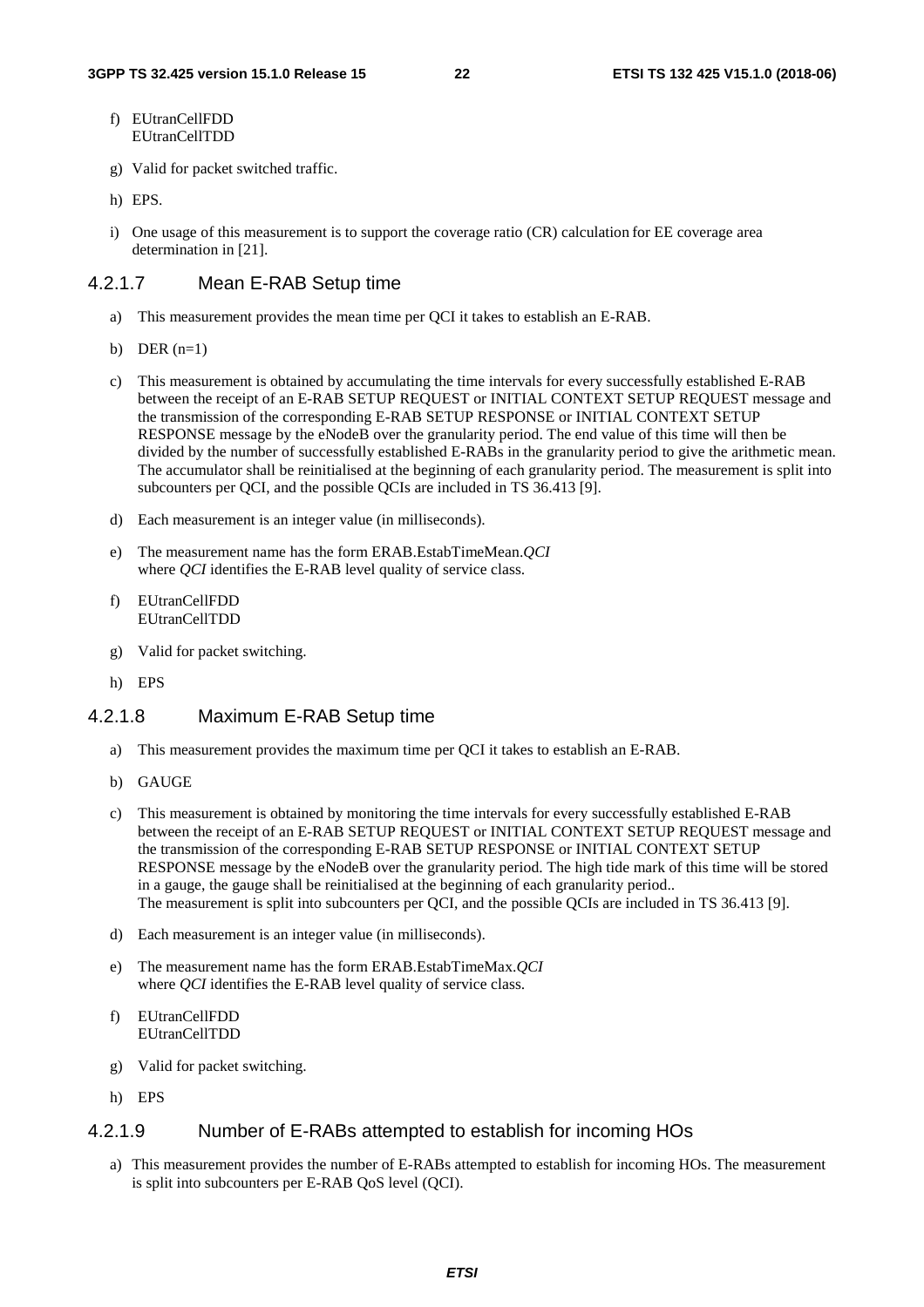f) EUtranCellFDD
   EUtranCellTDD

g) Valid for packet switched traffic.

h) EPS.

i) One usage of this measurement is to support the coverage ratio (CR) calculation for EE coverage area determination in [21].

#### 4.2.1.7 Mean E-RAB Setup time

a) This measurement provides the mean time per QCI it takes to establish an E-RAB.

b) DER (n=1)

c) This measurement is obtained by accumulating the time intervals for every successfully established E-RAB between the receipt of an E-RAB SETUP REQUEST or INITIAL CONTEXT SETUP REQUEST message and the transmission of the corresponding E-RAB SETUP RESPONSE or INITIAL CONTEXT SETUP RESPONSE message by the eNodeB over the granularity period. The end value of this time will then be divided by the number of successfully established E-RABs in the granularity period to give the arithmetic mean. The accumulator shall be reinitialised at the beginning of each granularity period. The measurement is split into subcounters per QCI, and the possible QCIs are included in TS 36.413 [9].

d) Each measurement is an integer value (in milliseconds).

e) The measurement name has the form ERAB.EstabTimeMean.*QCI*
   where *QCI* identifies the E-RAB level quality of service class.

f) EUtranCellFDD
   EUtranCellTDD

g) Valid for packet switching.

h) EPS

#### 4.2.1.8 Maximum E-RAB Setup time

a) This measurement provides the maximum time per QCI it takes to establish an E-RAB.

b) GAUGE

c) This measurement is obtained by monitoring the time intervals for every successfully established E-RAB between the receipt of an E-RAB SETUP REQUEST or INITIAL CONTEXT SETUP REQUEST message and the transmission of the corresponding E-RAB SETUP RESPONSE or INITIAL CONTEXT SETUP RESPONSE message by the eNodeB over the granularity period. The high tide mark of this time will be stored in a gauge, the gauge shall be reinitialised at the beginning of each granularity period..
   The measurement is split into subcounters per QCI, and the possible QCIs are included in TS 36.413 [9].

d) Each measurement is an integer value (in milliseconds).

e) The measurement name has the form ERAB.EstabTimeMax.*QCI*
   where *QCI* identifies the E-RAB level quality of service class.

f) EUtranCellFDD
   EUtranCellTDD

g) Valid for packet switching.

h) EPS

#### 4.2.1.9 Number of E-RABs attempted to establish for incoming HOs

a) This measurement provides the number of E-RABs attempted to establish for incoming HOs. The measurement is split into subcounters per E-RAB QoS level (QCI).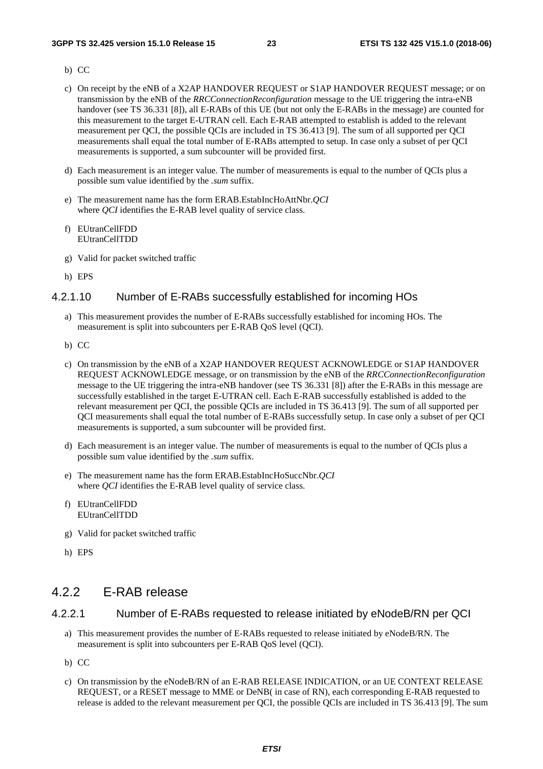b) CC

c) On receipt by the eNB of a X2AP HANDOVER REQUEST or S1AP HANDOVER REQUEST message; or on transmission by the eNB of the *RRCConnectionReconfiguration* message to the UE triggering the intra-eNB handover (see TS 36.331 [8]), all E-RABs of this UE (but not only the E-RABs in the message) are counted for this measurement to the target E-UTRAN cell. Each E-RAB attempted to establish is added to the relevant measurement per QCI, the possible QCIs are included in TS 36.413 [9]. The sum of all supported per QCI measurements shall equal the total number of E-RABs attempted to setup. In case only a subset of per QCI measurements is supported, a sum subcounter will be provided first.

d) Each measurement is an integer value. The number of measurements is equal to the number of QCIs plus a possible sum value identified by the *.sum* suffix.

e) The measurement name has the form ERAB.EstabIncHoAttNbr.*QCI*
where *QCI* identifies the E-RAB level quality of service class.

f) EUtranCellFDD
EUtranCellTDD

g) Valid for packet switched traffic

h) EPS

#### 4.2.1.10 Number of E-RABs successfully established for incoming HOs

a) This measurement provides the number of E-RABs successfully established for incoming HOs. The measurement is split into subcounters per E-RAB QoS level (QCI).

b) CC

c) On transmission by the eNB of a X2AP HANDOVER REQUEST ACKNOWLEDGE or S1AP HANDOVER REQUEST ACKNOWLEDGE message, or on transmission by the eNB of the *RRCConnectionReconfiguration* message to the UE triggering the intra-eNB handover (see TS 36.331 [8]) after the E-RABs in this message are successfully established in the target E-UTRAN cell. Each E-RAB successfully established is added to the relevant measurement per QCI, the possible QCIs are included in TS 36.413 [9]. The sum of all supported per QCI measurements shall equal the total number of E-RABs successfully setup. In case only a subset of per QCI measurements is supported, a sum subcounter will be provided first.

d) Each measurement is an integer value. The number of measurements is equal to the number of QCIs plus a possible sum value identified by the *.sum* suffix.

e) The measurement name has the form ERAB.EstabIncHoSuccNbr.*QCI*
where *QCI* identifies the E-RAB level quality of service class.

f) EUtranCellFDD
EUtranCellTDD

g) Valid for packet switched traffic

h) EPS

### 4.2.2 E-RAB release

#### 4.2.2.1 Number of E-RABs requested to release initiated by eNodeB/RN per QCI

a) This measurement provides the number of E-RABs requested to release initiated by eNodeB/RN. The measurement is split into subcounters per E-RAB QoS level (QCI).

b) CC

c) On transmission by the eNodeB/RN of an E-RAB RELEASE INDICATION, or an UE CONTEXT RELEASE REQUEST, or a RESET message to MME or DeNB( in case of RN), each corresponding E-RAB requested to release is added to the relevant measurement per QCI, the possible QCIs are included in TS 36.413 [9]. The sum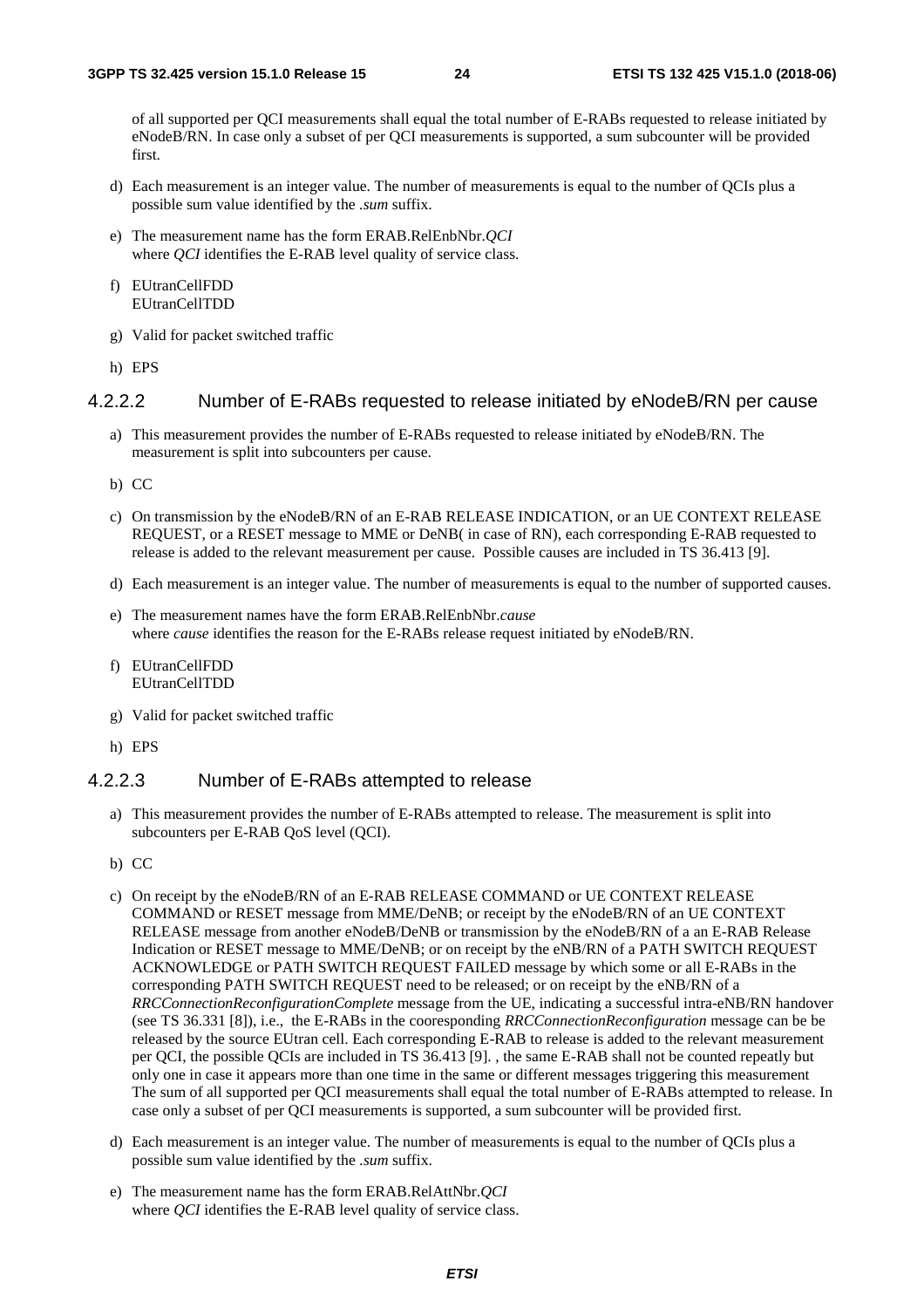of all supported per QCI measurements shall equal the total number of E-RABs requested to release initiated by eNodeB/RN. In case only a subset of per QCI measurements is supported, a sum subcounter will be provided first.

d) Each measurement is an integer value. The number of measurements is equal to the number of QCIs plus a possible sum value identified by the *.sum* suffix.

e) The measurement name has the form ERAB.RelEnbNbr.*QCI* where *QCI* identifies the E-RAB level quality of service class.

f) EUtranCellFDD
EUtranCellTDD

g) Valid for packet switched traffic

h) EPS

#### 4.2.2.2 Number of E-RABs requested to release initiated by eNodeB/RN per cause

a) This measurement provides the number of E-RABs requested to release initiated by eNodeB/RN. The measurement is split into subcounters per cause.

b) CC

c) On transmission by the eNodeB/RN of an E-RAB RELEASE INDICATION, or an UE CONTEXT RELEASE REQUEST, or a RESET message to MME or DeNB( in case of RN), each corresponding E-RAB requested to release is added to the relevant measurement per cause. Possible causes are included in TS 36.413 [9].

d) Each measurement is an integer value. The number of measurements is equal to the number of supported causes.

e) The measurement names have the form ERAB.RelEnbNbr.*cause* where *cause* identifies the reason for the E-RABs release request initiated by eNodeB/RN.

f) EUtranCellFDD
EUtranCellTDD

g) Valid for packet switched traffic

h) EPS

#### 4.2.2.3 Number of E-RABs attempted to release

a) This measurement provides the number of E-RABs attempted to release. The measurement is split into subcounters per E-RAB QoS level (QCI).

b) CC

c) On receipt by the eNodeB/RN of an E-RAB RELEASE COMMAND or UE CONTEXT RELEASE COMMAND or RESET message from MME/DeNB; or receipt by the eNodeB/RN of an UE CONTEXT RELEASE message from another eNodeB/DeNB or transmission by the eNodeB/RN of a an E-RAB Release Indication or RESET message to MME/DeNB; or on receipt by the eNB/RN of a PATH SWITCH REQUEST ACKNOWLEDGE or PATH SWITCH REQUEST FAILED message by which some or all E-RABs in the corresponding PATH SWITCH REQUEST need to be released; or on receipt by the eNB/RN of a *RRCConnectionReconfigurationComplete* message from the UE, indicating a successful intra-eNB/RN handover (see TS 36.331 [8]), i.e., the E-RABs in the cooresponding *RRCConnectionReconfiguration* message can be be released by the source EUtran cell. Each corresponding E-RAB to release is added to the relevant measurement per QCI, the possible QCIs are included in TS 36.413 [9]. , the same E-RAB shall not be counted repeatly but only one in case it appears more than one time in the same or different messages triggering this measurement The sum of all supported per QCI measurements shall equal the total number of E-RABs attempted to release. In case only a subset of per QCI measurements is supported, a sum subcounter will be provided first.

d) Each measurement is an integer value. The number of measurements is equal to the number of QCIs plus a possible sum value identified by the *.sum* suffix.

e) The measurement name has the form ERAB.RelAttNbr.*QCI* where *QCI* identifies the E-RAB level quality of service class.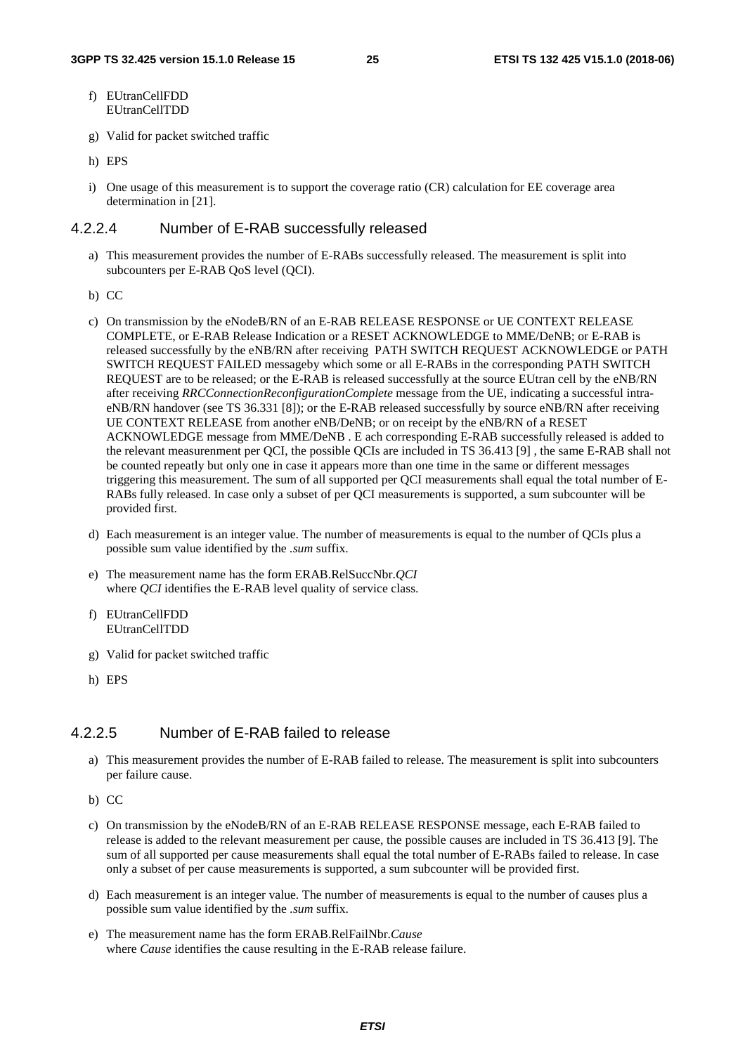f) EUtranCellFDD
EUtranCellTDD

g) Valid for packet switched traffic

h) EPS

i) One usage of this measurement is to support the coverage ratio (CR) calculation for EE coverage area determination in [21].

### 4.2.2.4 Number of E-RAB successfully released

a) This measurement provides the number of E-RABs successfully released. The measurement is split into subcounters per E-RAB QoS level (QCI).

b) CC

c) On transmission by the eNodeB/RN of an E-RAB RELEASE RESPONSE or UE CONTEXT RELEASE COMPLETE, or E-RAB Release Indication or a RESET ACKNOWLEDGE to MME/DeNB; or E-RAB is released successfully by the eNB/RN after receiving PATH SWITCH REQUEST ACKNOWLEDGE or PATH SWITCH REQUEST FAILED messageby which some or all E-RABs in the corresponding PATH SWITCH REQUEST are to be released; or the E-RAB is released successfully at the source EUtran cell by the eNB/RN after receiving *RRCConnectionReconfigurationComplete* message from the UE, indicating a successful intra-eNB/RN handover (see TS 36.331 [8]); or the E-RAB released successfully by source eNB/RN after receiving UE CONTEXT RELEASE from another eNB/DeNB; or on receipt by the eNB/RN of a RESET ACKNOWLEDGE message from MME/DeNB . E ach corresponding E-RAB successfully released is added to the relevant measurenment per QCI, the possible QCIs are included in TS 36.413 [9] , the same E-RAB shall not be counted repeatly but only one in case it appears more than one time in the same or different messages triggering this measurement. The sum of all supported per QCI measurements shall equal the total number of E-RABs fully released. In case only a subset of per QCI measurements is supported, a sum subcounter will be provided first.

d) Each measurement is an integer value. The number of measurements is equal to the number of QCIs plus a possible sum value identified by the *.sum* suffix.

e) The measurement name has the form ERAB.RelSuccNbr.*QCI*
where *QCI* identifies the E-RAB level quality of service class.

f) EUtranCellFDD
EUtranCellTDD

g) Valid for packet switched traffic

h) EPS

### 4.2.2.5 Number of E-RAB failed to release

a) This measurement provides the number of E-RAB failed to release. The measurement is split into subcounters per failure cause.

b) CC

c) On transmission by the eNodeB/RN of an E-RAB RELEASE RESPONSE message, each E-RAB failed to release is added to the relevant measurement per cause, the possible causes are included in TS 36.413 [9]. The sum of all supported per cause measurements shall equal the total number of E-RABs failed to release. In case only a subset of per cause measurements is supported, a sum subcounter will be provided first.

d) Each measurement is an integer value. The number of measurements is equal to the number of causes plus a possible sum value identified by the *.sum* suffix.

e) The measurement name has the form ERAB.RelFailNbr.*Cause*
where *Cause* identifies the cause resulting in the E-RAB release failure.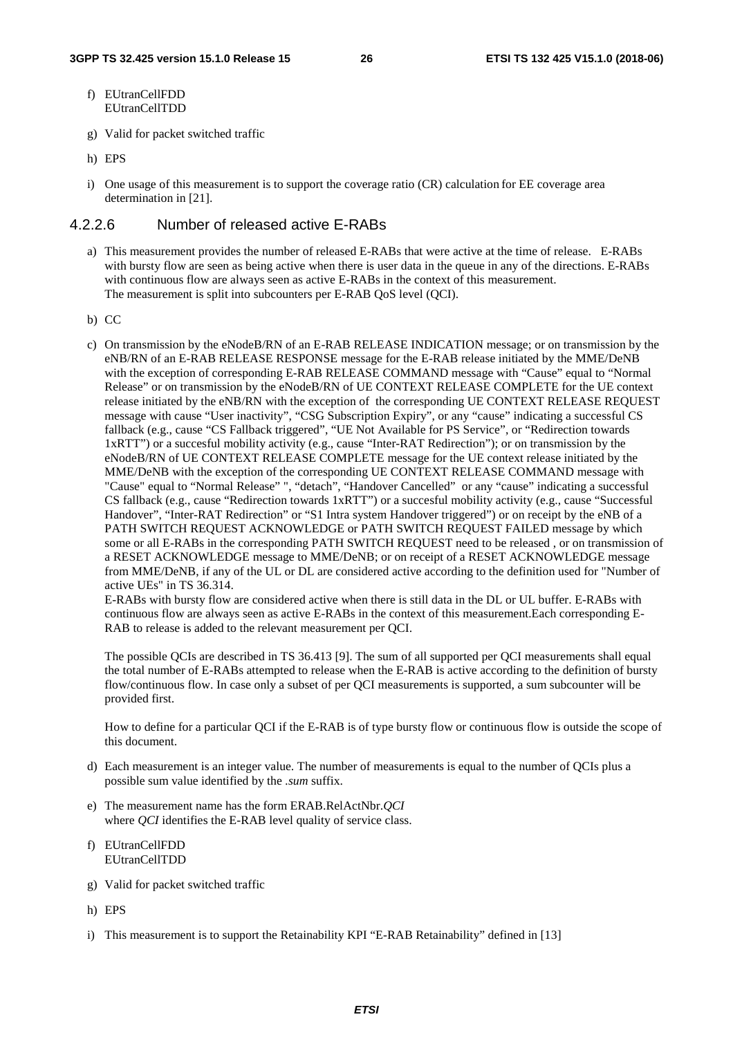f) EUtranCellFDD
   EUtranCellTDD

g) Valid for packet switched traffic

h) EPS

i) One usage of this measurement is to support the coverage ratio (CR) calculation for EE coverage area determination in [21].

### 4.2.2.6 Number of released active E-RABs

a) This measurement provides the number of released E-RABs that were active at the time of release. E-RABs with bursty flow are seen as being active when there is user data in the queue in any of the directions. E-RABs with continuous flow are always seen as active E-RABs in the context of this measurement.
   The measurement is split into subcounters per E-RAB QoS level (QCI).

b) CC

c) On transmission by the eNodeB/RN of an E-RAB RELEASE INDICATION message; or on transmission by the eNB/RN of an E-RAB RELEASE RESPONSE message for the E-RAB release initiated by the MME/DeNB with the exception of corresponding E-RAB RELEASE COMMAND message with "Cause" equal to "Normal Release" or on transmission by the eNodeB/RN of UE CONTEXT RELEASE COMPLETE for the UE context release initiated by the eNB/RN with the exception of the corresponding UE CONTEXT RELEASE REQUEST message with cause "User inactivity", "CSG Subscription Expiry", or any "cause" indicating a successful CS fallback (e.g., cause "CS Fallback triggered", "UE Not Available for PS Service", or "Redirection towards 1xRTT") or a succesful mobility activity (e.g., cause "Inter-RAT Redirection"); or on transmission by the eNodeB/RN of UE CONTEXT RELEASE COMPLETE message for the UE context release initiated by the MME/DeNB with the exception of the corresponding UE CONTEXT RELEASE COMMAND message with "Cause" equal to "Normal Release" ", "detach", "Handover Cancelled" or any "cause" indicating a successful CS fallback (e.g., cause "Redirection towards 1xRTT") or a succesful mobility activity (e.g., cause "Successful Handover", "Inter-RAT Redirection" or "S1 Intra system Handover triggered") or on receipt by the eNB of a PATH SWITCH REQUEST ACKNOWLEDGE or PATH SWITCH REQUEST FAILED message by which some or all E-RABs in the corresponding PATH SWITCH REQUEST need to be released , or on transmission of a RESET ACKNOWLEDGE message to MME/DeNB; or on receipt of a RESET ACKNOWLEDGE message from MME/DeNB, if any of the UL or DL are considered active according to the definition used for "Number of active UEs" in TS 36.314.
   E-RABs with bursty flow are considered active when there is still data in the DL or UL buffer. E-RABs with continuous flow are always seen as active E-RABs in the context of this measurement.Each corresponding E-RAB to release is added to the relevant measurement per QCI.

   The possible QCIs are described in TS 36.413 [9]. The sum of all supported per QCI measurements shall equal the total number of E-RABs attempted to release when the E-RAB is active according to the definition of bursty flow/continuous flow. In case only a subset of per QCI measurements is supported, a sum subcounter will be provided first.

   How to define for a particular QCI if the E-RAB is of type bursty flow or continuous flow is outside the scope of this document.

d) Each measurement is an integer value. The number of measurements is equal to the number of QCIs plus a possible sum value identified by the *.sum* suffix.

e) The measurement name has the form ERAB.RelActNbr.*QCI*
   where *QCI* identifies the E-RAB level quality of service class.

f) EUtranCellFDD
   EUtranCellTDD

g) Valid for packet switched traffic

h) EPS

i) This measurement is to support the Retainability KPI "E-RAB Retainability" defined in [13]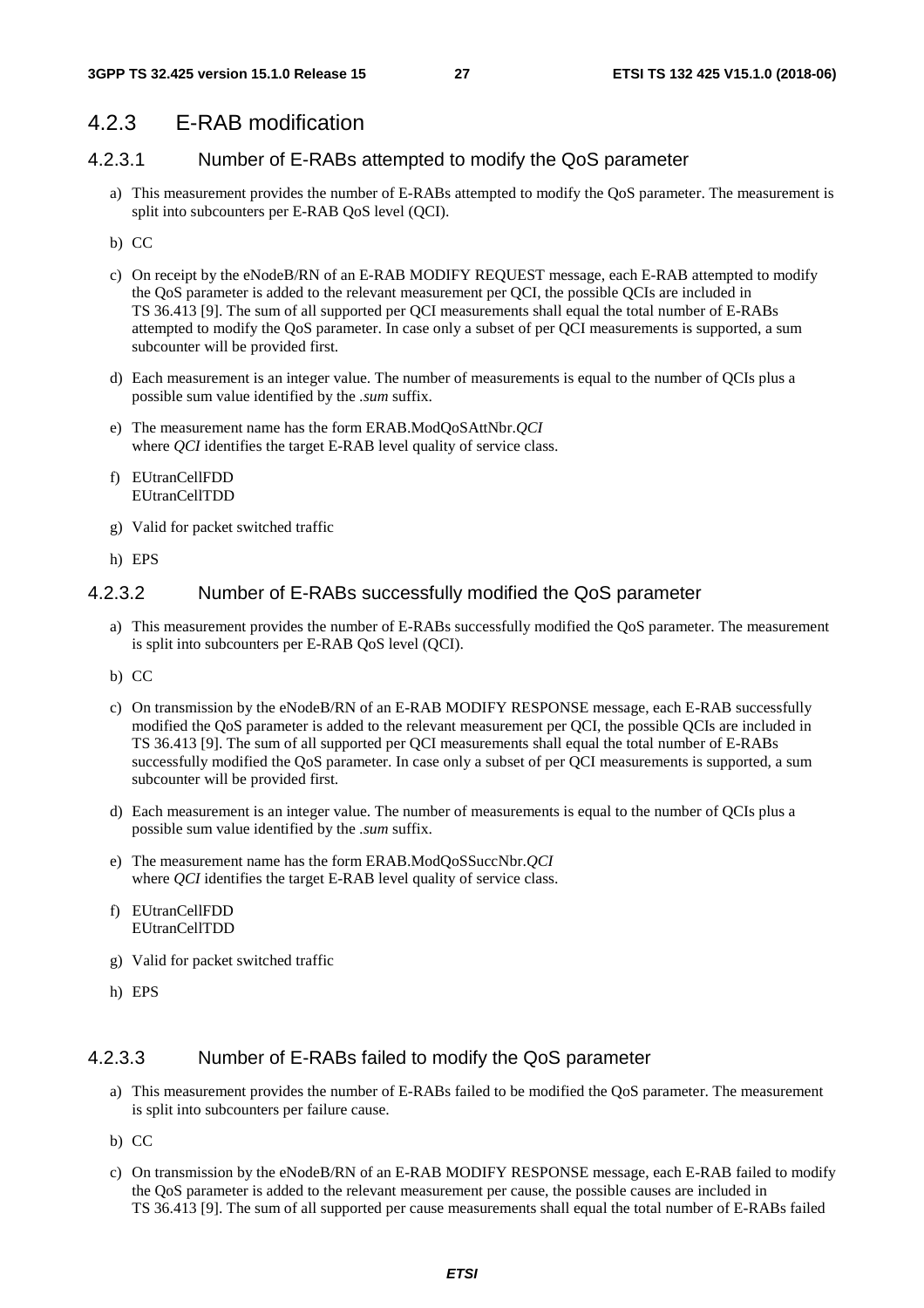### 4.2.3 E-RAB modification

#### 4.2.3.1 Number of E-RABs attempted to modify the QoS parameter

a) This measurement provides the number of E-RABs attempted to modify the QoS parameter. The measurement is split into subcounters per E-RAB QoS level (QCI).

b) CC

c) On receipt by the eNodeB/RN of an E-RAB MODIFY REQUEST message, each E-RAB attempted to modify the QoS parameter is added to the relevant measurement per QCI, the possible QCIs are included in TS 36.413 [9]. The sum of all supported per QCI measurements shall equal the total number of E-RABs attempted to modify the QoS parameter. In case only a subset of per QCI measurements is supported, a sum subcounter will be provided first.

d) Each measurement is an integer value. The number of measurements is equal to the number of QCIs plus a possible sum value identified by the *.sum* suffix.

e) The measurement name has the form ERAB.ModQoSAttNbr.*QCI*
where *QCI* identifies the target E-RAB level quality of service class.

f) EUtranCellFDD
EUtranCellTDD

g) Valid for packet switched traffic

h) EPS

#### 4.2.3.2 Number of E-RABs successfully modified the QoS parameter

a) This measurement provides the number of E-RABs successfully modified the QoS parameter. The measurement is split into subcounters per E-RAB QoS level (QCI).

b) CC

c) On transmission by the eNodeB/RN of an E-RAB MODIFY RESPONSE message, each E-RAB successfully modified the QoS parameter is added to the relevant measurement per QCI, the possible QCIs are included in TS 36.413 [9]. The sum of all supported per QCI measurements shall equal the total number of E-RABs successfully modified the QoS parameter. In case only a subset of per QCI measurements is supported, a sum subcounter will be provided first.

d) Each measurement is an integer value. The number of measurements is equal to the number of QCIs plus a possible sum value identified by the *.sum* suffix.

e) The measurement name has the form ERAB.ModQoSSuccNbr.*QCI*
where *QCI* identifies the target E-RAB level quality of service class.

f) EUtranCellFDD
EUtranCellTDD

g) Valid for packet switched traffic

h) EPS

#### 4.2.3.3 Number of E-RABs failed to modify the QoS parameter

a) This measurement provides the number of E-RABs failed to be modified the QoS parameter. The measurement is split into subcounters per failure cause.

b) CC

c) On transmission by the eNodeB/RN of an E-RAB MODIFY RESPONSE message, each E-RAB failed to modify the QoS parameter is added to the relevant measurement per cause, the possible causes are included in TS 36.413 [9]. The sum of all supported per cause measurements shall equal the total number of E-RABs failed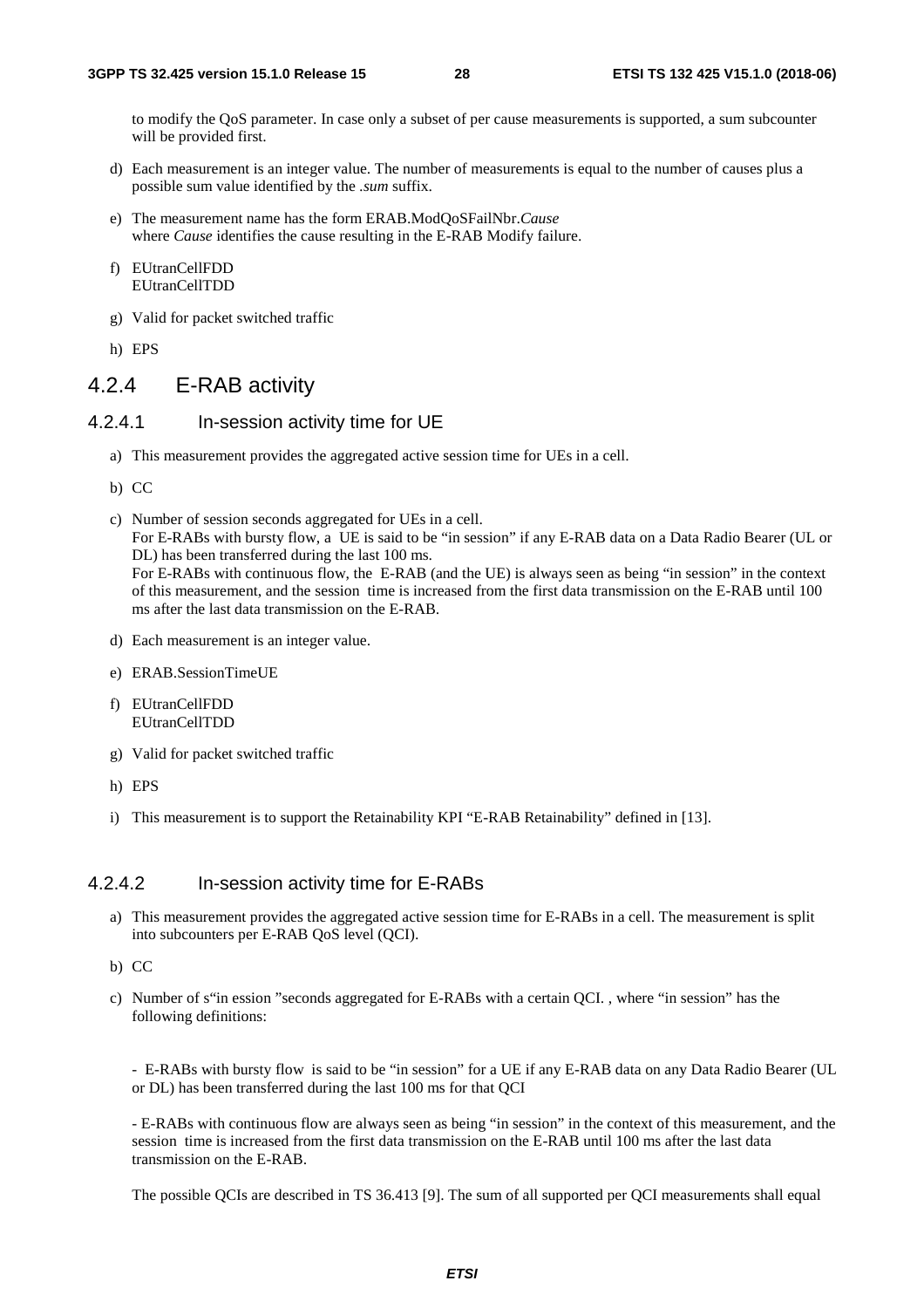to modify the QoS parameter. In case only a subset of per cause measurements is supported, a sum subcounter will be provided first.

d) Each measurement is an integer value. The number of measurements is equal to the number of causes plus a possible sum value identified by the *.sum* suffix.

e) The measurement name has the form ERAB.ModQoSFailNbr.*Cause*
where *Cause* identifies the cause resulting in the E-RAB Modify failure.

f) EUtranCellFDD
EUtranCellTDD

g) Valid for packet switched traffic

h) EPS

### 4.2.4 E-RAB activity

#### 4.2.4.1 In-session activity time for UE

a) This measurement provides the aggregated active session time for UEs in a cell.

b) CC

c) Number of session seconds aggregated for UEs in a cell.
For E-RABs with bursty flow, a UE is said to be "in session" if any E-RAB data on a Data Radio Bearer (UL or DL) has been transferred during the last 100 ms.
For E-RABs with continuous flow, the E-RAB (and the UE) is always seen as being "in session" in the context of this measurement, and the session time is increased from the first data transmission on the E-RAB until 100 ms after the last data transmission on the E-RAB.

d) Each measurement is an integer value.

e) ERAB.SessionTimeUE

f) EUtranCellFDD
EUtranCellTDD

g) Valid for packet switched traffic

h) EPS

i) This measurement is to support the Retainability KPI "E-RAB Retainability" defined in [13].

#### 4.2.4.2 In-session activity time for E-RABs

a) This measurement provides the aggregated active session time for E-RABs in a cell. The measurement is split into subcounters per E-RAB QoS level (QCI).

b) CC

c) Number of s"in ession "seconds aggregated for E-RABs with a certain QCI. , where "in session" has the following definitions:

- E-RABs with bursty flow is said to be "in session" for a UE if any E-RAB data on any Data Radio Bearer (UL or DL) has been transferred during the last 100 ms for that QCI

- E-RABs with continuous flow are always seen as being "in session" in the context of this measurement, and the session time is increased from the first data transmission on the E-RAB until 100 ms after the last data transmission on the E-RAB.

The possible QCIs are described in TS 36.413 [9]. The sum of all supported per QCI measurements shall equal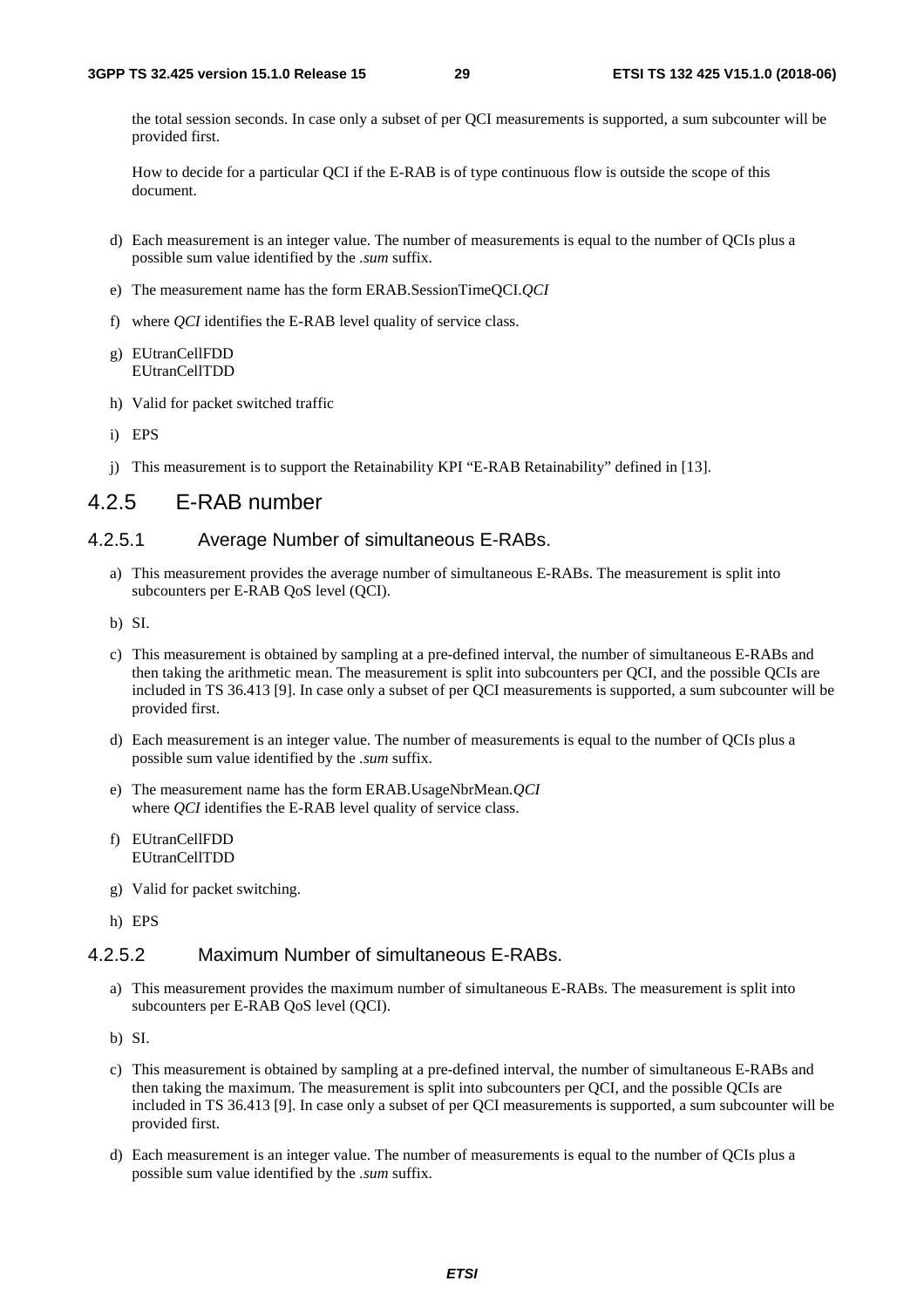the total session seconds. In case only a subset of per QCI measurements is supported, a sum subcounter will be provided first.

How to decide for a particular QCI if the E-RAB is of type continuous flow is outside the scope of this document.

d) Each measurement is an integer value. The number of measurements is equal to the number of QCIs plus a possible sum value identified by the *.sum* suffix.

e) The measurement name has the form ERAB.SessionTimeQCI.*QCI*

f) where *QCI* identifies the E-RAB level quality of service class.

g) EUtranCellFDD
EUtranCellTDD

h) Valid for packet switched traffic

i) EPS

j) This measurement is to support the Retainability KPI "E-RAB Retainability" defined in [13].

### 4.2.5 E-RAB number

#### 4.2.5.1 Average Number of simultaneous E-RABs.

a) This measurement provides the average number of simultaneous E-RABs. The measurement is split into subcounters per E-RAB QoS level (QCI).

b) SI.

c) This measurement is obtained by sampling at a pre-defined interval, the number of simultaneous E-RABs and then taking the arithmetic mean. The measurement is split into subcounters per QCI, and the possible QCIs are included in TS 36.413 [9]. In case only a subset of per QCI measurements is supported, a sum subcounter will be provided first.

d) Each measurement is an integer value. The number of measurements is equal to the number of QCIs plus a possible sum value identified by the *.sum* suffix.

e) The measurement name has the form ERAB.UsageNbrMean.*QCI*
where *QCI* identifies the E-RAB level quality of service class.

f) EUtranCellFDD
EUtranCellTDD

g) Valid for packet switching.

h) EPS

#### 4.2.5.2 Maximum Number of simultaneous E-RABs.

a) This measurement provides the maximum number of simultaneous E-RABs. The measurement is split into subcounters per E-RAB QoS level (QCI).

b) SI.

c) This measurement is obtained by sampling at a pre-defined interval, the number of simultaneous E-RABs and then taking the maximum. The measurement is split into subcounters per QCI, and the possible QCIs are included in TS 36.413 [9]. In case only a subset of per QCI measurements is supported, a sum subcounter will be provided first.

d) Each measurement is an integer value. The number of measurements is equal to the number of QCIs plus a possible sum value identified by the *.sum* suffix.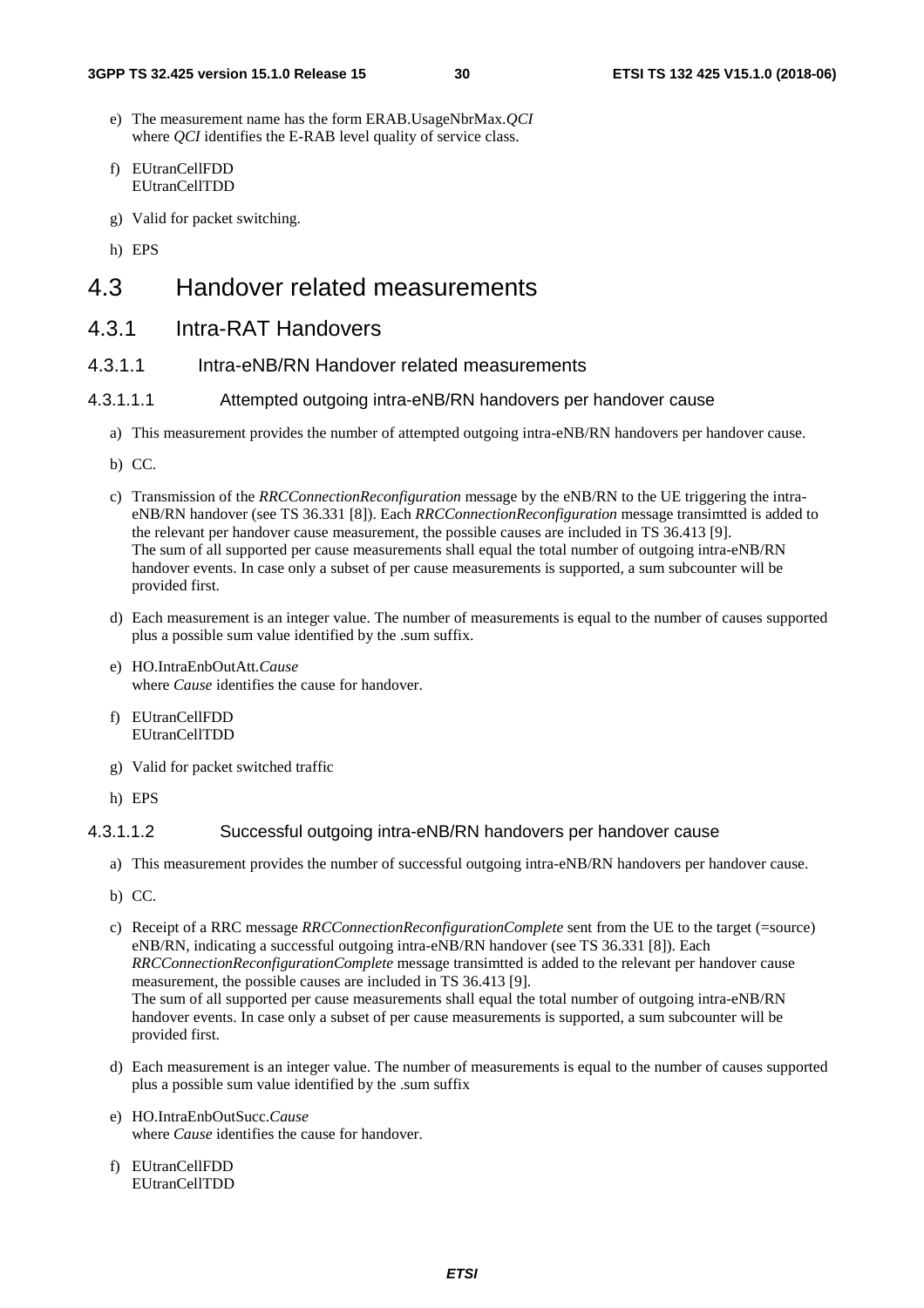e) The measurement name has the form ERAB.UsageNbrMax.*QCI*
where *QCI* identifies the E-RAB level quality of service class.

f) EUtranCellFDD
EUtranCellTDD

g) Valid for packet switching.

h) EPS

# 4.3 Handover related measurements

## 4.3.1 Intra-RAT Handovers

### 4.3.1.1 Intra-eNB/RN Handover related measurements

#### 4.3.1.1.1 Attempted outgoing intra-eNB/RN handovers per handover cause

a) This measurement provides the number of attempted outgoing intra-eNB/RN handovers per handover cause.

b) CC.

c) Transmission of the *RRCConnectionReconfiguration* message by the eNB/RN to the UE triggering the intra-eNB/RN handover (see TS 36.331 [8]). Each *RRCConnectionReconfiguration* message transimtted is added to the relevant per handover cause measurement, the possible causes are included in TS 36.413 [9].
The sum of all supported per cause measurements shall equal the total number of outgoing intra-eNB/RN handover events. In case only a subset of per cause measurements is supported, a sum subcounter will be provided first.

d) Each measurement is an integer value. The number of measurements is equal to the number of causes supported plus a possible sum value identified by the .sum suffix.

e) HO.IntraEnbOutAtt.*Cause*
where *Cause* identifies the cause for handover.

f) EUtranCellFDD
EUtranCellTDD

g) Valid for packet switched traffic

h) EPS

#### 4.3.1.1.2 Successful outgoing intra-eNB/RN handovers per handover cause

a) This measurement provides the number of successful outgoing intra-eNB/RN handovers per handover cause.

b) CC.

c) Receipt of a RRC message *RRCConnectionReconfigurationComplete* sent from the UE to the target (=source) eNB/RN, indicating a successful outgoing intra-eNB/RN handover (see TS 36.331 [8]). Each *RRCConnectionReconfigurationComplete* message transimtted is added to the relevant per handover cause measurement, the possible causes are included in TS 36.413 [9].
The sum of all supported per cause measurements shall equal the total number of outgoing intra-eNB/RN handover events. In case only a subset of per cause measurements is supported, a sum subcounter will be provided first.

d) Each measurement is an integer value. The number of measurements is equal to the number of causes supported plus a possible sum value identified by the .sum suffix

e) HO.IntraEnbOutSucc.*Cause*
where *Cause* identifies the cause for handover.

f) EUtranCellFDD
EUtranCellTDD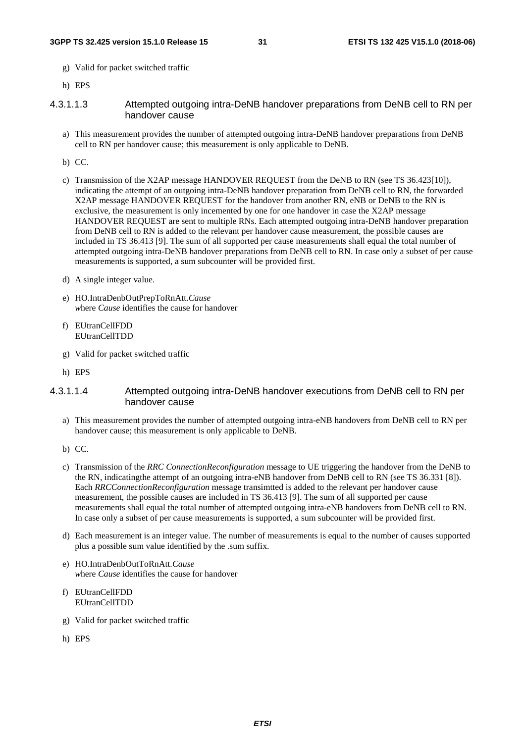g) Valid for packet switched traffic

h) EPS

##### 4.3.1.1.3 Attempted outgoing intra-DeNB handover preparations from DeNB cell to RN per handover cause

a) This measurement provides the number of attempted outgoing intra-DeNB handover preparations from DeNB cell to RN per handover cause; this measurement is only applicable to DeNB.

b) CC.

c) Transmission of the X2AP message HANDOVER REQUEST from the DeNB to RN (see TS 36.423[10]), indicating the attempt of an outgoing intra-DeNB handover preparation from DeNB cell to RN, the forwarded X2AP message HANDOVER REQUEST for the handover from another RN, eNB or DeNB to the RN is exclusive, the measurement is only incemented by one for one handover in case the X2AP message HANDOVER REQUEST are sent to multiple RNs. Each attempted outgoing intra-DeNB handover preparation from DeNB cell to RN is added to the relevant per handover cause measurement, the possible causes are included in TS 36.413 [9]. The sum of all supported per cause measurements shall equal the total number of attempted outgoing intra-DeNB handover preparations from DeNB cell to RN. In case only a subset of per cause measurements is supported, a sum subcounter will be provided first.

d) A single integer value.

e) HO.IntraDenbOutPrepToRnAtt.*Cause*
*w*here *Cause* identifies the cause for handover

f) EUtranCellFDD
EUtranCellTDD

g) Valid for packet switched traffic

h) EPS

##### 4.3.1.1.4 Attempted outgoing intra-DeNB handover executions from DeNB cell to RN per handover cause

a) This measurement provides the number of attempted outgoing intra-eNB handovers from DeNB cell to RN per handover cause; this measurement is only applicable to DeNB.

b) CC.

c) Transmission of the *RRC ConnectionReconfiguration* message to UE triggering the handover from the DeNB to the RN, indicatingthe attempt of an outgoing intra-eNB handover from DeNB cell to RN (see TS 36.331 [8]). Each *RRCConnectionReconfiguration* message transimtted is added to the relevant per handover cause measurement, the possible causes are included in TS 36.413 [9]. The sum of all supported per cause measurements shall equal the total number of attempted outgoing intra-eNB handovers from DeNB cell to RN. In case only a subset of per cause measurements is supported, a sum subcounter will be provided first.

d) Each measurement is an integer value. The number of measurements is equal to the number of causes supported plus a possible sum value identified by the .sum suffix.

e) HO.IntraDenbOutToRnAtt.*Cause*
*w*here *Cause* identifies the cause for handover

f) EUtranCellFDD
EUtranCellTDD

g) Valid for packet switched traffic

h) EPS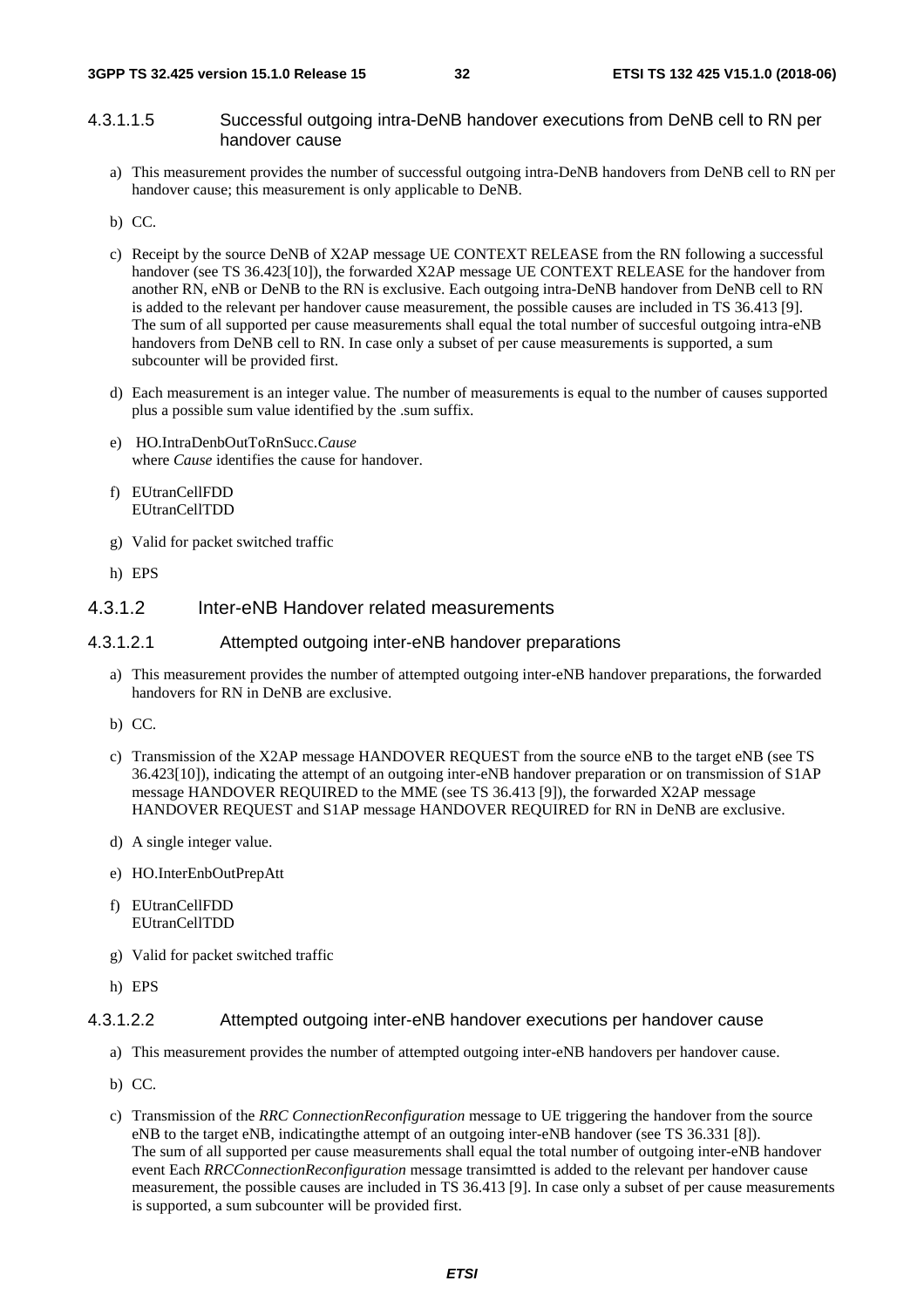#### 4.3.1.1.5 Successful outgoing intra-DeNB handover executions from DeNB cell to RN per handover cause

a) This measurement provides the number of successful outgoing intra-DeNB handovers from DeNB cell to RN per handover cause; this measurement is only applicable to DeNB.

b) CC.

c) Receipt by the source DeNB of X2AP message UE CONTEXT RELEASE from the RN following a successful handover (see TS 36.423[10]), the forwarded X2AP message UE CONTEXT RELEASE for the handover from another RN, eNB or DeNB to the RN is exclusive. Each outgoing intra-DeNB handover from DeNB cell to RN is added to the relevant per handover cause measurement, the possible causes are included in TS 36.413 [9]. The sum of all supported per cause measurements shall equal the total number of succesful outgoing intra-eNB handovers from DeNB cell to RN. In case only a subset of per cause measurements is supported, a sum subcounter will be provided first.

d) Each measurement is an integer value. The number of measurements is equal to the number of causes supported plus a possible sum value identified by the .sum suffix.

e) HO.IntraDenbOutToRnSucc.*Cause*
where *Cause* identifies the cause for handover.

f) EUtranCellFDD
EUtranCellTDD

g) Valid for packet switched traffic

h) EPS

### 4.3.1.2 Inter-eNB Handover related measurements

#### 4.3.1.2.1 Attempted outgoing inter-eNB handover preparations

a) This measurement provides the number of attempted outgoing inter-eNB handover preparations, the forwarded handovers for RN in DeNB are exclusive.

b) CC.

c) Transmission of the X2AP message HANDOVER REQUEST from the source eNB to the target eNB (see TS 36.423[10]), indicating the attempt of an outgoing inter-eNB handover preparation or on transmission of S1AP message HANDOVER REQUIRED to the MME (see TS 36.413 [9]), the forwarded X2AP message HANDOVER REQUEST and S1AP message HANDOVER REQUIRED for RN in DeNB are exclusive.

d) A single integer value.

e) HO.InterEnbOutPrepAtt

f) EUtranCellFDD
EUtranCellTDD

g) Valid for packet switched traffic

h) EPS

#### 4.3.1.2.2 Attempted outgoing inter-eNB handover executions per handover cause

a) This measurement provides the number of attempted outgoing inter-eNB handovers per handover cause.

b) CC.

c) Transmission of the *RRC ConnectionReconfiguration* message to UE triggering the handover from the source eNB to the target eNB, indicatingthe attempt of an outgoing inter-eNB handover (see TS 36.331 [8]). The sum of all supported per cause measurements shall equal the total number of outgoing inter-eNB handover event Each *RRCConnectionReconfiguration* message transimtted is added to the relevant per handover cause measurement, the possible causes are included in TS 36.413 [9]. In case only a subset of per cause measurements is supported, a sum subcounter will be provided first.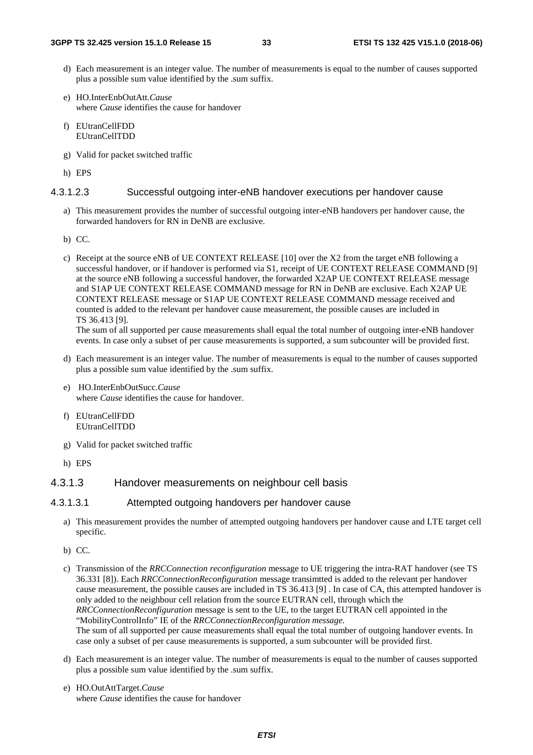d) Each measurement is an integer value. The number of measurements is equal to the number of causes supported plus a possible sum value identified by the .sum suffix.

e) HO.InterEnbOutAtt.*Cause*
*w*here *Cause* identifies the cause for handover

f) EUtranCellFDD
EUtranCellTDD

g) Valid for packet switched traffic

h) EPS

#### 4.3.1.2.3 Successful outgoing inter-eNB handover executions per handover cause

a) This measurement provides the number of successful outgoing inter-eNB handovers per handover cause, the forwarded handovers for RN in DeNB are exclusive.

b) CC.

c) Receipt at the source eNB of UE CONTEXT RELEASE [10] over the X2 from the target eNB following a successful handover, or if handover is performed via S1, receipt of UE CONTEXT RELEASE COMMAND [9] at the source eNB following a successful handover, the forwarded X2AP UE CONTEXT RELEASE message and S1AP UE CONTEXT RELEASE COMMAND message for RN in DeNB are exclusive. Each X2AP UE CONTEXT RELEASE message or S1AP UE CONTEXT RELEASE COMMAND message received and counted is added to the relevant per handover cause measurement, the possible causes are included in TS 36.413 [9].
The sum of all supported per cause measurements shall equal the total number of outgoing inter-eNB handover events. In case only a subset of per cause measurements is supported, a sum subcounter will be provided first.

d) Each measurement is an integer value. The number of measurements is equal to the number of causes supported plus a possible sum value identified by the .sum suffix.

e) HO.InterEnbOutSucc.*Cause*
where *Cause* identifies the cause for handover.

f) EUtranCellFDD
EUtranCellTDD

g) Valid for packet switched traffic

h) EPS

### 4.3.1.3 Handover measurements on neighbour cell basis

#### 4.3.1.3.1 Attempted outgoing handovers per handover cause

a) This measurement provides the number of attempted outgoing handovers per handover cause and LTE target cell specific.

b) CC.

c) Transmission of the *RRCConnection reconfiguration* message to UE triggering the intra-RAT handover (see TS 36.331 [8]). Each *RRCConnectionReconfiguration* message transimtted is added to the relevant per handover cause measurement, the possible causes are included in TS 36.413 [9] . In case of CA, this attempted handover is only added to the neighbour cell relation from the source EUTRAN cell, through which the *RRCConnectionReconfiguration* message is sent to the UE, to the target EUTRAN cell appointed in the "MobilityControlInfo" IE of the *RRCConnectionReconfiguration message*.
The sum of all supported per cause measurements shall equal the total number of outgoing handover events. In case only a subset of per cause measurements is supported, a sum subcounter will be provided first.

d) Each measurement is an integer value. The number of measurements is equal to the number of causes supported plus a possible sum value identified by the .sum suffix.

e) HO.OutAttTarget.*Cause*
*w*here *Cause* identifies the cause for handover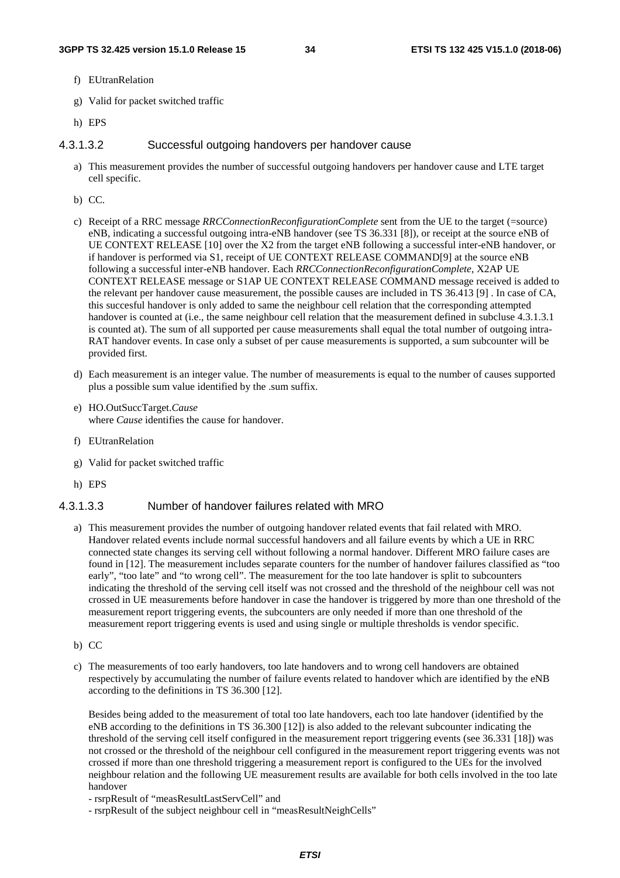f) EUtranRelation

g) Valid for packet switched traffic

h) EPS

#### 4.3.1.3.2 Successful outgoing handovers per handover cause

a) This measurement provides the number of successful outgoing handovers per handover cause and LTE target cell specific.

b) CC.

c) Receipt of a RRC message *RRCConnectionReconfigurationComplete* sent from the UE to the target (=source) eNB, indicating a successful outgoing intra-eNB handover (see TS 36.331 [8]), or receipt at the source eNB of UE CONTEXT RELEASE [10] over the X2 from the target eNB following a successful inter-eNB handover, or if handover is performed via S1, receipt of UE CONTEXT RELEASE COMMAND[9] at the source eNB following a successful inter-eNB handover. Each *RRCConnectionReconfigurationComplete*, X2AP UE CONTEXT RELEASE message or S1AP UE CONTEXT RELEASE COMMAND message received is added to the relevant per handover cause measurement, the possible causes are included in TS 36.413 [9] . In case of CA, this succesful handover is only added to same the neighbour cell relation that the corresponding attempted handover is counted at (i.e., the same neighbour cell relation that the measurement defined in subcluse 4.3.1.3.1 is counted at). The sum of all supported per cause measurements shall equal the total number of outgoing intra-RAT handover events. In case only a subset of per cause measurements is supported, a sum subcounter will be provided first.

d) Each measurement is an integer value. The number of measurements is equal to the number of causes supported plus a possible sum value identified by the .sum suffix.

e) HO.OutSuccTarget.*Cause*
where *Cause* identifies the cause for handover.

f) EUtranRelation

g) Valid for packet switched traffic

h) EPS

#### 4.3.1.3.3 Number of handover failures related with MRO

a) This measurement provides the number of outgoing handover related events that fail related with MRO. Handover related events include normal successful handovers and all failure events by which a UE in RRC connected state changes its serving cell without following a normal handover. Different MRO failure cases are found in [12]. The measurement includes separate counters for the number of handover failures classified as "too early", "too late" and "to wrong cell". The measurement for the too late handover is split to subcounters indicating the threshold of the serving cell itself was not crossed and the threshold of the neighbour cell was not crossed in UE measurements before handover in case the handover is triggered by more than one threshold of the measurement report triggering events, the subcounters are only needed if more than one threshold of the measurement report triggering events is used and using single or multiple thresholds is vendor specific.

b) CC

c) The measurements of too early handovers, too late handovers and to wrong cell handovers are obtained respectively by accumulating the number of failure events related to handover which are identified by the eNB according to the definitions in TS 36.300 [12].

Besides being added to the measurement of total too late handovers, each too late handover (identified by the eNB according to the definitions in TS 36.300 [12]) is also added to the relevant subcounter indicating the threshold of the serving cell itself configured in the measurement report triggering events (see 36.331 [18]) was not crossed or the threshold of the neighbour cell configured in the measurement report triggering events was not crossed if more than one threshold triggering a measurement report is configured to the UEs for the involved neighbour relation and the following UE measurement results are available for both cells involved in the too late handover

- rsrpResult of "measResultLastServCell" and
- rsrpResult of the subject neighbour cell in "measResultNeighCells"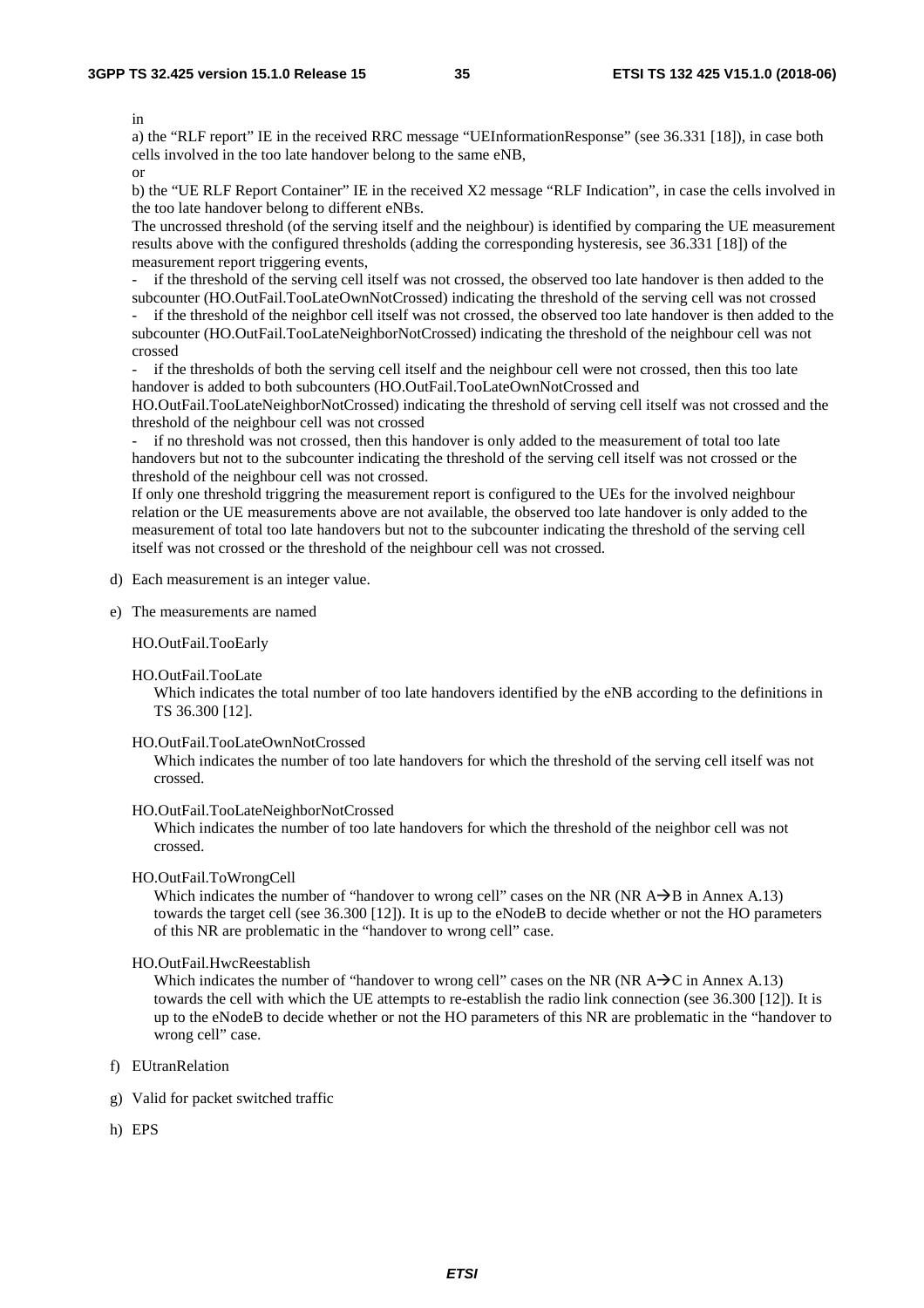in

a) the "RLF report" IE in the received RRC message "UEInformationResponse" (see 36.331 [18]), in case both cells involved in the too late handover belong to the same eNB,

or

b) the "UE RLF Report Container" IE in the received X2 message "RLF Indication", in case the cells involved in the too late handover belong to different eNBs.

The uncrossed threshold (of the serving itself and the neighbour) is identified by comparing the UE measurement results above with the configured thresholds (adding the corresponding hysteresis, see 36.331 [18]) of the measurement report triggering events,

- if the threshold of the serving cell itself was not crossed, the observed too late handover is then added to the subcounter (HO.OutFail.TooLateOwnNotCrossed) indicating the threshold of the serving cell was not crossed
- if the threshold of the neighbor cell itself was not crossed, the observed too late handover is then added to the subcounter (HO.OutFail.TooLateNeighborNotCrossed) indicating the threshold of the neighbour cell was not crossed
- if the thresholds of both the serving cell itself and the neighbour cell were not crossed, then this too late handover is added to both subcounters (HO.OutFail.TooLateOwnNotCrossed and HO.OutFail.TooLateNeighborNotCrossed) indicating the threshold of serving cell itself was not crossed and the threshold of the neighbour cell was not crossed
- if no threshold was not crossed, then this handover is only added to the measurement of total too late handovers but not to the subcounter indicating the threshold of the serving cell itself was not crossed or the threshold of the neighbour cell was not crossed.

If only one threshold triggring the measurement report is configured to the UEs for the involved neighbour relation or the UE measurements above are not available, the observed too late handover is only added to the measurement of total too late handovers but not to the subcounter indicating the threshold of the serving cell itself was not crossed or the threshold of the neighbour cell was not crossed.

d) Each measurement is an integer value.

e) The measurements are named

HO.OutFail.TooEarly

HO.OutFail.TooLate
Which indicates the total number of too late handovers identified by the eNB according to the definitions in TS 36.300 [12].

HO.OutFail.TooLateOwnNotCrossed
Which indicates the number of too late handovers for which the threshold of the serving cell itself was not crossed.

HO.OutFail.TooLateNeighborNotCrossed
Which indicates the number of too late handovers for which the threshold of the neighbor cell was not crossed.

HO.OutFail.ToWrongCell
Which indicates the number of "handover to wrong cell" cases on the NR (NR A→B in Annex A.13) towards the target cell (see 36.300 [12]). It is up to the eNodeB to decide whether or not the HO parameters of this NR are problematic in the "handover to wrong cell" case.

HO.OutFail.HwcReestablish
Which indicates the number of "handover to wrong cell" cases on the NR (NR A→C in Annex A.13) towards the cell with which the UE attempts to re-establish the radio link connection (see 36.300 [12]). It is up to the eNodeB to decide whether or not the HO parameters of this NR are problematic in the "handover to wrong cell" case.

f) EUtranRelation

g) Valid for packet switched traffic

h) EPS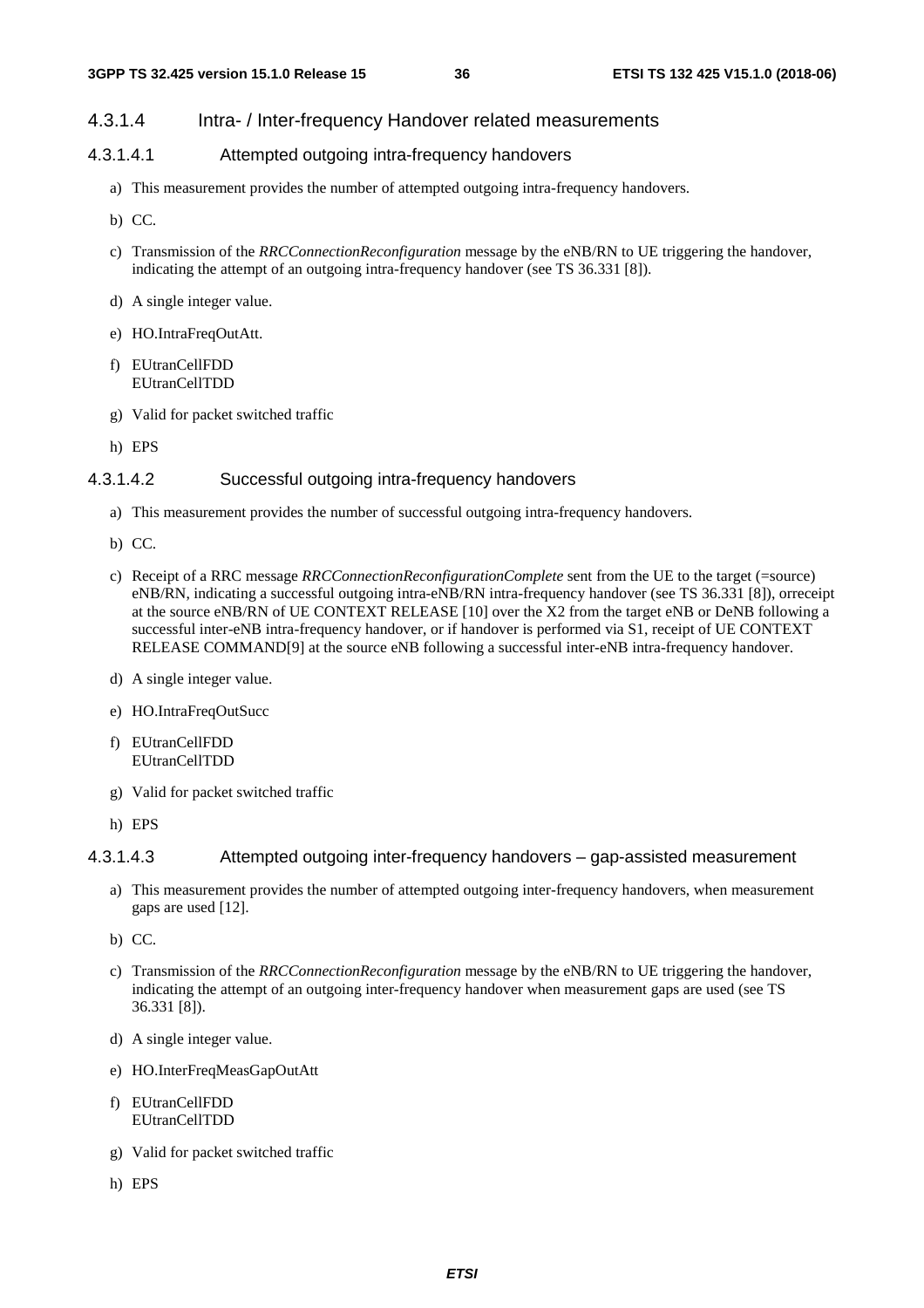#### 4.3.1.4 Intra- / Inter-frequency Handover related measurements

##### 4.3.1.4.1 Attempted outgoing intra-frequency handovers

a) This measurement provides the number of attempted outgoing intra-frequency handovers.

b) CC.

c) Transmission of the *RRCConnectionReconfiguration* message by the eNB/RN to UE triggering the handover, indicating the attempt of an outgoing intra-frequency handover (see TS 36.331 [8]).

d) A single integer value.

e) HO.IntraFreqOutAtt.

f) EUtranCellFDD
EUtranCellTDD

g) Valid for packet switched traffic

h) EPS

##### 4.3.1.4.2 Successful outgoing intra-frequency handovers

a) This measurement provides the number of successful outgoing intra-frequency handovers.

b) CC.

c) Receipt of a RRC message *RRCConnectionReconfigurationComplete* sent from the UE to the target (=source) eNB/RN, indicating a successful outgoing intra-eNB/RN intra-frequency handover (see TS 36.331 [8]), orreceipt at the source eNB/RN of UE CONTEXT RELEASE [10] over the X2 from the target eNB or DeNB following a successful inter-eNB intra-frequency handover, or if handover is performed via S1, receipt of UE CONTEXT RELEASE COMMAND[9] at the source eNB following a successful inter-eNB intra-frequency handover.

d) A single integer value.

e) HO.IntraFreqOutSucc

f) EUtranCellFDD
EUtranCellTDD

g) Valid for packet switched traffic

h) EPS

##### 4.3.1.4.3 Attempted outgoing inter-frequency handovers – gap-assisted measurement

a) This measurement provides the number of attempted outgoing inter-frequency handovers, when measurement gaps are used [12].

b) CC.

c) Transmission of the *RRCConnectionReconfiguration* message by the eNB/RN to UE triggering the handover, indicating the attempt of an outgoing inter-frequency handover when measurement gaps are used (see TS 36.331 [8]).

d) A single integer value.

e) HO.InterFreqMeasGapOutAtt

f) EUtranCellFDD
EUtranCellTDD

g) Valid for packet switched traffic

h) EPS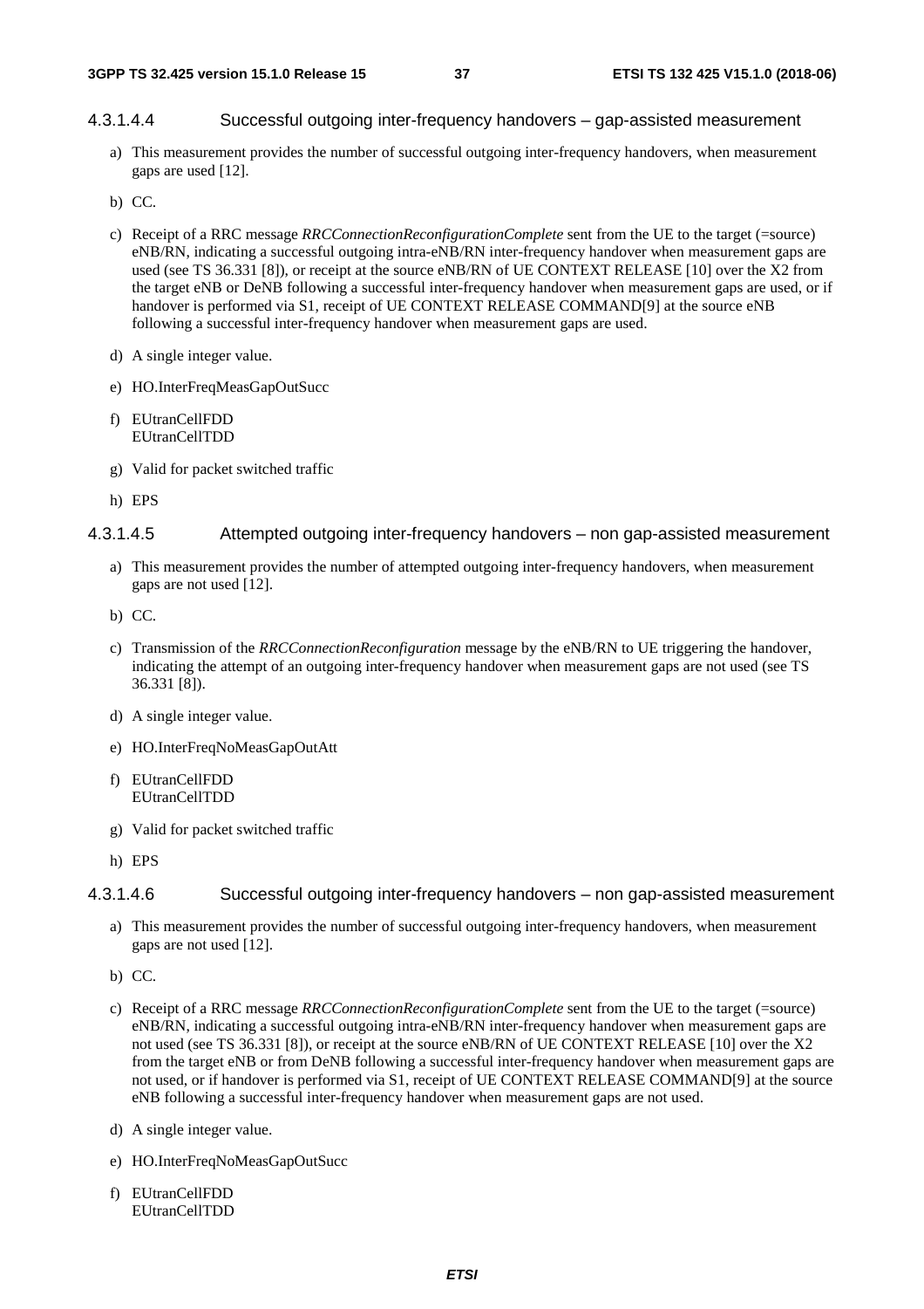#### 4.3.1.4.4 Successful outgoing inter-frequency handovers – gap-assisted measurement

a) This measurement provides the number of successful outgoing inter-frequency handovers, when measurement gaps are used [12].

b) CC.

c) Receipt of a RRC message *RRCConnectionReconfigurationComplete* sent from the UE to the target (=source) eNB/RN, indicating a successful outgoing intra-eNB/RN inter-frequency handover when measurement gaps are used (see TS 36.331 [8]), or receipt at the source eNB/RN of UE CONTEXT RELEASE [10] over the X2 from the target eNB or DeNB following a successful inter-frequency handover when measurement gaps are used, or if handover is performed via S1, receipt of UE CONTEXT RELEASE COMMAND[9] at the source eNB following a successful inter-frequency handover when measurement gaps are used.

d) A single integer value.

e) HO.InterFreqMeasGapOutSucc

f) EUtranCellFDD
EUtranCellTDD

g) Valid for packet switched traffic

h) EPS

#### 4.3.1.4.5 Attempted outgoing inter-frequency handovers – non gap-assisted measurement

a) This measurement provides the number of attempted outgoing inter-frequency handovers, when measurement gaps are not used [12].

b) CC.

c) Transmission of the *RRCConnectionReconfiguration* message by the eNB/RN to UE triggering the handover, indicating the attempt of an outgoing inter-frequency handover when measurement gaps are not used (see TS 36.331 [8]).

d) A single integer value.

e) HO.InterFreqNoMeasGapOutAtt

f) EUtranCellFDD
EUtranCellTDD

g) Valid for packet switched traffic

h) EPS

#### 4.3.1.4.6 Successful outgoing inter-frequency handovers – non gap-assisted measurement

a) This measurement provides the number of successful outgoing inter-frequency handovers, when measurement gaps are not used [12].

b) CC.

c) Receipt of a RRC message *RRCConnectionReconfigurationComplete* sent from the UE to the target (=source) eNB/RN, indicating a successful outgoing intra-eNB/RN inter-frequency handover when measurement gaps are not used (see TS 36.331 [8]), or receipt at the source eNB/RN of UE CONTEXT RELEASE [10] over the X2 from the target eNB or from DeNB following a successful inter-frequency handover when measurement gaps are not used, or if handover is performed via S1, receipt of UE CONTEXT RELEASE COMMAND[9] at the source eNB following a successful inter-frequency handover when measurement gaps are not used.

d) A single integer value.

e) HO.InterFreqNoMeasGapOutSucc

f) EUtranCellFDD
EUtranCellTDD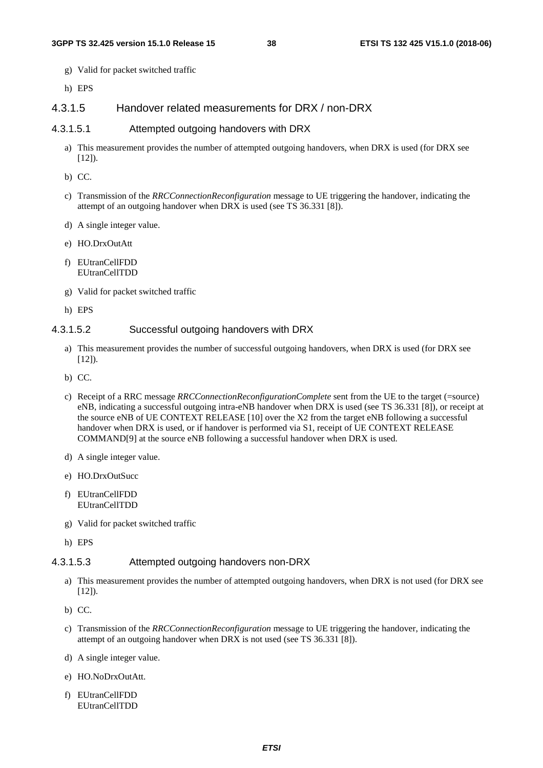g) Valid for packet switched traffic

h) EPS

#### 4.3.1.5 Handover related measurements for DRX / non-DRX

##### 4.3.1.5.1 Attempted outgoing handovers with DRX

a) This measurement provides the number of attempted outgoing handovers, when DRX is used (for DRX see [12]).

b) CC.

c) Transmission of the *RRCConnectionReconfiguration* message to UE triggering the handover, indicating the attempt of an outgoing handover when DRX is used (see TS 36.331 [8]).

d) A single integer value.

e) HO.DrxOutAtt

f) EUtranCellFDD
EUtranCellTDD

g) Valid for packet switched traffic

h) EPS

##### 4.3.1.5.2 Successful outgoing handovers with DRX

a) This measurement provides the number of successful outgoing handovers, when DRX is used (for DRX see [12]).

b) CC.

c) Receipt of a RRC message *RRCConnectionReconfigurationComplete* sent from the UE to the target (=source) eNB, indicating a successful outgoing intra-eNB handover when DRX is used (see TS 36.331 [8]), or receipt at the source eNB of UE CONTEXT RELEASE [10] over the X2 from the target eNB following a successful handover when DRX is used, or if handover is performed via S1, receipt of UE CONTEXT RELEASE COMMAND[9] at the source eNB following a successful handover when DRX is used.

d) A single integer value.

e) HO.DrxOutSucc

f) EUtranCellFDD
EUtranCellTDD

g) Valid for packet switched traffic

h) EPS

##### 4.3.1.5.3 Attempted outgoing handovers non-DRX

a) This measurement provides the number of attempted outgoing handovers, when DRX is not used (for DRX see [12]).

b) CC.

c) Transmission of the *RRCConnectionReconfiguration* message to UE triggering the handover, indicating the attempt of an outgoing handover when DRX is not used (see TS 36.331 [8]).

d) A single integer value.

e) HO.NoDrxOutAtt.

f) EUtranCellFDD
EUtranCellTDD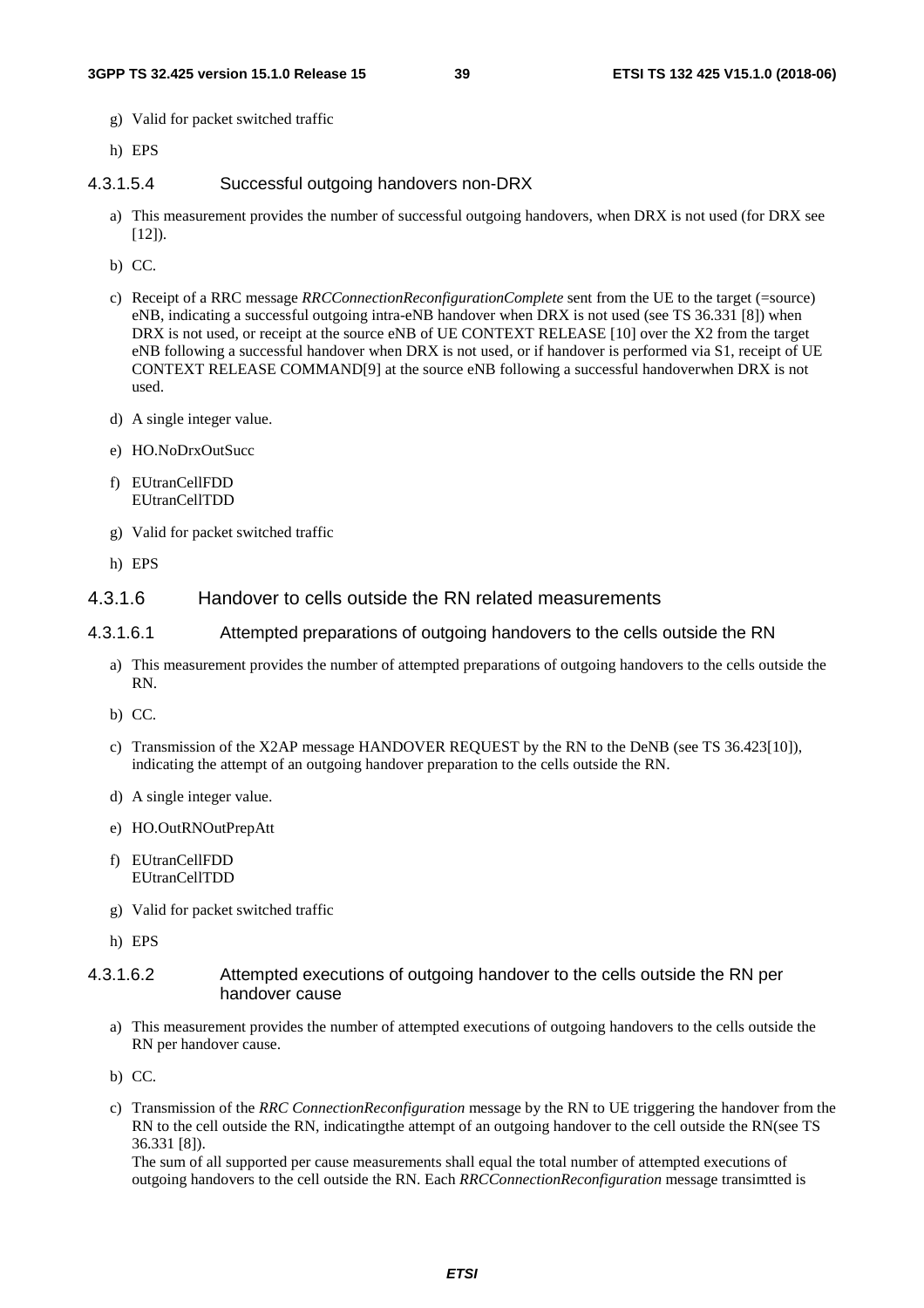g) Valid for packet switched traffic

h) EPS

#### 4.3.1.5.4 Successful outgoing handovers non-DRX

a) This measurement provides the number of successful outgoing handovers, when DRX is not used (for DRX see [12]).

b) CC.

c) Receipt of a RRC message *RRCConnectionReconfigurationComplete* sent from the UE to the target (=source) eNB, indicating a successful outgoing intra-eNB handover when DRX is not used (see TS 36.331 [8]) when DRX is not used, or receipt at the source eNB of UE CONTEXT RELEASE [10] over the X2 from the target eNB following a successful handover when DRX is not used, or if handover is performed via S1, receipt of UE CONTEXT RELEASE COMMAND[9] at the source eNB following a successful handoverwhen DRX is not used.

d) A single integer value.

e) HO.NoDrxOutSucc

f) EUtranCellFDD
EUtranCellTDD

g) Valid for packet switched traffic

h) EPS

### 4.3.1.6 Handover to cells outside the RN related measurements

#### 4.3.1.6.1 Attempted preparations of outgoing handovers to the cells outside the RN

a) This measurement provides the number of attempted preparations of outgoing handovers to the cells outside the RN.

b) CC.

c) Transmission of the X2AP message HANDOVER REQUEST by the RN to the DeNB (see TS 36.423[10]), indicating the attempt of an outgoing handover preparation to the cells outside the RN.

d) A single integer value.

e) HO.OutRNOutPrepAtt

f) EUtranCellFDD
EUtranCellTDD

g) Valid for packet switched traffic

h) EPS

#### 4.3.1.6.2 Attempted executions of outgoing handover to the cells outside the RN per handover cause

a) This measurement provides the number of attempted executions of outgoing handovers to the cells outside the RN per handover cause.

b) CC.

c) Transmission of the *RRC ConnectionReconfiguration* message by the RN to UE triggering the handover from the RN to the cell outside the RN, indicatingthe attempt of an outgoing handover to the cell outside the RN(see TS 36.331 [8]).
The sum of all supported per cause measurements shall equal the total number of attempted executions of outgoing handovers to the cell outside the RN. Each *RRCConnectionReconfiguration* message transimtted is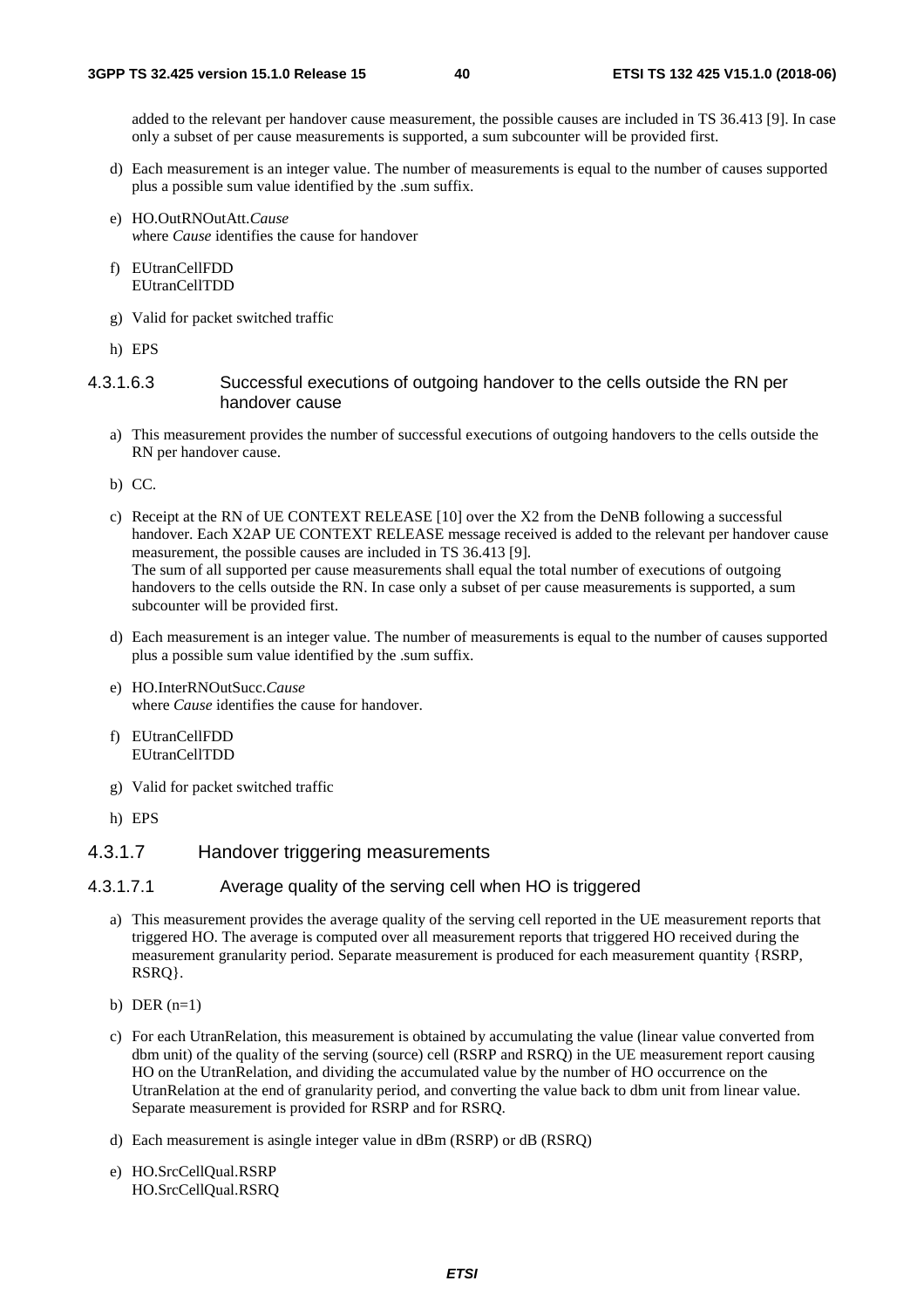added to the relevant per handover cause measurement, the possible causes are included in TS 36.413 [9]. In case only a subset of per cause measurements is supported, a sum subcounter will be provided first.

d) Each measurement is an integer value. The number of measurements is equal to the number of causes supported plus a possible sum value identified by the .sum suffix.

e) HO.OutRNOutAtt.*Cause*
*w*here *Cause* identifies the cause for handover

f) EUtranCellFDD
EUtranCellTDD

g) Valid for packet switched traffic

h) EPS

#### 4.3.1.6.3 Successful executions of outgoing handover to the cells outside the RN per handover cause

a) This measurement provides the number of successful executions of outgoing handovers to the cells outside the RN per handover cause.

b) CC.

c) Receipt at the RN of UE CONTEXT RELEASE [10] over the X2 from the DeNB following a successful handover. Each X2AP UE CONTEXT RELEASE message received is added to the relevant per handover cause measurement, the possible causes are included in TS 36.413 [9].
The sum of all supported per cause measurements shall equal the total number of executions of outgoing handovers to the cells outside the RN. In case only a subset of per cause measurements is supported, a sum subcounter will be provided first.

d) Each measurement is an integer value. The number of measurements is equal to the number of causes supported plus a possible sum value identified by the .sum suffix.

e) HO.InterRNOutSucc.*Cause*
where *Cause* identifies the cause for handover.

f) EUtranCellFDD
EUtranCellTDD

g) Valid for packet switched traffic

h) EPS

### 4.3.1.7 Handover triggering measurements

#### 4.3.1.7.1 Average quality of the serving cell when HO is triggered

a) This measurement provides the average quality of the serving cell reported in the UE measurement reports that triggered HO. The average is computed over all measurement reports that triggered HO received during the measurement granularity period. Separate measurement is produced for each measurement quantity {RSRP, RSRQ}.

b) DER (n=1)

c) For each UtranRelation, this measurement is obtained by accumulating the value (linear value converted from dbm unit) of the quality of the serving (source) cell (RSRP and RSRQ) in the UE measurement report causing HO on the UtranRelation, and dividing the accumulated value by the number of HO occurrence on the UtranRelation at the end of granularity period, and converting the value back to dbm unit from linear value. Separate measurement is provided for RSRP and for RSRQ.

d) Each measurement is asingle integer value in dBm (RSRP) or dB (RSRQ)

e) HO.SrcCellQual.RSRP
HO.SrcCellQual.RSRQ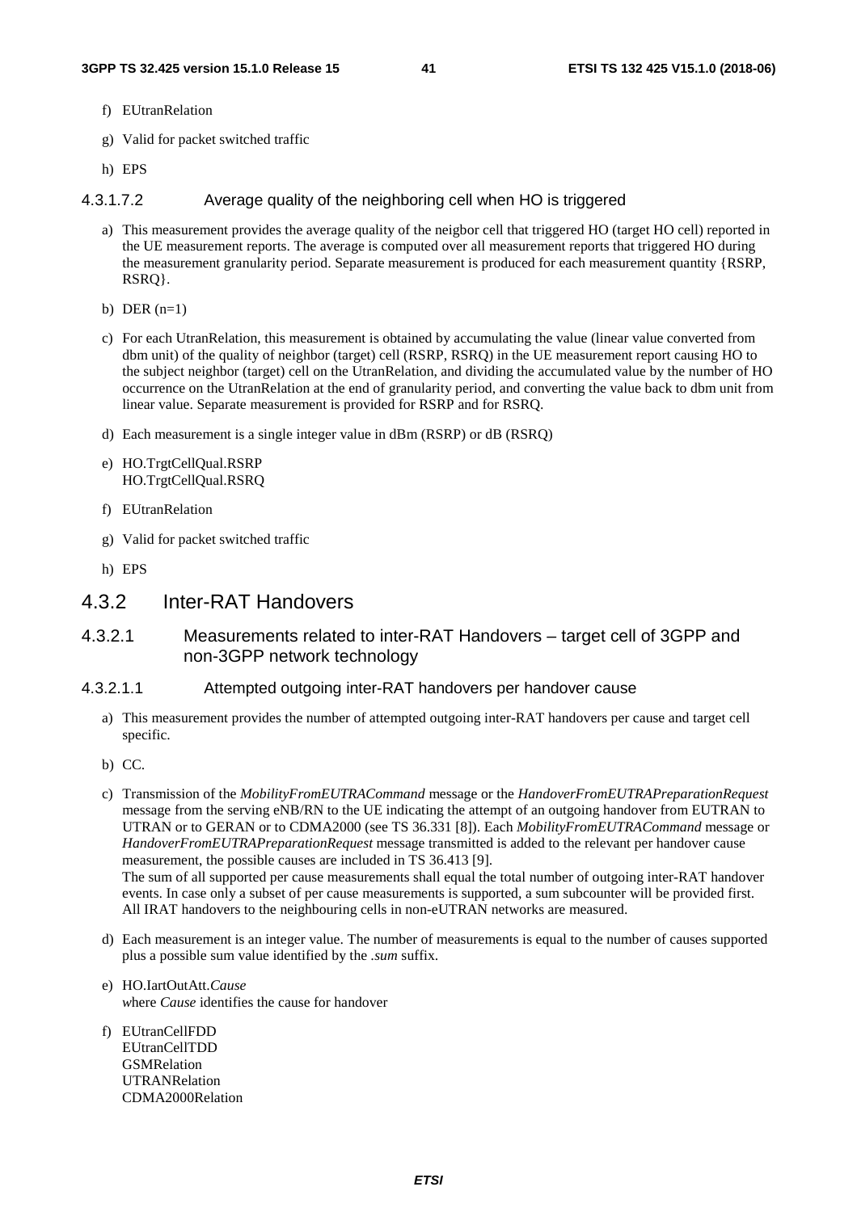f) EUtranRelation

g) Valid for packet switched traffic

h) EPS

##### 4.3.1.7.2 Average quality of the neighboring cell when HO is triggered

a) This measurement provides the average quality of the neigbor cell that triggered HO (target HO cell) reported in the UE measurement reports. The average is computed over all measurement reports that triggered HO during the measurement granularity period. Separate measurement is produced for each measurement quantity {RSRP, RSRQ}.

b) DER (n=1)

c) For each UtranRelation, this measurement is obtained by accumulating the value (linear value converted from dbm unit) of the quality of neighbor (target) cell (RSRP, RSRQ) in the UE measurement report causing HO to the subject neighbor (target) cell on the UtranRelation, and dividing the accumulated value by the number of HO occurrence on the UtranRelation at the end of granularity period, and converting the value back to dbm unit from linear value. Separate measurement is provided for RSRP and for RSRQ.

d) Each measurement is a single integer value in dBm (RSRP) or dB (RSRQ)

e) HO.TrgtCellQual.RSRP
HO.TrgtCellQual.RSRQ

f) EUtranRelation

g) Valid for packet switched traffic

h) EPS

### 4.3.2 Inter-RAT Handovers

#### 4.3.2.1 Measurements related to inter-RAT Handovers – target cell of 3GPP and non-3GPP network technology

##### 4.3.2.1.1 Attempted outgoing inter-RAT handovers per handover cause

a) This measurement provides the number of attempted outgoing inter-RAT handovers per cause and target cell specific.

b) CC.

c) Transmission of the *MobilityFromEUTRACommand* message or the *HandoverFromEUTRAPreparationRequest* message from the serving eNB/RN to the UE indicating the attempt of an outgoing handover from EUTRAN to UTRAN or to GERAN or to CDMA2000 (see TS 36.331 [8]). Each *MobilityFromEUTRACommand* message or *HandoverFromEUTRAPreparationRequest* message transmitted is added to the relevant per handover cause measurement, the possible causes are included in TS 36.413 [9].
The sum of all supported per cause measurements shall equal the total number of outgoing inter-RAT handover events. In case only a subset of per cause measurements is supported, a sum subcounter will be provided first. All IRAT handovers to the neighbouring cells in non-eUTRAN networks are measured.

d) Each measurement is an integer value. The number of measurements is equal to the number of causes supported plus a possible sum value identified by the *.sum* suffix.

e) HO.IartOutAtt.*Cause*
*w*here *Cause* identifies the cause for handover

f) EUtranCellFDD
EUtranCellTDD
GSMRelation
UTRANRelation
CDMA2000Relation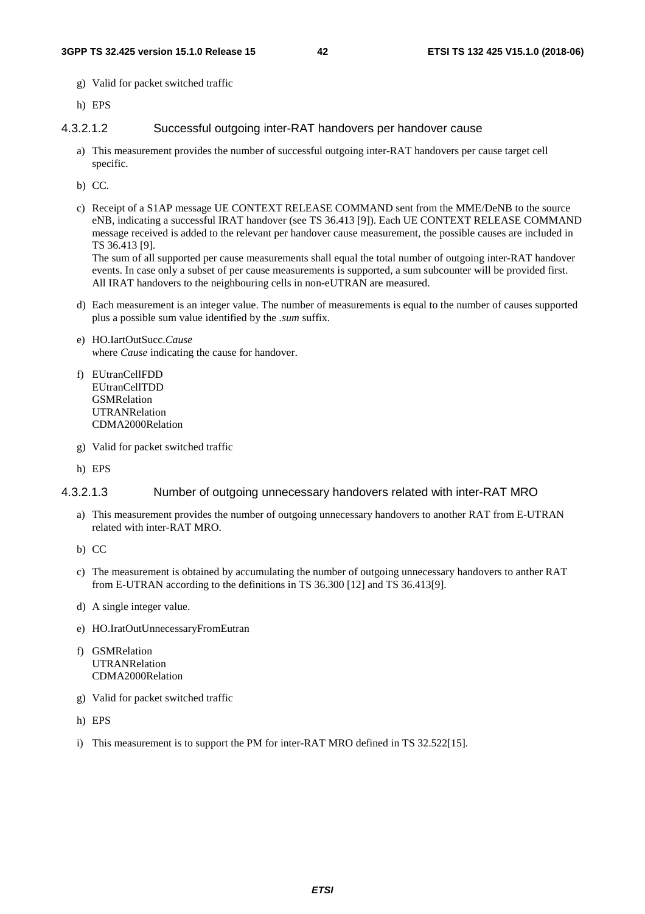g) Valid for packet switched traffic

h) EPS

#### 4.3.2.1.2 Successful outgoing inter-RAT handovers per handover cause

a) This measurement provides the number of successful outgoing inter-RAT handovers per cause target cell specific.

b) CC.

c) Receipt of a S1AP message UE CONTEXT RELEASE COMMAND sent from the MME/DeNB to the source eNB, indicating a successful IRAT handover (see TS 36.413 [9]). Each UE CONTEXT RELEASE COMMAND message received is added to the relevant per handover cause measurement, the possible causes are included in TS 36.413 [9].
The sum of all supported per cause measurements shall equal the total number of outgoing inter-RAT handover events. In case only a subset of per cause measurements is supported, a sum subcounter will be provided first. All IRAT handovers to the neighbouring cells in non-eUTRAN are measured.

d) Each measurement is an integer value. The number of measurements is equal to the number of causes supported plus a possible sum value identified by the *.sum* suffix.

e) HO.IartOutSucc.*Cause*
*w*here *Cause* indicating the cause for handover.

f) EUtranCellFDD
EUtranCellTDD
GSMRelation
UTRANRelation
CDMA2000Relation

g) Valid for packet switched traffic

h) EPS

#### 4.3.2.1.3 Number of outgoing unnecessary handovers related with inter-RAT MRO

a) This measurement provides the number of outgoing unnecessary handovers to another RAT from E-UTRAN related with inter-RAT MRO.

b) CC

c) The measurement is obtained by accumulating the number of outgoing unnecessary handovers to anther RAT from E-UTRAN according to the definitions in TS 36.300 [12] and TS 36.413[9].

d) A single integer value.

e) HO.IratOutUnnecessaryFromEutran

f) GSMRelation
UTRANRelation
CDMA2000Relation

g) Valid for packet switched traffic

h) EPS

i) This measurement is to support the PM for inter-RAT MRO defined in TS 32.522[15].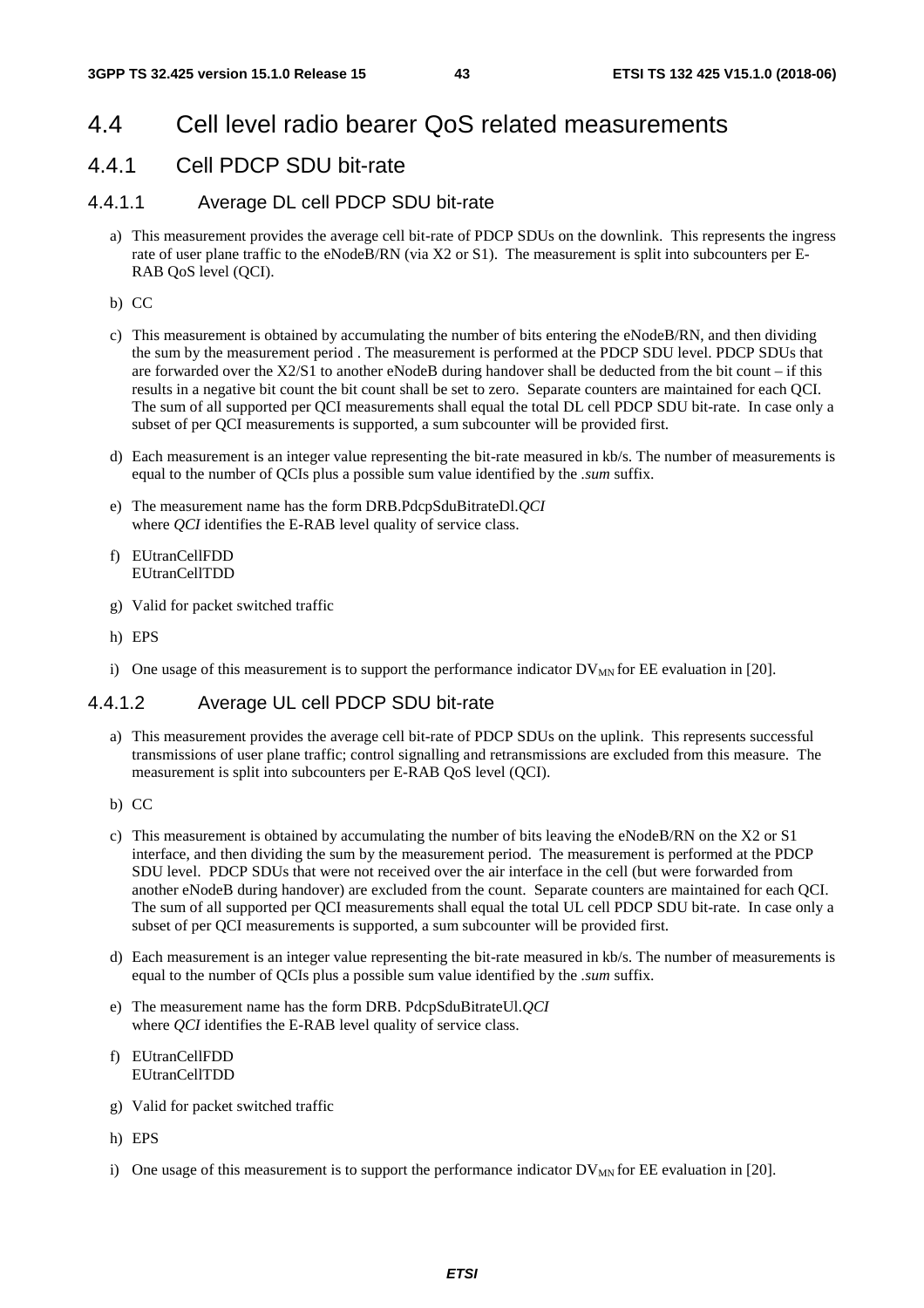# 4.4 Cell level radio bearer QoS related measurements

## 4.4.1 Cell PDCP SDU bit-rate

### 4.4.1.1 Average DL cell PDCP SDU bit-rate

a) This measurement provides the average cell bit-rate of PDCP SDUs on the downlink. This represents the ingress rate of user plane traffic to the eNodeB/RN (via X2 or S1). The measurement is split into subcounters per E-RAB QoS level (QCI).

b) CC

c) This measurement is obtained by accumulating the number of bits entering the eNodeB/RN, and then dividing the sum by the measurement period . The measurement is performed at the PDCP SDU level. PDCP SDUs that are forwarded over the X2/S1 to another eNodeB during handover shall be deducted from the bit count – if this results in a negative bit count the bit count shall be set to zero. Separate counters are maintained for each QCI. The sum of all supported per QCI measurements shall equal the total DL cell PDCP SDU bit-rate. In case only a subset of per QCI measurements is supported, a sum subcounter will be provided first.

d) Each measurement is an integer value representing the bit-rate measured in kb/s. The number of measurements is equal to the number of QCIs plus a possible sum value identified by the *.sum* suffix.

e) The measurement name has the form DRB.PdcpSduBitrateDl.*QCI*
where *QCI* identifies the E-RAB level quality of service class.

f) EUtranCellFDD
EUtranCellTDD

g) Valid for packet switched traffic

h) EPS

i) One usage of this measurement is to support the performance indicator $DV_{MN}$ for EE evaluation in [20].

### 4.4.1.2 Average UL cell PDCP SDU bit-rate

a) This measurement provides the average cell bit-rate of PDCP SDUs on the uplink. This represents successful transmissions of user plane traffic; control signalling and retransmissions are excluded from this measure. The measurement is split into subcounters per E-RAB QoS level (QCI).

b) CC

c) This measurement is obtained by accumulating the number of bits leaving the eNodeB/RN on the X2 or S1 interface, and then dividing the sum by the measurement period. The measurement is performed at the PDCP SDU level. PDCP SDUs that were not received over the air interface in the cell (but were forwarded from another eNodeB during handover) are excluded from the count. Separate counters are maintained for each QCI. The sum of all supported per QCI measurements shall equal the total UL cell PDCP SDU bit-rate. In case only a subset of per QCI measurements is supported, a sum subcounter will be provided first.

d) Each measurement is an integer value representing the bit-rate measured in kb/s. The number of measurements is equal to the number of QCIs plus a possible sum value identified by the *.sum* suffix.

e) The measurement name has the form DRB. PdcpSduBitrateUl.*QCI*
where *QCI* identifies the E-RAB level quality of service class.

f) EUtranCellFDD
EUtranCellTDD

g) Valid for packet switched traffic

h) EPS

i) One usage of this measurement is to support the performance indicator $DV_{MN}$ for EE evaluation in [20].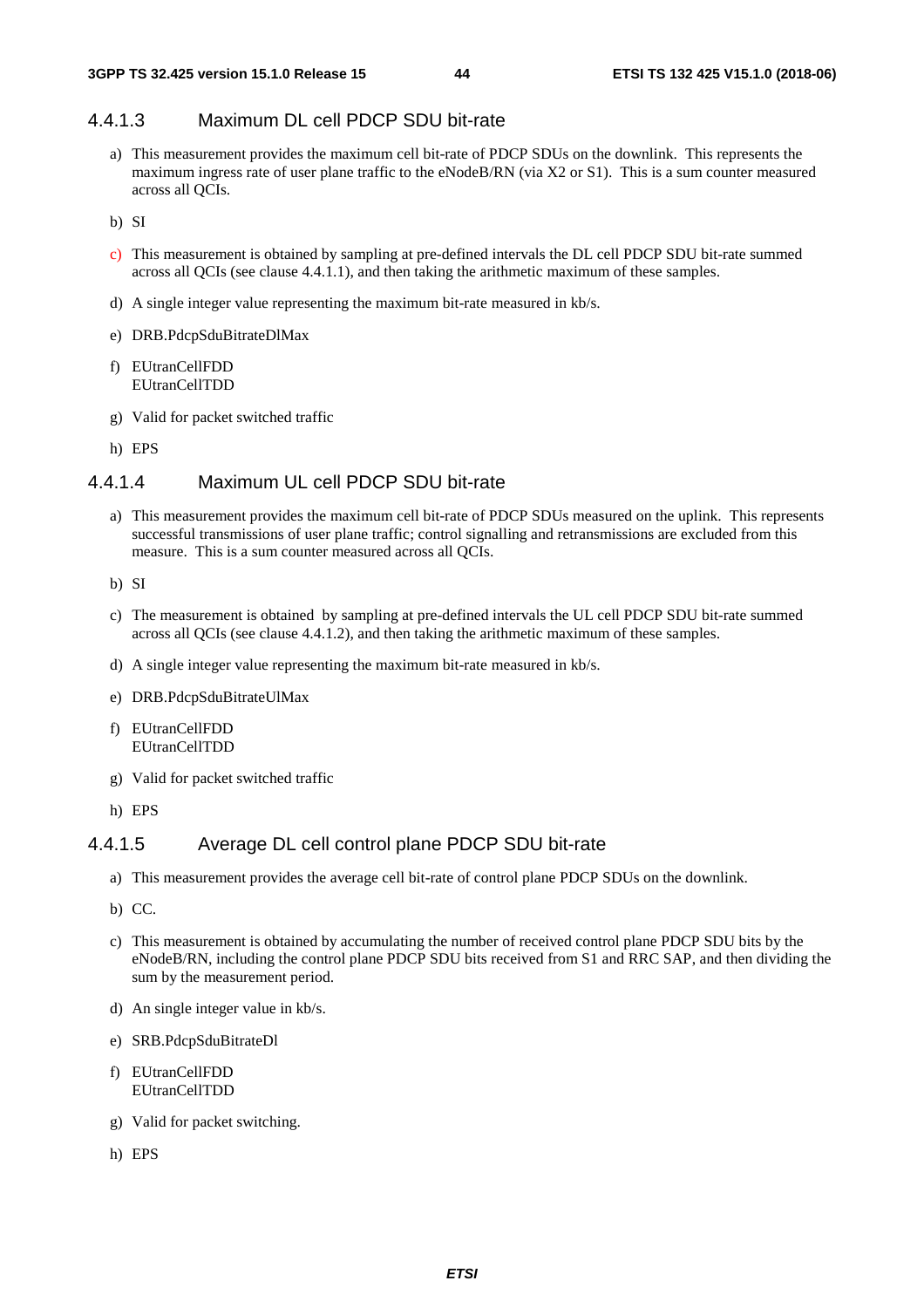#### 4.4.1.3 Maximum DL cell PDCP SDU bit-rate

a) This measurement provides the maximum cell bit-rate of PDCP SDUs on the downlink. This represents the maximum ingress rate of user plane traffic to the eNodeB/RN (via X2 or S1). This is a sum counter measured across all QCIs.

b) SI

c) This measurement is obtained by sampling at pre-defined intervals the DL cell PDCP SDU bit-rate summed across all QCIs (see clause 4.4.1.1), and then taking the arithmetic maximum of these samples.

d) A single integer value representing the maximum bit-rate measured in kb/s.

e) DRB.PdcpSduBitrateDlMax

f) EUtranCellFDD
EUtranCellTDD

g) Valid for packet switched traffic

h) EPS

#### 4.4.1.4 Maximum UL cell PDCP SDU bit-rate

a) This measurement provides the maximum cell bit-rate of PDCP SDUs measured on the uplink. This represents successful transmissions of user plane traffic; control signalling and retransmissions are excluded from this measure. This is a sum counter measured across all QCIs.

b) SI

c) The measurement is obtained by sampling at pre-defined intervals the UL cell PDCP SDU bit-rate summed across all QCIs (see clause 4.4.1.2), and then taking the arithmetic maximum of these samples.

d) A single integer value representing the maximum bit-rate measured in kb/s.

e) DRB.PdcpSduBitrateUlMax

f) EUtranCellFDD
EUtranCellTDD

g) Valid for packet switched traffic

h) EPS

#### 4.4.1.5 Average DL cell control plane PDCP SDU bit-rate

a) This measurement provides the average cell bit-rate of control plane PDCP SDUs on the downlink.

b) CC.

c) This measurement is obtained by accumulating the number of received control plane PDCP SDU bits by the eNodeB/RN, including the control plane PDCP SDU bits received from S1 and RRC SAP, and then dividing the sum by the measurement period.

d) An single integer value in kb/s.

e) SRB.PdcpSduBitrateDl

f) EUtranCellFDD
EUtranCellTDD

g) Valid for packet switching.

h) EPS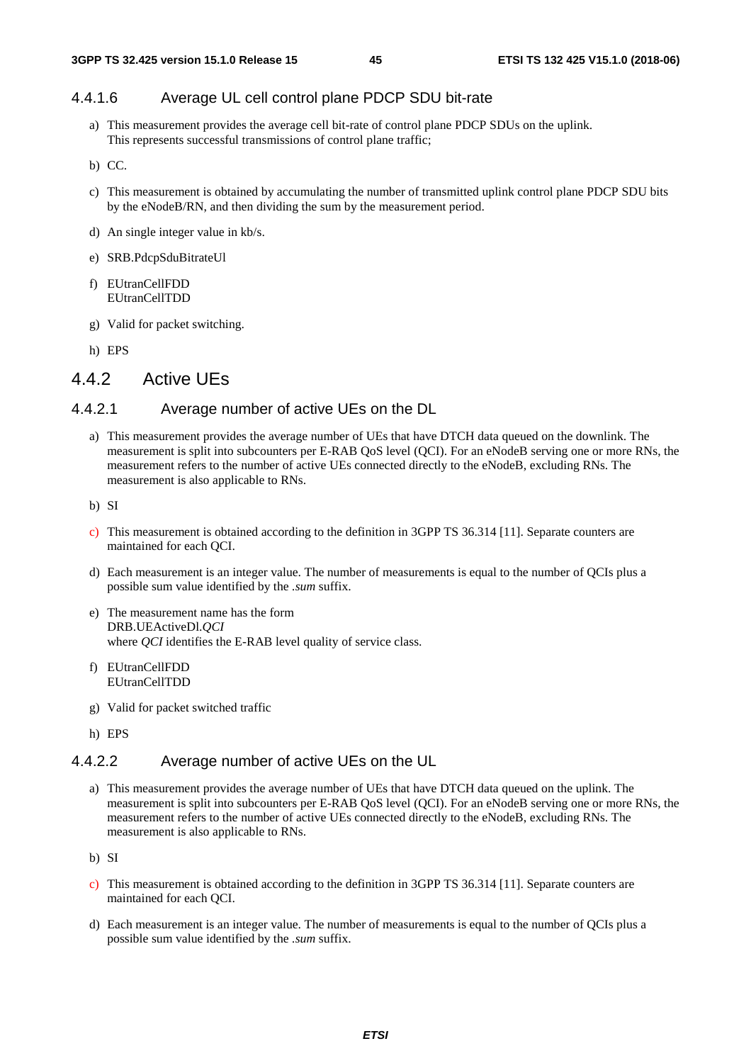#### 4.4.1.6 Average UL cell control plane PDCP SDU bit-rate

a) This measurement provides the average cell bit-rate of control plane PDCP SDUs on the uplink. This represents successful transmissions of control plane traffic;

b) CC.

c) This measurement is obtained by accumulating the number of transmitted uplink control plane PDCP SDU bits by the eNodeB/RN, and then dividing the sum by the measurement period.

d) An single integer value in kb/s.

e) SRB.PdcpSduBitrateUl

f) EUtranCellFDD
EUtranCellTDD

g) Valid for packet switching.

h) EPS

### 4.4.2 Active UEs

#### 4.4.2.1 Average number of active UEs on the DL

a) This measurement provides the average number of UEs that have DTCH data queued on the downlink. The measurement is split into subcounters per E-RAB QoS level (QCI). For an eNodeB serving one or more RNs, the measurement refers to the number of active UEs connected directly to the eNodeB, excluding RNs. The measurement is also applicable to RNs.

b) SI

c) This measurement is obtained according to the definition in 3GPP TS 36.314 [11]. Separate counters are maintained for each QCI.

d) Each measurement is an integer value. The number of measurements is equal to the number of QCIs plus a possible sum value identified by the *.sum* suffix.

e) The measurement name has the form
DRB.UEActiveDl.*QCI*
where *QCI* identifies the E-RAB level quality of service class.

f) EUtranCellFDD
EUtranCellTDD

g) Valid for packet switched traffic

h) EPS

#### 4.4.2.2 Average number of active UEs on the UL

a) This measurement provides the average number of UEs that have DTCH data queued on the uplink. The measurement is split into subcounters per E-RAB QoS level (QCI). For an eNodeB serving one or more RNs, the measurement refers to the number of active UEs connected directly to the eNodeB, excluding RNs. The measurement is also applicable to RNs.

b) SI

c) This measurement is obtained according to the definition in 3GPP TS 36.314 [11]. Separate counters are maintained for each QCI.

d) Each measurement is an integer value. The number of measurements is equal to the number of QCIs plus a possible sum value identified by the *.sum* suffix.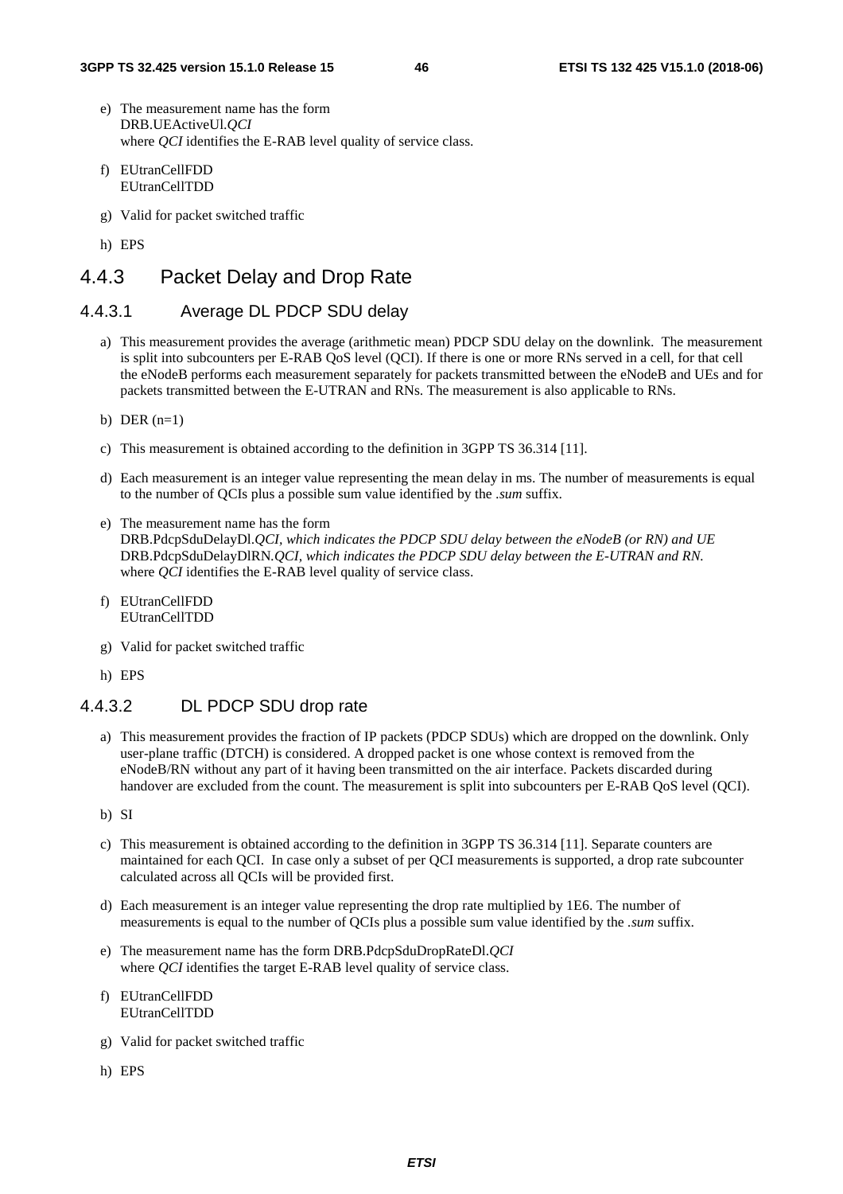e) The measurement name has the form
   DRB.UEActiveUl.*QCI*
   where *QCI* identifies the E-RAB level quality of service class.

f) EUtranCellFDD
   EUtranCellTDD

g) Valid for packet switched traffic

h) EPS

## 4.4.3 Packet Delay and Drop Rate

### 4.4.3.1 Average DL PDCP SDU delay

a) This measurement provides the average (arithmetic mean) PDCP SDU delay on the downlink. The measurement is split into subcounters per E-RAB QoS level (QCI). If there is one or more RNs served in a cell, for that cell the eNodeB performs each measurement separately for packets transmitted between the eNodeB and UEs and for packets transmitted between the E-UTRAN and RNs. The measurement is also applicable to RNs.

b) DER (n=1)

c) This measurement is obtained according to the definition in 3GPP TS 36.314 [11].

d) Each measurement is an integer value representing the mean delay in ms. The number of measurements is equal to the number of QCIs plus a possible sum value identified by the *.sum* suffix.

e) The measurement name has the form
   DRB.PdcpSduDelayDl.*QCI, which indicates the PDCP SDU delay between the eNodeB (or RN) and UE*
   DRB.PdcpSduDelayDlRN.*QCI, which indicates the PDCP SDU delay between the E-UTRAN and RN.*
   where *QCI* identifies the E-RAB level quality of service class.

f) EUtranCellFDD
   EUtranCellTDD

g) Valid for packet switched traffic

h) EPS

### 4.4.3.2 DL PDCP SDU drop rate

a) This measurement provides the fraction of IP packets (PDCP SDUs) which are dropped on the downlink. Only user-plane traffic (DTCH) is considered. A dropped packet is one whose context is removed from the eNodeB/RN without any part of it having been transmitted on the air interface. Packets discarded during handover are excluded from the count. The measurement is split into subcounters per E-RAB QoS level (QCI).

b) SI

c) This measurement is obtained according to the definition in 3GPP TS 36.314 [11]. Separate counters are maintained for each QCI. In case only a subset of per QCI measurements is supported, a drop rate subcounter calculated across all QCIs will be provided first.

d) Each measurement is an integer value representing the drop rate multiplied by 1E6. The number of measurements is equal to the number of QCIs plus a possible sum value identified by the *.sum* suffix.

e) The measurement name has the form DRB.PdcpSduDropRateDl.*QCI*
   where *QCI* identifies the target E-RAB level quality of service class.

f) EUtranCellFDD
   EUtranCellTDD

g) Valid for packet switched traffic

h) EPS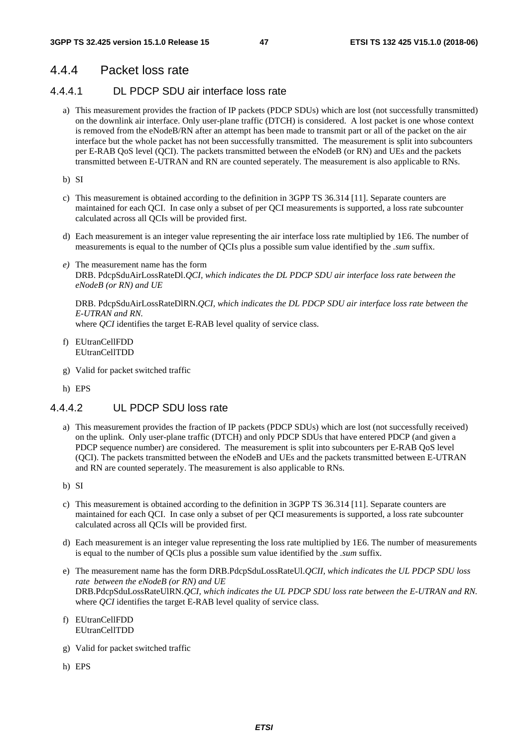### 4.4.4 Packet loss rate

#### 4.4.4.1 DL PDCP SDU air interface loss rate

a) This measurement provides the fraction of IP packets (PDCP SDUs) which are lost (not successfully transmitted) on the downlink air interface. Only user-plane traffic (DTCH) is considered. A lost packet is one whose context is removed from the eNodeB/RN after an attempt has been made to transmit part or all of the packet on the air interface but the whole packet has not been successfully transmitted. The measurement is split into subcounters per E-RAB QoS level (QCI). The packets transmitted between the eNodeB (or RN) and UEs and the packets transmitted between E-UTRAN and RN are counted seperately. The measurement is also applicable to RNs.

b) SI

c) This measurement is obtained according to the definition in 3GPP TS 36.314 [11]. Separate counters are maintained for each QCI. In case only a subset of per QCI measurements is supported, a loss rate subcounter calculated across all QCIs will be provided first.

d) Each measurement is an integer value representing the air interface loss rate multiplied by 1E6. The number of measurements is equal to the number of QCIs plus a possible sum value identified by the *.sum* suffix.

*e)* The measurement name has the form
DRB. PdcpSduAirLossRateDl.*QCI, which indicates the DL PDCP SDU air interface loss rate between the eNodeB (or RN) and UE*

DRB. PdcpSduAirLossRateDlRN.*QCI, which indicates the DL PDCP SDU air interface loss rate between the E-UTRAN and RN.*
where *QCI* identifies the target E-RAB level quality of service class.

f) EUtranCellFDD
EUtranCellTDD

g) Valid for packet switched traffic

h) EPS

#### 4.4.4.2 UL PDCP SDU loss rate

a) This measurement provides the fraction of IP packets (PDCP SDUs) which are lost (not successfully received) on the uplink. Only user-plane traffic (DTCH) and only PDCP SDUs that have entered PDCP (and given a PDCP sequence number) are considered. The measurement is split into subcounters per E-RAB QoS level (QCI). The packets transmitted between the eNodeB and UEs and the packets transmitted between E-UTRAN and RN are counted seperately. The measurement is also applicable to RNs.

b) SI

c) This measurement is obtained according to the definition in 3GPP TS 36.314 [11]. Separate counters are maintained for each QCI. In case only a subset of per QCI measurements is supported, a loss rate subcounter calculated across all QCIs will be provided first.

d) Each measurement is an integer value representing the loss rate multiplied by 1E6. The number of measurements is equal to the number of QCIs plus a possible sum value identified by the *.sum* suffix.

e) The measurement name has the form DRB.PdcpSduLossRateUl.*QCII, which indicates the UL PDCP SDU loss rate between the eNodeB (or RN) and UE*
DRB.PdcpSduLossRateUlRN.*QCI, which indicates the UL PDCP SDU loss rate between the E-UTRAN and RN.*
where *QCI* identifies the target E-RAB level quality of service class.

f) EUtranCellFDD
EUtranCellTDD

g) Valid for packet switched traffic

h) EPS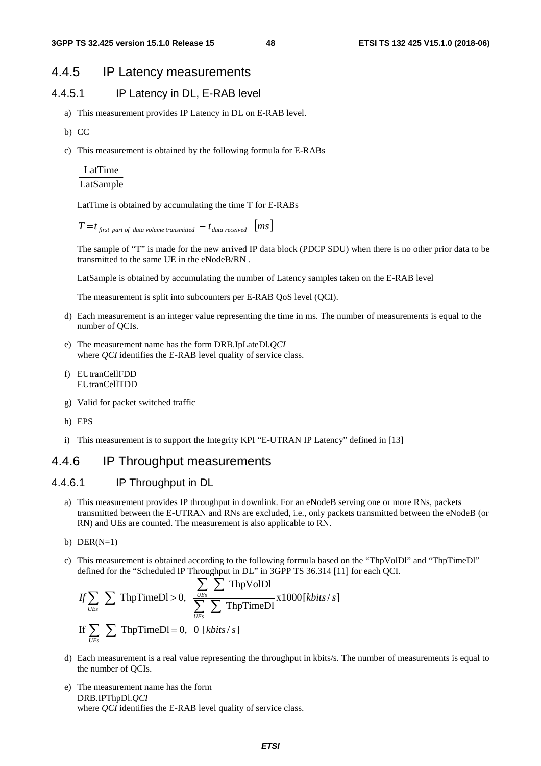## 4.4.5 IP Latency measurements

### 4.4.5.1 IP Latency in DL, E-RAB level

a) This measurement provides IP Latency in DL on E-RAB level.

b) CC

c) This measurement is obtained by the following formula for E-RABs

$$\frac{\text{LatTime}}{\text{LatSample}}$$

LatTime is obtained by accumulating the time T for E-RABs

$$T = t_{first\ \ part\ of\ \ data\ volume\ transmitted} - t_{data\ received} \quad [ms]$$

The sample of "T" is made for the new arrived IP data block (PDCP SDU) when there is no other prior data to be transmitted to the same UE in the eNodeB/RN .

LatSample is obtained by accumulating the number of Latency samples taken on the E-RAB level

The measurement is split into subcounters per E-RAB QoS level (QCI).

d) Each measurement is an integer value representing the time in ms. The number of measurements is equal to the number of QCIs.

e) The measurement name has the form DRB.IpLateDl.*QCI*
where *QCI* identifies the E-RAB level quality of service class.

f) EUtranCellFDD
EUtranCellTDD

g) Valid for packet switched traffic

h) EPS

i) This measurement is to support the Integrity KPI "E-UTRAN IP Latency" defined in [13]

## 4.4.6 IP Throughput measurements

### 4.4.6.1 IP Throughput in DL

a) This measurement provides IP throughput in downlink. For an eNodeB serving one or more RNs, packets transmitted between the E-UTRAN and RNs are excluded, i.e., only packets transmitted between the eNodeB (or RN) and UEs are counted. The measurement is also applicable to RN.

b) DER(N=1)

c) This measurement is obtained according to the following formula based on the "ThpVolDl" and "ThpTimeDl" defined for the "Scheduled IP Throughput in DL" in 3GPP TS 36.314 [11] for each QCI.

$$If \sum_{UEs} \sum \text{ThpTimeDl} > 0, \ \frac{\sum_{UEs} \sum \text{ThpVolDl}}{\sum_{UEs} \sum \text{ThpTimeDl}} \text{x}1000 [kbits/s]$$

$$\text{If} \sum_{UEs} \sum \text{ThpTimeDl} = 0, \ \ 0 \ [kbits/s]$$

d) Each measurement is a real value representing the throughput in kbits/s. The number of measurements is equal to the number of QCIs.

e) The measurement name has the form
DRB.IPThpDl.*QCI*
where *QCI* identifies the E-RAB level quality of service class.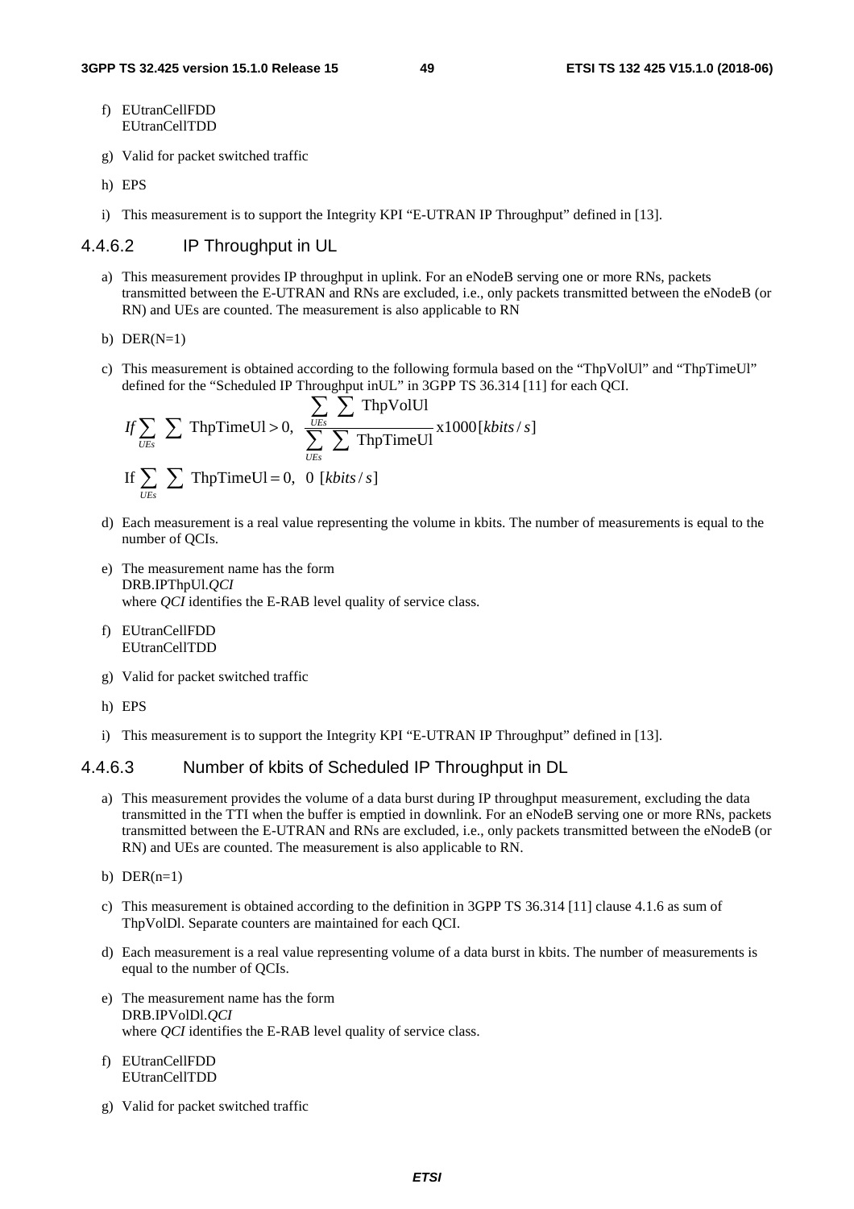f) EUtranCellFDD
   EUtranCellTDD

g) Valid for packet switched traffic

h) EPS

i) This measurement is to support the Integrity KPI "E-UTRAN IP Throughput" defined in [13].

### 4.4.6.2 IP Throughput in UL

a) This measurement provides IP throughput in uplink. For an eNodeB serving one or more RNs, packets transmitted between the E-UTRAN and RNs are excluded, i.e., only packets transmitted between the eNodeB (or RN) and UEs are counted. The measurement is also applicable to RN

b) DER(N=1)

c) This measurement is obtained according to the following formula based on the "ThpVolUl" and "ThpTimeUl" defined for the "Scheduled IP Throughput inUL" in 3GPP TS 36.314 [11] for each QCI.

$$If \sum_{UEs} \sum \text{ThpTimeUl} > 0, \ \frac{\sum_{UEs} \sum \text{ThpVolUl}}{\sum_{UEs} \sum \text{ThpTimeUl}} \text{x}1000[kbits/s]$$

$$\text{If} \sum_{UEs} \sum \text{ThpTimeUl} = 0, \ \ 0 \ [kbits/s]$$

d) Each measurement is a real value representing the volume in kbits. The number of measurements is equal to the number of QCIs.

e) The measurement name has the form
   DRB.IPThpUl.*QCI*
   where *QCI* identifies the E-RAB level quality of service class.

f) EUtranCellFDD
   EUtranCellTDD

g) Valid for packet switched traffic

h) EPS

i) This measurement is to support the Integrity KPI "E-UTRAN IP Throughput" defined in [13].

### 4.4.6.3 Number of kbits of Scheduled IP Throughput in DL

a) This measurement provides the volume of a data burst during IP throughput measurement, excluding the data transmitted in the TTI when the buffer is emptied in downlink. For an eNodeB serving one or more RNs, packets transmitted between the E-UTRAN and RNs are excluded, i.e., only packets transmitted between the eNodeB (or RN) and UEs are counted. The measurement is also applicable to RN.

b) DER(n=1)

c) This measurement is obtained according to the definition in 3GPP TS 36.314 [11] clause 4.1.6 as sum of ThpVolDl. Separate counters are maintained for each QCI.

d) Each measurement is a real value representing volume of a data burst in kbits. The number of measurements is equal to the number of QCIs.

e) The measurement name has the form
   DRB.IPVolDl.*QCI*
   where *QCI* identifies the E-RAB level quality of service class.

f) EUtranCellFDD
   EUtranCellTDD

g) Valid for packet switched traffic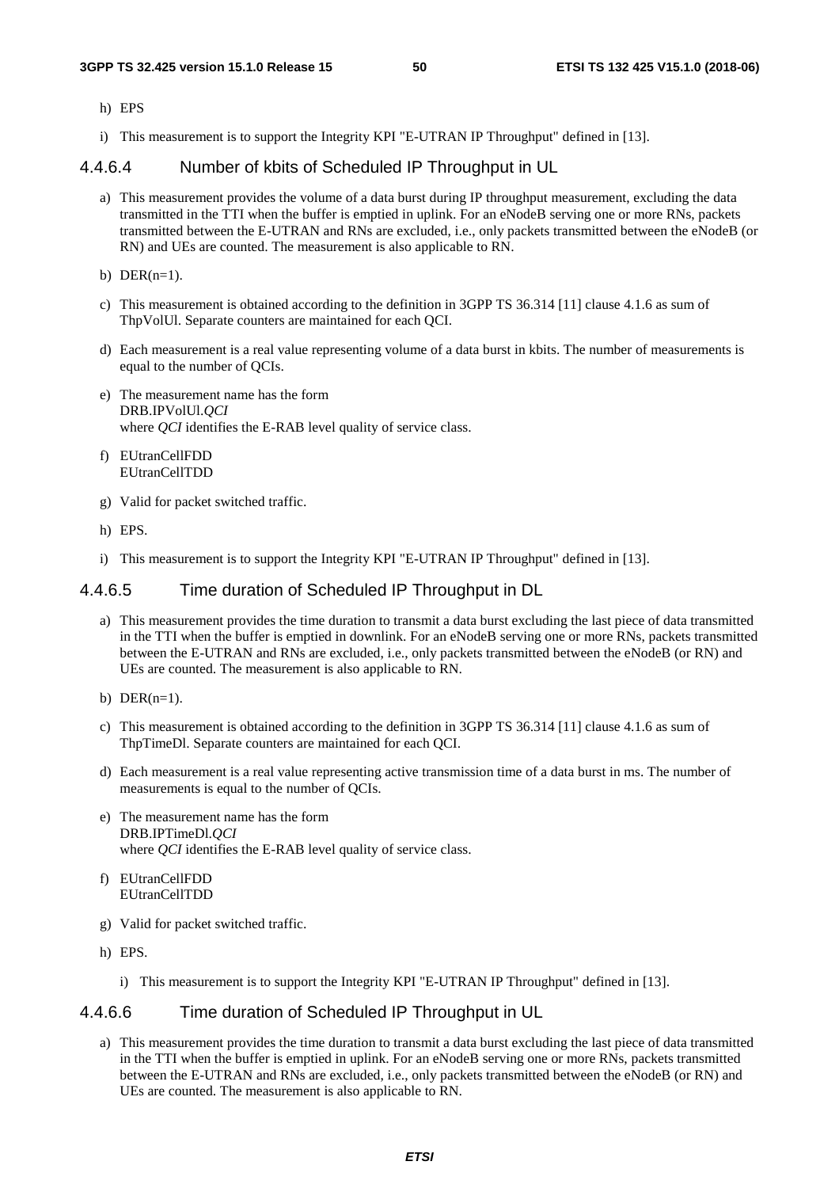h) EPS

i) This measurement is to support the Integrity KPI "E-UTRAN IP Throughput" defined in [13].

### 4.4.6.4 Number of kbits of Scheduled IP Throughput in UL

a) This measurement provides the volume of a data burst during IP throughput measurement, excluding the data transmitted in the TTI when the buffer is emptied in uplink. For an eNodeB serving one or more RNs, packets transmitted between the E-UTRAN and RNs are excluded, i.e., only packets transmitted between the eNodeB (or RN) and UEs are counted. The measurement is also applicable to RN.

b) DER(n=1).

c) This measurement is obtained according to the definition in 3GPP TS 36.314 [11] clause 4.1.6 as sum of ThpVolUl. Separate counters are maintained for each QCI.

d) Each measurement is a real value representing volume of a data burst in kbits. The number of measurements is equal to the number of QCIs.

e) The measurement name has the form
DRB.IPVolUl.*QCI*
where *QCI* identifies the E-RAB level quality of service class.

f) EUtranCellFDD
EUtranCellTDD

g) Valid for packet switched traffic.

h) EPS.

i) This measurement is to support the Integrity KPI "E-UTRAN IP Throughput" defined in [13].

### 4.4.6.5 Time duration of Scheduled IP Throughput in DL

a) This measurement provides the time duration to transmit a data burst excluding the last piece of data transmitted in the TTI when the buffer is emptied in downlink. For an eNodeB serving one or more RNs, packets transmitted between the E-UTRAN and RNs are excluded, i.e., only packets transmitted between the eNodeB (or RN) and UEs are counted. The measurement is also applicable to RN.

b) DER(n=1).

c) This measurement is obtained according to the definition in 3GPP TS 36.314 [11] clause 4.1.6 as sum of ThpTimeDl. Separate counters are maintained for each QCI.

d) Each measurement is a real value representing active transmission time of a data burst in ms. The number of measurements is equal to the number of QCIs.

e) The measurement name has the form
DRB.IPTimeDl.*QCI*
where *QCI* identifies the E-RAB level quality of service class.

f) EUtranCellFDD
EUtranCellTDD

g) Valid for packet switched traffic.

h) EPS.

i) This measurement is to support the Integrity KPI "E-UTRAN IP Throughput" defined in [13].

### 4.4.6.6 Time duration of Scheduled IP Throughput in UL

a) This measurement provides the time duration to transmit a data burst excluding the last piece of data transmitted in the TTI when the buffer is emptied in uplink. For an eNodeB serving one or more RNs, packets transmitted between the E-UTRAN and RNs are excluded, i.e., only packets transmitted between the eNodeB (or RN) and UEs are counted. The measurement is also applicable to RN.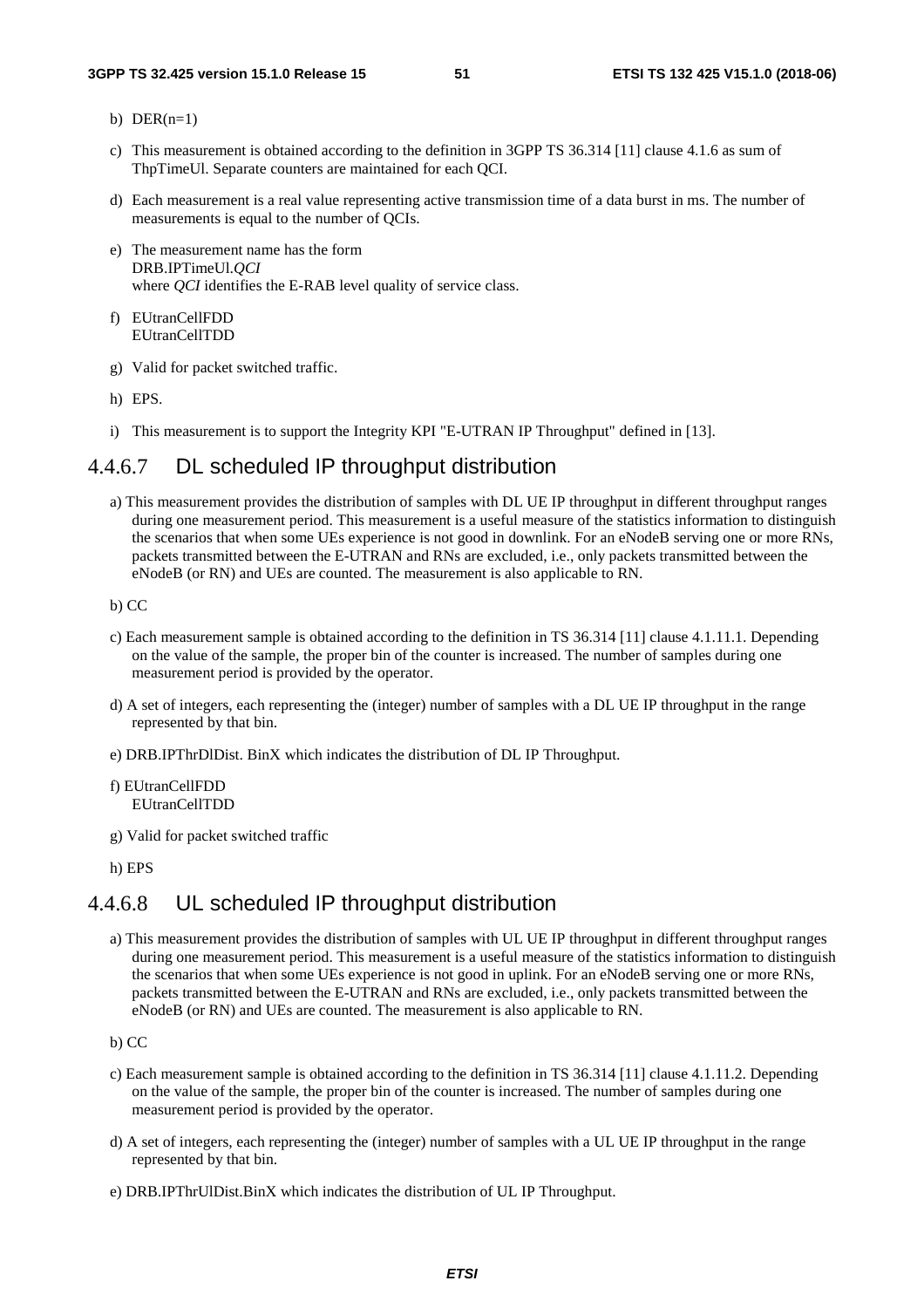b) DER(n=1)

c) This measurement is obtained according to the definition in 3GPP TS 36.314 [11] clause 4.1.6 as sum of ThpTimeUl. Separate counters are maintained for each QCI.

d) Each measurement is a real value representing active transmission time of a data burst in ms. The number of measurements is equal to the number of QCIs.

e) The measurement name has the form DRB.IPTimeUl.*QCI*
where *QCI* identifies the E-RAB level quality of service class.

f) EUtranCellFDD
EUtranCellTDD

g) Valid for packet switched traffic.

h) EPS.

i) This measurement is to support the Integrity KPI "E-UTRAN IP Throughput" defined in [13].

#### 4.4.6.7 DL scheduled IP throughput distribution

a) This measurement provides the distribution of samples with DL UE IP throughput in different throughput ranges during one measurement period. This measurement is a useful measure of the statistics information to distinguish the scenarios that when some UEs experience is not good in downlink. For an eNodeB serving one or more RNs, packets transmitted between the E-UTRAN and RNs are excluded, i.e., only packets transmitted between the eNodeB (or RN) and UEs are counted. The measurement is also applicable to RN.

b) CC

c) Each measurement sample is obtained according to the definition in TS 36.314 [11] clause 4.1.11.1. Depending on the value of the sample, the proper bin of the counter is increased. The number of samples during one measurement period is provided by the operator.

d) A set of integers, each representing the (integer) number of samples with a DL UE IP throughput in the range represented by that bin.

e) DRB.IPThrDlDist. BinX which indicates the distribution of DL IP Throughput.

f) EUtranCellFDD
EUtranCellTDD

g) Valid for packet switched traffic

h) EPS

#### 4.4.6.8 UL scheduled IP throughput distribution

a) This measurement provides the distribution of samples with UL UE IP throughput in different throughput ranges during one measurement period. This measurement is a useful measure of the statistics information to distinguish the scenarios that when some UEs experience is not good in uplink. For an eNodeB serving one or more RNs, packets transmitted between the E-UTRAN and RNs are excluded, i.e., only packets transmitted between the eNodeB (or RN) and UEs are counted. The measurement is also applicable to RN.

b) CC

c) Each measurement sample is obtained according to the definition in TS 36.314 [11] clause 4.1.11.2. Depending on the value of the sample, the proper bin of the counter is increased. The number of samples during one measurement period is provided by the operator.

d) A set of integers, each representing the (integer) number of samples with a UL UE IP throughput in the range represented by that bin.

e) DRB.IPThrUlDist.BinX which indicates the distribution of UL IP Throughput.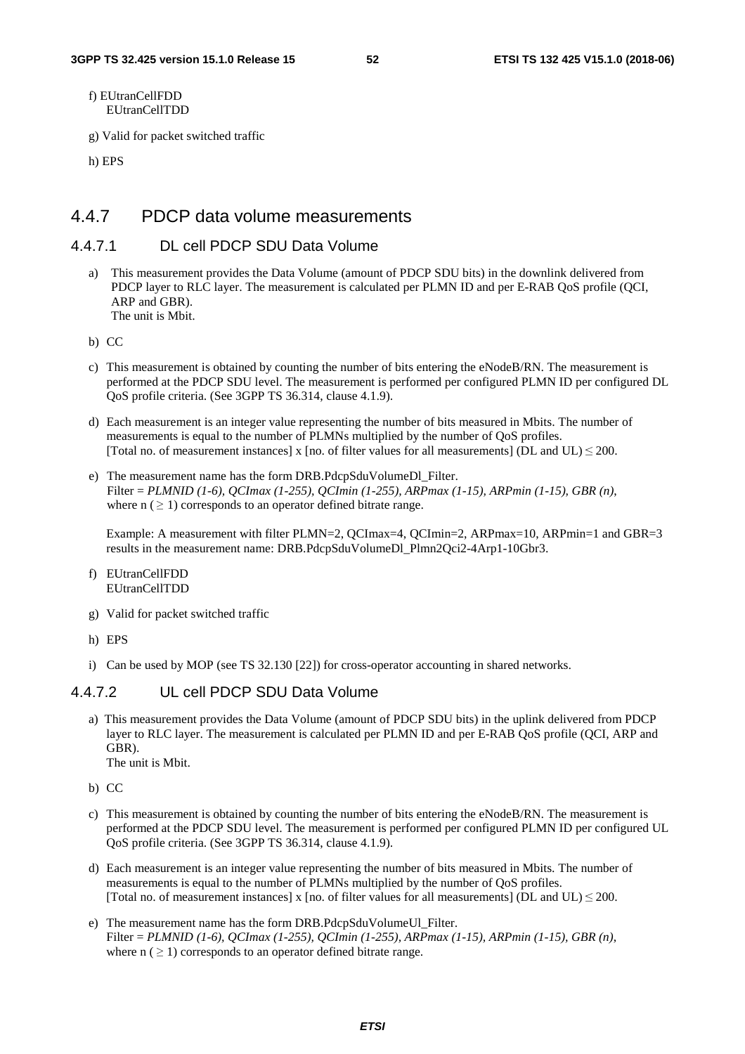f) EUtranCellFDD
   EUtranCellTDD

g) Valid for packet switched traffic

h) EPS

## 4.4.7 PDCP data volume measurements

### 4.4.7.1 DL cell PDCP SDU Data Volume

a) This measurement provides the Data Volume (amount of PDCP SDU bits) in the downlink delivered from PDCP layer to RLC layer. The measurement is calculated per PLMN ID and per E-RAB QoS profile (QCI, ARP and GBR).
   The unit is Mbit.

b) CC

c) This measurement is obtained by counting the number of bits entering the eNodeB/RN. The measurement is performed at the PDCP SDU level. The measurement is performed per configured PLMN ID per configured DL QoS profile criteria. (See 3GPP TS 36.314, clause 4.1.9).

d) Each measurement is an integer value representing the number of bits measured in Mbits. The number of measurements is equal to the number of PLMNs multiplied by the number of QoS profiles.
   [Total no. of measurement instances] x [no. of filter values for all measurements] (DL and UL) $\leq$ 200.

e) The measurement name has the form DRB.PdcpSduVolumeDl_Filter.
   Filter = *PLMNID (1-6), QCImax (1-255), QCImin (1-255), ARPmax (1-15), ARPmin (1-15), GBR (n)*,
   where n ($\geq$ 1) corresponds to an operator defined bitrate range.

   Example: A measurement with filter PLMN=2, QCImax=4, QCImin=2, ARPmax=10, ARPmin=1 and GBR=3 results in the measurement name: DRB.PdcpSduVolumeDl_Plmn2Qci2-4Arp1-10Gbr3.

f) EUtranCellFDD
   EUtranCellTDD

g) Valid for packet switched traffic

h) EPS

i) Can be used by MOP (see TS 32.130 [22]) for cross-operator accounting in shared networks.

### 4.4.7.2 UL cell PDCP SDU Data Volume

a) This measurement provides the Data Volume (amount of PDCP SDU bits) in the uplink delivered from PDCP layer to RLC layer. The measurement is calculated per PLMN ID and per E-RAB QoS profile (QCI, ARP and GBR).
   The unit is Mbit.

b) CC

c) This measurement is obtained by counting the number of bits entering the eNodeB/RN. The measurement is performed at the PDCP SDU level. The measurement is performed per configured PLMN ID per configured UL QoS profile criteria. (See 3GPP TS 36.314, clause 4.1.9).

d) Each measurement is an integer value representing the number of bits measured in Mbits. The number of measurements is equal to the number of PLMNs multiplied by the number of QoS profiles.
   [Total no. of measurement instances] x [no. of filter values for all measurements] (DL and UL) $\leq$ 200.

e) The measurement name has the form DRB.PdcpSduVolumeUl_Filter.
   Filter = *PLMNID (1-6), QCImax (1-255), QCImin (1-255), ARPmax (1-15), ARPmin (1-15), GBR (n)*,
   where n ($\geq$ 1) corresponds to an operator defined bitrate range.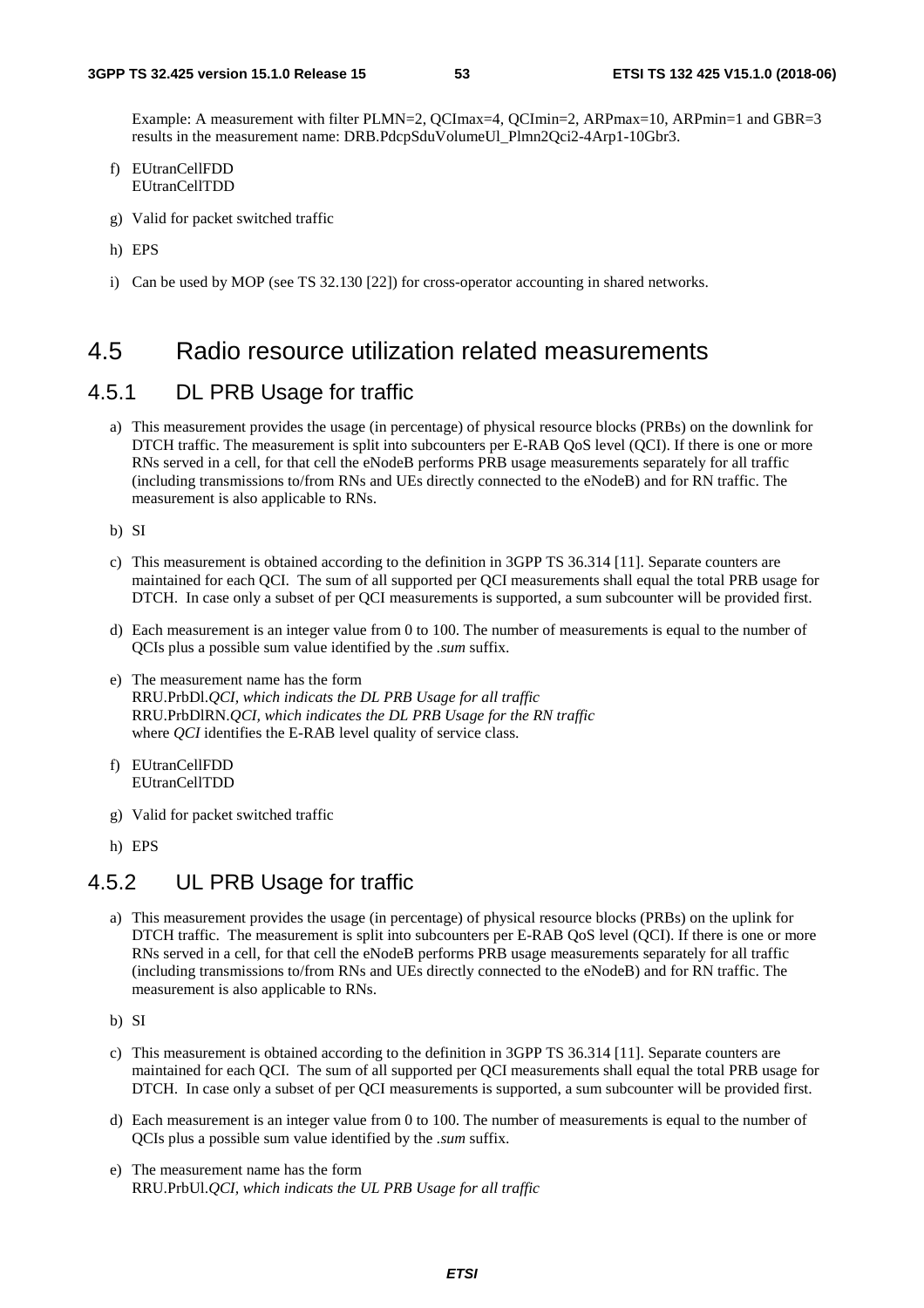Example: A measurement with filter PLMN=2, QCImax=4, QCImin=2, ARPmax=10, ARPmin=1 and GBR=3 results in the measurement name: DRB.PdcpSduVolumeUl_Plmn2Qci2-4Arp1-10Gbr3.

f) EUtranCellFDD
   EUtranCellTDD

g) Valid for packet switched traffic

h) EPS

i) Can be used by MOP (see TS 32.130 [22]) for cross-operator accounting in shared networks.

## 4.5 Radio resource utilization related measurements

### 4.5.1 DL PRB Usage for traffic

a) This measurement provides the usage (in percentage) of physical resource blocks (PRBs) on the downlink for DTCH traffic. The measurement is split into subcounters per E-RAB QoS level (QCI). If there is one or more RNs served in a cell, for that cell the eNodeB performs PRB usage measurements separately for all traffic (including transmissions to/from RNs and UEs directly connected to the eNodeB) and for RN traffic. The measurement is also applicable to RNs.

b) SI

c) This measurement is obtained according to the definition in 3GPP TS 36.314 [11]. Separate counters are maintained for each QCI. The sum of all supported per QCI measurements shall equal the total PRB usage for DTCH. In case only a subset of per QCI measurements is supported, a sum subcounter will be provided first.

d) Each measurement is an integer value from 0 to 100. The number of measurements is equal to the number of QCIs plus a possible sum value identified by the *.sum* suffix.

e) The measurement name has the form
   RRU.PrbDl.*QCI, which indicats the DL PRB Usage for all traffic*
   RRU.PrbDlRN.*QCI, which indicates the DL PRB Usage for the RN traffic*
   where *QCI* identifies the E-RAB level quality of service class.

f) EUtranCellFDD
   EUtranCellTDD

g) Valid for packet switched traffic

h) EPS

### 4.5.2 UL PRB Usage for traffic

a) This measurement provides the usage (in percentage) of physical resource blocks (PRBs) on the uplink for DTCH traffic. The measurement is split into subcounters per E-RAB QoS level (QCI). If there is one or more RNs served in a cell, for that cell the eNodeB performs PRB usage measurements separately for all traffic (including transmissions to/from RNs and UEs directly connected to the eNodeB) and for RN traffic. The measurement is also applicable to RNs.

b) SI

c) This measurement is obtained according to the definition in 3GPP TS 36.314 [11]. Separate counters are maintained for each QCI. The sum of all supported per QCI measurements shall equal the total PRB usage for DTCH. In case only a subset of per QCI measurements is supported, a sum subcounter will be provided first.

d) Each measurement is an integer value from 0 to 100. The number of measurements is equal to the number of QCIs plus a possible sum value identified by the *.sum* suffix.

e) The measurement name has the form
   RRU.PrbUl.*QCI, which indicats the UL PRB Usage for all traffic*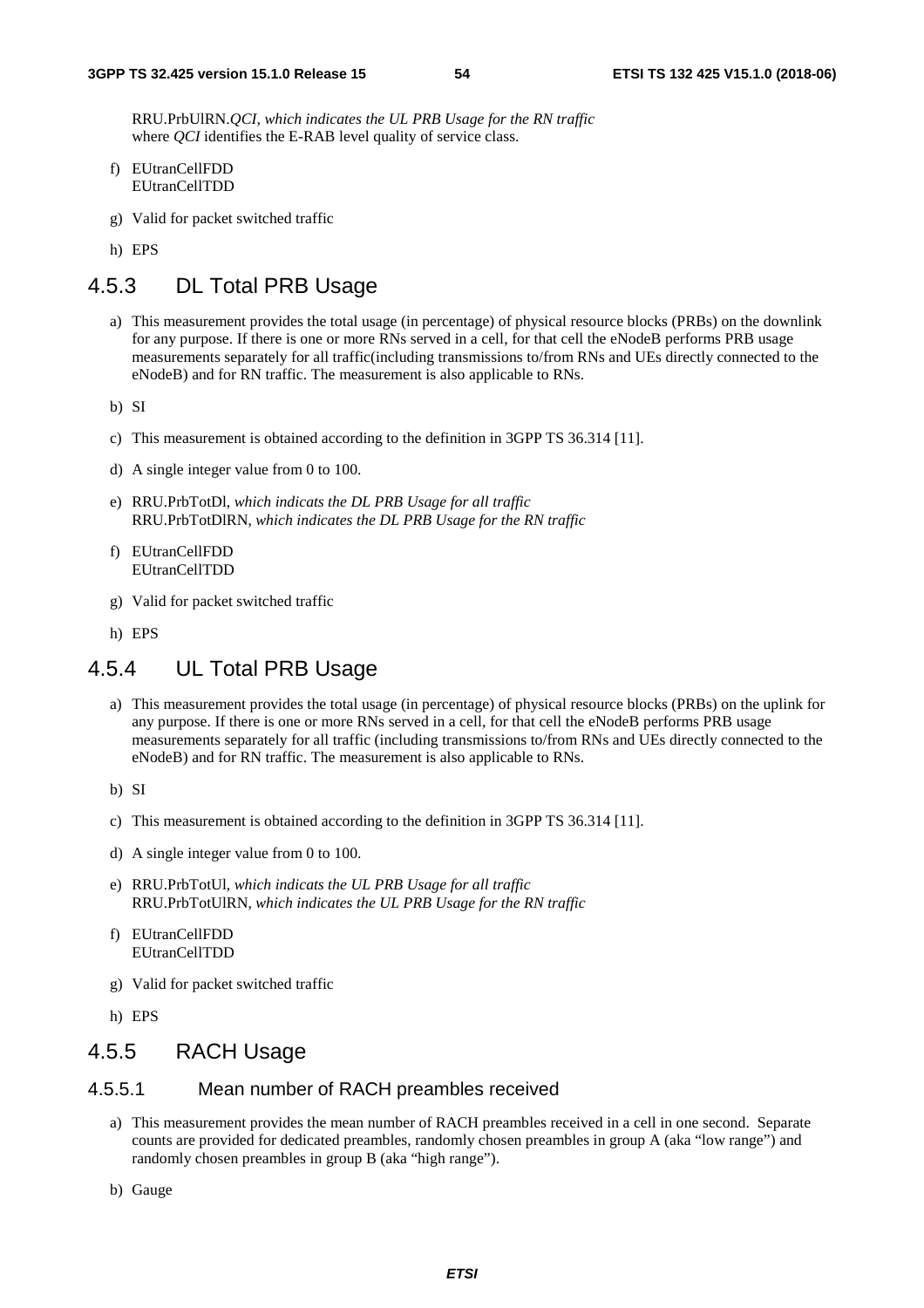RRU.PrbUlRN.*QCI, which indicates the UL PRB Usage for the RN traffic*
where *QCI* identifies the E-RAB level quality of service class.

f) EUtranCellFDD
EUtranCellTDD

g) Valid for packet switched traffic

h) EPS

### 4.5.3 DL Total PRB Usage

a) This measurement provides the total usage (in percentage) of physical resource blocks (PRBs) on the downlink for any purpose. If there is one or more RNs served in a cell, for that cell the eNodeB performs PRB usage measurements separately for all traffic(including transmissions to/from RNs and UEs directly connected to the eNodeB) and for RN traffic. The measurement is also applicable to RNs.

b) SI

c) This measurement is obtained according to the definition in 3GPP TS 36.314 [11].

d) A single integer value from 0 to 100.

e) RRU.PrbTotDl, *which indicats the DL PRB Usage for all traffic*
RRU.PrbTotDlRN, *which indicates the DL PRB Usage for the RN traffic*

f) EUtranCellFDD
EUtranCellTDD

g) Valid for packet switched traffic

h) EPS

### 4.5.4 UL Total PRB Usage

a) This measurement provides the total usage (in percentage) of physical resource blocks (PRBs) on the uplink for any purpose. If there is one or more RNs served in a cell, for that cell the eNodeB performs PRB usage measurements separately for all traffic (including transmissions to/from RNs and UEs directly connected to the eNodeB) and for RN traffic. The measurement is also applicable to RNs.

b) SI

c) This measurement is obtained according to the definition in 3GPP TS 36.314 [11].

d) A single integer value from 0 to 100.

e) RRU.PrbTotUl, *which indicats the UL PRB Usage for all traffic*
RRU.PrbTotUlRN, *which indicates the UL PRB Usage for the RN traffic*

f) EUtranCellFDD
EUtranCellTDD

g) Valid for packet switched traffic

h) EPS

### 4.5.5 RACH Usage

#### 4.5.5.1 Mean number of RACH preambles received

a) This measurement provides the mean number of RACH preambles received in a cell in one second. Separate counts are provided for dedicated preambles, randomly chosen preambles in group A (aka "low range") and randomly chosen preambles in group B (aka "high range").

b) Gauge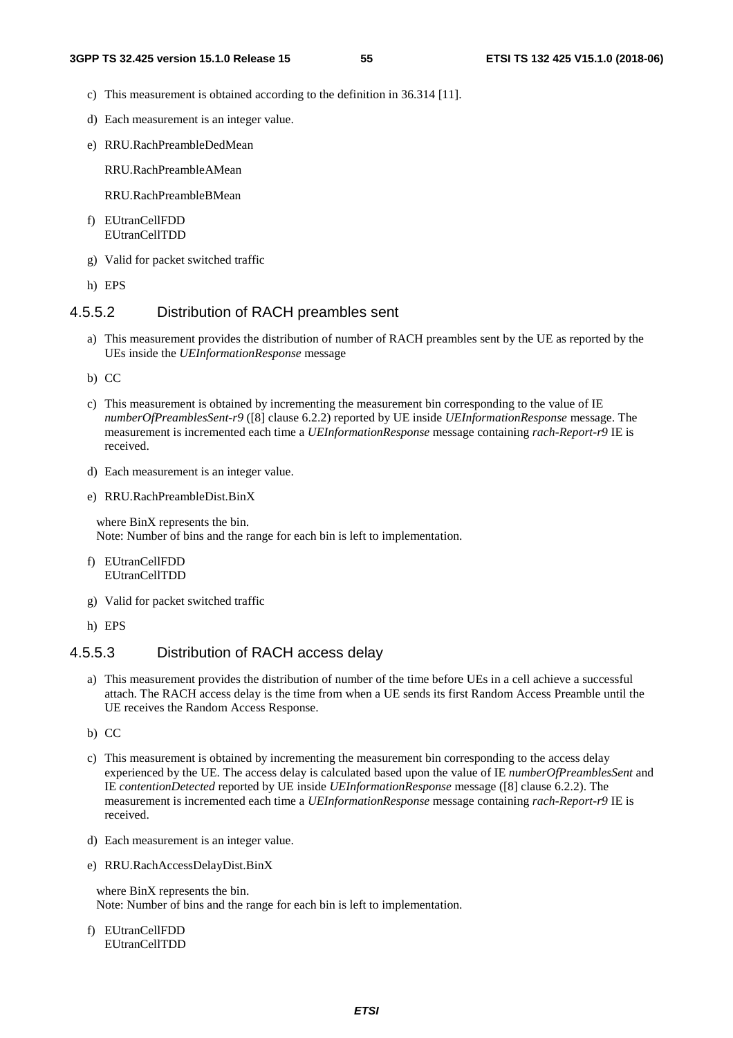c) This measurement is obtained according to the definition in 36.314 [11].

d) Each measurement is an integer value.

e) RRU.RachPreambleDedMean

   RRU.RachPreambleAMean

   RRU.RachPreambleBMean

f) EUtranCellFDD
   EUtranCellTDD

g) Valid for packet switched traffic

h) EPS

#### 4.5.5.2 Distribution of RACH preambles sent

a) This measurement provides the distribution of number of RACH preambles sent by the UE as reported by the UEs inside the *UEInformationResponse* message

b) CC

c) This measurement is obtained by incrementing the measurement bin corresponding to the value of IE *numberOfPreamblesSent-r9* ([8] clause 6.2.2) reported by UE inside *UEInformationResponse* message. The measurement is incremented each time a *UEInformationResponse* message containing *rach-Report-r9* IE is received.

d) Each measurement is an integer value.

e) RRU.RachPreambleDist.BinX

   where BinX represents the bin.
   Note: Number of bins and the range for each bin is left to implementation.

f) EUtranCellFDD
   EUtranCellTDD

g) Valid for packet switched traffic

h) EPS

#### 4.5.5.3 Distribution of RACH access delay

a) This measurement provides the distribution of number of the time before UEs in a cell achieve a successful attach. The RACH access delay is the time from when a UE sends its first Random Access Preamble until the UE receives the Random Access Response.

b) CC

c) This measurement is obtained by incrementing the measurement bin corresponding to the access delay experienced by the UE. The access delay is calculated based upon the value of IE *numberOfPreamblesSent* and IE *contentionDetected* reported by UE inside *UEInformationResponse* message ([8] clause 6.2.2). The measurement is incremented each time a *UEInformationResponse* message containing *rach-Report-r9* IE is received.

d) Each measurement is an integer value.

e) RRU.RachAccessDelayDist.BinX

   where BinX represents the bin.
   Note: Number of bins and the range for each bin is left to implementation.

f) EUtranCellFDD
   EUtranCellTDD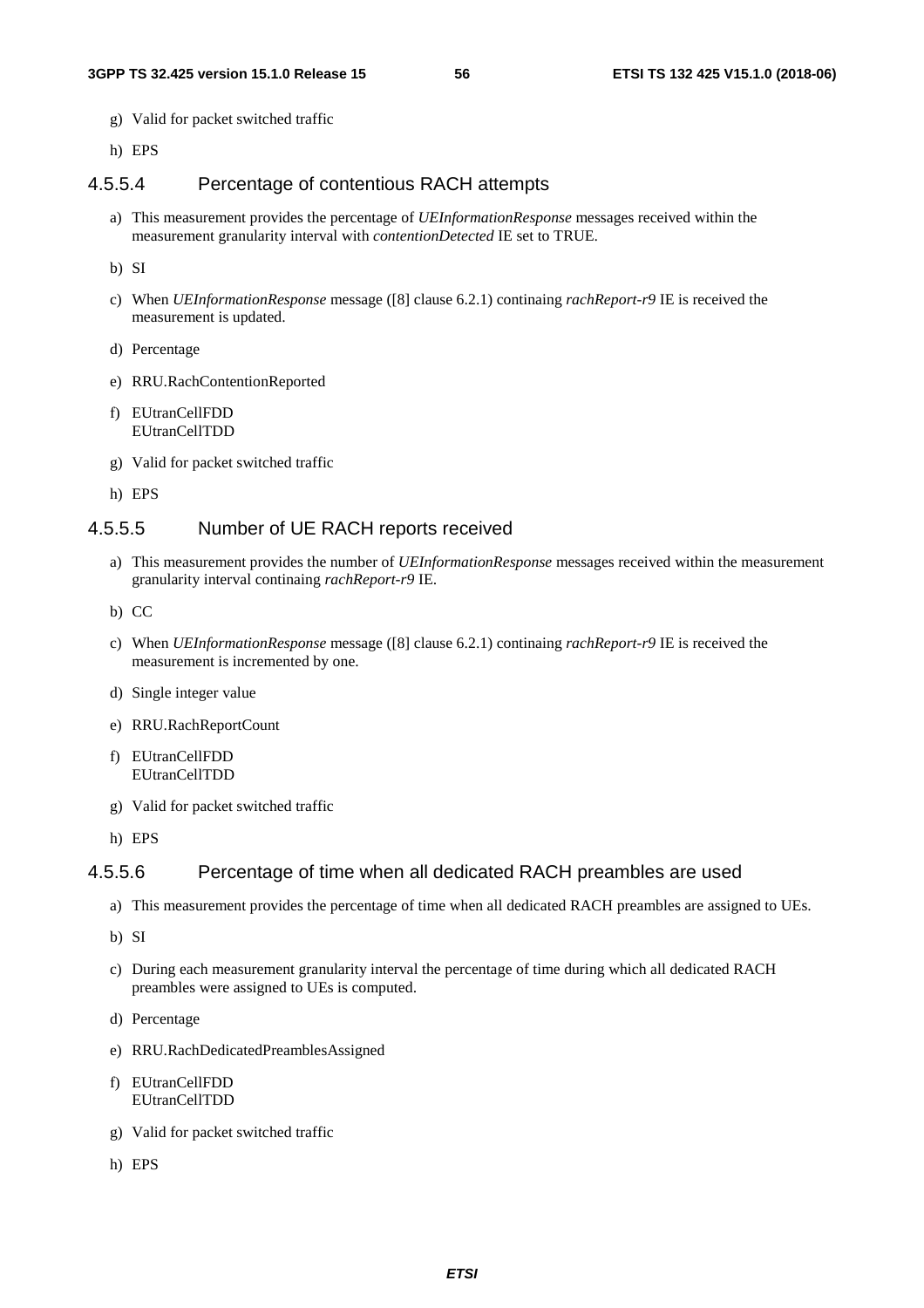g) Valid for packet switched traffic

h) EPS

### 4.5.5.4 Percentage of contentious RACH attempts

a) This measurement provides the percentage of *UEInformationResponse* messages received within the measurement granularity interval with *contentionDetected* IE set to TRUE.

b) SI

c) When *UEInformationResponse* message ([8] clause 6.2.1) continaing *rachReport-r9* IE is received the measurement is updated.

d) Percentage

e) RRU.RachContentionReported

f) EUtranCellFDD
EUtranCellTDD

g) Valid for packet switched traffic

h) EPS

### 4.5.5.5 Number of UE RACH reports received

a) This measurement provides the number of *UEInformationResponse* messages received within the measurement granularity interval continaing *rachReport-r9* IE.

b) CC

c) When *UEInformationResponse* message ([8] clause 6.2.1) continaing *rachReport-r9* IE is received the measurement is incremented by one.

d) Single integer value

e) RRU.RachReportCount

f) EUtranCellFDD
EUtranCellTDD

g) Valid for packet switched traffic

h) EPS

### 4.5.5.6 Percentage of time when all dedicated RACH preambles are used

a) This measurement provides the percentage of time when all dedicated RACH preambles are assigned to UEs.

b) SI

c) During each measurement granularity interval the percentage of time during which all dedicated RACH preambles were assigned to UEs is computed.

d) Percentage

e) RRU.RachDedicatedPreamblesAssigned

f) EUtranCellFDD
EUtranCellTDD

g) Valid for packet switched traffic

h) EPS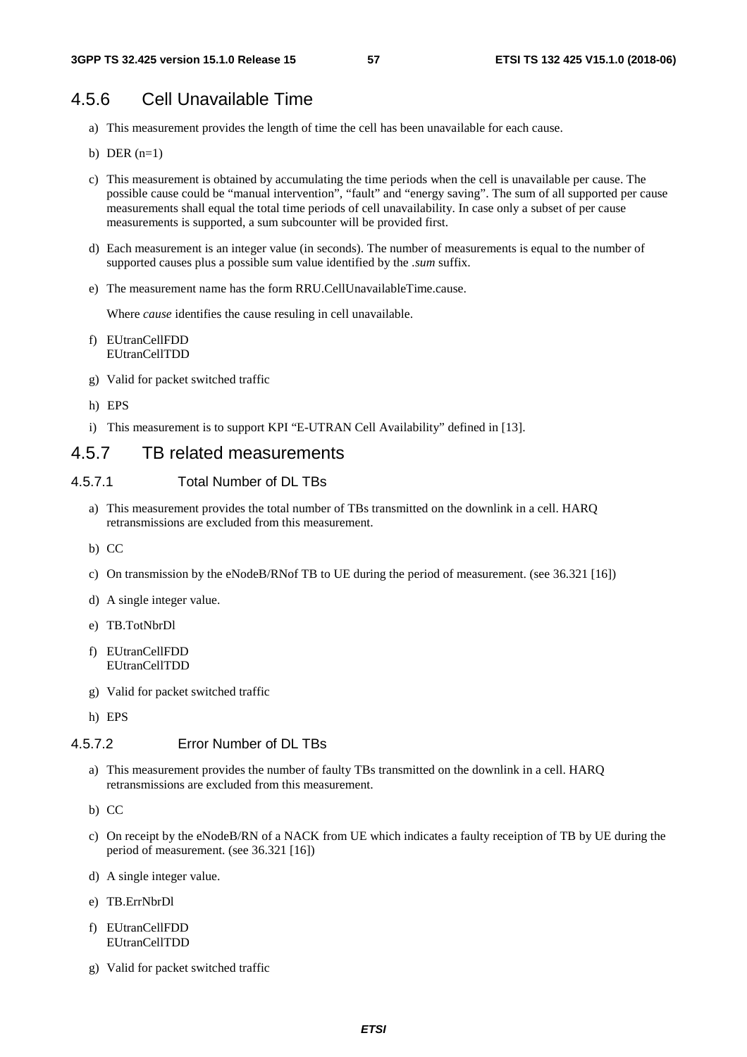## 4.5.6 Cell Unavailable Time

a) This measurement provides the length of time the cell has been unavailable for each cause.

b) DER (n=1)

c) This measurement is obtained by accumulating the time periods when the cell is unavailable per cause. The possible cause could be "manual intervention", "fault" and "energy saving". The sum of all supported per cause measurements shall equal the total time periods of cell unavailability. In case only a subset of per cause measurements is supported, a sum subcounter will be provided first.

d) Each measurement is an integer value (in seconds). The number of measurements is equal to the number of supported causes plus a possible sum value identified by the *.sum* suffix.

e) The measurement name has the form RRU.CellUnavailableTime.cause.

   Where *cause* identifies the cause resuling in cell unavailable.

f) EUtranCellFDD
   EUtranCellTDD

g) Valid for packet switched traffic

h) EPS

i) This measurement is to support KPI "E-UTRAN Cell Availability" defined in [13].

## 4.5.7 TB related measurements

### 4.5.7.1 Total Number of DL TBs

a) This measurement provides the total number of TBs transmitted on the downlink in a cell. HARQ retransmissions are excluded from this measurement.

b) CC

c) On transmission by the eNodeB/RNof TB to UE during the period of measurement. (see 36.321 [16])

d) A single integer value.

e) TB.TotNbrDl

f) EUtranCellFDD
   EUtranCellTDD

g) Valid for packet switched traffic

h) EPS

### 4.5.7.2 Error Number of DL TBs

a) This measurement provides the number of faulty TBs transmitted on the downlink in a cell. HARQ retransmissions are excluded from this measurement.

b) CC

c) On receipt by the eNodeB/RN of a NACK from UE which indicates a faulty receiption of TB by UE during the period of measurement. (see 36.321 [16])

d) A single integer value.

e) TB.ErrNbrDl

f) EUtranCellFDD
   EUtranCellTDD

g) Valid for packet switched traffic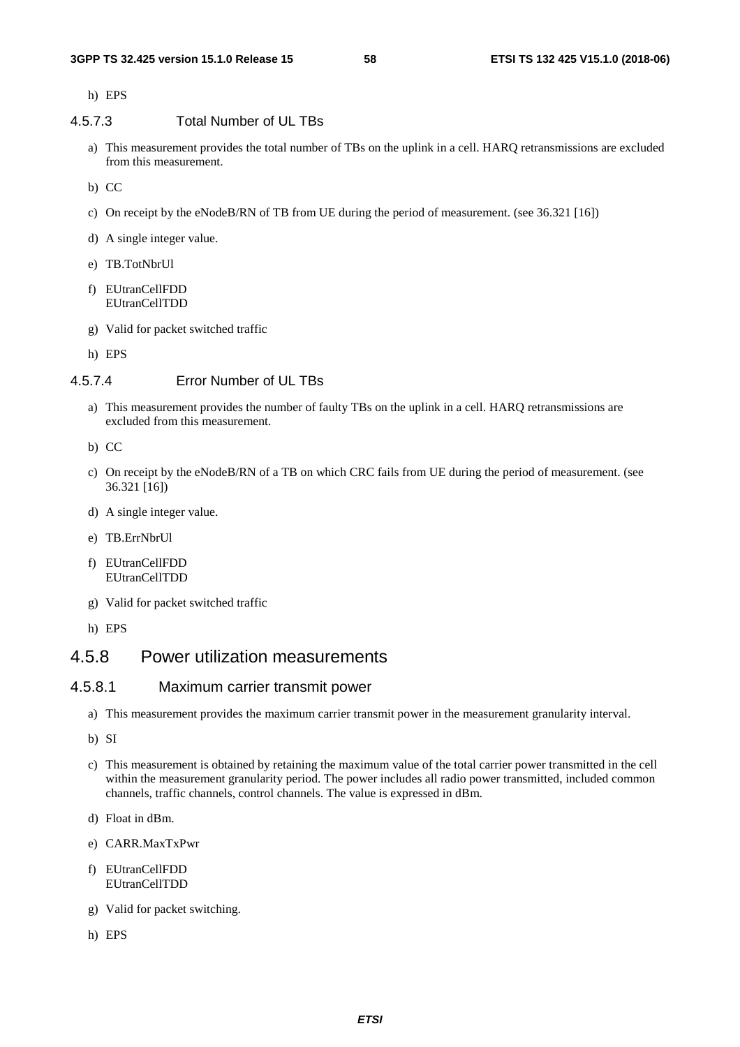h) EPS

#### 4.5.7.3 Total Number of UL TBs

a) This measurement provides the total number of TBs on the uplink in a cell. HARQ retransmissions are excluded from this measurement.

b) CC

c) On receipt by the eNodeB/RN of TB from UE during the period of measurement. (see 36.321 [16])

d) A single integer value.

e) TB.TotNbrUl

f) EUtranCellFDD
EUtranCellTDD

g) Valid for packet switched traffic

h) EPS

#### 4.5.7.4 Error Number of UL TBs

a) This measurement provides the number of faulty TBs on the uplink in a cell. HARQ retransmissions are excluded from this measurement.

b) CC

c) On receipt by the eNodeB/RN of a TB on which CRC fails from UE during the period of measurement. (see 36.321 [16])

d) A single integer value.

e) TB.ErrNbrUl

f) EUtranCellFDD
EUtranCellTDD

g) Valid for packet switched traffic

h) EPS

### 4.5.8 Power utilization measurements

#### 4.5.8.1 Maximum carrier transmit power

a) This measurement provides the maximum carrier transmit power in the measurement granularity interval.

b) SI

c) This measurement is obtained by retaining the maximum value of the total carrier power transmitted in the cell within the measurement granularity period. The power includes all radio power transmitted, included common channels, traffic channels, control channels. The value is expressed in dBm.

d) Float in dBm.

e) CARR.MaxTxPwr

f) EUtranCellFDD
EUtranCellTDD

g) Valid for packet switching.

h) EPS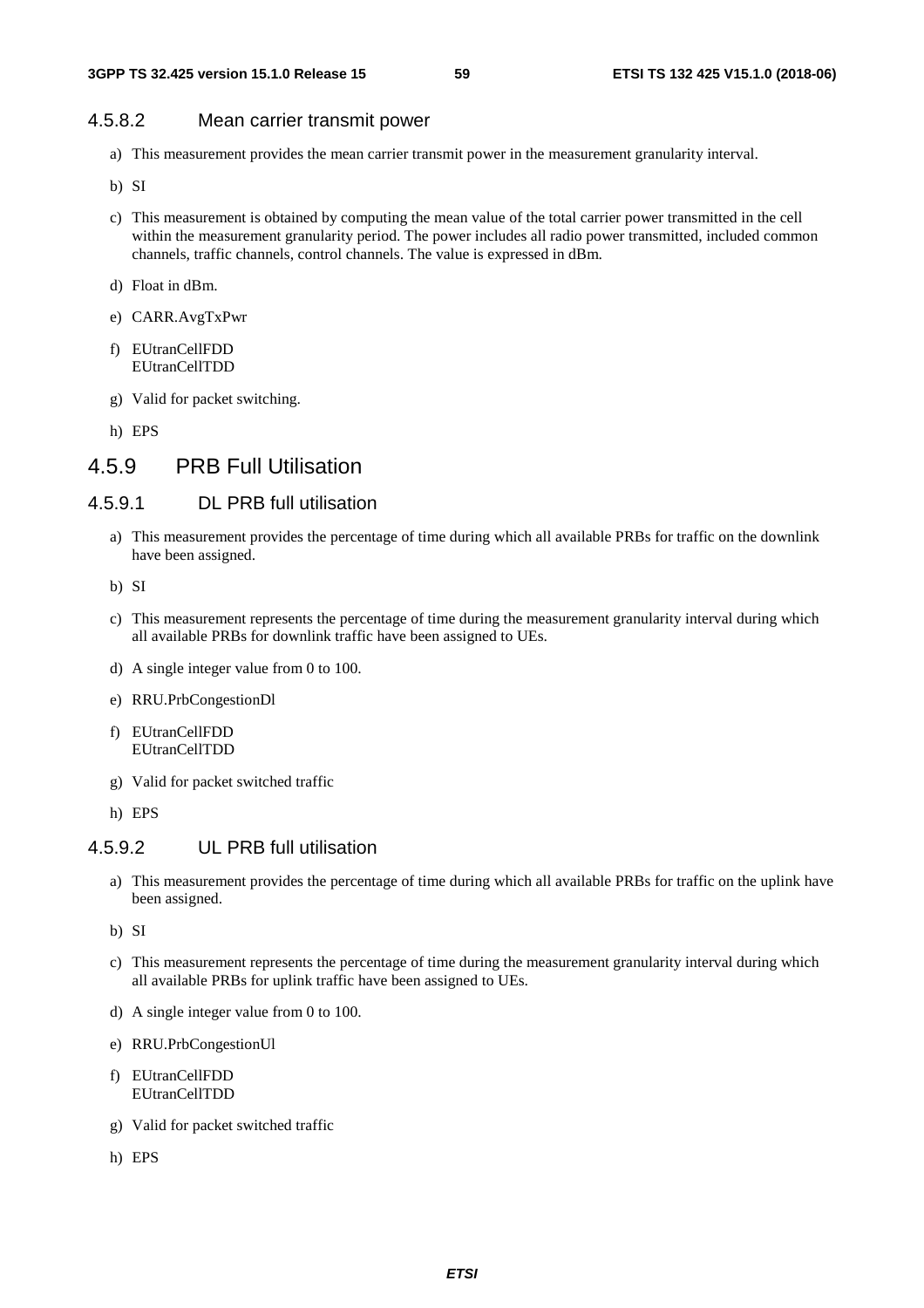#### 4.5.8.2 Mean carrier transmit power

a) This measurement provides the mean carrier transmit power in the measurement granularity interval.

b) SI

c) This measurement is obtained by computing the mean value of the total carrier power transmitted in the cell within the measurement granularity period. The power includes all radio power transmitted, included common channels, traffic channels, control channels. The value is expressed in dBm.

d) Float in dBm.

e) CARR.AvgTxPwr

f) EUtranCellFDD
EUtranCellTDD

g) Valid for packet switching.

h) EPS

### 4.5.9 PRB Full Utilisation

#### 4.5.9.1 DL PRB full utilisation

a) This measurement provides the percentage of time during which all available PRBs for traffic on the downlink have been assigned.

b) SI

c) This measurement represents the percentage of time during the measurement granularity interval during which all available PRBs for downlink traffic have been assigned to UEs.

d) A single integer value from 0 to 100.

e) RRU.PrbCongestionDl

f) EUtranCellFDD
EUtranCellTDD

g) Valid for packet switched traffic

h) EPS

#### 4.5.9.2 UL PRB full utilisation

a) This measurement provides the percentage of time during which all available PRBs for traffic on the uplink have been assigned.

b) SI

c) This measurement represents the percentage of time during the measurement granularity interval during which all available PRBs for uplink traffic have been assigned to UEs.

d) A single integer value from 0 to 100.

e) RRU.PrbCongestionUl

f) EUtranCellFDD
EUtranCellTDD

g) Valid for packet switched traffic

h) EPS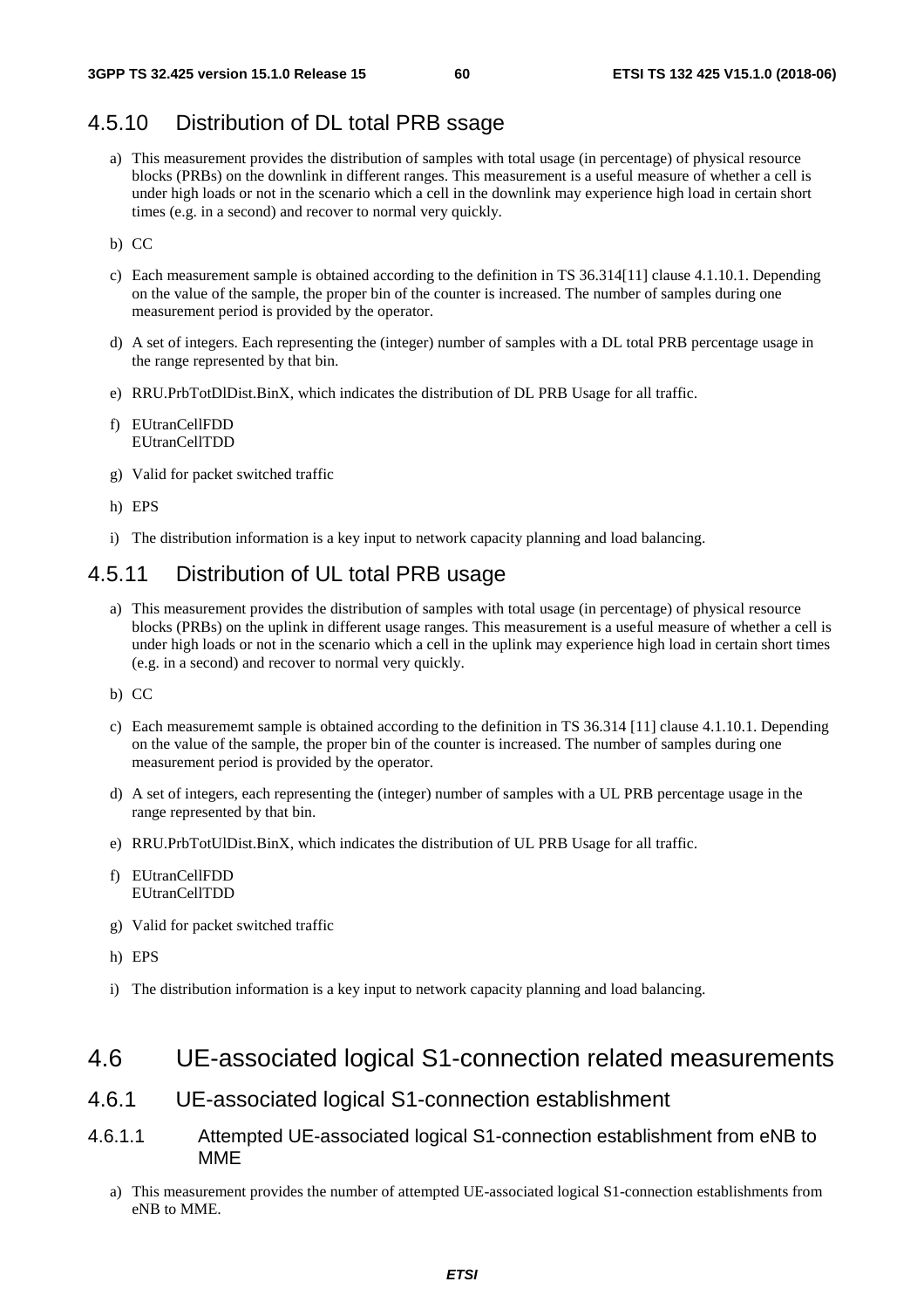### 4.5.10 Distribution of DL total PRB ssage

a) This measurement provides the distribution of samples with total usage (in percentage) of physical resource blocks (PRBs) on the downlink in different ranges. This measurement is a useful measure of whether a cell is under high loads or not in the scenario which a cell in the downlink may experience high load in certain short times (e.g. in a second) and recover to normal very quickly.

b) CC

c) Each measurement sample is obtained according to the definition in TS 36.314[11] clause 4.1.10.1. Depending on the value of the sample, the proper bin of the counter is increased. The number of samples during one measurement period is provided by the operator.

d) A set of integers. Each representing the (integer) number of samples with a DL total PRB percentage usage in the range represented by that bin.

e) RRU.PrbTotDlDist.BinX, which indicates the distribution of DL PRB Usage for all traffic.

f) EUtranCellFDD
EUtranCellTDD

g) Valid for packet switched traffic

h) EPS

i) The distribution information is a key input to network capacity planning and load balancing.

### 4.5.11 Distribution of UL total PRB usage

a) This measurement provides the distribution of samples with total usage (in percentage) of physical resource blocks (PRBs) on the uplink in different usage ranges. This measurement is a useful measure of whether a cell is under high loads or not in the scenario which a cell in the uplink may experience high load in certain short times (e.g. in a second) and recover to normal very quickly.

b) CC

c) Each measurememt sample is obtained according to the definition in TS 36.314 [11] clause 4.1.10.1. Depending on the value of the sample, the proper bin of the counter is increased. The number of samples during one measurement period is provided by the operator.

d) A set of integers, each representing the (integer) number of samples with a UL PRB percentage usage in the range represented by that bin.

e) RRU.PrbTotUlDist.BinX, which indicates the distribution of UL PRB Usage for all traffic.

f) EUtranCellFDD
EUtranCellTDD

g) Valid for packet switched traffic

h) EPS

i) The distribution information is a key input to network capacity planning and load balancing.

## 4.6 UE-associated logical S1-connection related measurements

### 4.6.1 UE-associated logical S1-connection establishment

#### 4.6.1.1 Attempted UE-associated logical S1-connection establishment from eNB to MME

a) This measurement provides the number of attempted UE-associated logical S1-connection establishments from eNB to MME.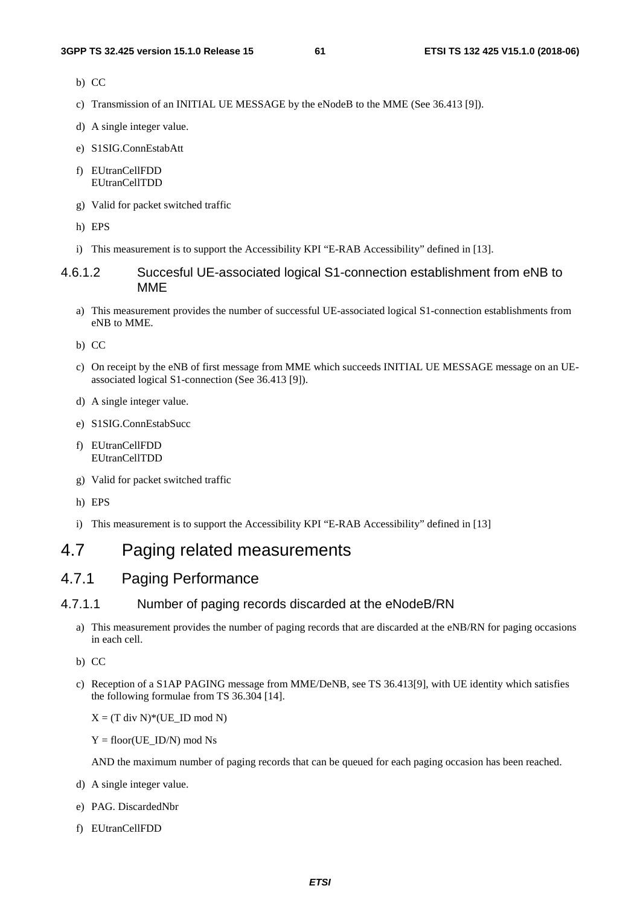b) CC

c) Transmission of an INITIAL UE MESSAGE by the eNodeB to the MME (See 36.413 [9]).

d) A single integer value.

e) S1SIG.ConnEstabAtt

f) EUtranCellFDD
EUtranCellTDD

g) Valid for packet switched traffic

h) EPS

i) This measurement is to support the Accessibility KPI "E-RAB Accessibility" defined in [13].

#### 4.6.1.2 Succesful UE-associated logical S1-connection establishment from eNB to MME

a) This measurement provides the number of successful UE-associated logical S1-connection establishments from eNB to MME.

b) CC

c) On receipt by the eNB of first message from MME which succeeds INITIAL UE MESSAGE message on an UE-associated logical S1-connection (See 36.413 [9]).

d) A single integer value.

e) S1SIG.ConnEstabSucc

f) EUtranCellFDD
EUtranCellTDD

g) Valid for packet switched traffic

h) EPS

i) This measurement is to support the Accessibility KPI "E-RAB Accessibility" defined in [13]

## 4.7 Paging related measurements

### 4.7.1 Paging Performance

#### 4.7.1.1 Number of paging records discarded at the eNodeB/RN

a) This measurement provides the number of paging records that are discarded at the eNB/RN for paging occasions in each cell.

b) CC

c) Reception of a S1AP PAGING message from MME/DeNB, see TS 36.413[9], with UE identity which satisfies the following formulae from TS 36.304 [14].

$X = (T \text{ div } N)*(UE\_ID \bmod N)$

$Y = \text{floor}(UE\_ID/N) \bmod Ns$

AND the maximum number of paging records that can be queued for each paging occasion has been reached.

d) A single integer value.

e) PAG. DiscardedNbr

f) EUtranCellFDD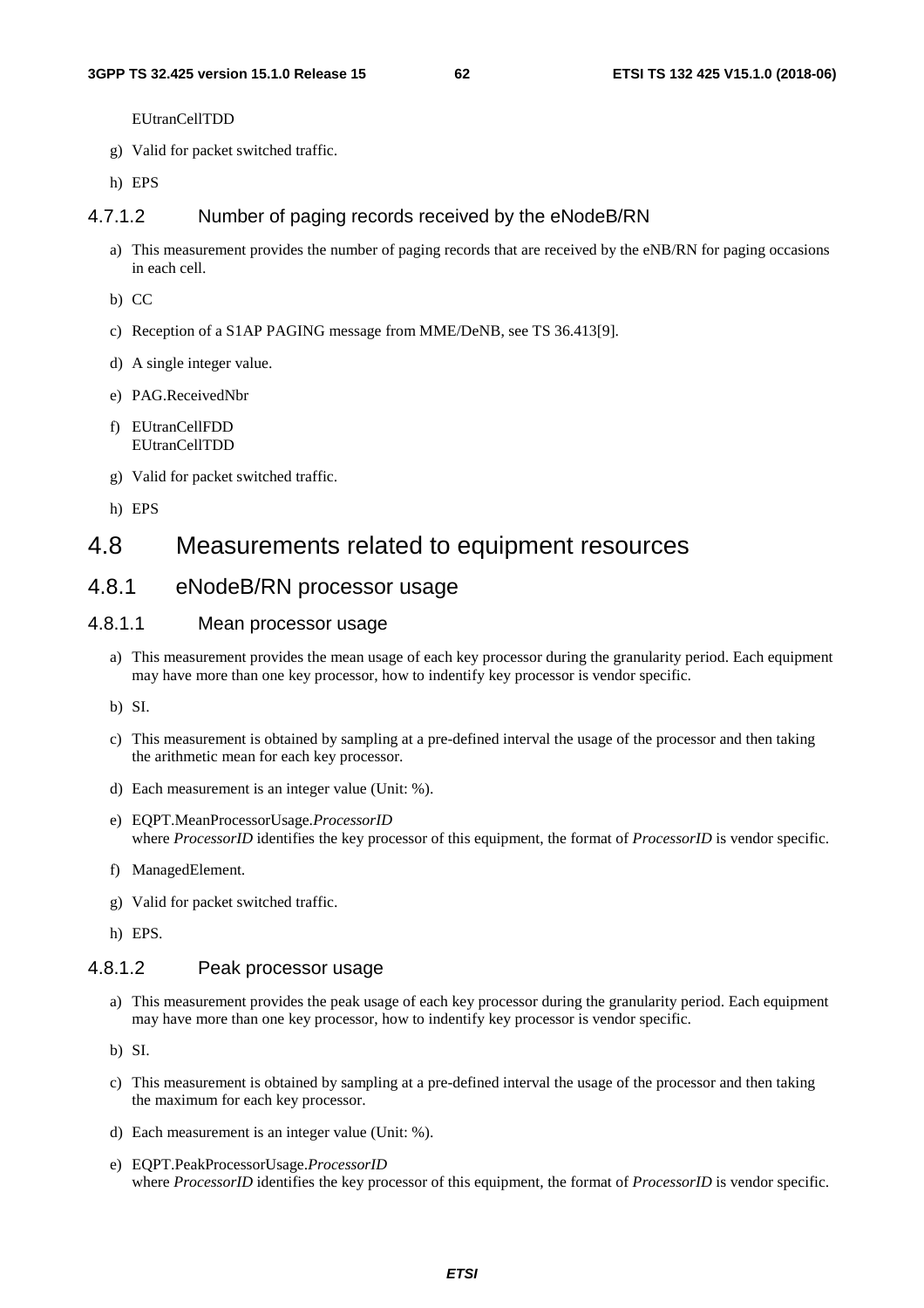EUtranCellTDD

g) Valid for packet switched traffic.

h) EPS

#### 4.7.1.2 Number of paging records received by the eNodeB/RN

a) This measurement provides the number of paging records that are received by the eNB/RN for paging occasions in each cell.

b) CC

c) Reception of a S1AP PAGING message from MME/DeNB, see TS 36.413[9].

d) A single integer value.

e) PAG.ReceivedNbr

f) EUtranCellFDD
EUtranCellTDD

g) Valid for packet switched traffic.

h) EPS

## 4.8 Measurements related to equipment resources

### 4.8.1 eNodeB/RN processor usage

#### 4.8.1.1 Mean processor usage

a) This measurement provides the mean usage of each key processor during the granularity period. Each equipment may have more than one key processor, how to indentify key processor is vendor specific.

b) SI.

c) This measurement is obtained by sampling at a pre-defined interval the usage of the processor and then taking the arithmetic mean for each key processor.

d) Each measurement is an integer value (Unit: %).

e) EQPT.MeanProcessorUsage.*ProcessorID*
where *ProcessorID* identifies the key processor of this equipment, the format of *ProcessorID* is vendor specific.

f) ManagedElement.

g) Valid for packet switched traffic.

h) EPS.

#### 4.8.1.2 Peak processor usage

a) This measurement provides the peak usage of each key processor during the granularity period. Each equipment may have more than one key processor, how to indentify key processor is vendor specific.

b) SI.

c) This measurement is obtained by sampling at a pre-defined interval the usage of the processor and then taking the maximum for each key processor.

d) Each measurement is an integer value (Unit: %).

e) EQPT.PeakProcessorUsage.*ProcessorID*
where *ProcessorID* identifies the key processor of this equipment, the format of *ProcessorID* is vendor specific.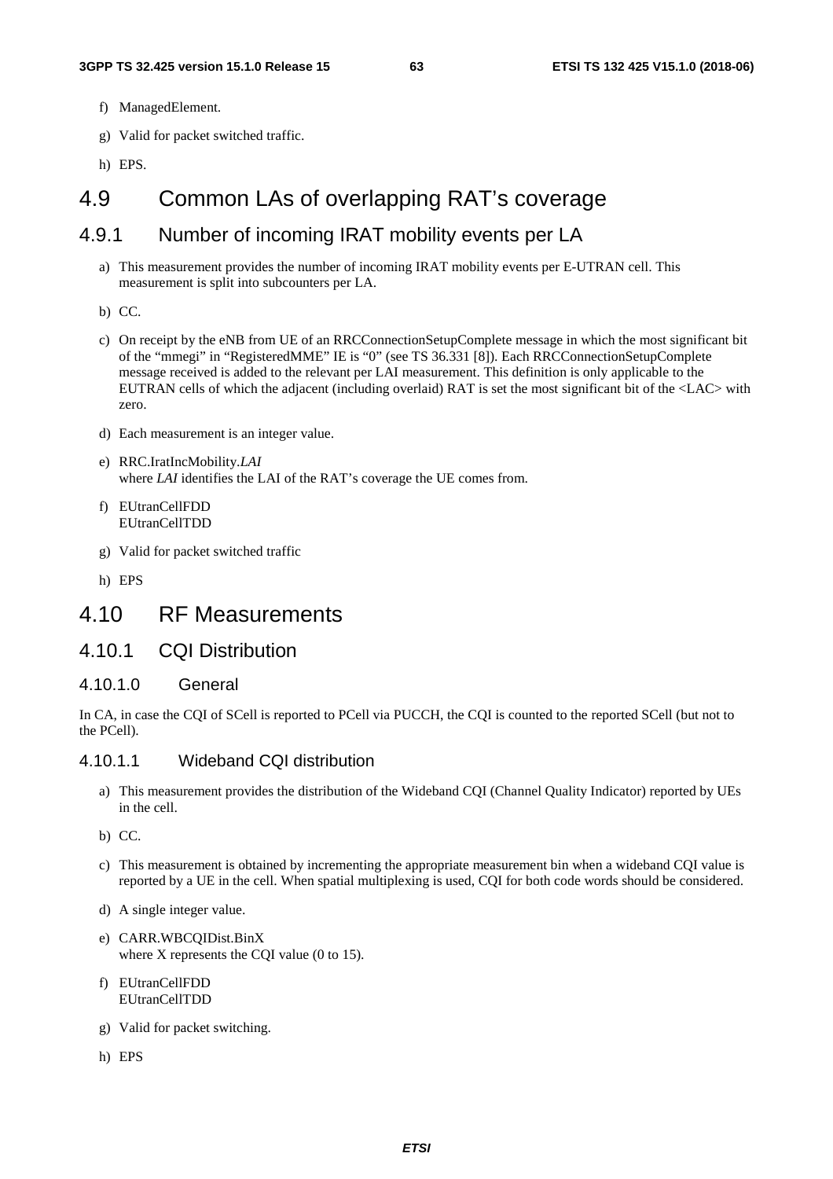f) ManagedElement.

g) Valid for packet switched traffic.

h) EPS.

# 4.9 Common LAs of overlapping RAT's coverage

## 4.9.1 Number of incoming IRAT mobility events per LA

a) This measurement provides the number of incoming IRAT mobility events per E-UTRAN cell. This measurement is split into subcounters per LA.

b) CC.

c) On receipt by the eNB from UE of an RRCConnectionSetupComplete message in which the most significant bit of the "mmegi" in "RegisteredMME" IE is "0" (see TS 36.331 [8]). Each RRCConnectionSetupComplete message received is added to the relevant per LAI measurement. This definition is only applicable to the EUTRAN cells of which the adjacent (including overlaid) RAT is set the most significant bit of the <LAC> with zero.

d) Each measurement is an integer value.

e) RRC.IratIncMobility.*LAI*
where *LAI* identifies the LAI of the RAT's coverage the UE comes from.

f) EUtranCellFDD
EUtranCellTDD

g) Valid for packet switched traffic

h) EPS

# 4.10 RF Measurements

## 4.10.1 CQI Distribution

### 4.10.1.0 General

In CA, in case the CQI of SCell is reported to PCell via PUCCH, the CQI is counted to the reported SCell (but not to the PCell).

### 4.10.1.1 Wideband CQI distribution

a) This measurement provides the distribution of the Wideband CQI (Channel Quality Indicator) reported by UEs in the cell.

b) CC.

c) This measurement is obtained by incrementing the appropriate measurement bin when a wideband CQI value is reported by a UE in the cell. When spatial multiplexing is used, CQI for both code words should be considered.

d) A single integer value.

e) CARR.WBCQIDist.BinX
where X represents the CQI value (0 to 15).

f) EUtranCellFDD
EUtranCellTDD

g) Valid for packet switching.

h) EPS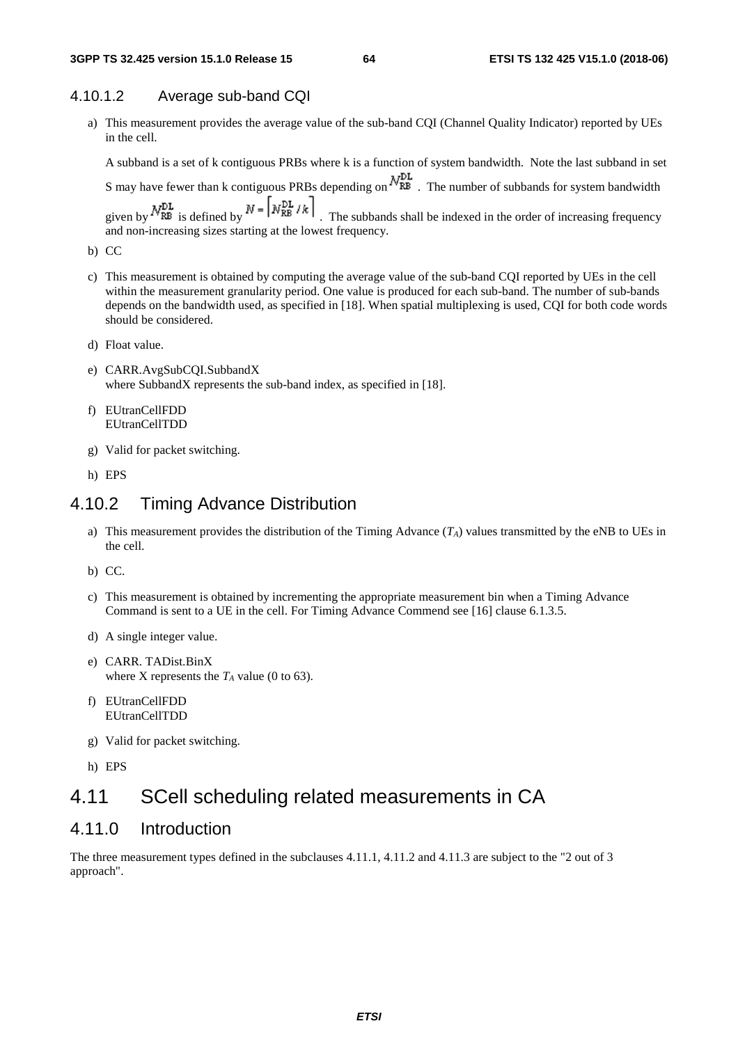#### 4.10.1.2 Average sub-band CQI

a) This measurement provides the average value of the sub-band CQI (Channel Quality Indicator) reported by UEs in the cell.

   A subband is a set of k contiguous PRBs where k is a function of system bandwidth. Note the last subband in set S may have fewer than k contiguous PRBs depending on $N_{RB}^{DL}$. The number of subbands for system bandwidth given by $N_{RB}^{DL}$ is defined by $N = \lceil N_{RB}^{DL} / k \rceil$. The subbands shall be indexed in the order of increasing frequency and non-increasing sizes starting at the lowest frequency.

b) CC

c) This measurement is obtained by computing the average value of the sub-band CQI reported by UEs in the cell within the measurement granularity period. One value is produced for each sub-band. The number of sub-bands depends on the bandwidth used, as specified in [18]. When spatial multiplexing is used, CQI for both code words should be considered.

d) Float value.

e) CARR.AvgSubCQI.SubbandX
   where SubbandX represents the sub-band index, as specified in [18].

f) EUtranCellFDD
   EUtranCellTDD

g) Valid for packet switching.

h) EPS

### 4.10.2 Timing Advance Distribution

a) This measurement provides the distribution of the Timing Advance ($T_A$) values transmitted by the eNB to UEs in the cell.

b) CC.

c) This measurement is obtained by incrementing the appropriate measurement bin when a Timing Advance Command is sent to a UE in the cell. For Timing Advance Commend see [16] clause 6.1.3.5.

d) A single integer value.

e) CARR. TADist.BinX
   where X represents the $T_A$ value (0 to 63).

f) EUtranCellFDD
   EUtranCellTDD

g) Valid for packet switching.

h) EPS

## 4.11 SCell scheduling related measurements in CA

### 4.11.0 Introduction

The three measurement types defined in the subclauses 4.11.1, 4.11.2 and 4.11.3 are subject to the "2 out of 3 approach".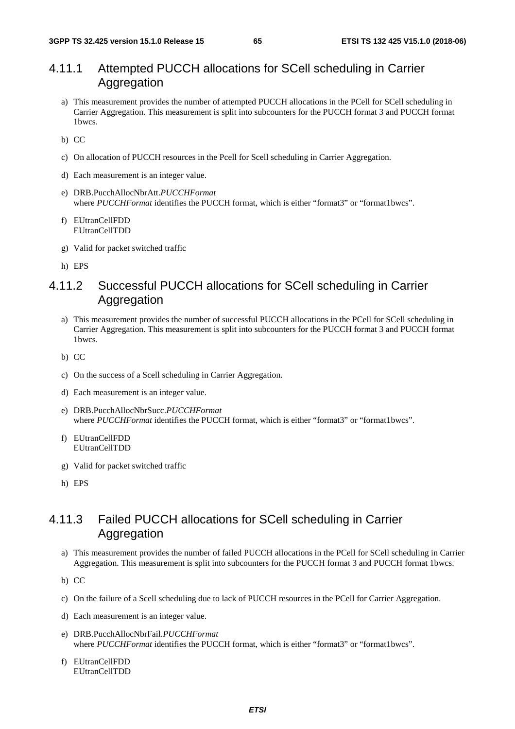### 4.11.1 Attempted PUCCH allocations for SCell scheduling in Carrier Aggregation

a) This measurement provides the number of attempted PUCCH allocations in the PCell for SCell scheduling in Carrier Aggregation. This measurement is split into subcounters for the PUCCH format 3 and PUCCH format 1bwcs.

b) CC

c) On allocation of PUCCH resources in the Pcell for Scell scheduling in Carrier Aggregation.

d) Each measurement is an integer value.

e) DRB.PucchAllocNbrAtt.*PUCCHFormat*
where *PUCCHFormat* identifies the PUCCH format, which is either "format3" or "format1bwcs".

f) EUtranCellFDD
EUtranCellTDD

g) Valid for packet switched traffic

h) EPS

### 4.11.2 Successful PUCCH allocations for SCell scheduling in Carrier Aggregation

a) This measurement provides the number of successful PUCCH allocations in the PCell for SCell scheduling in Carrier Aggregation. This measurement is split into subcounters for the PUCCH format 3 and PUCCH format 1bwcs.

b) CC

c) On the success of a Scell scheduling in Carrier Aggregation.

d) Each measurement is an integer value.

e) DRB.PucchAllocNbrSucc.*PUCCHFormat*
where *PUCCHFormat* identifies the PUCCH format, which is either "format3" or "format1bwcs".

f) EUtranCellFDD
EUtranCellTDD

g) Valid for packet switched traffic

h) EPS

### 4.11.3 Failed PUCCH allocations for SCell scheduling in Carrier Aggregation

a) This measurement provides the number of failed PUCCH allocations in the PCell for SCell scheduling in Carrier Aggregation. This measurement is split into subcounters for the PUCCH format 3 and PUCCH format 1bwcs.

b) CC

c) On the failure of a Scell scheduling due to lack of PUCCH resources in the PCell for Carrier Aggregation.

d) Each measurement is an integer value.

e) DRB.PucchAllocNbrFail.*PUCCHFormat*
where *PUCCHFormat* identifies the PUCCH format, which is either "format3" or "format1bwcs".

f) EUtranCellFDD
EUtranCellTDD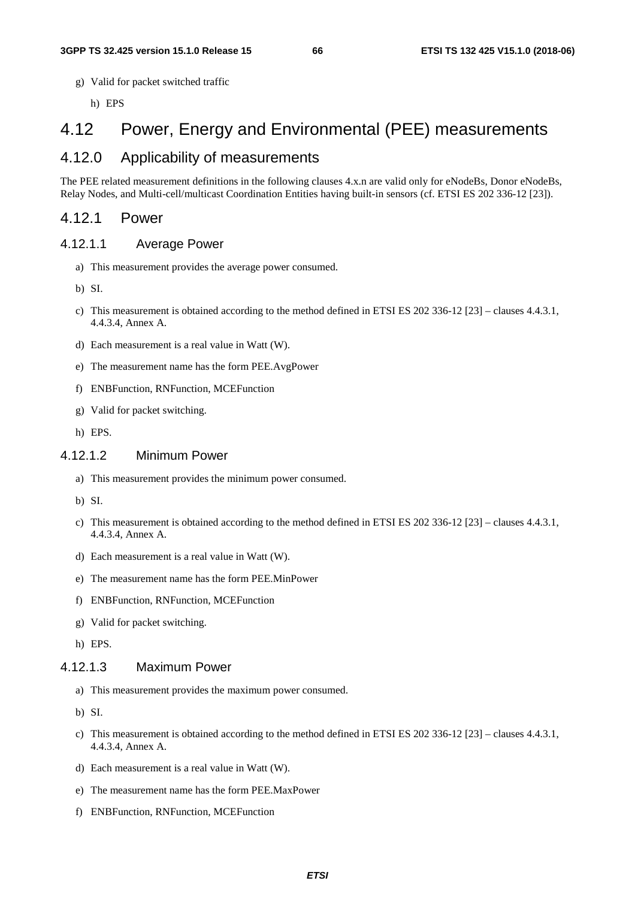g) Valid for packet switched traffic

h) EPS

# 4.12 Power, Energy and Environmental (PEE) measurements

## 4.12.0 Applicability of measurements

The PEE related measurement definitions in the following clauses 4.x.n are valid only for eNodeBs, Donor eNodeBs, Relay Nodes, and Multi-cell/multicast Coordination Entities having built-in sensors (cf. ETSI ES 202 336-12 [23]).

## 4.12.1 Power

### 4.12.1.1 Average Power

a) This measurement provides the average power consumed.

b) SI.

c) This measurement is obtained according to the method defined in ETSI ES 202 336-12 [23] – clauses 4.4.3.1, 4.4.3.4, Annex A.

d) Each measurement is a real value in Watt (W).

e) The measurement name has the form PEE.AvgPower

f) ENBFunction, RNFunction, MCEFunction

g) Valid for packet switching.

h) EPS.

### 4.12.1.2 Minimum Power

a) This measurement provides the minimum power consumed.

b) SI.

c) This measurement is obtained according to the method defined in ETSI ES 202 336-12 [23] – clauses 4.4.3.1, 4.4.3.4, Annex A.

d) Each measurement is a real value in Watt (W).

e) The measurement name has the form PEE.MinPower

f) ENBFunction, RNFunction, MCEFunction

g) Valid for packet switching.

h) EPS.

### 4.12.1.3 Maximum Power

a) This measurement provides the maximum power consumed.

b) SI.

c) This measurement is obtained according to the method defined in ETSI ES 202 336-12 [23] – clauses 4.4.3.1, 4.4.3.4, Annex A.

d) Each measurement is a real value in Watt (W).

e) The measurement name has the form PEE.MaxPower

f) ENBFunction, RNFunction, MCEFunction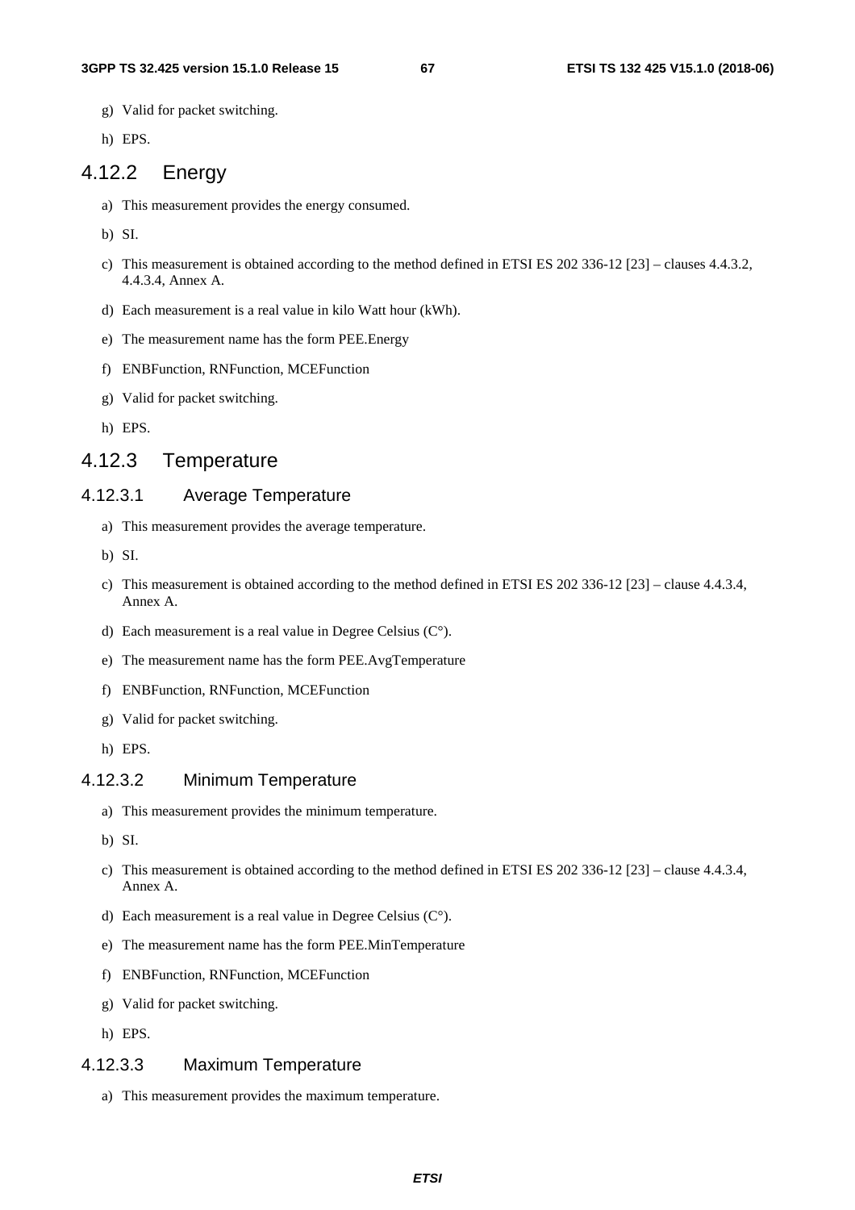g) Valid for packet switching.

h) EPS.

## 4.12.2 Energy

a) This measurement provides the energy consumed.

b) SI.

c) This measurement is obtained according to the method defined in ETSI ES 202 336-12 [23] – clauses 4.4.3.2, 4.4.3.4, Annex A.

d) Each measurement is a real value in kilo Watt hour (kWh).

e) The measurement name has the form PEE.Energy

f) ENBFunction, RNFunction, MCEFunction

g) Valid for packet switching.

h) EPS.

## 4.12.3 Temperature

### 4.12.3.1 Average Temperature

a) This measurement provides the average temperature.

b) SI.

c) This measurement is obtained according to the method defined in ETSI ES 202 336-12 [23] – clause 4.4.3.4, Annex A.

d) Each measurement is a real value in Degree Celsius (C°).

e) The measurement name has the form PEE.AvgTemperature

f) ENBFunction, RNFunction, MCEFunction

g) Valid for packet switching.

h) EPS.

### 4.12.3.2 Minimum Temperature

a) This measurement provides the minimum temperature.

b) SI.

c) This measurement is obtained according to the method defined in ETSI ES 202 336-12 [23] – clause 4.4.3.4, Annex A.

d) Each measurement is a real value in Degree Celsius (C°).

e) The measurement name has the form PEE.MinTemperature

f) ENBFunction, RNFunction, MCEFunction

g) Valid for packet switching.

h) EPS.

### 4.12.3.3 Maximum Temperature

a) This measurement provides the maximum temperature.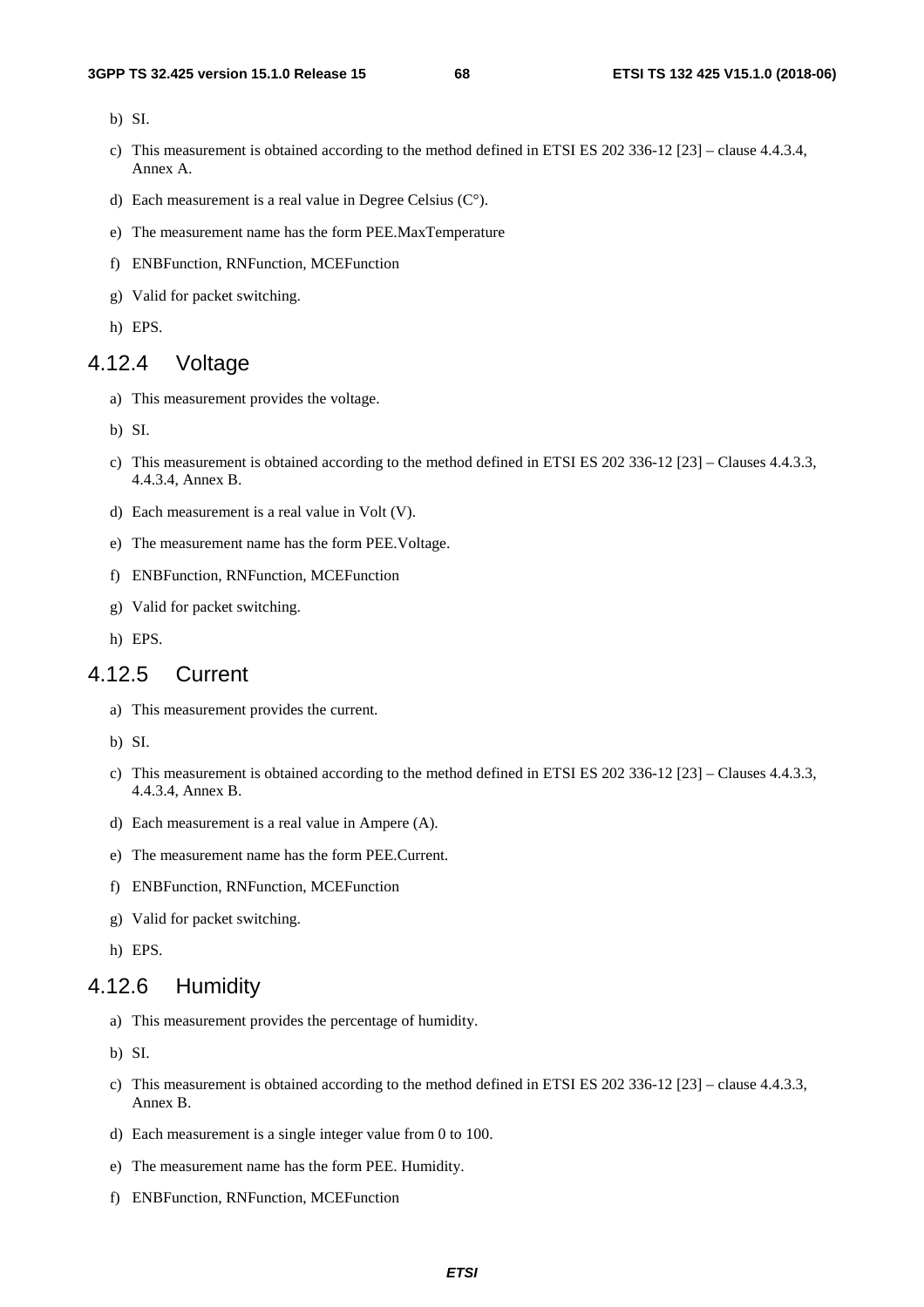b) SI.

c) This measurement is obtained according to the method defined in ETSI ES 202 336-12 [23] – clause 4.4.3.4, Annex A.

d) Each measurement is a real value in Degree Celsius (C°).

e) The measurement name has the form PEE.MaxTemperature

f) ENBFunction, RNFunction, MCEFunction

g) Valid for packet switching.

h) EPS.

### 4.12.4 Voltage

a) This measurement provides the voltage.

b) SI.

c) This measurement is obtained according to the method defined in ETSI ES 202 336-12 [23] – Clauses 4.4.3.3, 4.4.3.4, Annex B.

d) Each measurement is a real value in Volt (V).

e) The measurement name has the form PEE.Voltage.

f) ENBFunction, RNFunction, MCEFunction

g) Valid for packet switching.

h) EPS.

### 4.12.5 Current

a) This measurement provides the current.

b) SI.

c) This measurement is obtained according to the method defined in ETSI ES 202 336-12 [23] – Clauses 4.4.3.3, 4.4.3.4, Annex B.

d) Each measurement is a real value in Ampere (A).

e) The measurement name has the form PEE.Current.

f) ENBFunction, RNFunction, MCEFunction

g) Valid for packet switching.

h) EPS.

### 4.12.6 Humidity

a) This measurement provides the percentage of humidity.

b) SI.

c) This measurement is obtained according to the method defined in ETSI ES 202 336-12 [23] – clause 4.4.3.3, Annex B.

d) Each measurement is a single integer value from 0 to 100.

e) The measurement name has the form PEE. Humidity.

f) ENBFunction, RNFunction, MCEFunction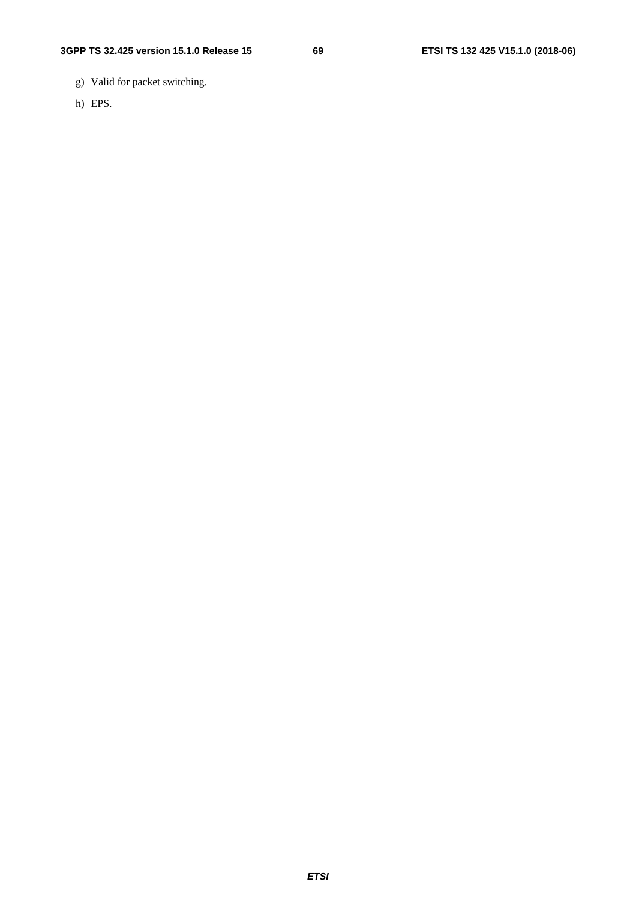g) Valid for packet switching.

h) EPS.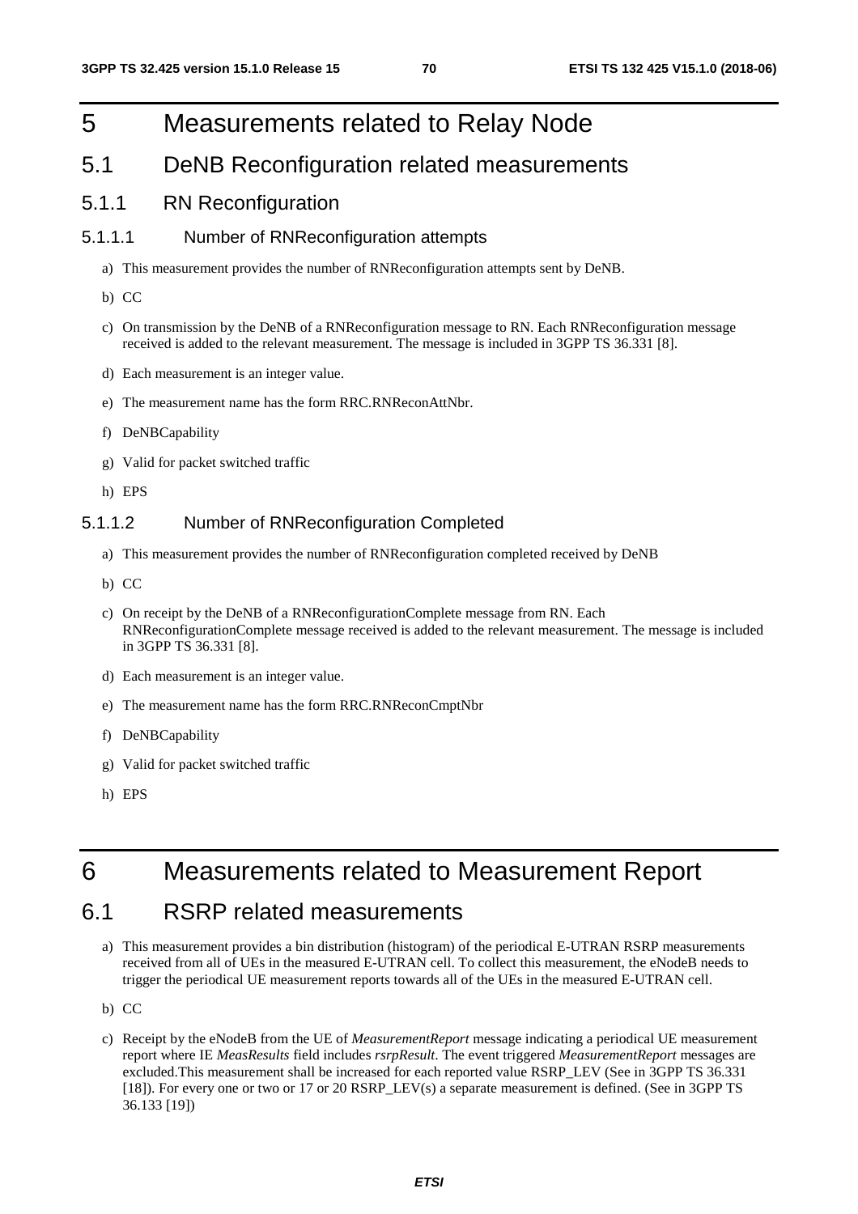# 5 Measurements related to Relay Node

## 5.1 DeNB Reconfiguration related measurements

### 5.1.1 RN Reconfiguration

#### 5.1.1.1 Number of RNReconfiguration attempts

a) This measurement provides the number of RNReconfiguration attempts sent by DeNB.

b) CC

c) On transmission by the DeNB of a RNReconfiguration message to RN. Each RNReconfiguration message received is added to the relevant measurement. The message is included in 3GPP TS 36.331 [8].

d) Each measurement is an integer value.

e) The measurement name has the form RRC.RNReconAttNbr.

f) DeNBCapability

g) Valid for packet switched traffic

h) EPS

#### 5.1.1.2 Number of RNReconfiguration Completed

a) This measurement provides the number of RNReconfiguration completed received by DeNB

b) CC

c) On receipt by the DeNB of a RNReconfigurationComplete message from RN. Each RNReconfigurationComplete message received is added to the relevant measurement. The message is included in 3GPP TS 36.331 [8].

d) Each measurement is an integer value.

e) The measurement name has the form RRC.RNReconCmptNbr

f) DeNBCapability

g) Valid for packet switched traffic

h) EPS

# 6 Measurements related to Measurement Report

## 6.1 RSRP related measurements

a) This measurement provides a bin distribution (histogram) of the periodical E-UTRAN RSRP measurements received from all of UEs in the measured E-UTRAN cell. To collect this measurement, the eNodeB needs to trigger the periodical UE measurement reports towards all of the UEs in the measured E-UTRAN cell.

b) CC

c) Receipt by the eNodeB from the UE of *MeasurementReport* message indicating a periodical UE measurement report where IE *MeasResults* field includes *rsrpResult*. The event triggered *MeasurementReport* messages are excluded.This measurement shall be increased for each reported value RSRP_LEV (See in 3GPP TS 36.331 [18]). For every one or two or 17 or 20 RSRP_LEV(s) a separate measurement is defined. (See in 3GPP TS 36.133 [19])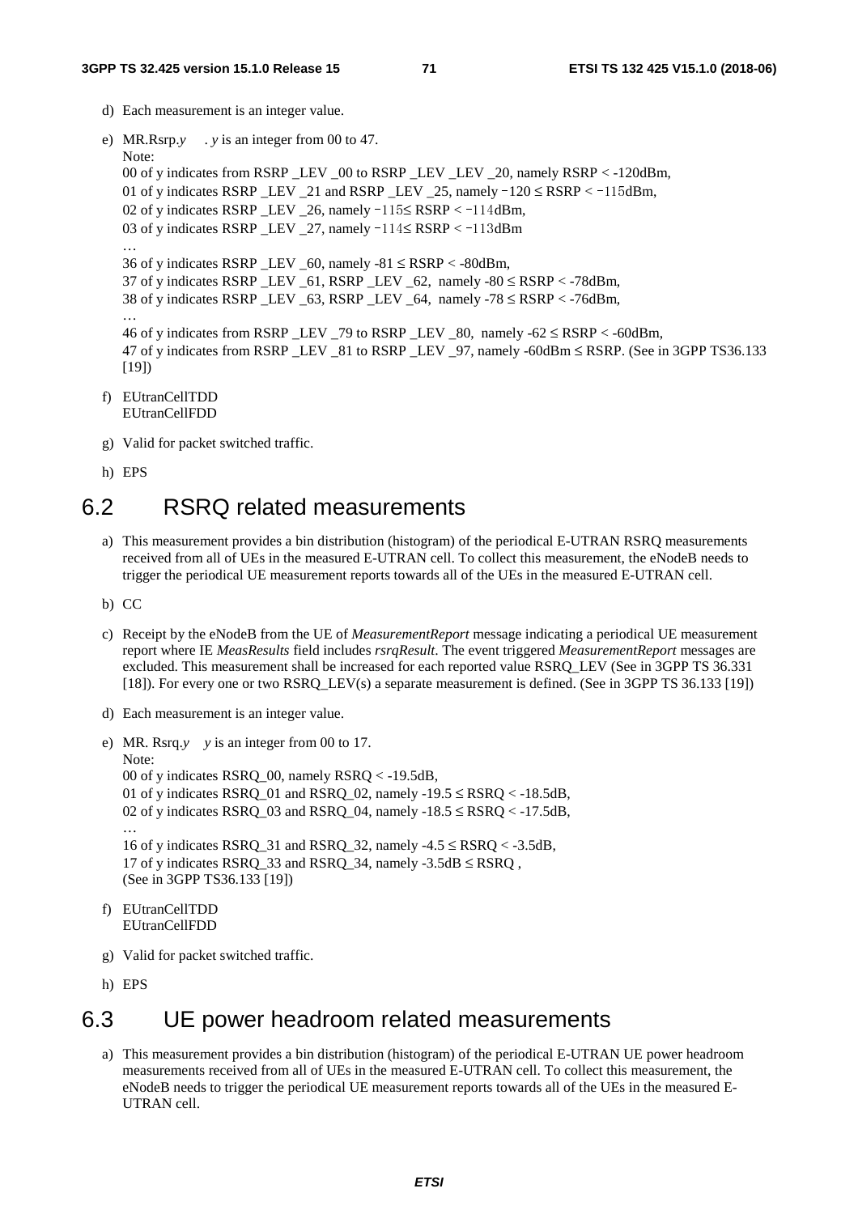d) Each measurement is an integer value.

e) MR.Rsrp.*y* . *y* is an integer from 00 to 47.
Note:
00 of y indicates from RSRP _LEV _00 to RSRP _LEV _LEV _20, namely RSRP < -120dBm,
01 of y indicates RSRP _LEV _21 and RSRP _LEV _25, namely -120 ≤ RSRP < -115dBm,
02 of y indicates RSRP _LEV _26, namely -115≤ RSRP < -114dBm,
03 of y indicates RSRP _LEV _27, namely -114≤ RSRP < -113dBm
…
36 of y indicates RSRP _LEV _60, namely -81 ≤ RSRP < -80dBm,
37 of y indicates RSRP _LEV _61, RSRP _LEV _62, namely -80 ≤ RSRP < -78dBm,
38 of y indicates RSRP _LEV _63, RSRP _LEV _64, namely -78 ≤ RSRP < -76dBm,
…
46 of y indicates from RSRP _LEV _79 to RSRP _LEV _80, namely -62 ≤ RSRP < -60dBm,
47 of y indicates from RSRP _LEV _81 to RSRP _LEV _97, namely -60dBm ≤ RSRP. (See in 3GPP TS36.133 [19])

f) EUtranCellTDD
EUtranCellFDD

g) Valid for packet switched traffic.

h) EPS

## 6.2 RSRQ related measurements

a) This measurement provides a bin distribution (histogram) of the periodical E-UTRAN RSRQ measurements received from all of UEs in the measured E-UTRAN cell. To collect this measurement, the eNodeB needs to trigger the periodical UE measurement reports towards all of the UEs in the measured E-UTRAN cell.

b) CC

c) Receipt by the eNodeB from the UE of *MeasurementReport* message indicating a periodical UE measurement report where IE *MeasResults* field includes *rsrqResult*. The event triggered *MeasurementReport* messages are excluded. This measurement shall be increased for each reported value RSRQ_LEV (See in 3GPP TS 36.331 [18]). For every one or two RSRQ_LEV(s) a separate measurement is defined. (See in 3GPP TS 36.133 [19])

d) Each measurement is an integer value.

e) MR. Rsrq.*y* *y* is an integer from 00 to 17.
Note:
00 of y indicates RSRQ_00, namely RSRQ < -19.5dB,
01 of y indicates RSRQ_01 and RSRQ_02, namely -19.5 ≤ RSRQ < -18.5dB,
02 of y indicates RSRQ_03 and RSRQ_04, namely -18.5 ≤ RSRQ < -17.5dB,
…
16 of y indicates RSRQ_31 and RSRQ_32, namely -4.5 ≤ RSRQ < -3.5dB,
17 of y indicates RSRQ_33 and RSRQ_34, namely -3.5dB ≤ RSRQ ,
(See in 3GPP TS36.133 [19])

f) EUtranCellTDD
EUtranCellFDD

g) Valid for packet switched traffic.

h) EPS

## 6.3 UE power headroom related measurements

a) This measurement provides a bin distribution (histogram) of the periodical E-UTRAN UE power headroom measurements received from all of UEs in the measured E-UTRAN cell. To collect this measurement, the eNodeB needs to trigger the periodical UE measurement reports towards all of the UEs in the measured E-UTRAN cell.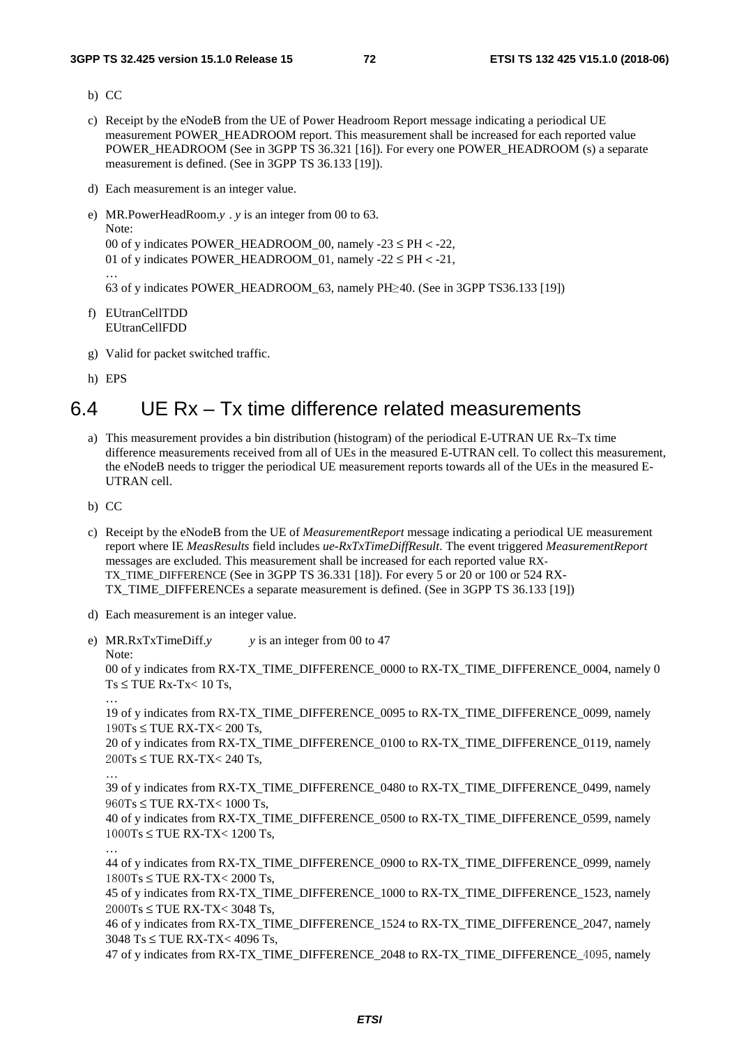b) CC

c) Receipt by the eNodeB from the UE of Power Headroom Report message indicating a periodical UE measurement POWER_HEADROOM report. This measurement shall be increased for each reported value POWER_HEADROOM (See in 3GPP TS 36.321 [16]). For every one POWER_HEADROOM (s) a separate measurement is defined. (See in 3GPP TS 36.133 [19]).

d) Each measurement is an integer value.

e) MR.PowerHeadRoom.*y* . *y* is an integer from 00 to 63.
   Note:
   00 of y indicates POWER_HEADROOM_00, namely -23 ≤ PH < -22,
   01 of y indicates POWER_HEADROOM_01, namely -22 ≤ PH < -21,
   …
   63 of y indicates POWER_HEADROOM_63, namely PH≥40. (See in 3GPP TS36.133 [19])

f) EUtranCellTDD
   EUtranCellFDD

g) Valid for packet switched traffic.

h) EPS

## 6.4 UE Rx – Tx time difference related measurements

a) This measurement provides a bin distribution (histogram) of the periodical E-UTRAN UE Rx–Tx time difference measurements received from all of UEs in the measured E-UTRAN cell. To collect this measurement, the eNodeB needs to trigger the periodical UE measurement reports towards all of the UEs in the measured E-UTRAN cell.

b) CC

c) Receipt by the eNodeB from the UE of *MeasurementReport* message indicating a periodical UE measurement report where IE *MeasResults* field includes *ue-RxTxTimeDiffResult*. The event triggered *MeasurementReport* messages are excluded. This measurement shall be increased for each reported value RX-TX_TIME_DIFFERENCE (See in 3GPP TS 36.331 [18]). For every 5 or 20 or 100 or 524 RX-TX_TIME_DIFFERENCEs a separate measurement is defined. (See in 3GPP TS 36.133 [19])

d) Each measurement is an integer value.

e) MR.RxTxTimeDiff.*y*   *y* is an integer from 00 to 47
   Note:
   00 of y indicates from RX-TX_TIME_DIFFERENCE_0000 to RX-TX_TIME_DIFFERENCE_0004, namely 0 Ts ≤ TUE Rx-Tx< 10 Ts,
   …
   19 of y indicates from RX-TX_TIME_DIFFERENCE_0095 to RX-TX_TIME_DIFFERENCE_0099, namely 190Ts ≤ TUE RX-TX< 200 Ts,
   20 of y indicates from RX-TX_TIME_DIFFERENCE_0100 to RX-TX_TIME_DIFFERENCE_0119, namely 200Ts ≤ TUE RX-TX< 240 Ts,
   …
   39 of y indicates from RX-TX_TIME_DIFFERENCE_0480 to RX-TX_TIME_DIFFERENCE_0499, namely 960Ts ≤ TUE RX-TX< 1000 Ts,
   40 of y indicates from RX-TX_TIME_DIFFERENCE_0500 to RX-TX_TIME_DIFFERENCE_0599, namely 1000Ts ≤ TUE RX-TX< 1200 Ts,
   …
   44 of y indicates from RX-TX_TIME_DIFFERENCE_0900 to RX-TX_TIME_DIFFERENCE_0999, namely 1800Ts ≤ TUE RX-TX< 2000 Ts,
   45 of y indicates from RX-TX_TIME_DIFFERENCE_1000 to RX-TX_TIME_DIFFERENCE_1523, namely 2000Ts ≤ TUE RX-TX< 3048 Ts,
   46 of y indicates from RX-TX_TIME_DIFFERENCE_1524 to RX-TX_TIME_DIFFERENCE_2047, namely 3048 Ts ≤ TUE RX-TX< 4096 Ts,
   47 of y indicates from RX-TX_TIME_DIFFERENCE_2048 to RX-TX_TIME_DIFFERENCE_4095, namely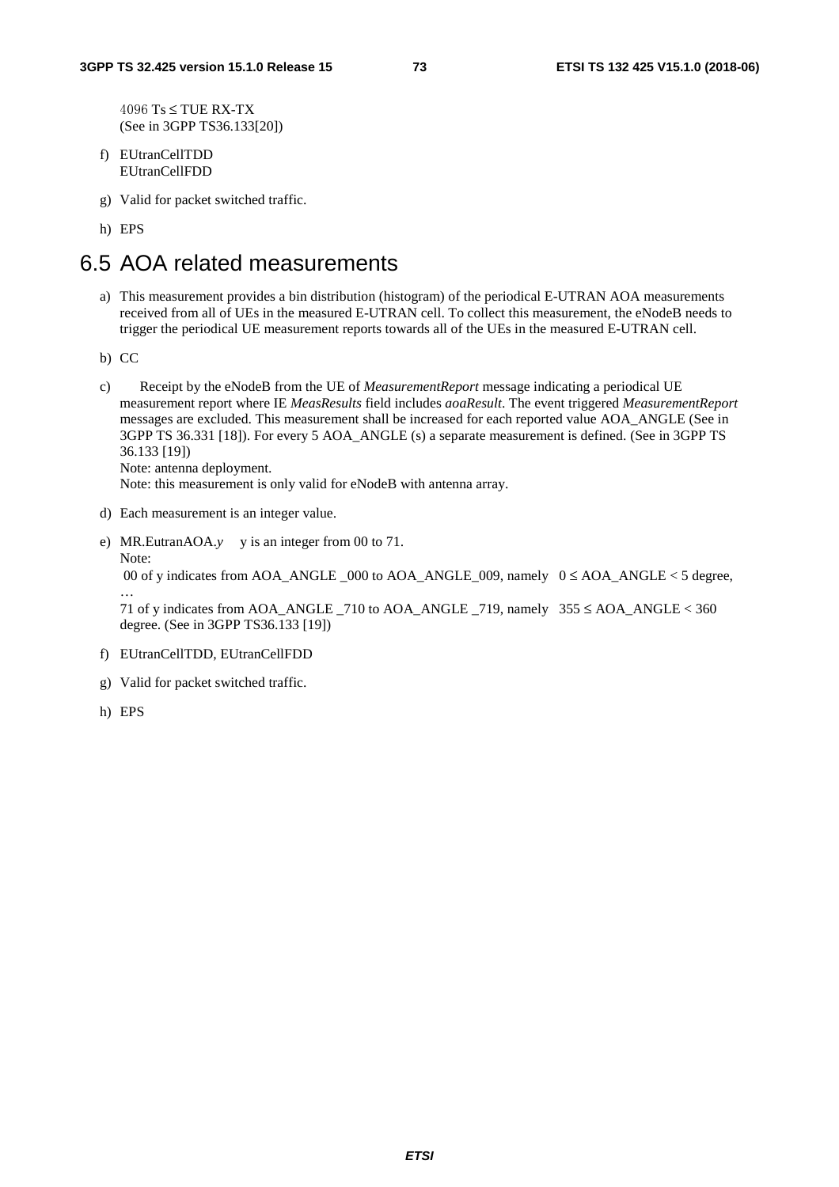4096 Ts ≤ TUE RX-TX
(See in 3GPP TS36.133[20])

f) EUtranCellTDD
EUtranCellFDD

g) Valid for packet switched traffic.

h) EPS

# 6.5 AOA related measurements

a) This measurement provides a bin distribution (histogram) of the periodical E-UTRAN AOA measurements received from all of UEs in the measured E-UTRAN cell. To collect this measurement, the eNodeB needs to trigger the periodical UE measurement reports towards all of the UEs in the measured E-UTRAN cell.

b) CC

c) Receipt by the eNodeB from the UE of *MeasurementReport* message indicating a periodical UE measurement report where IE *MeasResults* field includes *aoaResult*. The event triggered *MeasurementReport* messages are excluded. This measurement shall be increased for each reported value AOA_ANGLE (See in 3GPP TS 36.331 [18]). For every 5 AOA_ANGLE (s) a separate measurement is defined. (See in 3GPP TS 36.133 [19])
Note: antenna deployment.
Note: this measurement is only valid for eNodeB with antenna array.

d) Each measurement is an integer value.

e) MR.EutranAOA.*y* y is an integer from 00 to 71.
Note:
00 of y indicates from AOA_ANGLE _000 to AOA_ANGLE_009, namely 0 ≤ AOA_ANGLE < 5 degree,
…
71 of y indicates from AOA_ANGLE _710 to AOA_ANGLE _719, namely 355 ≤ AOA_ANGLE < 360 degree. (See in 3GPP TS36.133 [19])

f) EUtranCellTDD, EUtranCellFDD

g) Valid for packet switched traffic.

h) EPS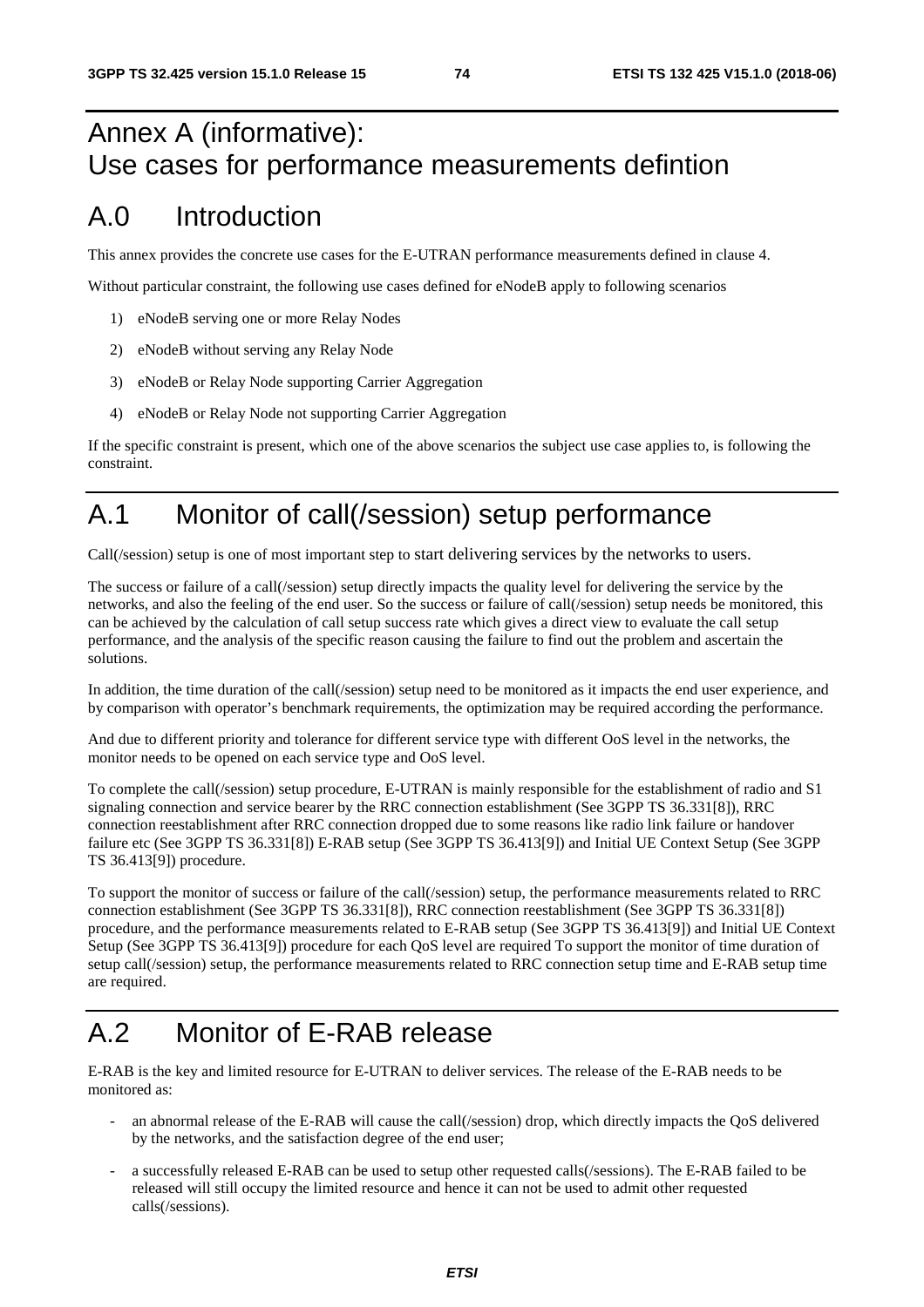# Annex A (informative): Use cases for performance measurements defintion

# A.0 Introduction

This annex provides the concrete use cases for the E-UTRAN performance measurements defined in clause 4.

Without particular constraint, the following use cases defined for eNodeB apply to following scenarios

1) eNodeB serving one or more Relay Nodes
2) eNodeB without serving any Relay Node
3) eNodeB or Relay Node supporting Carrier Aggregation
4) eNodeB or Relay Node not supporting Carrier Aggregation

If the specific constraint is present, which one of the above scenarios the subject use case applies to, is following the constraint.

# A.1 Monitor of call(/session) setup performance

Call(/session) setup is one of most important step to start delivering services by the networks to users.

The success or failure of a call(/session) setup directly impacts the quality level for delivering the service by the networks, and also the feeling of the end user. So the success or failure of call(/session) setup needs be monitored, this can be achieved by the calculation of call setup success rate which gives a direct view to evaluate the call setup performance, and the analysis of the specific reason causing the failure to find out the problem and ascertain the solutions.

In addition, the time duration of the call(/session) setup need to be monitored as it impacts the end user experience, and by comparison with operator's benchmark requirements, the optimization may be required according the performance.

And due to different priority and tolerance for different service type with different OoS level in the networks, the monitor needs to be opened on each service type and OoS level.

To complete the call(/session) setup procedure, E-UTRAN is mainly responsible for the establishment of radio and S1 signaling connection and service bearer by the RRC connection establishment (See 3GPP TS 36.331[8]), RRC connection reestablishment after RRC connection dropped due to some reasons like radio link failure or handover failure etc (See 3GPP TS 36.331[8]) E-RAB setup (See 3GPP TS 36.413[9]) and Initial UE Context Setup (See 3GPP TS 36.413[9]) procedure.

To support the monitor of success or failure of the call(/session) setup, the performance measurements related to RRC connection establishment (See 3GPP TS 36.331[8]), RRC connection reestablishment (See 3GPP TS 36.331[8]) procedure, and the performance measurements related to E-RAB setup (See 3GPP TS 36.413[9]) and Initial UE Context Setup (See 3GPP TS 36.413[9]) procedure for each QoS level are required To support the monitor of time duration of setup call(/session) setup, the performance measurements related to RRC connection setup time and E-RAB setup time are required.

# A.2 Monitor of E-RAB release

E-RAB is the key and limited resource for E-UTRAN to deliver services. The release of the E-RAB needs to be monitored as:

- an abnormal release of the E-RAB will cause the call(/session) drop, which directly impacts the QoS delivered by the networks, and the satisfaction degree of the end user;
- a successfully released E-RAB can be used to setup other requested calls(/sessions). The E-RAB failed to be released will still occupy the limited resource and hence it can not be used to admit other requested calls(/sessions).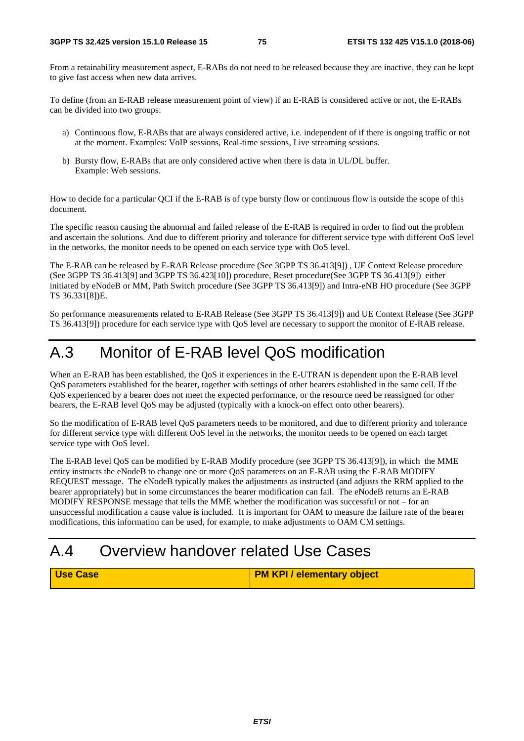From a retainability measurement aspect, E-RABs do not need to be released because they are inactive, they can be kept to give fast access when new data arrives.

To define (from an E-RAB release measurement point of view) if an E-RAB is considered active or not, the E-RABs can be divided into two groups:

a) Continuous flow, E-RABs that are always considered active, i.e. independent of if there is ongoing traffic or not at the moment. Examples: VoIP sessions, Real-time sessions, Live streaming sessions.

b) Bursty flow, E-RABs that are only considered active when there is data in UL/DL buffer.
Example: Web sessions.

How to decide for a particular QCI if the E-RAB is of type bursty flow or continuous flow is outside the scope of this document.

The specific reason causing the abnormal and failed release of the E-RAB is required in order to find out the problem and ascertain the solutions. And due to different priority and tolerance for different service type with different OoS level in the networks, the monitor needs to be opened on each service type with OoS level.

The E-RAB can be released by E-RAB Release procedure (See 3GPP TS 36.413[9]) , UE Context Release procedure (See 3GPP TS 36.413[9] and 3GPP TS 36.423[10]) procedure, Reset procedure(See 3GPP TS 36.413[9]) either initiated by eNodeB or MM, Path Switch procedure (See 3GPP TS 36.413[9]) and Intra-eNB HO procedure (See 3GPP TS 36.331[8])E.

So performance measurements related to E-RAB Release (See 3GPP TS 36.413[9]) and UE Context Release (See 3GPP TS 36.413[9]) procedure for each service type with QoS level are necessary to support the monitor of E-RAB release.

# A.3 Monitor of E-RAB level QoS modification

When an E-RAB has been established, the QoS it experiences in the E-UTRAN is dependent upon the E-RAB level QoS parameters established for the bearer, together with settings of other bearers established in the same cell. If the QoS experienced by a bearer does not meet the expected performance, or the resource need be reassigned for other bearers, the E-RAB level QoS may be adjusted (typically with a knock-on effect onto other bearers).

So the modification of E-RAB level QoS parameters needs to be monitored, and due to different priority and tolerance for different service type with different OoS level in the networks, the monitor needs to be opened on each target service type with OoS level.

The E-RAB level QoS can be modified by E-RAB Modify procedure (see 3GPP TS 36.413[9]), in which the MME entity instructs the eNodeB to change one or more QoS parameters on an E-RAB using the E-RAB MODIFY REQUEST message. The eNodeB typically makes the adjustments as instructed (and adjusts the RRM applied to the bearer appropriately) but in some circumstances the bearer modification can fail. The eNodeB returns an E-RAB MODIFY RESPONSE message that tells the MME whether the modification was successful or not – for an unsuccessful modification a cause value is included. It is important for OAM to measure the failure rate of the bearer modifications, this information can be used, for example, to make adjustments to OAM CM settings.

# A.4 Overview handover related Use Cases

| Use Case | PM KPI / elementary object |
|---|---|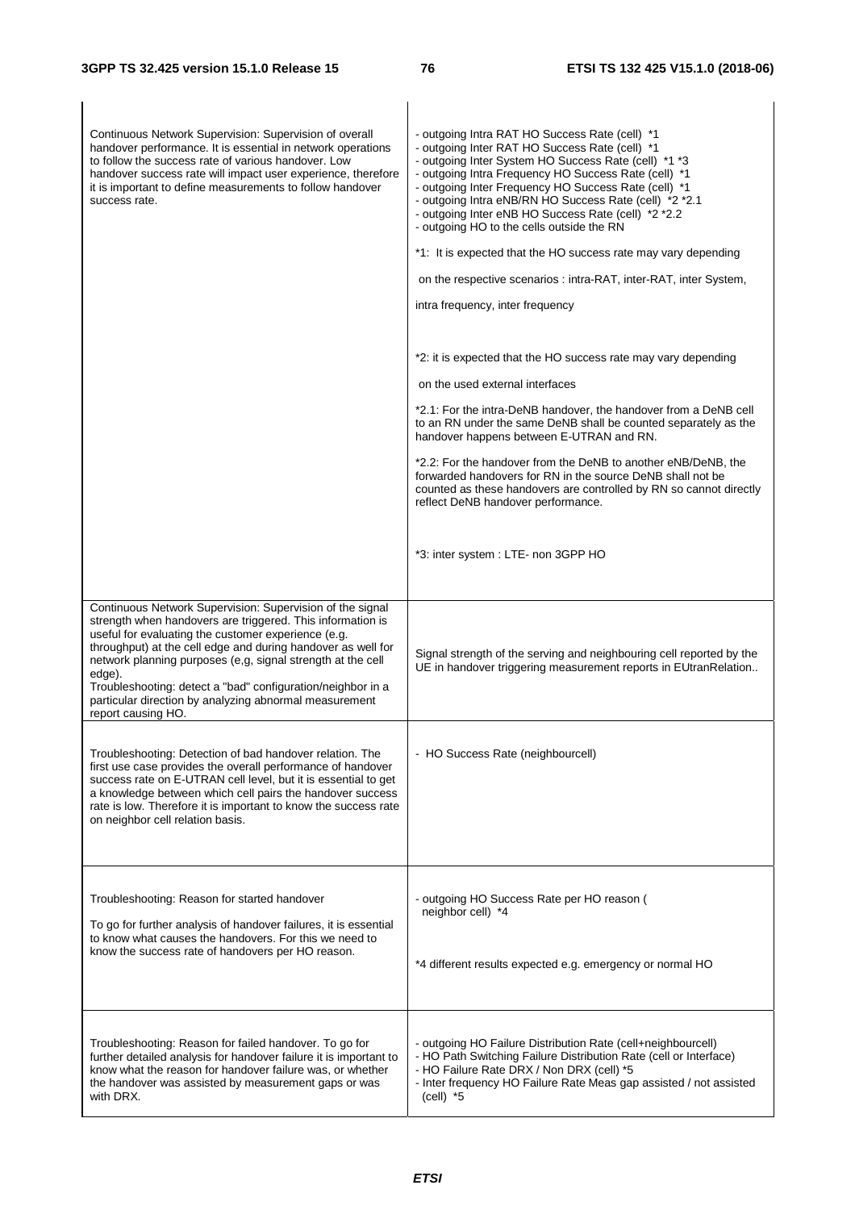| | |
|---|---|
| Continuous Network Supervision: Supervision of overall handover performance. It is essential in network operations to follow the success rate of various handover. Low handover success rate will impact user experience, therefore it is important to define measurements to follow handover success rate. | - outgoing Intra RAT HO Success Rate (cell) *1<br>- outgoing Inter RAT HO Success Rate (cell) *1<br>- outgoing Inter System HO Success Rate (cell) *1 *3<br>- outgoing Intra Frequency HO Success Rate (cell) *1<br>- outgoing Inter Frequency HO Success Rate (cell) *1<br>- outgoing Intra eNB/RN HO Success Rate (cell) *2 *2.1<br>- outgoing Inter eNB HO Success Rate (cell) *2 *2.2<br>- outgoing HO to the cells outside the RN<br><br>*1: It is expected that the HO success rate may vary depending<br><br>on the respective scenarios : intra-RAT, inter-RAT, inter System,<br><br>intra frequency, inter frequency<br><br>*2: it is expected that the HO success rate may vary depending<br><br>on the used external interfaces<br><br>*2.1: For the intra-DeNB handover, the handover from a DeNB cell to an RN under the same DeNB shall be counted separately as the handover happens between E-UTRAN and RN.<br><br>*2.2: For the handover from the DeNB to another eNB/DeNB, the forwarded handovers for RN in the source DeNB shall not be counted as these handovers are controlled by RN so cannot directly reflect DeNB handover performance.<br><br>*3: inter system : LTE- non 3GPP HO |
| Continuous Network Supervision: Supervision of the signal strength when handovers are triggered. This information is useful for evaluating the customer experience (e.g. throughput) at the cell edge and during handover as well for network planning purposes (e,g, signal strength at the cell edge).<br>Troubleshooting: detect a "bad" configuration/neighbor in a particular direction by analyzing abnormal measurement report causing HO. | Signal strength of the serving and neighbouring cell reported by the UE in handover triggering measurement reports in EUtranRelation.. |
| Troubleshooting: Detection of bad handover relation. The first use case provides the overall performance of handover success rate on E-UTRAN cell level, but it is essential to get a knowledge between which cell pairs the handover success rate is low. Therefore it is important to know the success rate on neighbor cell relation basis. | - HO Success Rate (neighbourcell) |
| Troubleshooting: Reason for started handover<br><br>To go for further analysis of handover failures, it is essential to know what causes the handovers. For this we need to know the success rate of handovers per HO reason. | - outgoing HO Success Rate per HO reason ( neighbor cell) *4<br><br>*4 different results expected e.g. emergency or normal HO |
| Troubleshooting: Reason for failed handover. To go for further detailed analysis for handover failure it is important to know what the reason for handover failure was, or whether the handover was assisted by measurement gaps or was with DRX. | - outgoing HO Failure Distribution Rate (cell+neighbourcell)<br>- HO Path Switching Failure Distribution Rate (cell or Interface)<br>- HO Failure Rate DRX / Non DRX (cell) *5<br>- Inter frequency HO Failure Rate Meas gap assisted / not assisted (cell) *5 |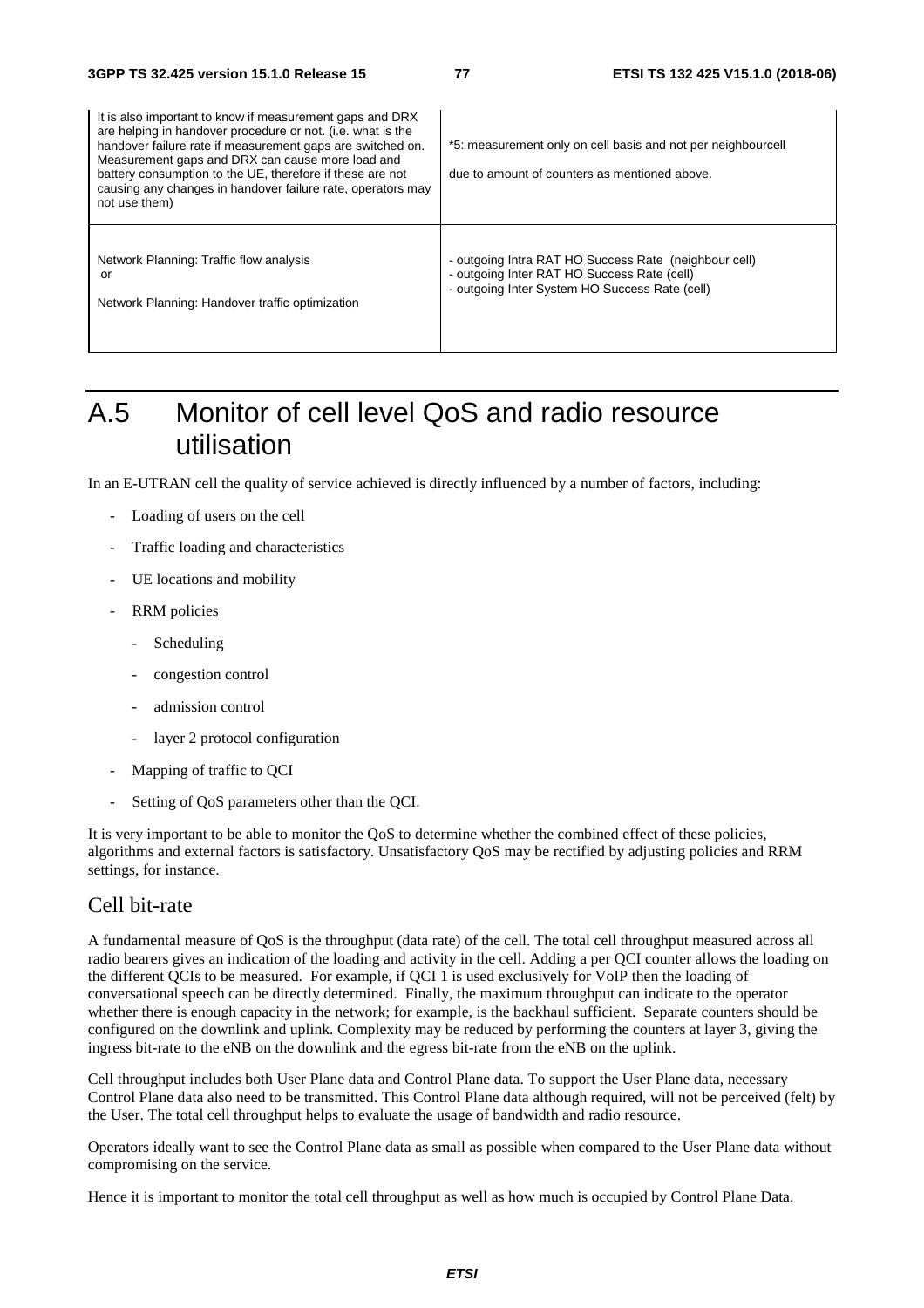| | |
|---|---|
| It is also important to know if measurement gaps and DRX are helping in handover procedure or not. (i.e. what is the handover failure rate if measurement gaps are switched on. Measurement gaps and DRX can cause more load and battery consumption to the UE, therefore if these are not causing any changes in handover failure rate, operators may not use them) | *5: measurement only on cell basis and not per neighbourcell due to amount of counters as mentioned above. |
| Network Planning: Traffic flow analysis or Network Planning: Handover traffic optimization | - outgoing Intra RAT HO Success Rate (neighbour cell)<br>- outgoing Inter RAT HO Success Rate (cell)<br>- outgoing Inter System HO Success Rate (cell) |

# A.5 Monitor of cell level QoS and radio resource utilisation

In an E-UTRAN cell the quality of service achieved is directly influenced by a number of factors, including:

- Loading of users on the cell
- Traffic loading and characteristics
- UE locations and mobility
- RRM policies
    - Scheduling
    - congestion control
    - admission control
    - layer 2 protocol configuration
- Mapping of traffic to QCI
- Setting of QoS parameters other than the QCI.

It is very important to be able to monitor the QoS to determine whether the combined effect of these policies, algorithms and external factors is satisfactory. Unsatisfactory QoS may be rectified by adjusting policies and RRM settings, for instance.

## Cell bit-rate

A fundamental measure of QoS is the throughput (data rate) of the cell. The total cell throughput measured across all radio bearers gives an indication of the loading and activity in the cell. Adding a per QCI counter allows the loading on the different QCIs to be measured. For example, if QCI 1 is used exclusively for VoIP then the loading of conversational speech can be directly determined. Finally, the maximum throughput can indicate to the operator whether there is enough capacity in the network; for example, is the backhaul sufficient. Separate counters should be configured on the downlink and uplink. Complexity may be reduced by performing the counters at layer 3, giving the ingress bit-rate to the eNB on the downlink and the egress bit-rate from the eNB on the uplink.

Cell throughput includes both User Plane data and Control Plane data. To support the User Plane data, necessary Control Plane data also need to be transmitted. This Control Plane data although required, will not be perceived (felt) by the User. The total cell throughput helps to evaluate the usage of bandwidth and radio resource.

Operators ideally want to see the Control Plane data as small as possible when compared to the User Plane data without compromising on the service.

Hence it is important to monitor the total cell throughput as well as how much is occupied by Control Plane Data.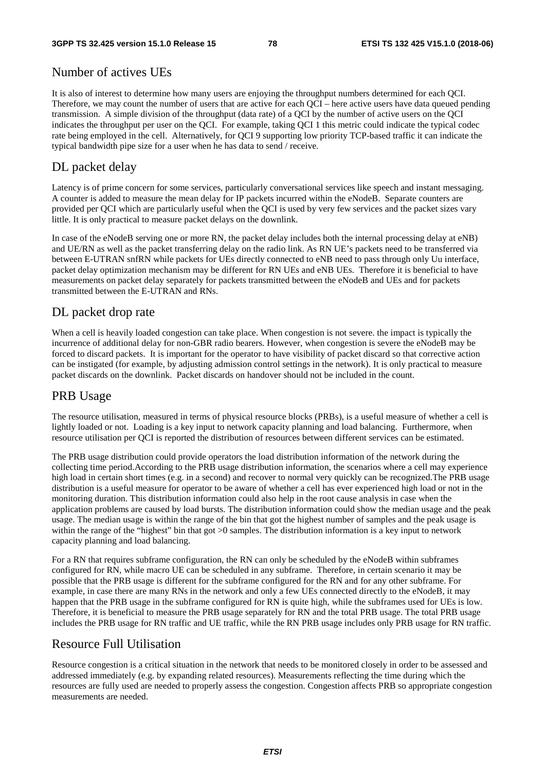## Number of actives UEs

It is also of interest to determine how many users are enjoying the throughput numbers determined for each QCI. Therefore, we may count the number of users that are active for each QCI – here active users have data queued pending transmission. A simple division of the throughput (data rate) of a QCI by the number of active users on the QCI indicates the throughput per user on the QCI. For example, taking QCI 1 this metric could indicate the typical codec rate being employed in the cell. Alternatively, for QCI 9 supporting low priority TCP-based traffic it can indicate the typical bandwidth pipe size for a user when he has data to send / receive.

## DL packet delay

Latency is of prime concern for some services, particularly conversational services like speech and instant messaging. A counter is added to measure the mean delay for IP packets incurred within the eNodeB. Separate counters are provided per QCI which are particularly useful when the QCI is used by very few services and the packet sizes vary little. It is only practical to measure packet delays on the downlink.

In case of the eNodeB serving one or more RN, the packet delay includes both the internal processing delay at eNB) and UE/RN as well as the packet transferring delay on the radio link. As RN UE's packets need to be transferred via between E-UTRAN snfRN while packets for UEs directly connected to eNB need to pass through only Uu interface, packet delay optimization mechanism may be different for RN UEs and eNB UEs. Therefore it is beneficial to have measurements on packet delay separately for packets transmitted between the eNodeB and UEs and for packets transmitted between the E-UTRAN and RNs.

## DL packet drop rate

When a cell is heavily loaded congestion can take place. When congestion is not severe. the impact is typically the incurrence of additional delay for non-GBR radio bearers. However, when congestion is severe the eNodeB may be forced to discard packets. It is important for the operator to have visibility of packet discard so that corrective action can be instigated (for example, by adjusting admission control settings in the network). It is only practical to measure packet discards on the downlink. Packet discards on handover should not be included in the count.

## PRB Usage

The resource utilisation, measured in terms of physical resource blocks (PRBs), is a useful measure of whether a cell is lightly loaded or not. Loading is a key input to network capacity planning and load balancing. Furthermore, when resource utilisation per QCI is reported the distribution of resources between different services can be estimated.

The PRB usage distribution could provide operators the load distribution information of the network during the collecting time period.According to the PRB usage distribution information, the scenarios where a cell may experience high load in certain short times (e.g. in a second) and recover to normal very quickly can be recognized.The PRB usage distribution is a useful measure for operator to be aware of whether a cell has ever experienced high load or not in the monitoring duration. This distribution information could also help in the root cause analysis in case when the application problems are caused by load bursts. The distribution information could show the median usage and the peak usage. The median usage is within the range of the bin that got the highest number of samples and the peak usage is within the range of the "highest" bin that got >0 samples. The distribution information is a key input to network capacity planning and load balancing.

For a RN that requires subframe configuration, the RN can only be scheduled by the eNodeB within subframes configured for RN, while macro UE can be scheduled in any subframe. Therefore, in certain scenario it may be possible that the PRB usage is different for the subframe configured for the RN and for any other subframe. For example, in case there are many RNs in the network and only a few UEs connected directly to the eNodeB, it may happen that the PRB usage in the subframe configured for RN is quite high, while the subframes used for UEs is low. Therefore, it is beneficial to measure the PRB usage separately for RN and the total PRB usage. The total PRB usage includes the PRB usage for RN traffic and UE traffic, while the RN PRB usage includes only PRB usage for RN traffic.

## Resource Full Utilisation

Resource congestion is a critical situation in the network that needs to be monitored closely in order to be assessed and addressed immediately (e.g. by expanding related resources). Measurements reflecting the time during which the resources are fully used are needed to properly assess the congestion. Congestion affects PRB so appropriate congestion measurements are needed.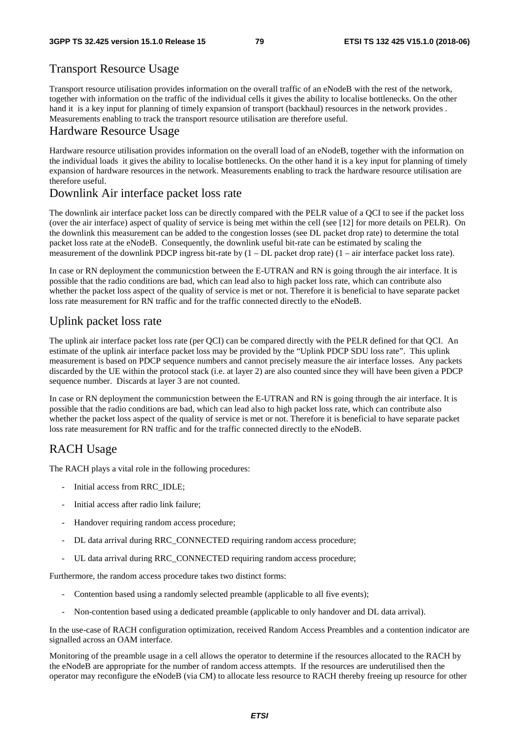## Transport Resource Usage

Transport resource utilisation provides information on the overall traffic of an eNodeB with the rest of the network, together with information on the traffic of the individual cells it gives the ability to localise bottlenecks. On the other hand it is a key input for planning of timely expansion of transport (backhaul) resources in the network provides . Measurements enabling to track the transport resource utilisation are therefore useful.

## Hardware Resource Usage

Hardware resource utilisation provides information on the overall load of an eNodeB, together with the information on the individual loads it gives the ability to localise bottlenecks. On the other hand it is a key input for planning of timely expansion of hardware resources in the network. Measurements enabling to track the hardware resource utilisation are therefore useful.

## Downlink Air interface packet loss rate

The downlink air interface packet loss can be directly compared with the PELR value of a QCI to see if the packet loss (over the air interface) aspect of quality of service is being met within the cell (see [12] for more details on PELR). On the downlink this measurement can be added to the congestion losses (see DL packet drop rate) to determine the total packet loss rate at the eNodeB. Consequently, the downlink useful bit-rate can be estimated by scaling the measurement of the downlink PDCP ingress bit-rate by (1 – DL packet drop rate) (1 – air interface packet loss rate).

In case or RN deployment the communicstion between the E-UTRAN and RN is going through the air interface. It is possible that the radio conditions are bad, which can lead also to high packet loss rate, which can contribute also whether the packet loss aspect of the quality of service is met or not. Therefore it is beneficial to have separate packet loss rate measurement for RN traffic and for the traffic connected directly to the eNodeB.

## Uplink packet loss rate

The uplink air interface packet loss rate (per QCI) can be compared directly with the PELR defined for that QCI. An estimate of the uplink air interface packet loss may be provided by the "Uplink PDCP SDU loss rate". This uplink measurement is based on PDCP sequence numbers and cannot precisely measure the air interface losses. Any packets discarded by the UE within the protocol stack (i.e. at layer 2) are also counted since they will have been given a PDCP sequence number. Discards at layer 3 are not counted.

In case or RN deployment the communicstion between the E-UTRAN and RN is going through the air interface. It is possible that the radio conditions are bad, which can lead also to high packet loss rate, which can contribute also whether the packet loss aspect of the quality of service is met or not. Therefore it is beneficial to have separate packet loss rate measurement for RN traffic and for the traffic connected directly to the eNodeB.

## RACH Usage

The RACH plays a vital role in the following procedures:

- Initial access from RRC_IDLE;
- Initial access after radio link failure;
- Handover requiring random access procedure;
- DL data arrival during RRC_CONNECTED requiring random access procedure;
- UL data arrival during RRC_CONNECTED requiring random access procedure;

Furthermore, the random access procedure takes two distinct forms:

- Contention based using a randomly selected preamble (applicable to all five events);
- Non-contention based using a dedicated preamble (applicable to only handover and DL data arrival).

In the use-case of RACH configuration optimization, received Random Access Preambles and a contention indicator are signalled across an OAM interface.

Monitoring of the preamble usage in a cell allows the operator to determine if the resources allocated to the RACH by the eNodeB are appropriate for the number of random access attempts. If the resources are underutilised then the operator may reconfigure the eNodeB (via CM) to allocate less resource to RACH thereby freeing up resource for other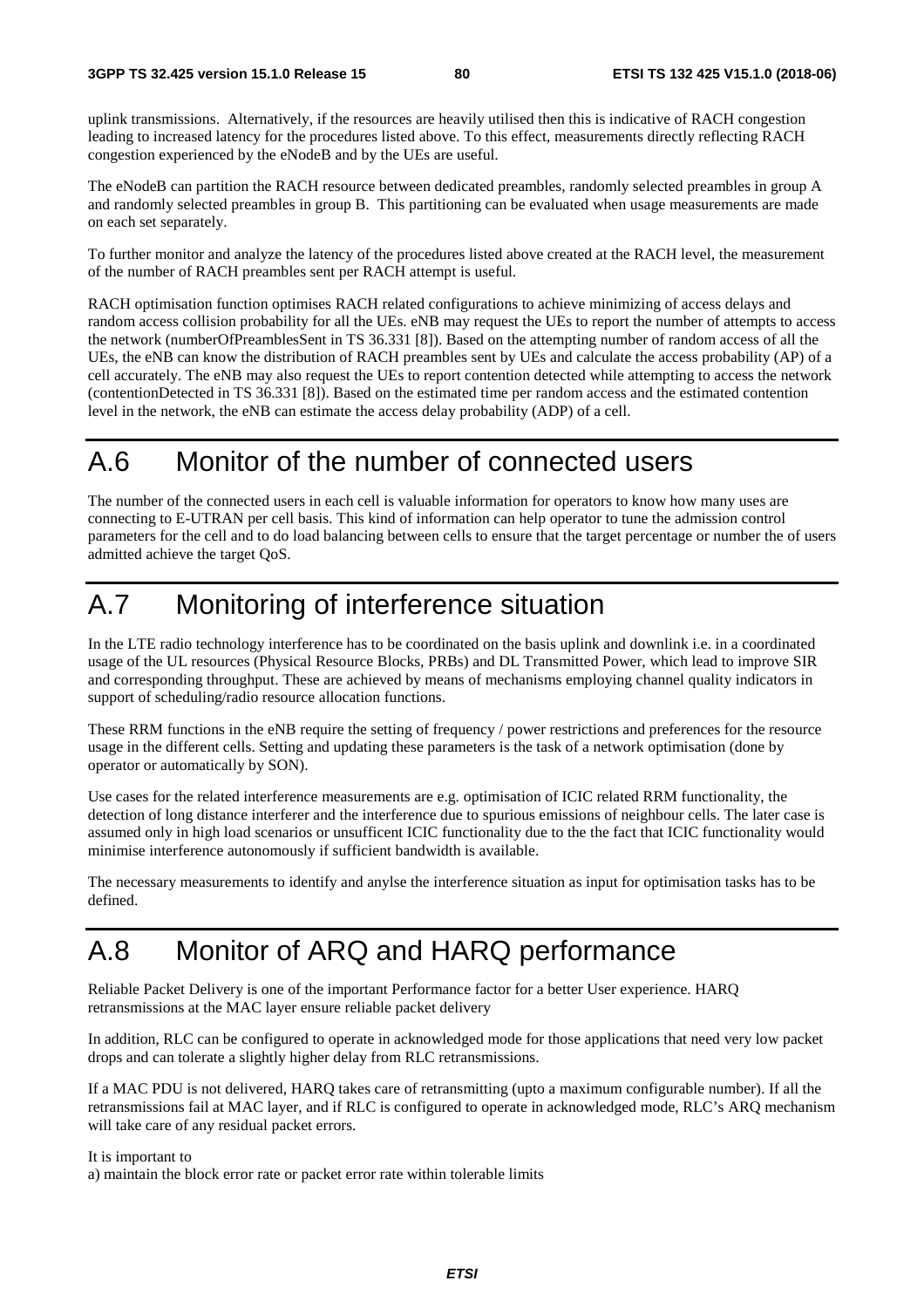uplink transmissions. Alternatively, if the resources are heavily utilised then this is indicative of RACH congestion leading to increased latency for the procedures listed above. To this effect, measurements directly reflecting RACH congestion experienced by the eNodeB and by the UEs are useful.

The eNodeB can partition the RACH resource between dedicated preambles, randomly selected preambles in group A and randomly selected preambles in group B. This partitioning can be evaluated when usage measurements are made on each set separately.

To further monitor and analyze the latency of the procedures listed above created at the RACH level, the measurement of the number of RACH preambles sent per RACH attempt is useful.

RACH optimisation function optimises RACH related configurations to achieve minimizing of access delays and random access collision probability for all the UEs. eNB may request the UEs to report the number of attempts to access the network (numberOfPreamblesSent in TS 36.331 [8]). Based on the attempting number of random access of all the UEs, the eNB can know the distribution of RACH preambles sent by UEs and calculate the access probability (AP) of a cell accurately. The eNB may also request the UEs to report contention detected while attempting to access the network (contentionDetected in TS 36.331 [8]). Based on the estimated time per random access and the estimated contention level in the network, the eNB can estimate the access delay probability (ADP) of a cell.

# A.6 Monitor of the number of connected users

The number of the connected users in each cell is valuable information for operators to know how many uses are connecting to E-UTRAN per cell basis. This kind of information can help operator to tune the admission control parameters for the cell and to do load balancing between cells to ensure that the target percentage or number the of users admitted achieve the target QoS.

# A.7 Monitoring of interference situation

In the LTE radio technology interference has to be coordinated on the basis uplink and downlink i.e. in a coordinated usage of the UL resources (Physical Resource Blocks, PRBs) and DL Transmitted Power, which lead to improve SIR and corresponding throughput. These are achieved by means of mechanisms employing channel quality indicators in support of scheduling/radio resource allocation functions.

These RRM functions in the eNB require the setting of frequency / power restrictions and preferences for the resource usage in the different cells. Setting and updating these parameters is the task of a network optimisation (done by operator or automatically by SON).

Use cases for the related interference measurements are e.g. optimisation of ICIC related RRM functionality, the detection of long distance interferer and the interference due to spurious emissions of neighbour cells. The later case is assumed only in high load scenarios or unsufficent ICIC functionality due to the the fact that ICIC functionality would minimise interference autonomously if sufficient bandwidth is available.

The necessary measurements to identify and anylse the interference situation as input for optimisation tasks has to be defined.

# A.8 Monitor of ARQ and HARQ performance

Reliable Packet Delivery is one of the important Performance factor for a better User experience. HARQ retransmissions at the MAC layer ensure reliable packet delivery

In addition, RLC can be configured to operate in acknowledged mode for those applications that need very low packet drops and can tolerate a slightly higher delay from RLC retransmissions.

If a MAC PDU is not delivered, HARQ takes care of retransmitting (upto a maximum configurable number). If all the retransmissions fail at MAC layer, and if RLC is configured to operate in acknowledged mode, RLC's ARQ mechanism will take care of any residual packet errors.

It is important to

a) maintain the block error rate or packet error rate within tolerable limits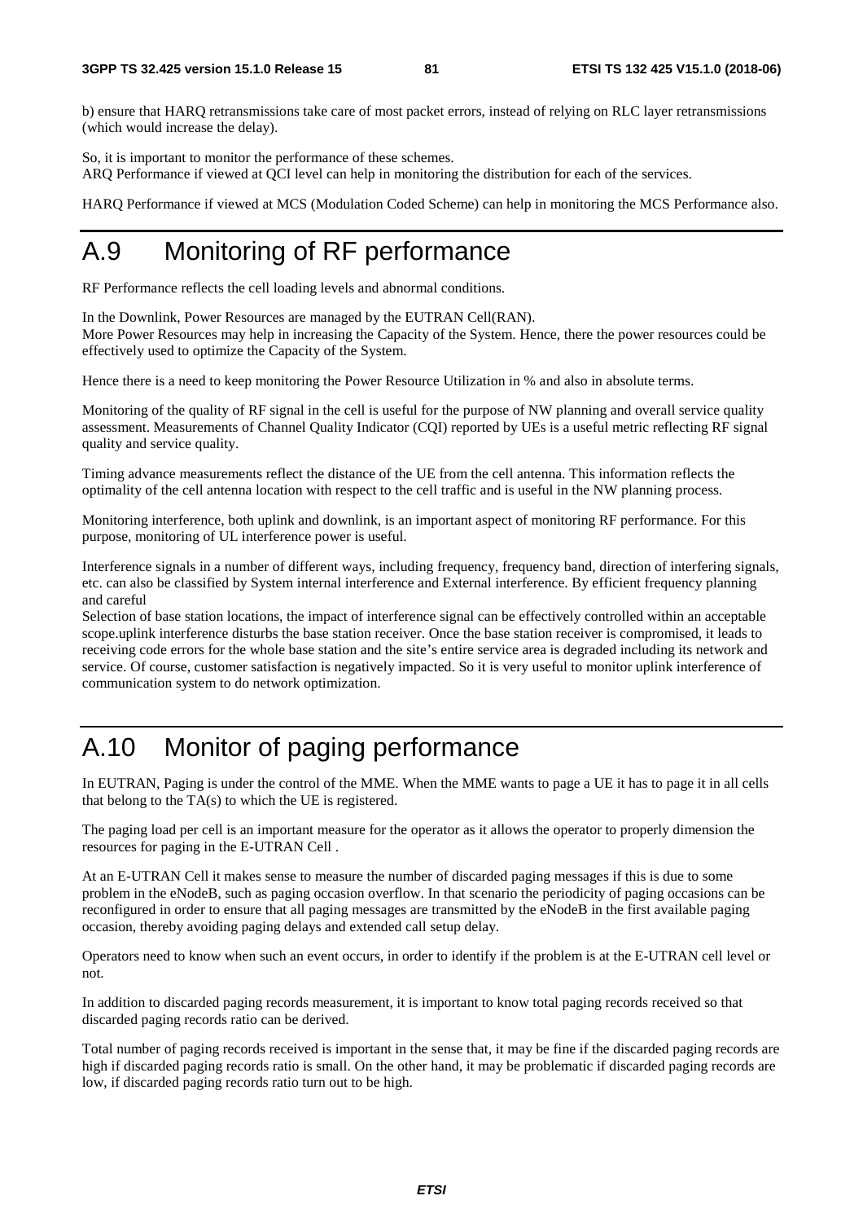b) ensure that HARQ retransmissions take care of most packet errors, instead of relying on RLC layer retransmissions (which would increase the delay).

So, it is important to monitor the performance of these schemes.
ARQ Performance if viewed at QCI level can help in monitoring the distribution for each of the services.

HARQ Performance if viewed at MCS (Modulation Coded Scheme) can help in monitoring the MCS Performance also.

# A.9 Monitoring of RF performance

RF Performance reflects the cell loading levels and abnormal conditions.

In the Downlink, Power Resources are managed by the EUTRAN Cell(RAN).
More Power Resources may help in increasing the Capacity of the System. Hence, there the power resources could be effectively used to optimize the Capacity of the System.

Hence there is a need to keep monitoring the Power Resource Utilization in % and also in absolute terms.

Monitoring of the quality of RF signal in the cell is useful for the purpose of NW planning and overall service quality assessment. Measurements of Channel Quality Indicator (CQI) reported by UEs is a useful metric reflecting RF signal quality and service quality.

Timing advance measurements reflect the distance of the UE from the cell antenna. This information reflects the optimality of the cell antenna location with respect to the cell traffic and is useful in the NW planning process.

Monitoring interference, both uplink and downlink, is an important aspect of monitoring RF performance. For this purpose, monitoring of UL interference power is useful.

Interference signals in a number of different ways, including frequency, frequency band, direction of interfering signals, etc. can also be classified by System internal interference and External interference. By efficient frequency planning and careful
Selection of base station locations, the impact of interference signal can be effectively controlled within an acceptable scope.uplink interference disturbs the base station receiver. Once the base station receiver is compromised, it leads to receiving code errors for the whole base station and the site's entire service area is degraded including its network and service. Of course, customer satisfaction is negatively impacted. So it is very useful to monitor uplink interference of communication system to do network optimization.

# A.10 Monitor of paging performance

In EUTRAN, Paging is under the control of the MME. When the MME wants to page a UE it has to page it in all cells that belong to the TA(s) to which the UE is registered.

The paging load per cell is an important measure for the operator as it allows the operator to properly dimension the resources for paging in the E-UTRAN Cell .

At an E-UTRAN Cell it makes sense to measure the number of discarded paging messages if this is due to some problem in the eNodeB, such as paging occasion overflow. In that scenario the periodicity of paging occasions can be reconfigured in order to ensure that all paging messages are transmitted by the eNodeB in the first available paging occasion, thereby avoiding paging delays and extended call setup delay.

Operators need to know when such an event occurs, in order to identify if the problem is at the E-UTRAN cell level or not.

In addition to discarded paging records measurement, it is important to know total paging records received so that discarded paging records ratio can be derived.

Total number of paging records received is important in the sense that, it may be fine if the discarded paging records are high if discarded paging records ratio is small. On the other hand, it may be problematic if discarded paging records are low, if discarded paging records ratio turn out to be high.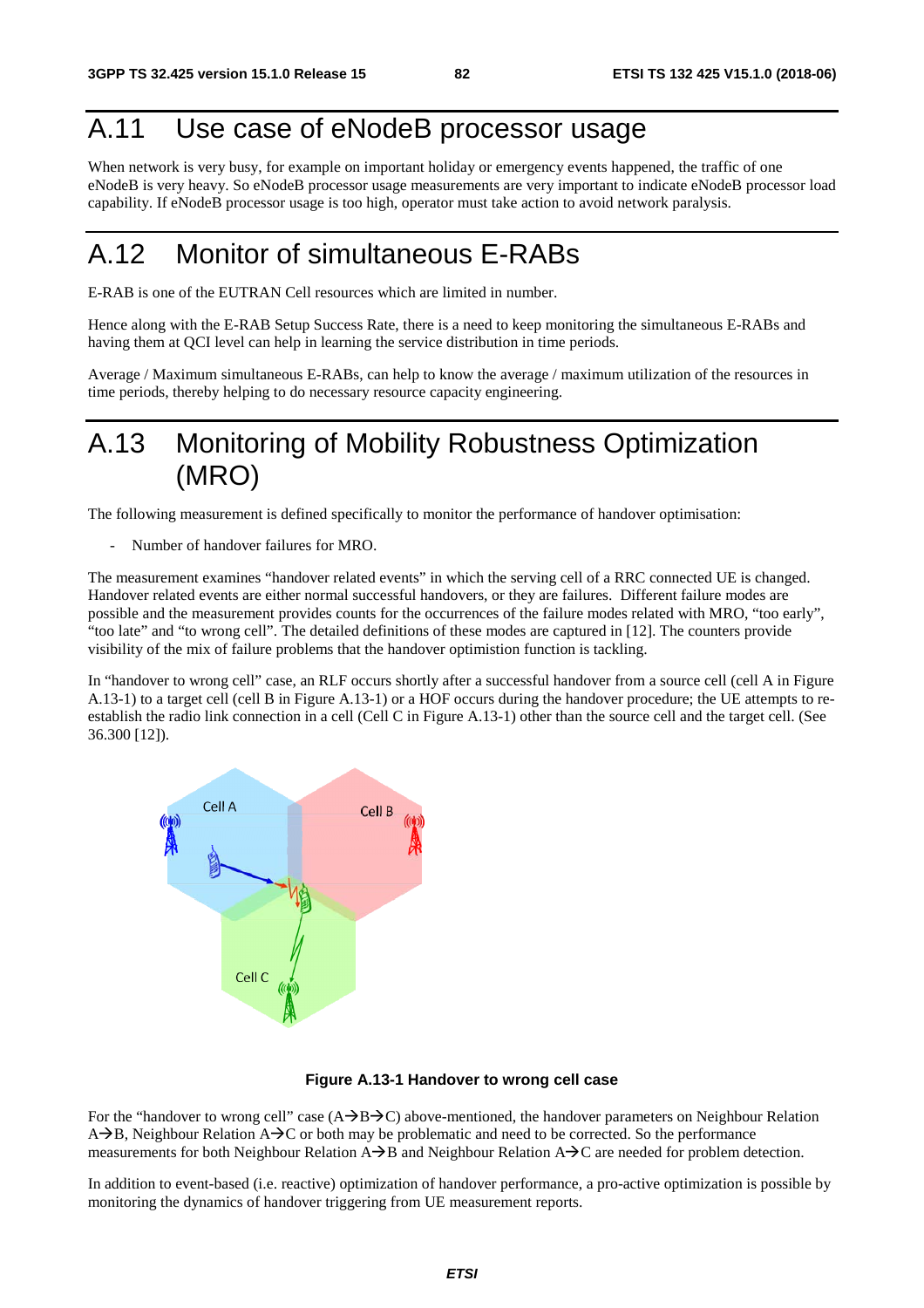# A.11 Use case of eNodeB processor usage

When network is very busy, for example on important holiday or emergency events happened, the traffic of one eNodeB is very heavy. So eNodeB processor usage measurements are very important to indicate eNodeB processor load capability. If eNodeB processor usage is too high, operator must take action to avoid network paralysis.

# A.12 Monitor of simultaneous E-RABs

E-RAB is one of the EUTRAN Cell resources which are limited in number.

Hence along with the E-RAB Setup Success Rate, there is a need to keep monitoring the simultaneous E-RABs and having them at QCI level can help in learning the service distribution in time periods.

Average / Maximum simultaneous E-RABs, can help to know the average / maximum utilization of the resources in time periods, thereby helping to do necessary resource capacity engineering.

# A.13 Monitoring of Mobility Robustness Optimization (MRO)

The following measurement is defined specifically to monitor the performance of handover optimisation:

- Number of handover failures for MRO.

The measurement examines "handover related events" in which the serving cell of a RRC connected UE is changed. Handover related events are either normal successful handovers, or they are failures. Different failure modes are possible and the measurement provides counts for the occurrences of the failure modes related with MRO, "too early", "too late" and "to wrong cell". The detailed definitions of these modes are captured in [12]. The counters provide visibility of the mix of failure problems that the handover optimistion function is tackling.

In "handover to wrong cell" case, an RLF occurs shortly after a successful handover from a source cell (cell A in Figure A.13-1) to a target cell (cell B in Figure A.13-1) or a HOF occurs during the handover procedure; the UE attempts to re-establish the radio link connection in a cell (Cell C in Figure A.13-1) other than the source cell and the target cell. (See 36.300 [12]).

**Figure A.13-1 Handover to wrong cell case**

For the "handover to wrong cell" case (A→B→C) above-mentioned, the handover parameters on Neighbour Relation A→B, Neighbour Relation A→C or both may be problematic and need to be corrected. So the performance measurements for both Neighbour Relation A→B and Neighbour Relation A→C are needed for problem detection.

In addition to event-based (i.e. reactive) optimization of handover performance, a pro-active optimization is possible by monitoring the dynamics of handover triggering from UE measurement reports.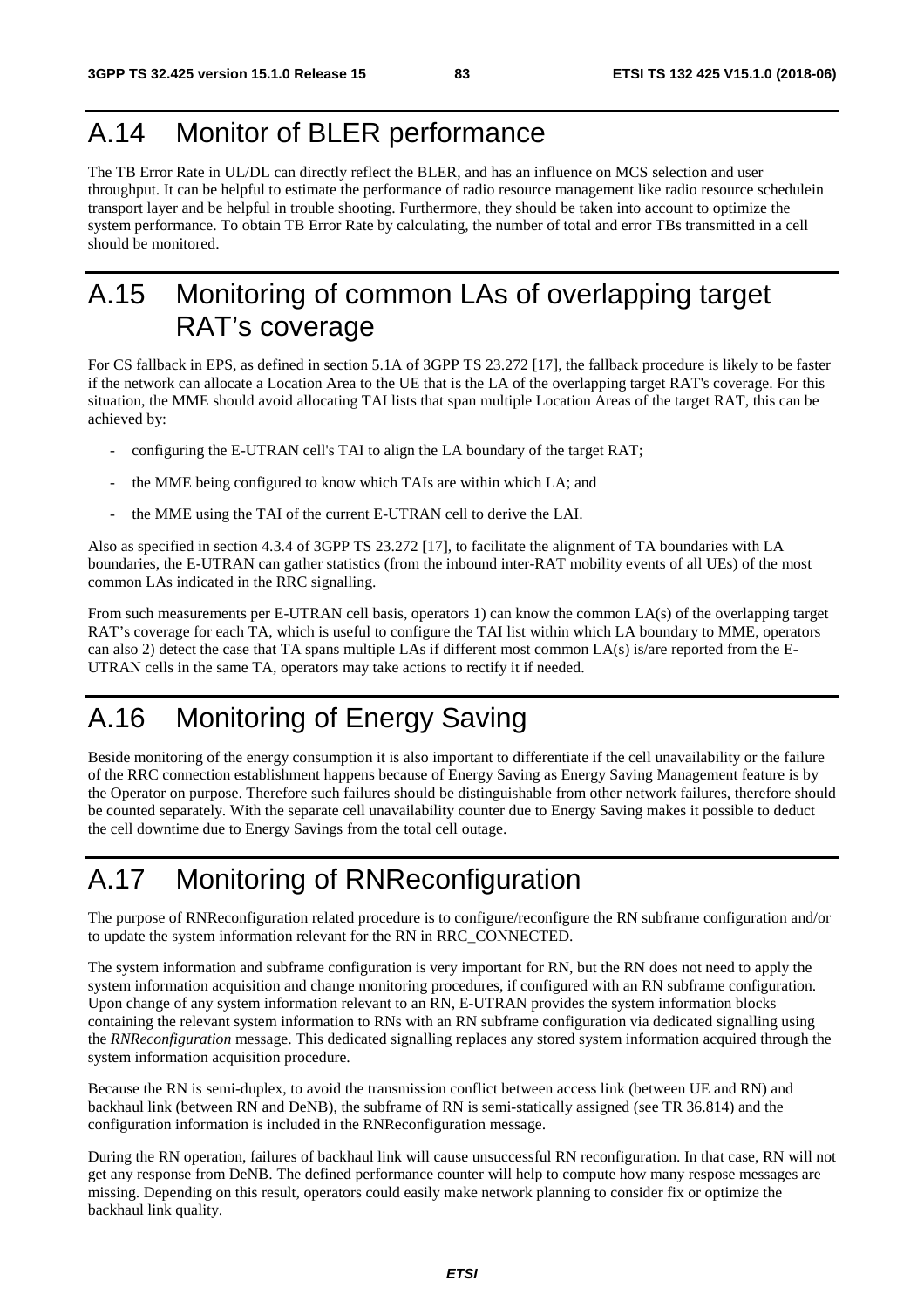# A.14 Monitor of BLER performance

The TB Error Rate in UL/DL can directly reflect the BLER, and has an influence on MCS selection and user throughput. It can be helpful to estimate the performance of radio resource management like radio resource schedulein transport layer and be helpful in trouble shooting. Furthermore, they should be taken into account to optimize the system performance. To obtain TB Error Rate by calculating, the number of total and error TBs transmitted in a cell should be monitored.

# A.15 Monitoring of common LAs of overlapping target RAT's coverage

For CS fallback in EPS, as defined in section 5.1A of 3GPP TS 23.272 [17], the fallback procedure is likely to be faster if the network can allocate a Location Area to the UE that is the LA of the overlapping target RAT's coverage. For this situation, the MME should avoid allocating TAI lists that span multiple Location Areas of the target RAT, this can be achieved by:

- configuring the E-UTRAN cell's TAI to align the LA boundary of the target RAT;
- the MME being configured to know which TAIs are within which LA; and
- the MME using the TAI of the current E-UTRAN cell to derive the LAI.

Also as specified in section 4.3.4 of 3GPP TS 23.272 [17], to facilitate the alignment of TA boundaries with LA boundaries, the E-UTRAN can gather statistics (from the inbound inter-RAT mobility events of all UEs) of the most common LAs indicated in the RRC signalling.

From such measurements per E-UTRAN cell basis, operators 1) can know the common LA(s) of the overlapping target RAT's coverage for each TA, which is useful to configure the TAI list within which LA boundary to MME, operators can also 2) detect the case that TA spans multiple LAs if different most common LA(s) is/are reported from the E-UTRAN cells in the same TA, operators may take actions to rectify it if needed.

# A.16 Monitoring of Energy Saving

Beside monitoring of the energy consumption it is also important to differentiate if the cell unavailability or the failure of the RRC connection establishment happens because of Energy Saving as Energy Saving Management feature is by the Operator on purpose. Therefore such failures should be distinguishable from other network failures, therefore should be counted separately. With the separate cell unavailability counter due to Energy Saving makes it possible to deduct the cell downtime due to Energy Savings from the total cell outage.

# A.17 Monitoring of RNReconfiguration

The purpose of RNReconfiguration related procedure is to configure/reconfigure the RN subframe configuration and/or to update the system information relevant for the RN in RRC_CONNECTED.

The system information and subframe configuration is very important for RN, but the RN does not need to apply the system information acquisition and change monitoring procedures, if configured with an RN subframe configuration. Upon change of any system information relevant to an RN, E-UTRAN provides the system information blocks containing the relevant system information to RNs with an RN subframe configuration via dedicated signalling using the *RNReconfiguration* message. This dedicated signalling replaces any stored system information acquired through the system information acquisition procedure.

Because the RN is semi-duplex, to avoid the transmission conflict between access link (between UE and RN) and backhaul link (between RN and DeNB), the subframe of RN is semi-statically assigned (see TR 36.814) and the configuration information is included in the RNReconfiguration message.

During the RN operation, failures of backhaul link will cause unsuccessful RN reconfiguration. In that case, RN will not get any response from DeNB. The defined performance counter will help to compute how many respose messages are missing. Depending on this result, operators could easily make network planning to consider fix or optimize the backhaul link quality.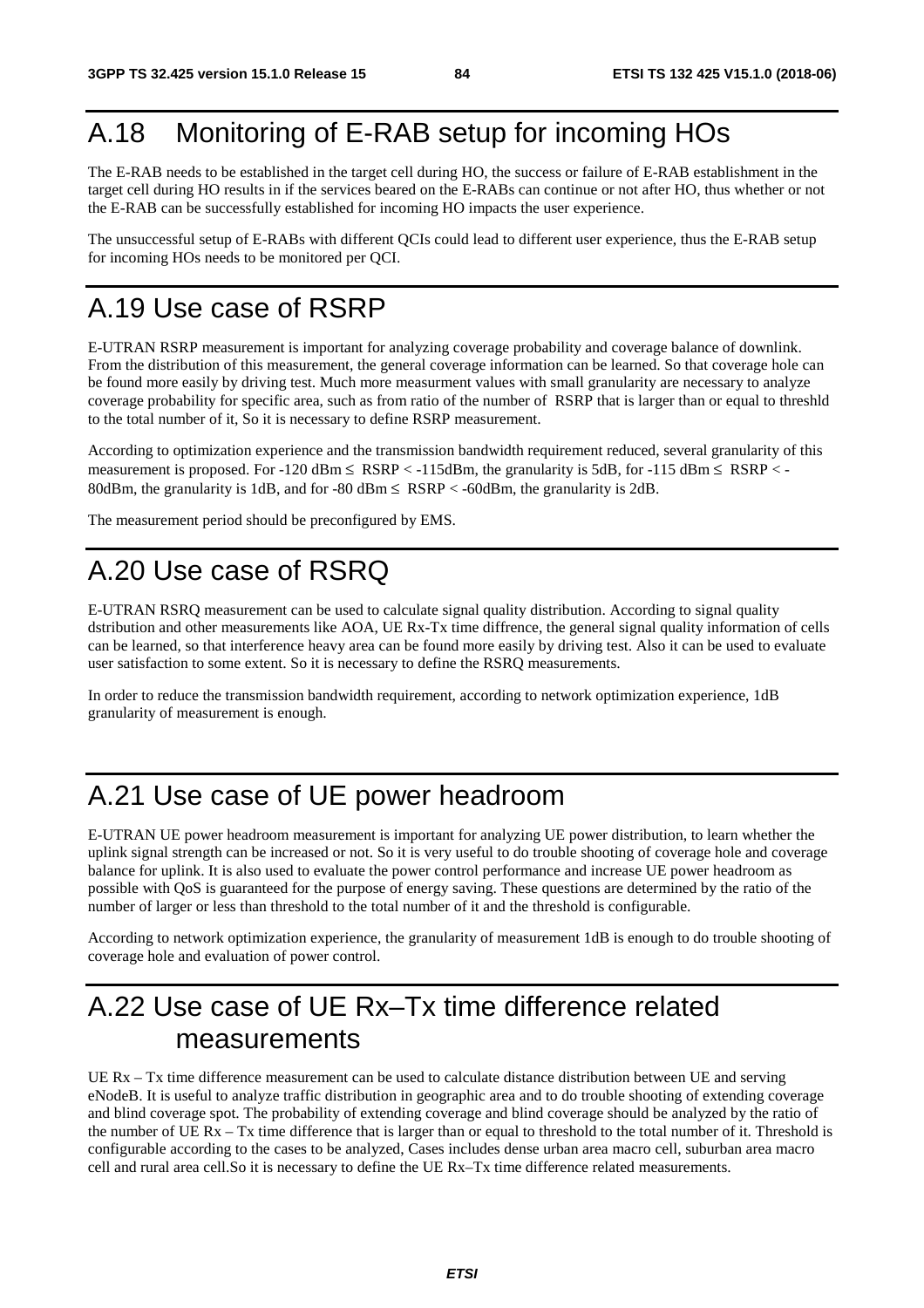# A.18 Monitoring of E-RAB setup for incoming HOs

The E-RAB needs to be established in the target cell during HO, the success or failure of E-RAB establishment in the target cell during HO results in if the services beared on the E-RABs can continue or not after HO, thus whether or not the E-RAB can be successfully established for incoming HO impacts the user experience.

The unsuccessful setup of E-RABs with different QCIs could lead to different user experience, thus the E-RAB setup for incoming HOs needs to be monitored per QCI.

# A.19 Use case of RSRP

E-UTRAN RSRP measurement is important for analyzing coverage probability and coverage balance of downlink. From the distribution of this measurement, the general coverage information can be learned. So that coverage hole can be found more easily by driving test. Much more measurment values with small granularity are necessary to analyze coverage probability for specific area, such as from ratio of the number of RSRP that is larger than or equal to threshld to the total number of it, So it is necessary to define RSRP measurement.

According to optimization experience and the transmission bandwidth requirement reduced, several granularity of this measurement is proposed. For -120 dBm ≤ RSRP < -115dBm, the granularity is 5dB, for -115 dBm ≤ RSRP < -80dBm, the granularity is 1dB, and for -80 dBm ≤ RSRP < -60dBm, the granularity is 2dB.

The measurement period should be preconfigured by EMS.

# A.20 Use case of RSRQ

E-UTRAN RSRQ measurement can be used to calculate signal quality distribution. According to signal quality dstribution and other measurements like AOA, UE Rx-Tx time diffrence, the general signal quality information of cells can be learned, so that interference heavy area can be found more easily by driving test. Also it can be used to evaluate user satisfaction to some extent. So it is necessary to define the RSRQ measurements.

In order to reduce the transmission bandwidth requirement, according to network optimization experience, 1dB granularity of measurement is enough.

# A.21 Use case of UE power headroom

E-UTRAN UE power headroom measurement is important for analyzing UE power distribution, to learn whether the uplink signal strength can be increased or not. So it is very useful to do trouble shooting of coverage hole and coverage balance for uplink. It is also used to evaluate the power control performance and increase UE power headroom as possible with QoS is guaranteed for the purpose of energy saving. These questions are determined by the ratio of the number of larger or less than threshold to the total number of it and the threshold is configurable.

According to network optimization experience, the granularity of measurement 1dB is enough to do trouble shooting of coverage hole and evaluation of power control.

# A.22 Use case of UE Rx–Tx time difference related measurements

UE Rx – Tx time difference measurement can be used to calculate distance distribution between UE and serving eNodeB. It is useful to analyze traffic distribution in geographic area and to do trouble shooting of extending coverage and blind coverage spot. The probability of extending coverage and blind coverage should be analyzed by the ratio of the number of UE Rx – Tx time difference that is larger than or equal to threshold to the total number of it. Threshold is configurable according to the cases to be analyzed, Cases includes dense urban area macro cell, suburban area macro cell and rural area cell.So it is necessary to define the UE Rx–Tx time difference related measurements.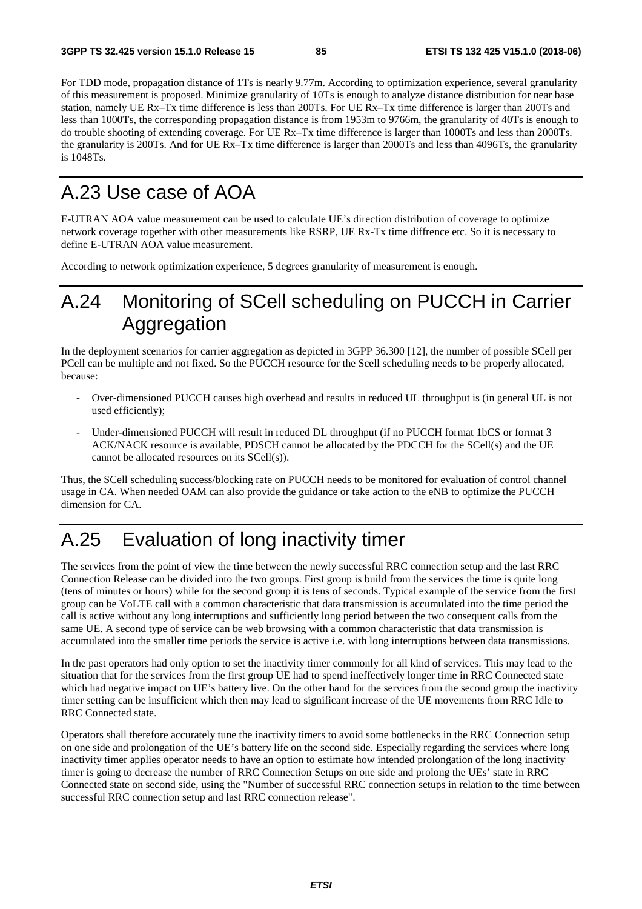For TDD mode, propagation distance of 1Ts is nearly 9.77m. According to optimization experience, several granularity of this measurement is proposed. Minimize granularity of 10Ts is enough to analyze distance distribution for near base station, namely UE Rx–Tx time difference is less than 200Ts. For UE Rx–Tx time difference is larger than 200Ts and less than 1000Ts, the corresponding propagation distance is from 1953m to 9766m, the granularity of 40Ts is enough to do trouble shooting of extending coverage. For UE Rx–Tx time difference is larger than 1000Ts and less than 2000Ts. the granularity is 200Ts. And for UE Rx–Tx time difference is larger than 2000Ts and less than 4096Ts, the granularity is 1048Ts.

# A.23 Use case of AOA

E-UTRAN AOA value measurement can be used to calculate UE's direction distribution of coverage to optimize network coverage together with other measurements like RSRP, UE Rx-Tx time diffrence etc. So it is necessary to define E-UTRAN AOA value measurement.

According to network optimization experience, 5 degrees granularity of measurement is enough.

# A.24 Monitoring of SCell scheduling on PUCCH in Carrier Aggregation

In the deployment scenarios for carrier aggregation as depicted in 3GPP 36.300 [12], the number of possible SCell per PCell can be multiple and not fixed. So the PUCCH resource for the Scell scheduling needs to be properly allocated, because:

- Over-dimensioned PUCCH causes high overhead and results in reduced UL throughput is (in general UL is not used efficiently);
- Under-dimensioned PUCCH will result in reduced DL throughput (if no PUCCH format 1bCS or format 3 ACK/NACK resource is available, PDSCH cannot be allocated by the PDCCH for the SCell(s) and the UE cannot be allocated resources on its SCell(s)).

Thus, the SCell scheduling success/blocking rate on PUCCH needs to be monitored for evaluation of control channel usage in CA. When needed OAM can also provide the guidance or take action to the eNB to optimize the PUCCH dimension for CA.

# A.25 Evaluation of long inactivity timer

The services from the point of view the time between the newly successful RRC connection setup and the last RRC Connection Release can be divided into the two groups. First group is build from the services the time is quite long (tens of minutes or hours) while for the second group it is tens of seconds. Typical example of the service from the first group can be VoLTE call with a common characteristic that data transmission is accumulated into the time period the call is active without any long interruptions and sufficiently long period between the two consequent calls from the same UE. A second type of service can be web browsing with a common characteristic that data transmission is accumulated into the smaller time periods the service is active i.e. with long interruptions between data transmissions.

In the past operators had only option to set the inactivity timer commonly for all kind of services. This may lead to the situation that for the services from the first group UE had to spend ineffectively longer time in RRC Connected state which had negative impact on UE's battery live. On the other hand for the services from the second group the inactivity timer setting can be insufficient which then may lead to significant increase of the UE movements from RRC Idle to RRC Connected state.

Operators shall therefore accurately tune the inactivity timers to avoid some bottlenecks in the RRC Connection setup on one side and prolongation of the UE's battery life on the second side. Especially regarding the services where long inactivity timer applies operator needs to have an option to estimate how intended prolongation of the long inactivity timer is going to decrease the number of RRC Connection Setups on one side and prolong the UEs' state in RRC Connected state on second side, using the "Number of successful RRC connection setups in relation to the time between successful RRC connection setup and last RRC connection release".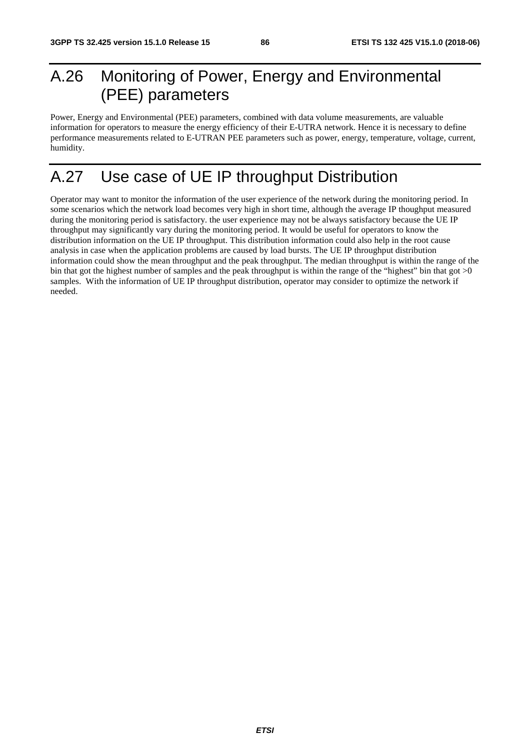# A.26 Monitoring of Power, Energy and Environmental (PEE) parameters

Power, Energy and Environmental (PEE) parameters, combined with data volume measurements, are valuable information for operators to measure the energy efficiency of their E-UTRA network. Hence it is necessary to define performance measurements related to E-UTRAN PEE parameters such as power, energy, temperature, voltage, current, humidity.

# A.27 Use case of UE IP throughput Distribution

Operator may want to monitor the information of the user experience of the network during the monitoring period. In some scenarios which the network load becomes very high in short time, although the average IP thoughput measured during the monitoring period is satisfactory. the user experience may not be always satisfactory because the UE IP throughput may significantly vary during the monitoring period. It would be useful for operators to know the distribution information on the UE IP throughput. This distribution information could also help in the root cause analysis in case when the application problems are caused by load bursts. The UE IP throughput distribution information could show the mean throughput and the peak throughput. The median throughput is within the range of the bin that got the highest number of samples and the peak throughput is within the range of the "highest" bin that got >0 samples. With the information of UE IP throughput distribution, operator may consider to optimize the network if needed.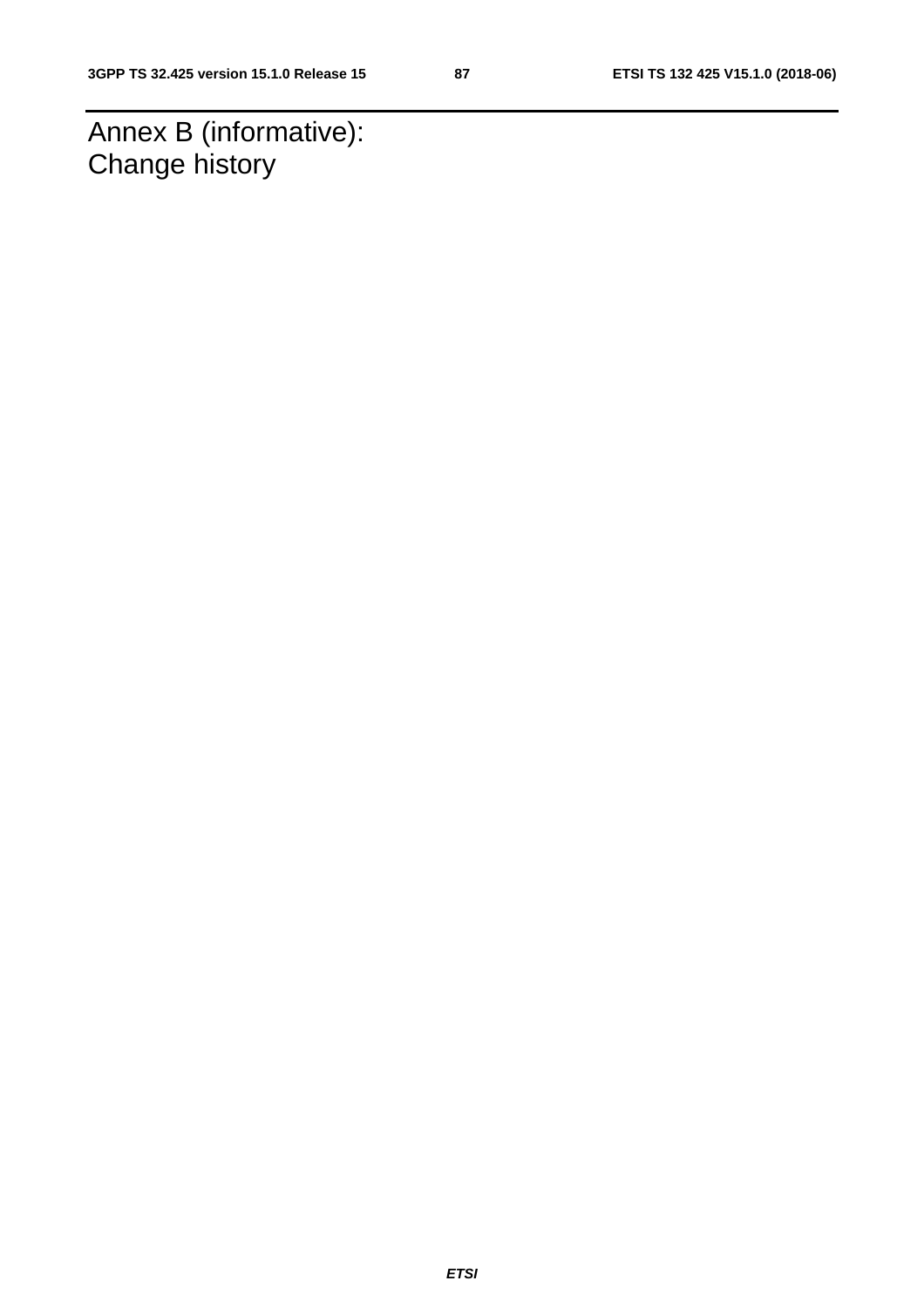# Annex B (informative): Change history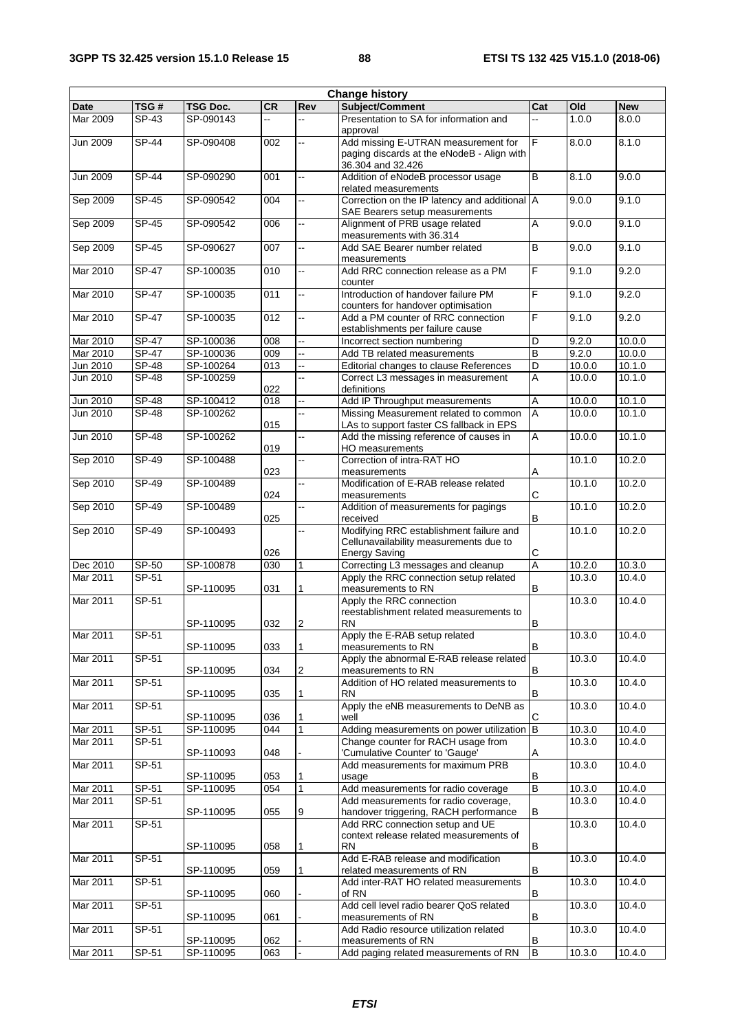| Change history | | | | | | | | |
|---|---|---|---|---|---|---|---|---|
| **Date** | **TSG #** | **TSG Doc.** | **CR** | **Rev** | **Subject/Comment** | **Cat** | **Old** | **New** |
| Mar 2009 | SP-43 | SP-090143 | -- | -- | Presentation to SA for information and approval | -- | 1.0.0 | 8.0.0 |
| Jun 2009 | SP-44 | SP-090408 | 002 | -- | Add missing E-UTRAN measurement for paging discards at the eNodeB - Align with 36.304 and 32.426 | F | 8.0.0 | 8.1.0 |
| Jun 2009 | SP-44 | SP-090290 | 001 | -- | Addition of eNodeB processor usage related measurements | B | 8.1.0 | 9.0.0 |
| Sep 2009 | SP-45 | SP-090542 | 004 | -- | Correction on the IP latency and additional SAE Bearers setup measurements | A | 9.0.0 | 9.1.0 |
| Sep 2009 | SP-45 | SP-090542 | 006 | -- | Alignment of PRB usage related measurements with 36.314 | A | 9.0.0 | 9.1.0 |
| Sep 2009 | SP-45 | SP-090627 | 007 | -- | Add SAE Bearer number related measurements | B | 9.0.0 | 9.1.0 |
| Mar 2010 | SP-47 | SP-100035 | 010 | -- | Add RRC connection release as a PM counter | F | 9.1.0 | 9.2.0 |
| Mar 2010 | SP-47 | SP-100035 | 011 | -- | Introduction of handover failure PM counters for handover optimisation | F | 9.1.0 | 9.2.0 |
| Mar 2010 | SP-47 | SP-100035 | 012 | -- | Add a PM counter of RRC connection establishments per failure cause | F | 9.1.0 | 9.2.0 |
| Mar 2010 | SP-47 | SP-100036 | 008 | -- | Incorrect section numbering | D | 9.2.0 | 10.0.0 |
| Mar 2010 | SP-47 | SP-100036 | 009 | -- | Add TB related measurements | B | 9.2.0 | 10.0.0 |
| Jun 2010 | SP-48 | SP-100264 | 013 | -- | Editorial changes to clause References | D | 10.0.0 | 10.1.0 |
| Jun 2010 | SP-48 | SP-100259 | 022 | -- | Correct L3 messages in measurement definitions | A | 10.0.0 | 10.1.0 |
| Jun 2010 | SP-48 | SP-100412 | 018 | -- | Add IP Throughput measurements | A | 10.0.0 | 10.1.0 |
| Jun 2010 | SP-48 | SP-100262 | 015 | -- | Missing Measurement related to common LAs to support faster CS fallback in EPS | A | 10.0.0 | 10.1.0 |
| Jun 2010 | SP-48 | SP-100262 | 019 | -- | Add the missing reference of causes in HO measurements | A | 10.0.0 | 10.1.0 |
| Sep 2010 | SP-49 | SP-100488 | 023 | -- | Correction of intra-RAT HO measurements | A | 10.1.0 | 10.2.0 |
| Sep 2010 | SP-49 | SP-100489 | 024 | -- | Modification of E-RAB release related measurements | C | 10.1.0 | 10.2.0 |
| Sep 2010 | SP-49 | SP-100489 | 025 | -- | Addition of measurements for pagings received | B | 10.1.0 | 10.2.0 |
| Sep 2010 | SP-49 | SP-100493 | 026 | -- | Modifying RRC establishment failure and Cellunavailability measurements due to Energy Saving | C | 10.1.0 | 10.2.0 |
| Dec 2010 | SP-50 | SP-100878 | 030 | 1 | Correcting L3 messages and cleanup | A | 10.2.0 | 10.3.0 |
| Mar 2011 | SP-51 | SP-110095 | 031 | 1 | Apply the RRC connection setup related measurements to RN | B | 10.3.0 | 10.4.0 |
| Mar 2011 | SP-51 | SP-110095 | 032 | 2 | Apply the RRC connection reestablishment related measurements to RN | B | 10.3.0 | 10.4.0 |
| Mar 2011 | SP-51 | SP-110095 | 033 | 1 | Apply the E-RAB setup related measurements to RN | B | 10.3.0 | 10.4.0 |
| Mar 2011 | SP-51 | SP-110095 | 034 | 2 | Apply the abnormal E-RAB release related measurements to RN | B | 10.3.0 | 10.4.0 |
| Mar 2011 | SP-51 | SP-110095 | 035 | 1 | Addition of HO related measurements to RN | B | 10.3.0 | 10.4.0 |
| Mar 2011 | SP-51 | SP-110095 | 036 | 1 | Apply the eNB measurements to DeNB as well | C | 10.3.0 | 10.4.0 |
| Mar 2011 | SP-51 | SP-110095 | 044 | 1 | Adding measurements on power utilization | B | 10.3.0 | 10.4.0 |
| Mar 2011 | SP-51 | SP-110093 | 048 | - | Change counter for RACH usage from 'Cumulative Counter' to 'Gauge' | A | 10.3.0 | 10.4.0 |
| Mar 2011 | SP-51 | SP-110095 | 053 | 1 | Add measurements for maximum PRB usage | B | 10.3.0 | 10.4.0 |
| Mar 2011 | SP-51 | SP-110095 | 054 | 1 | Add measurements for radio coverage | B | 10.3.0 | 10.4.0 |
| Mar 2011 | SP-51 | SP-110095 | 055 | 9 | Add measurements for radio coverage, handover triggering, RACH performance | B | 10.3.0 | 10.4.0 |
| Mar 2011 | SP-51 | SP-110095 | 058 | 1 | Add RRC connection setup and UE context release related measurements of RN | B | 10.3.0 | 10.4.0 |
| Mar 2011 | SP-51 | SP-110095 | 059 | 1 | Add E-RAB release and modification related measurements of RN | B | 10.3.0 | 10.4.0 |
| Mar 2011 | SP-51 | SP-110095 | 060 | - | Add inter-RAT HO related measurements of RN | B | 10.3.0 | 10.4.0 |
| Mar 2011 | SP-51 | SP-110095 | 061 | - | Add cell level radio bearer QoS related measurements of RN | B | 10.3.0 | 10.4.0 |
| Mar 2011 | SP-51 | SP-110095 | 062 | - | Add Radio resource utilization related measurements of RN | B | 10.3.0 | 10.4.0 |
| Mar 2011 | SP-51 | SP-110095 | 063 | - | Add paging related measurements of RN | B | 10.3.0 | 10.4.0 |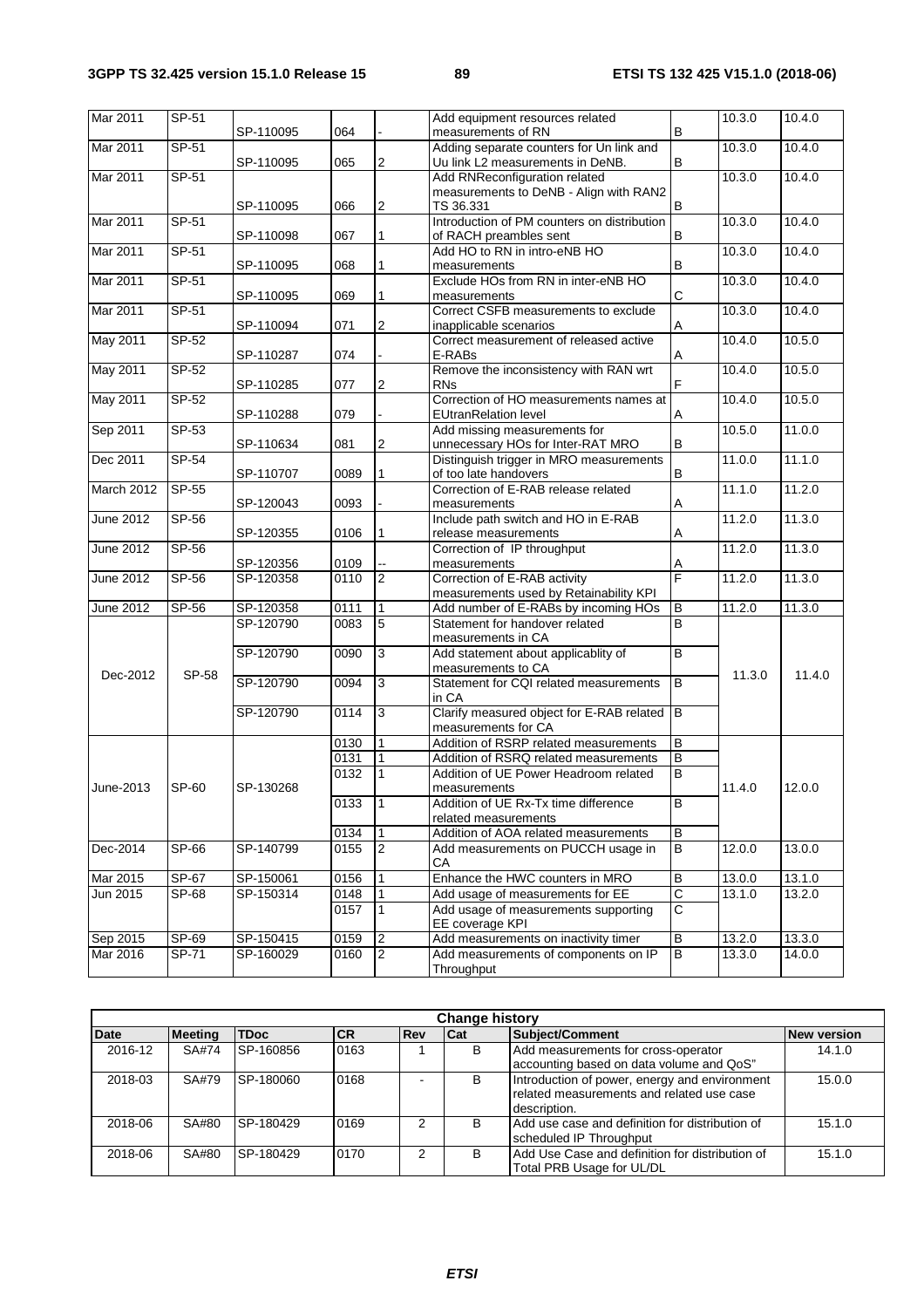| Mar 2011 | SP-51 | SP-110095 | 064 | - | Add equipment resources related measurements of RN | B | 10.3.0 | 10.4.0 |
|---|---|---|---|---|---|---|---|---|
| Mar 2011 | SP-51 | SP-110095 | 065 | 2 | Adding separate counters for Un link and Uu link L2 measurements in DeNB. | B | 10.3.0 | 10.4.0 |
| Mar 2011 | SP-51 | SP-110095 | 066 | 2 | Add RNReconfiguration related measurements to DeNB - Align with RAN2 TS 36.331 | B | 10.3.0 | 10.4.0 |
| Mar 2011 | SP-51 | SP-110098 | 067 | 1 | Introduction of PM counters on distribution of RACH preambles sent | B | 10.3.0 | 10.4.0 |
| Mar 2011 | SP-51 | SP-110095 | 068 | 1 | Add HO to RN in intro-eNB HO measurements | B | 10.3.0 | 10.4.0 |
| Mar 2011 | SP-51 | SP-110095 | 069 | 1 | Exclude HOs from RN in inter-eNB HO measurements | C | 10.3.0 | 10.4.0 |
| Mar 2011 | SP-51 | SP-110094 | 071 | 2 | Correct CSFB measurements to exclude inapplicable scenarios | A | 10.3.0 | 10.4.0 |
| May 2011 | SP-52 | SP-110287 | 074 | - | Correct measurement of released active E-RABs | A | 10.4.0 | 10.5.0 |
| May 2011 | SP-52 | SP-110285 | 077 | 2 | Remove the inconsistency with RAN wrt RNs | F | 10.4.0 | 10.5.0 |
| May 2011 | SP-52 | SP-110288 | 079 | - | Correction of HO measurements names at EUtranRelation level | A | 10.4.0 | 10.5.0 |
| Sep 2011 | SP-53 | SP-110634 | 081 | 2 | Add missing measurements for unnecessary HOs for Inter-RAT MRO | B | 10.5.0 | 11.0.0 |
| Dec 2011 | SP-54 | SP-110707 | 0089 | 1 | Distinguish trigger in MRO measurements of too late handovers | B | 11.0.0 | 11.1.0 |
| March 2012 | SP-55 | SP-120043 | 0093 | - | Correction of E-RAB release related measurements | A | 11.1.0 | 11.2.0 |
| June 2012 | SP-56 | SP-120355 | 0106 | 1 | Include path switch and HO in E-RAB release measurements | A | 11.2.0 | 11.3.0 |
| June 2012 | SP-56 | SP-120356 | 0109 | -- | Correction of IP throughput measurements | A | 11.2.0 | 11.3.0 |
| June 2012 | SP-56 | SP-120358 | 0110 | 2 | Correction of E-RAB activity measurements used by Retainability KPI | F | 11.2.0 | 11.3.0 |
| June 2012 | SP-56 | SP-120358 | 0111 | 1 | Add number of E-RABs by incoming HOs | B | 11.2.0 | 11.3.0 |
| Dec-2012 | SP-58 | SP-120790 | 0083 | 5 | Statement for handover related measurements in CA | B | 11.3.0 | 11.4.0 |
| | | SP-120790 | 0090 | 3 | Add statement about applicablity of measurements to CA | B | | |
| | | SP-120790 | 0094 | 3 | Statement for CQI related measurements in CA | B | | |
| | | SP-120790 | 0114 | 3 | Clarify measured object for E-RAB related measurements for CA | B | | |
| June-2013 | SP-60 | SP-130268 | 0130 | 1 | Addition of RSRP related measurements | B | 11.4.0 | 12.0.0 |
| | | | 0131 | 1 | Addition of RSRQ related measurements | B | | |
| | | | 0132 | 1 | Addition of UE Power Headroom related measurements | B | | |
| | | | 0133 | 1 | Addition of UE Rx-Tx time difference related measurements | B | | |
| | | | 0134 | 1 | Addition of AOA related measurements | B | | |
| Dec-2014 | SP-66 | SP-140799 | 0155 | 2 | Add measurements on PUCCH usage in CA | B | 12.0.0 | 13.0.0 |
| Mar 2015 | SP-67 | SP-150061 | 0156 | 1 | Enhance the HWC counters in MRO | B | 13.0.0 | 13.1.0 |
| Jun 2015 | SP-68 | SP-150314 | 0148 | 1 | Add usage of measurements for EE | C | 13.1.0 | 13.2.0 |
| | | | 0157 | 1 | Add usage of measurements supporting EE coverage KPI | C | | |
| Sep 2015 | SP-69 | SP-150415 | 0159 | 2 | Add measurements on inactivity timer | B | 13.2.0 | 13.3.0 |
| Mar 2016 | SP-71 | SP-160029 | 0160 | 2 | Add measurements of components on IP Throughput | B | 13.3.0 | 14.0.0 |

| Change history | | | | | | | |
|---|---|---|---|---|---|---|---|
| **Date** | **Meeting** | **TDoc** | **CR** | **Rev** | **Cat** | **Subject/Comment** | **New version** |
| 2016-12 | SA#74 | SP-160856 | 0163 | 1 | B | Add measurements for cross-operator accounting based on data volume and QoS" | 14.1.0 |
| 2018-03 | SA#79 | SP-180060 | 0168 | - | B | Introduction of power, energy and environment related measurements and related use case description. | 15.0.0 |
| 2018-06 | SA#80 | SP-180429 | 0169 | 2 | B | Add use case and definition for distribution of scheduled IP Throughput | 15.1.0 |
| 2018-06 | SA#80 | SP-180429 | 0170 | 2 | B | Add Use Case and definition for distribution of Total PRB Usage for UL/DL | 15.1.0 |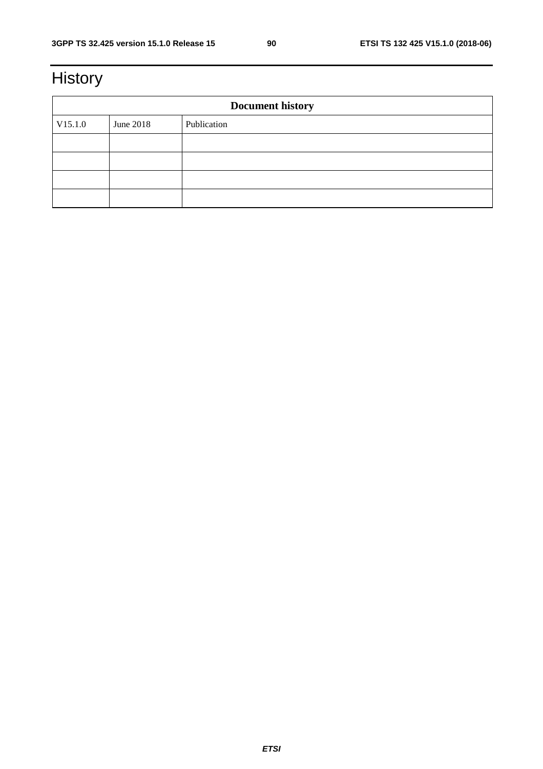# History

| Document history | | |
|---|---|---|
| V15.1.0 | June 2018 | Publication |
| | | |
| | | |
| | | |
| | | |